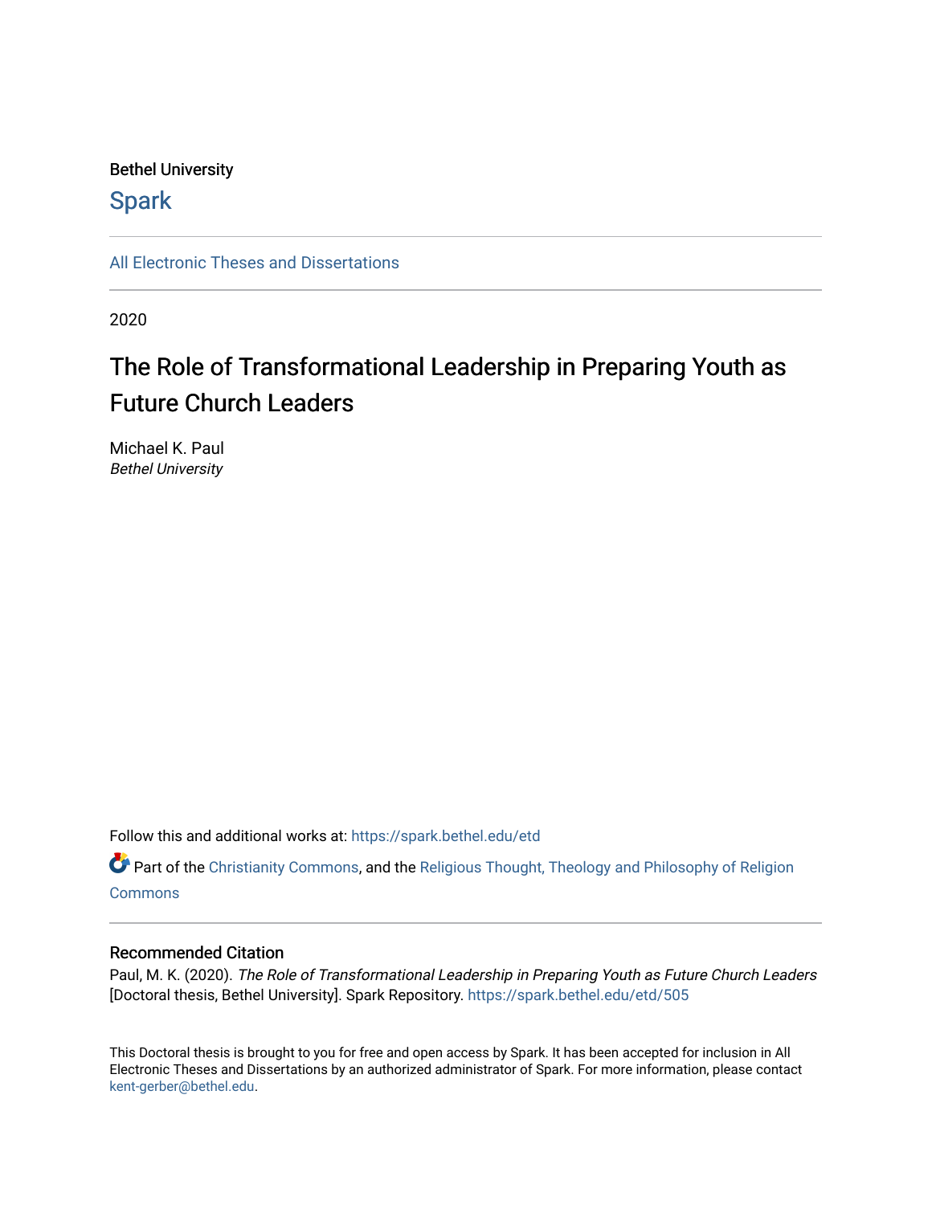Bethel University

# Spark

All Electronic Theses and Dissertations

2020

# The Role of Transformational Leadership in Preparing Youth as Future Church Leaders

Michael K. Paul
*Bethel University*

Follow this and additional works at: https://spark.bethel.edu/etd

Part of the Christianity Commons, and the Religious Thought, Theology and Philosophy of Religion Commons

## Recommended Citation

Paul, M. K. (2020). *The Role of Transformational Leadership in Preparing Youth as Future Church Leaders* [Doctoral thesis, Bethel University]. Spark Repository. https://spark.bethel.edu/etd/505

This Doctoral thesis is brought to you for free and open access by Spark. It has been accepted for inclusion in All Electronic Theses and Dissertations by an authorized administrator of Spark. For more information, please contact kent-gerber@bethel.edu.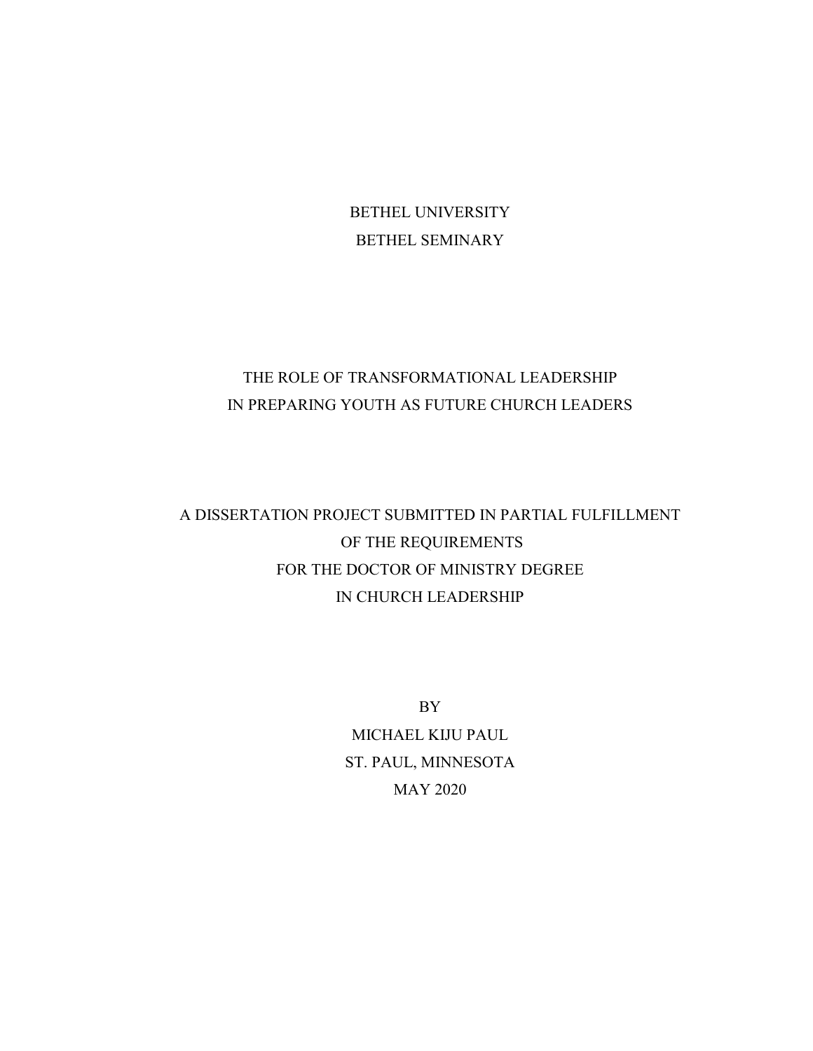BETHEL UNIVERSITY

BETHEL SEMINARY

THE ROLE OF TRANSFORMATIONAL LEADERSHIP
IN PREPARING YOUTH AS FUTURE CHURCH LEADERS

A DISSERTATION PROJECT SUBMITTED IN PARTIAL FULFILLMENT
OF THE REQUIREMENTS
FOR THE DOCTOR OF MINISTRY DEGREE
IN CHURCH LEADERSHIP

BY

MICHAEL KIJU PAUL

ST. PAUL, MINNESOTA

MAY 2020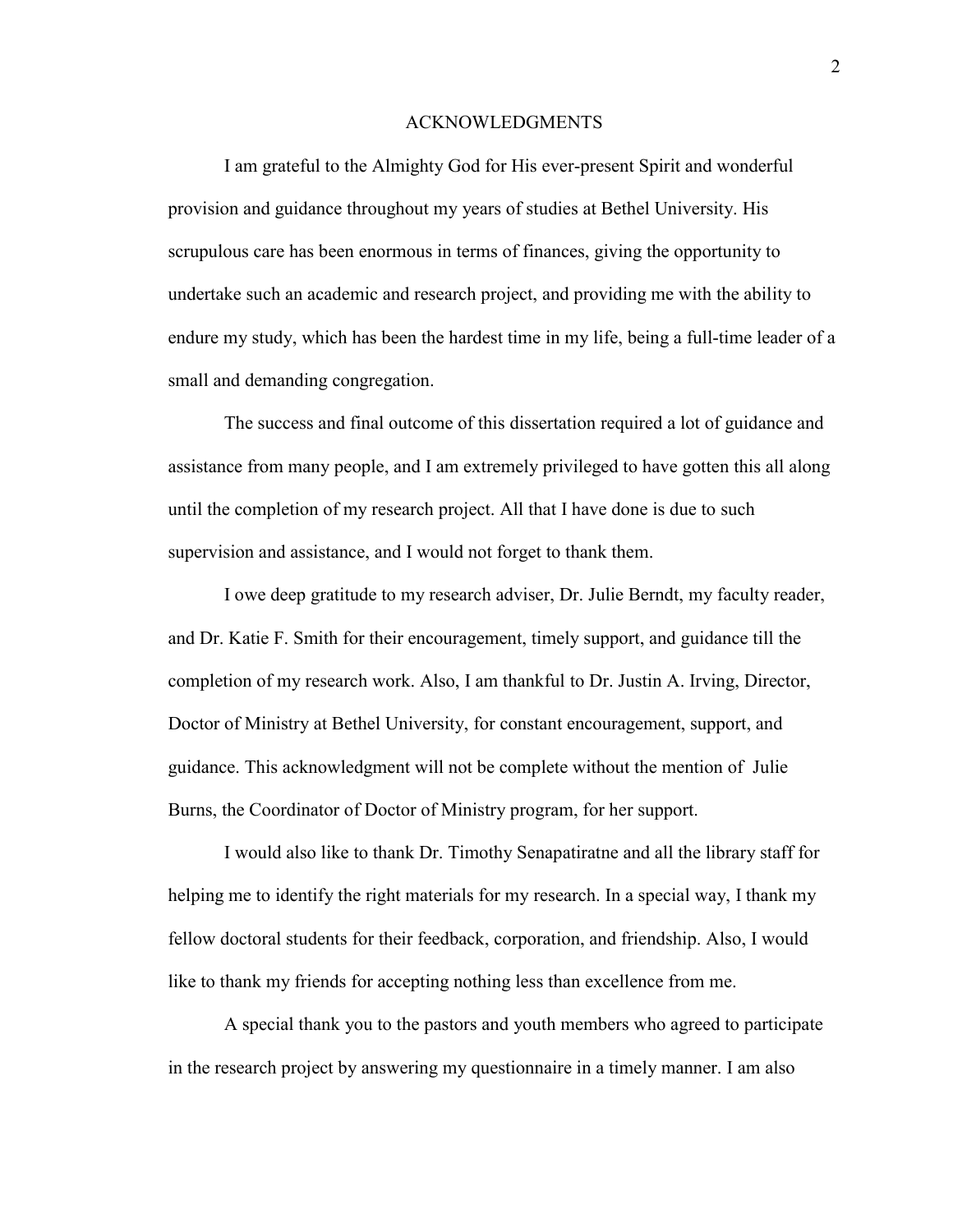# ACKNOWLEDGMENTS

I am grateful to the Almighty God for His ever-present Spirit and wonderful provision and guidance throughout my years of studies at Bethel University. His scrupulous care has been enormous in terms of finances, giving the opportunity to undertake such an academic and research project, and providing me with the ability to endure my study, which has been the hardest time in my life, being a full-time leader of a small and demanding congregation.

The success and final outcome of this dissertation required a lot of guidance and assistance from many people, and I am extremely privileged to have gotten this all along until the completion of my research project. All that I have done is due to such supervision and assistance, and I would not forget to thank them.

I owe deep gratitude to my research adviser, Dr. Julie Berndt, my faculty reader, and Dr. Katie F. Smith for their encouragement, timely support, and guidance till the completion of my research work. Also, I am thankful to Dr. Justin A. Irving, Director, Doctor of Ministry at Bethel University, for constant encouragement, support, and guidance. This acknowledgment will not be complete without the mention of Julie Burns, the Coordinator of Doctor of Ministry program, for her support.

I would also like to thank Dr. Timothy Senapatiratne and all the library staff for helping me to identify the right materials for my research. In a special way, I thank my fellow doctoral students for their feedback, corporation, and friendship. Also, I would like to thank my friends for accepting nothing less than excellence from me.

A special thank you to the pastors and youth members who agreed to participate in the research project by answering my questionnaire in a timely manner. I am also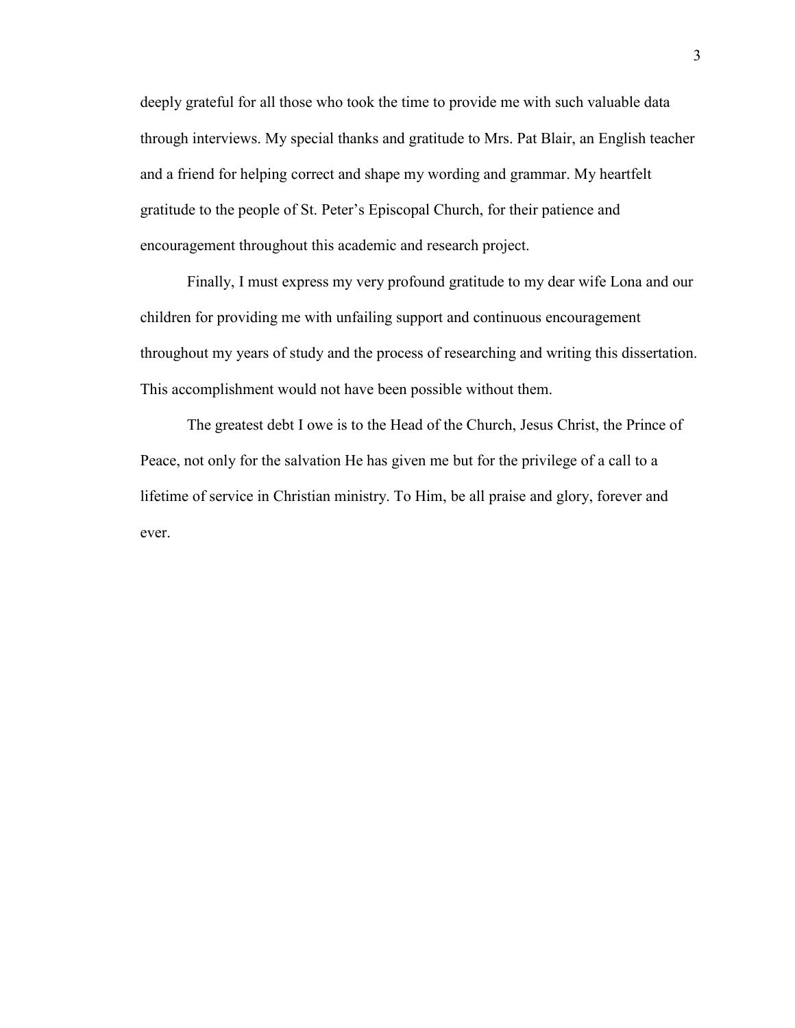deeply grateful for all those who took the time to provide me with such valuable data through interviews. My special thanks and gratitude to Mrs. Pat Blair, an English teacher and a friend for helping correct and shape my wording and grammar. My heartfelt gratitude to the people of St. Peter's Episcopal Church, for their patience and encouragement throughout this academic and research project.

Finally, I must express my very profound gratitude to my dear wife Lona and our children for providing me with unfailing support and continuous encouragement throughout my years of study and the process of researching and writing this dissertation. This accomplishment would not have been possible without them.

The greatest debt I owe is to the Head of the Church, Jesus Christ, the Prince of Peace, not only for the salvation He has given me but for the privilege of a call to a lifetime of service in Christian ministry. To Him, be all praise and glory, forever and ever.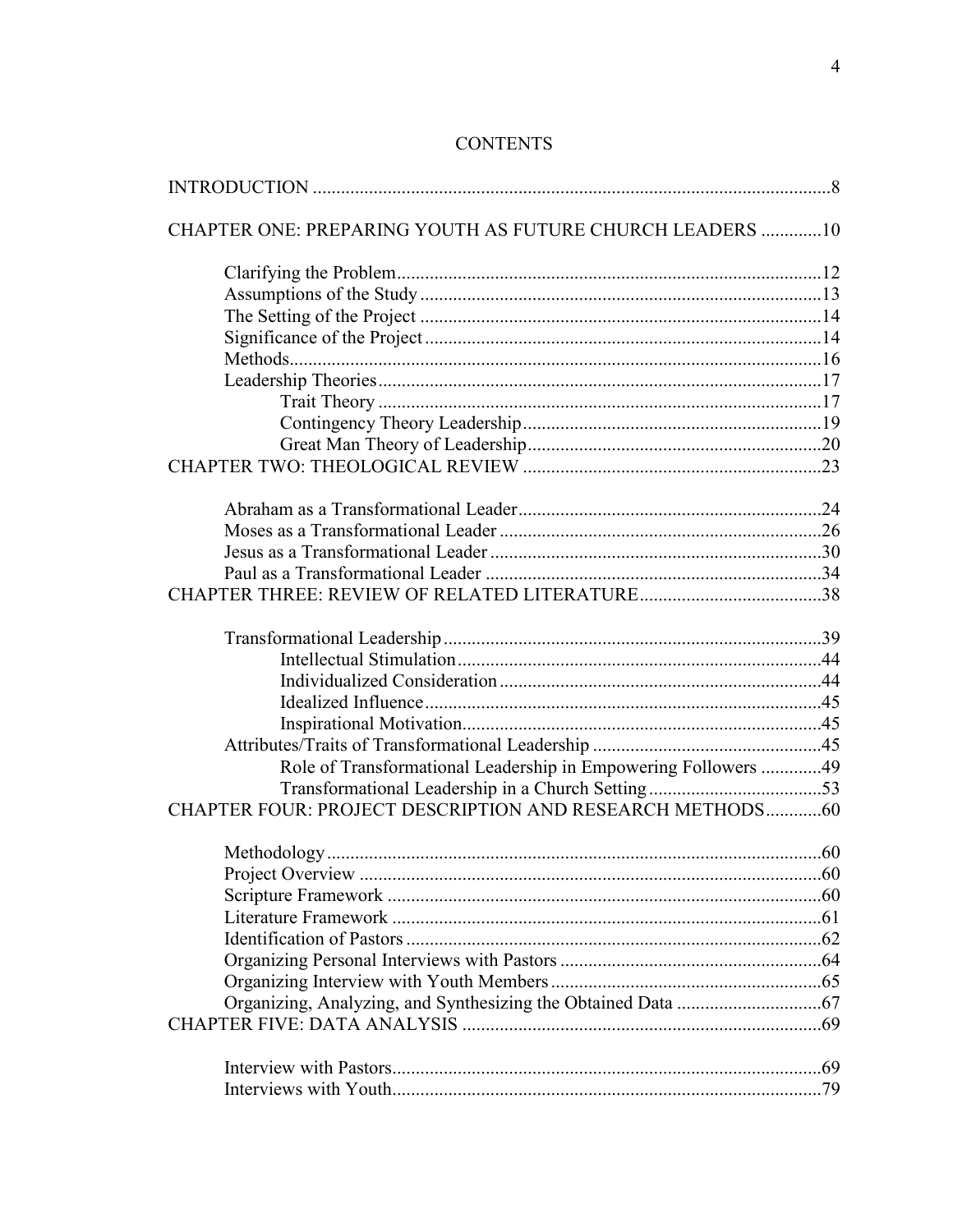# CONTENTS

INTRODUCTION ..... 8

CHAPTER ONE: PREPARING YOUTH AS FUTURE CHURCH LEADERS ..... 10

- Clarifying the Problem ..... 12
- Assumptions of the Study ..... 13
- The Setting of the Project ..... 14
- Significance of the Project ..... 14
- Methods ..... 16
- Leadership Theories ..... 17
  - Trait Theory ..... 17
  - Contingency Theory Leadership ..... 19
  - Great Man Theory of Leadership ..... 20

CHAPTER TWO: THEOLOGICAL REVIEW ..... 23

- Abraham as a Transformational Leader ..... 24
- Moses as a Transformational Leader ..... 26
- Jesus as a Transformational Leader ..... 30
- Paul as a Transformational Leader ..... 34

CHAPTER THREE: REVIEW OF RELATED LITERATURE ..... 38

- Transformational Leadership ..... 39
  - Intellectual Stimulation ..... 44
  - Individualized Consideration ..... 44
  - Idealized Influence ..... 45
  - Inspirational Motivation ..... 45
- Attributes/Traits of Transformational Leadership ..... 45
  - Role of Transformational Leadership in Empowering Followers ..... 49
  - Transformational Leadership in a Church Setting ..... 53

CHAPTER FOUR: PROJECT DESCRIPTION AND RESEARCH METHODS ..... 60

- Methodology ..... 60
- Project Overview ..... 60
- Scripture Framework ..... 60
- Literature Framework ..... 61
- Identification of Pastors ..... 62
- Organizing Personal Interviews with Pastors ..... 64
- Organizing Interview with Youth Members ..... 65
- Organizing, Analyzing, and Synthesizing the Obtained Data ..... 67

CHAPTER FIVE: DATA ANALYSIS ..... 69

- Interview with Pastors ..... 69
- Interviews with Youth ..... 79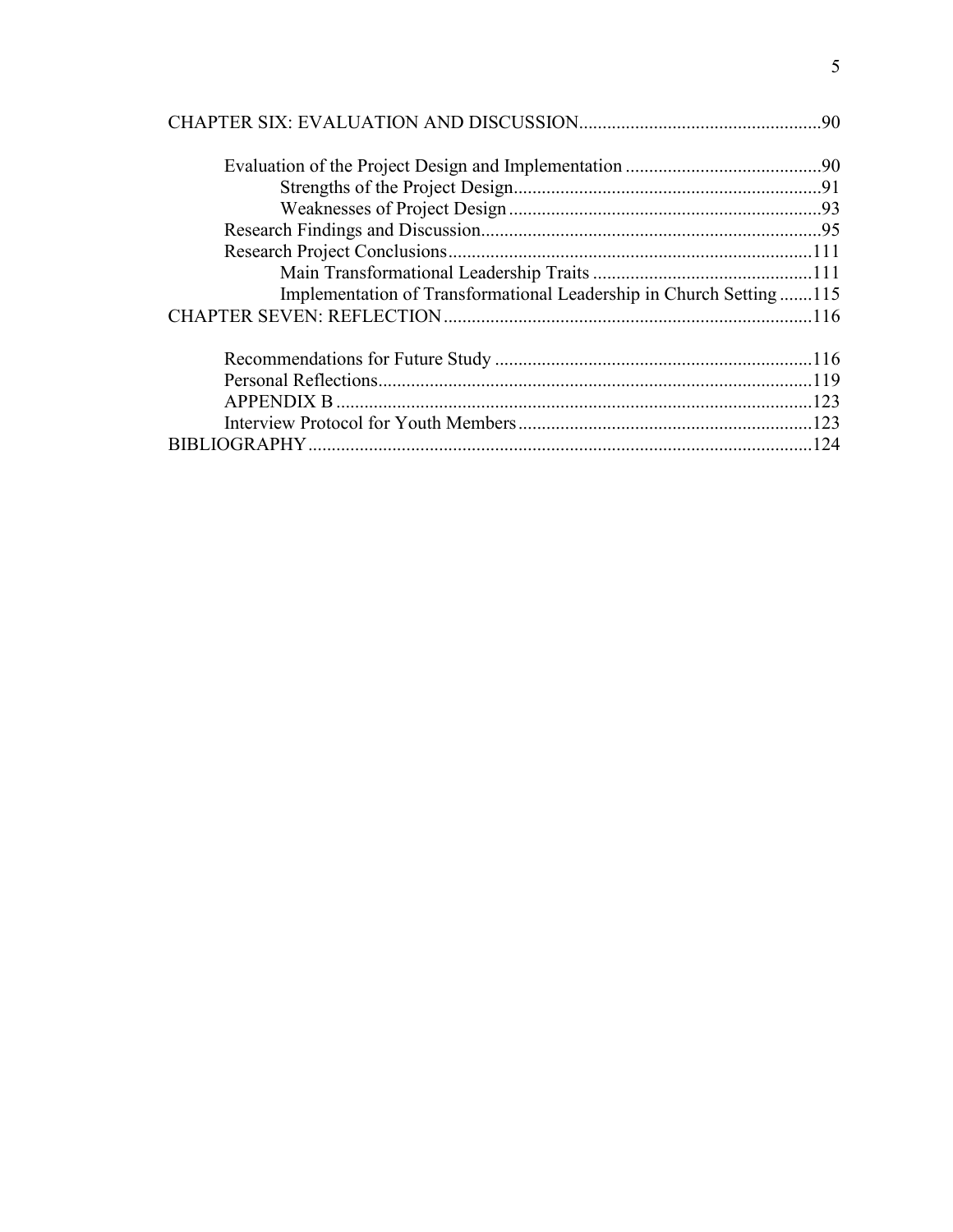CHAPTER SIX: EVALUATION AND DISCUSSION....................................................90

- Evaluation of the Project Design and Implementation ..........................................90
  - Strengths of the Project Design..................................................................91
  - Weaknesses of Project Design ..................................................................93
- Research Findings and Discussion.........................................................................95
- Research Project Conclusions..............................................................................111
  - Main Transformational Leadership Traits ...............................................111
  - Implementation of Transformational Leadership in Church Setting .......115

CHAPTER SEVEN: REFLECTION ...............................................................................116

- Recommendations for Future Study ....................................................................116
- Personal Reflections.............................................................................................119
- APPENDIX B .......................................................................................................123
- Interview Protocol for Youth Members ...............................................................123

BIBLIOGRAPHY............................................................................................................124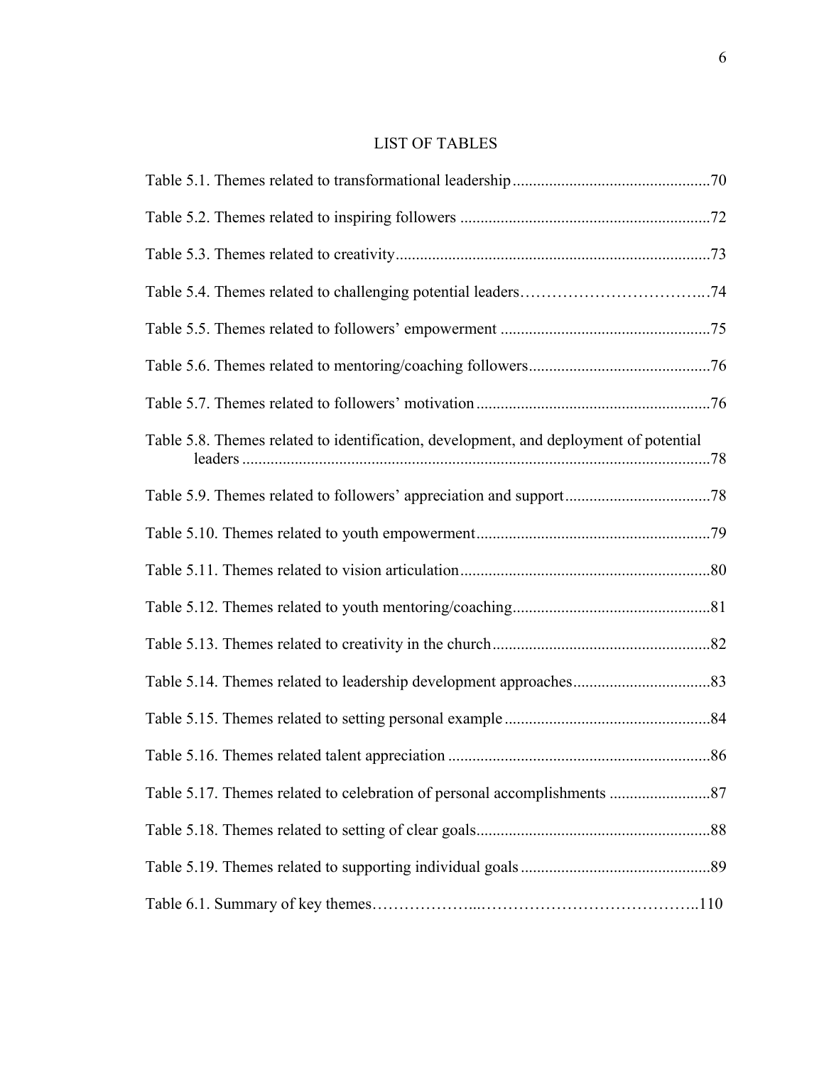# LIST OF TABLES

Table 5.1. Themes related to transformational leadership ................................................70

Table 5.2. Themes related to inspiring followers .............................................................72

Table 5.3. Themes related to creativity.............................................................................73

Table 5.4. Themes related to challenging potential leaders……………………………...74

Table 5.5. Themes related to followers' empowerment ...................................................75

Table 5.6. Themes related to mentoring/coaching followers............................................76

Table 5.7. Themes related to followers' motivation..........................................................76

Table 5.8. Themes related to identification, development, and deployment of potential leaders ...................................................................................................................78

Table 5.9. Themes related to followers' appreciation and support...................................78

Table 5.10. Themes related to youth empowerment.........................................................79

Table 5.11. Themes related to vision articulation.............................................................80

Table 5.12. Themes related to youth mentoring/coaching................................................81

Table 5.13. Themes related to creativity in the church.....................................................82

Table 5.14. Themes related to leadership development approaches.................................83

Table 5.15. Themes related to setting personal example ..................................................84

Table 5.16. Themes related talent appreciation ................................................................86

Table 5.17. Themes related to celebration of personal accomplishments ........................87

Table 5.18. Themes related to setting of clear goals.........................................................88

Table 5.19. Themes related to supporting individual goals..............................................89

Table 6.1. Summary of key themes………………...…………………………………..110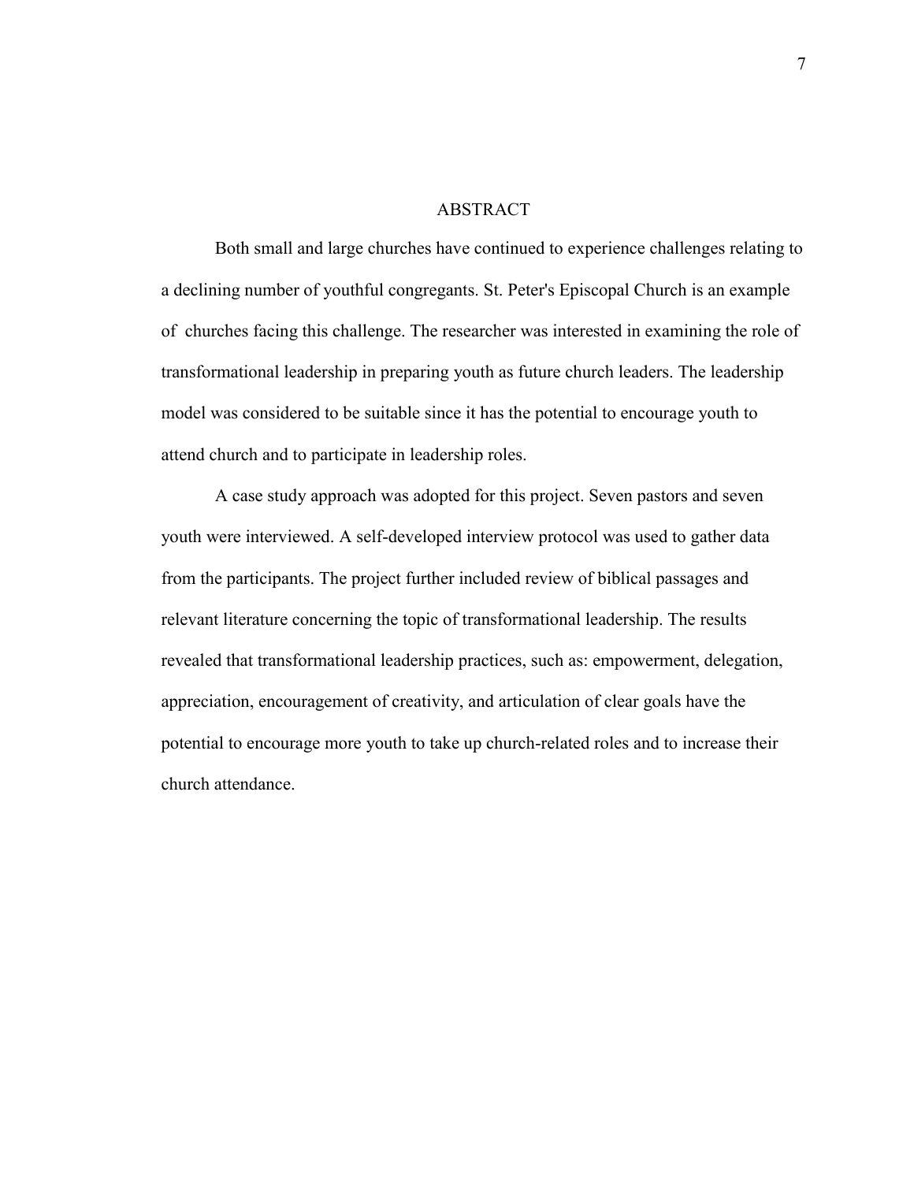# ABSTRACT

Both small and large churches have continued to experience challenges relating to a declining number of youthful congregants. St. Peter's Episcopal Church is an example of churches facing this challenge. The researcher was interested in examining the role of transformational leadership in preparing youth as future church leaders. The leadership model was considered to be suitable since it has the potential to encourage youth to attend church and to participate in leadership roles.

A case study approach was adopted for this project. Seven pastors and seven youth were interviewed. A self-developed interview protocol was used to gather data from the participants. The project further included review of biblical passages and relevant literature concerning the topic of transformational leadership. The results revealed that transformational leadership practices, such as: empowerment, delegation, appreciation, encouragement of creativity, and articulation of clear goals have the potential to encourage more youth to take up church-related roles and to increase their church attendance.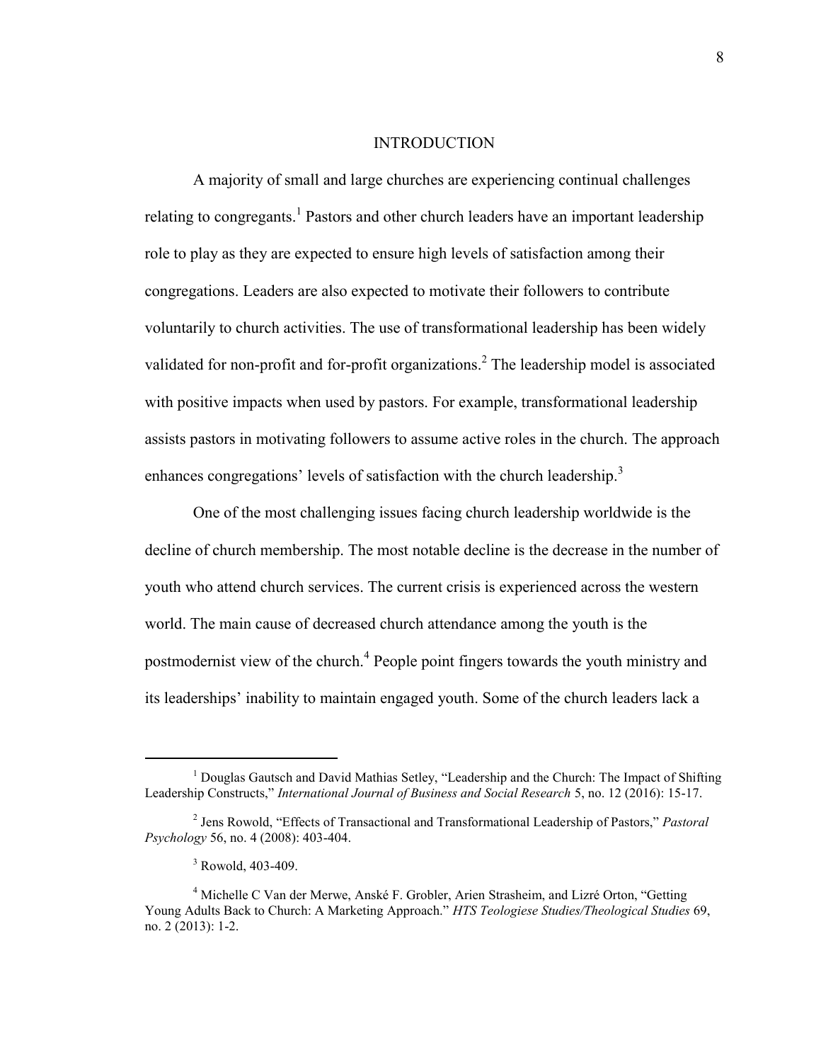# INTRODUCTION

A majority of small and large churches are experiencing continual challenges relating to congregants.[1] Pastors and other church leaders have an important leadership role to play as they are expected to ensure high levels of satisfaction among their congregations. Leaders are also expected to motivate their followers to contribute voluntarily to church activities. The use of transformational leadership has been widely validated for non-profit and for-profit organizations.[2] The leadership model is associated with positive impacts when used by pastors. For example, transformational leadership assists pastors in motivating followers to assume active roles in the church. The approach enhances congregations' levels of satisfaction with the church leadership.[3]

One of the most challenging issues facing church leadership worldwide is the decline of church membership. The most notable decline is the decrease in the number of youth who attend church services. The current crisis is experienced across the western world. The main cause of decreased church attendance among the youth is the postmodernist view of the church.[4] People point fingers towards the youth ministry and its leaderships' inability to maintain engaged youth. Some of the church leaders lack a

---

[1] Douglas Gautsch and David Mathias Setley, "Leadership and the Church: The Impact of Shifting Leadership Constructs," *International Journal of Business and Social Research* 5, no. 12 (2016): 15-17.

[2] Jens Rowold, "Effects of Transactional and Transformational Leadership of Pastors," *Pastoral Psychology* 56, no. 4 (2008): 403-404.

[3] Rowold, 403-409.

[4] Michelle C Van der Merwe, Anské F. Grobler, Arien Strasheim, and Lizré Orton, "Getting Young Adults Back to Church: A Marketing Approach." *HTS Teologiese Studies/Theological Studies* 69, no. 2 (2013): 1-2.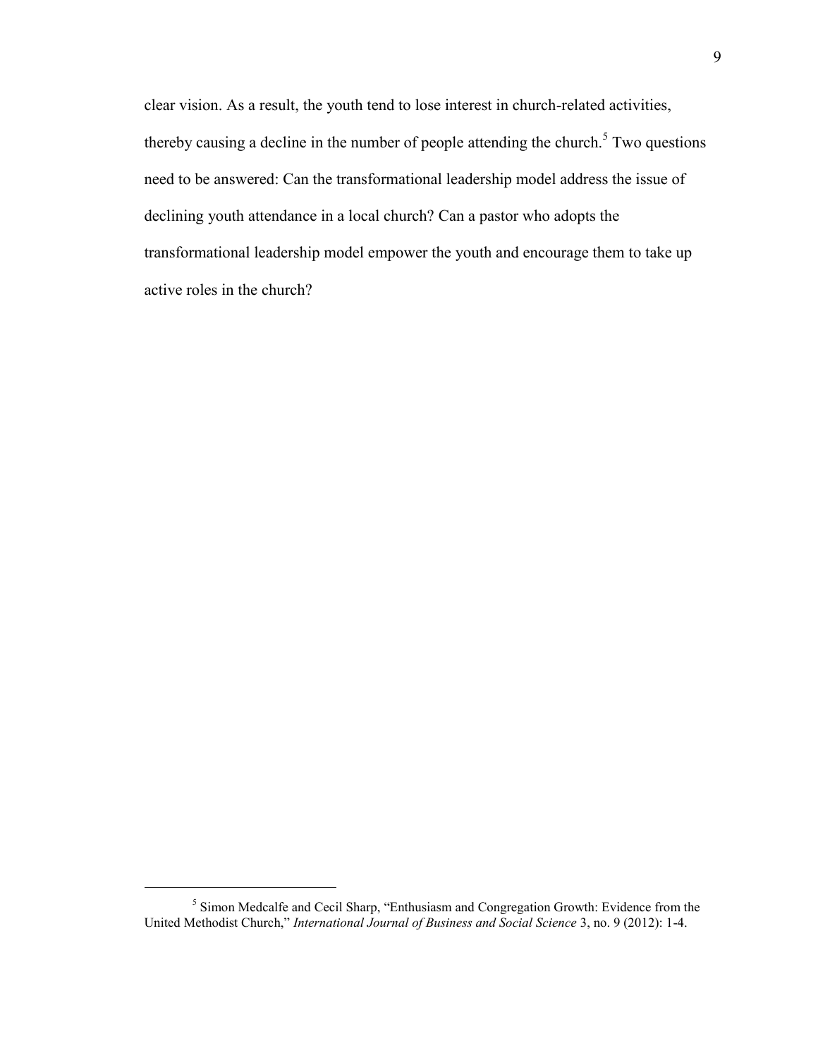clear vision. As a result, the youth tend to lose interest in church-related activities, thereby causing a decline in the number of people attending the church.[5] Two questions need to be answered: Can the transformational leadership model address the issue of declining youth attendance in a local church? Can a pastor who adopts the transformational leadership model empower the youth and encourage them to take up active roles in the church?

---

[5] Simon Medcalfe and Cecil Sharp, "Enthusiasm and Congregation Growth: Evidence from the United Methodist Church," *International Journal of Business and Social Science* 3, no. 9 (2012): 1-4.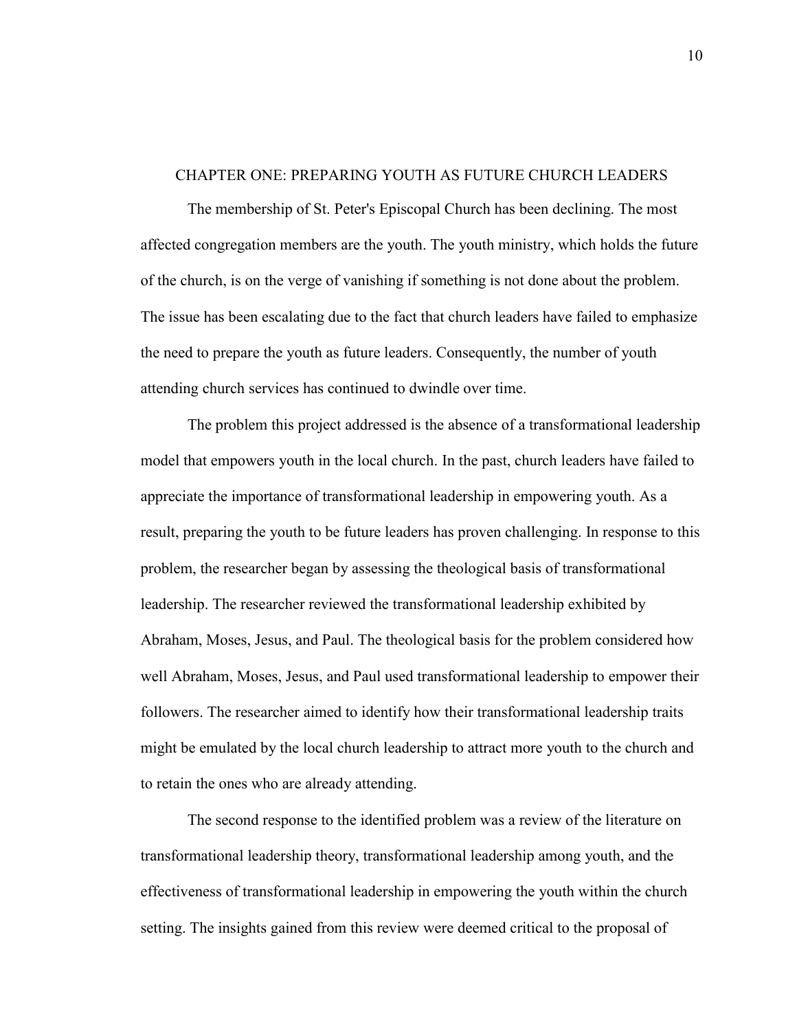# CHAPTER ONE: PREPARING YOUTH AS FUTURE CHURCH LEADERS

The membership of St. Peter's Episcopal Church has been declining. The most affected congregation members are the youth. The youth ministry, which holds the future of the church, is on the verge of vanishing if something is not done about the problem. The issue has been escalating due to the fact that church leaders have failed to emphasize the need to prepare the youth as future leaders. Consequently, the number of youth attending church services has continued to dwindle over time.

The problem this project addressed is the absence of a transformational leadership model that empowers youth in the local church. In the past, church leaders have failed to appreciate the importance of transformational leadership in empowering youth. As a result, preparing the youth to be future leaders has proven challenging. In response to this problem, the researcher began by assessing the theological basis of transformational leadership. The researcher reviewed the transformational leadership exhibited by Abraham, Moses, Jesus, and Paul. The theological basis for the problem considered how well Abraham, Moses, Jesus, and Paul used transformational leadership to empower their followers. The researcher aimed to identify how their transformational leadership traits might be emulated by the local church leadership to attract more youth to the church and to retain the ones who are already attending.

The second response to the identified problem was a review of the literature on transformational leadership theory, transformational leadership among youth, and the effectiveness of transformational leadership in empowering the youth within the church setting. The insights gained from this review were deemed critical to the proposal of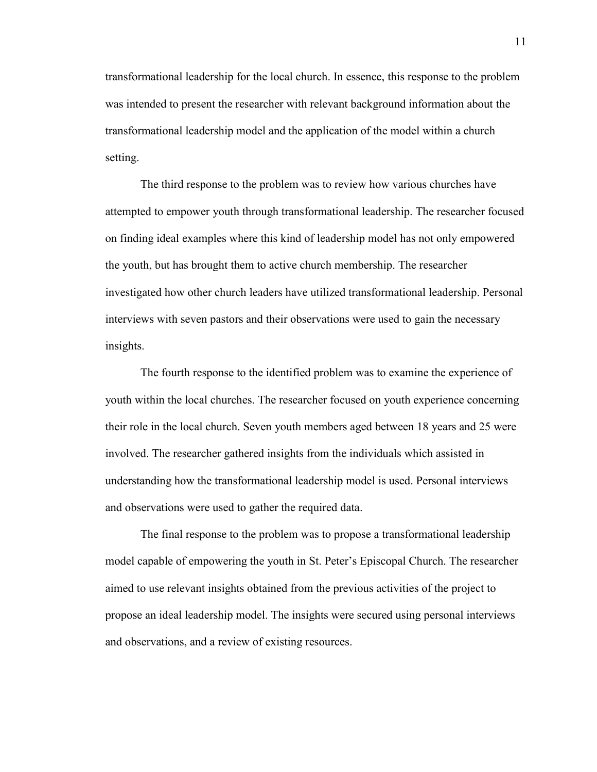transformational leadership for the local church. In essence, this response to the problem was intended to present the researcher with relevant background information about the transformational leadership model and the application of the model within a church setting.

The third response to the problem was to review how various churches have attempted to empower youth through transformational leadership. The researcher focused on finding ideal examples where this kind of leadership model has not only empowered the youth, but has brought them to active church membership. The researcher investigated how other church leaders have utilized transformational leadership. Personal interviews with seven pastors and their observations were used to gain the necessary insights.

The fourth response to the identified problem was to examine the experience of youth within the local churches. The researcher focused on youth experience concerning their role in the local church. Seven youth members aged between 18 years and 25 were involved. The researcher gathered insights from the individuals which assisted in understanding how the transformational leadership model is used. Personal interviews and observations were used to gather the required data.

The final response to the problem was to propose a transformational leadership model capable of empowering the youth in St. Peter's Episcopal Church. The researcher aimed to use relevant insights obtained from the previous activities of the project to propose an ideal leadership model. The insights were secured using personal interviews and observations, and a review of existing resources.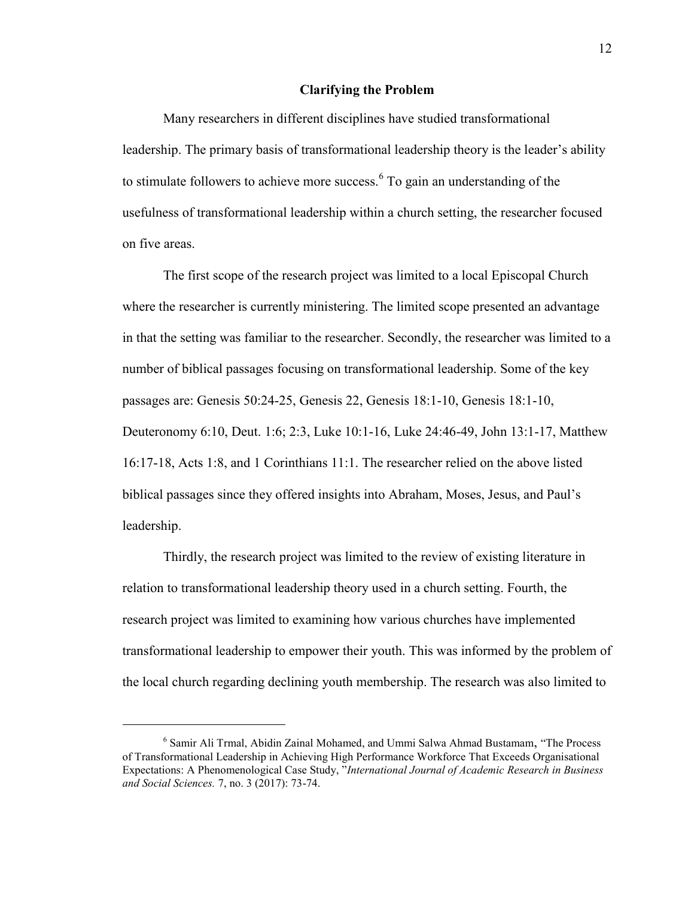**Clarifying the Problem**

Many researchers in different disciplines have studied transformational leadership. The primary basis of transformational leadership theory is the leader's ability to stimulate followers to achieve more success.[6] To gain an understanding of the usefulness of transformational leadership within a church setting, the researcher focused on five areas.

The first scope of the research project was limited to a local Episcopal Church where the researcher is currently ministering. The limited scope presented an advantage in that the setting was familiar to the researcher. Secondly, the researcher was limited to a number of biblical passages focusing on transformational leadership. Some of the key passages are: Genesis 50:24-25, Genesis 22, Genesis 18:1-10, Genesis 18:1-10, Deuteronomy 6:10, Deut. 1:6; 2:3, Luke 10:1-16, Luke 24:46-49, John 13:1-17, Matthew 16:17-18, Acts 1:8, and 1 Corinthians 11:1. The researcher relied on the above listed biblical passages since they offered insights into Abraham, Moses, Jesus, and Paul's leadership.

Thirdly, the research project was limited to the review of existing literature in relation to transformational leadership theory used in a church setting. Fourth, the research project was limited to examining how various churches have implemented transformational leadership to empower their youth. This was informed by the problem of the local church regarding declining youth membership. The research was also limited to

---

[6] Samir Ali Trmal, Abidin Zainal Mohamed, and Ummi Salwa Ahmad Bustamam, "The Process of Transformational Leadership in Achieving High Performance Workforce That Exceeds Organisational Expectations: A Phenomenological Case Study, "*International Journal of Academic Research in Business and Social Sciences.* 7, no. 3 (2017): 73-74.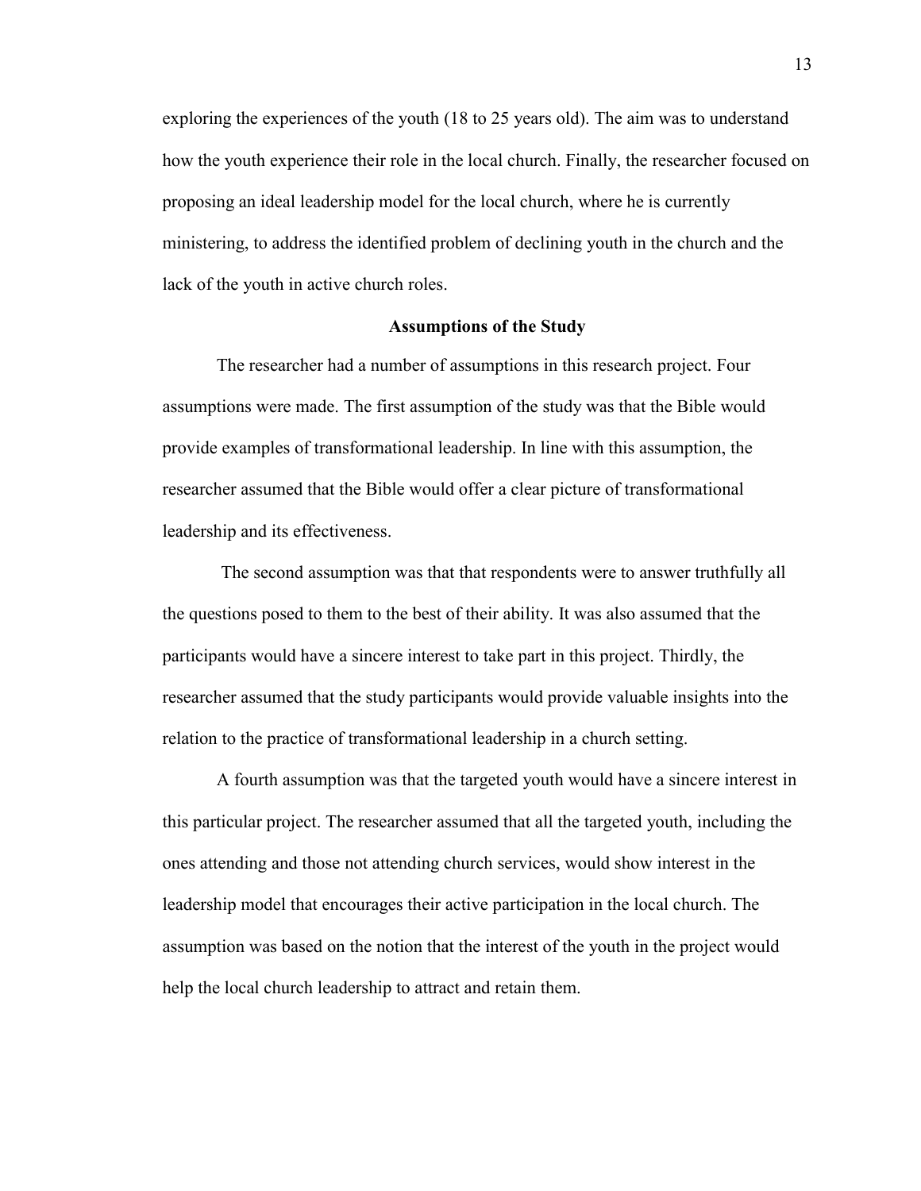exploring the experiences of the youth (18 to 25 years old). The aim was to understand how the youth experience their role in the local church. Finally, the researcher focused on proposing an ideal leadership model for the local church, where he is currently ministering, to address the identified problem of declining youth in the church and the lack of the youth in active church roles.

## Assumptions of the Study

The researcher had a number of assumptions in this research project. Four assumptions were made. The first assumption of the study was that the Bible would provide examples of transformational leadership. In line with this assumption, the researcher assumed that the Bible would offer a clear picture of transformational leadership and its effectiveness.

The second assumption was that that respondents were to answer truthfully all the questions posed to them to the best of their ability. It was also assumed that the participants would have a sincere interest to take part in this project. Thirdly, the researcher assumed that the study participants would provide valuable insights into the relation to the practice of transformational leadership in a church setting.

A fourth assumption was that the targeted youth would have a sincere interest in this particular project. The researcher assumed that all the targeted youth, including the ones attending and those not attending church services, would show interest in the leadership model that encourages their active participation in the local church. The assumption was based on the notion that the interest of the youth in the project would help the local church leadership to attract and retain them.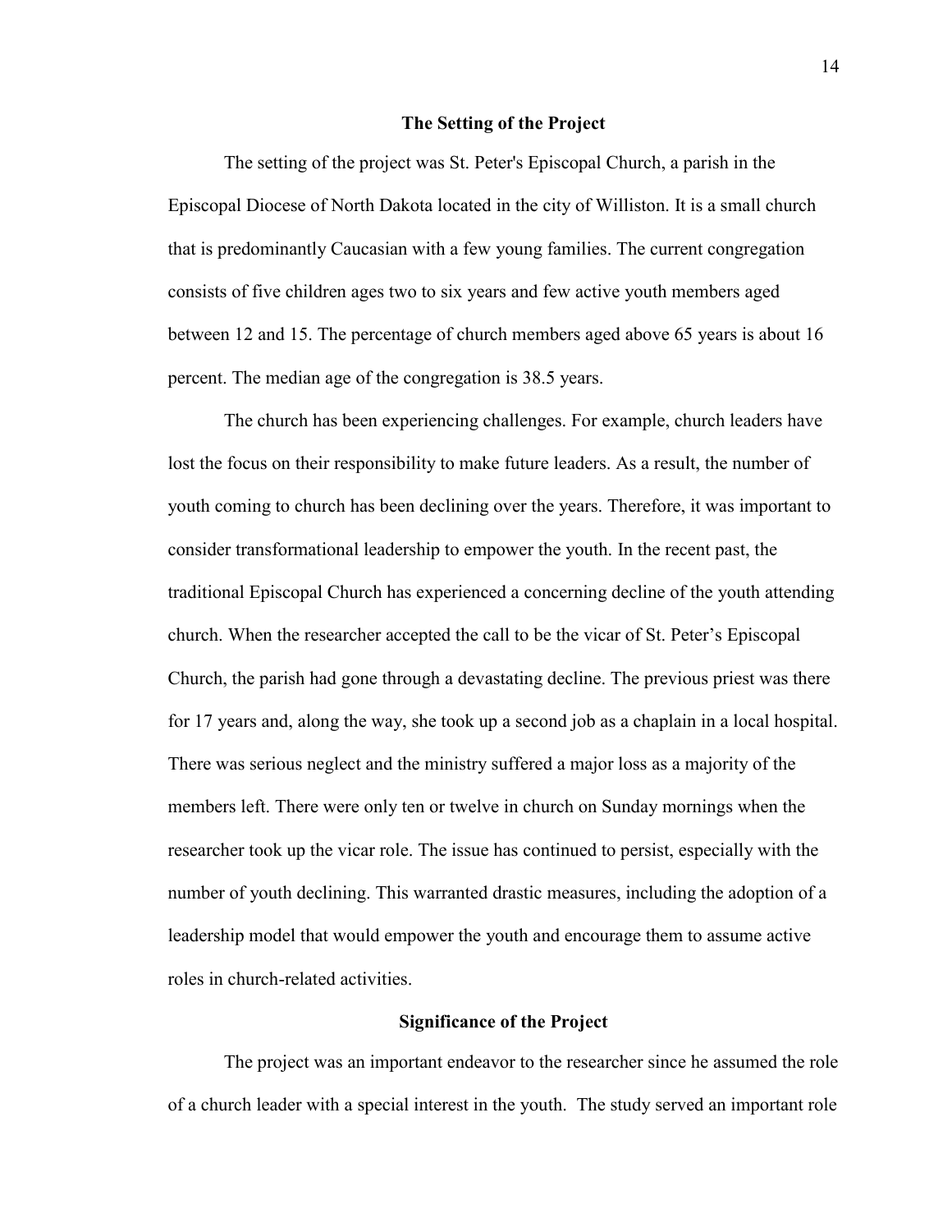## The Setting of the Project

The setting of the project was St. Peter's Episcopal Church, a parish in the Episcopal Diocese of North Dakota located in the city of Williston. It is a small church that is predominantly Caucasian with a few young families. The current congregation consists of five children ages two to six years and few active youth members aged between 12 and 15. The percentage of church members aged above 65 years is about 16 percent. The median age of the congregation is 38.5 years.

The church has been experiencing challenges. For example, church leaders have lost the focus on their responsibility to make future leaders. As a result, the number of youth coming to church has been declining over the years. Therefore, it was important to consider transformational leadership to empower the youth. In the recent past, the traditional Episcopal Church has experienced a concerning decline of the youth attending church. When the researcher accepted the call to be the vicar of St. Peter's Episcopal Church, the parish had gone through a devastating decline. The previous priest was there for 17 years and, along the way, she took up a second job as a chaplain in a local hospital. There was serious neglect and the ministry suffered a major loss as a majority of the members left. There were only ten or twelve in church on Sunday mornings when the researcher took up the vicar role. The issue has continued to persist, especially with the number of youth declining. This warranted drastic measures, including the adoption of a leadership model that would empower the youth and encourage them to assume active roles in church-related activities.

## Significance of the Project

The project was an important endeavor to the researcher since he assumed the role of a church leader with a special interest in the youth. The study served an important role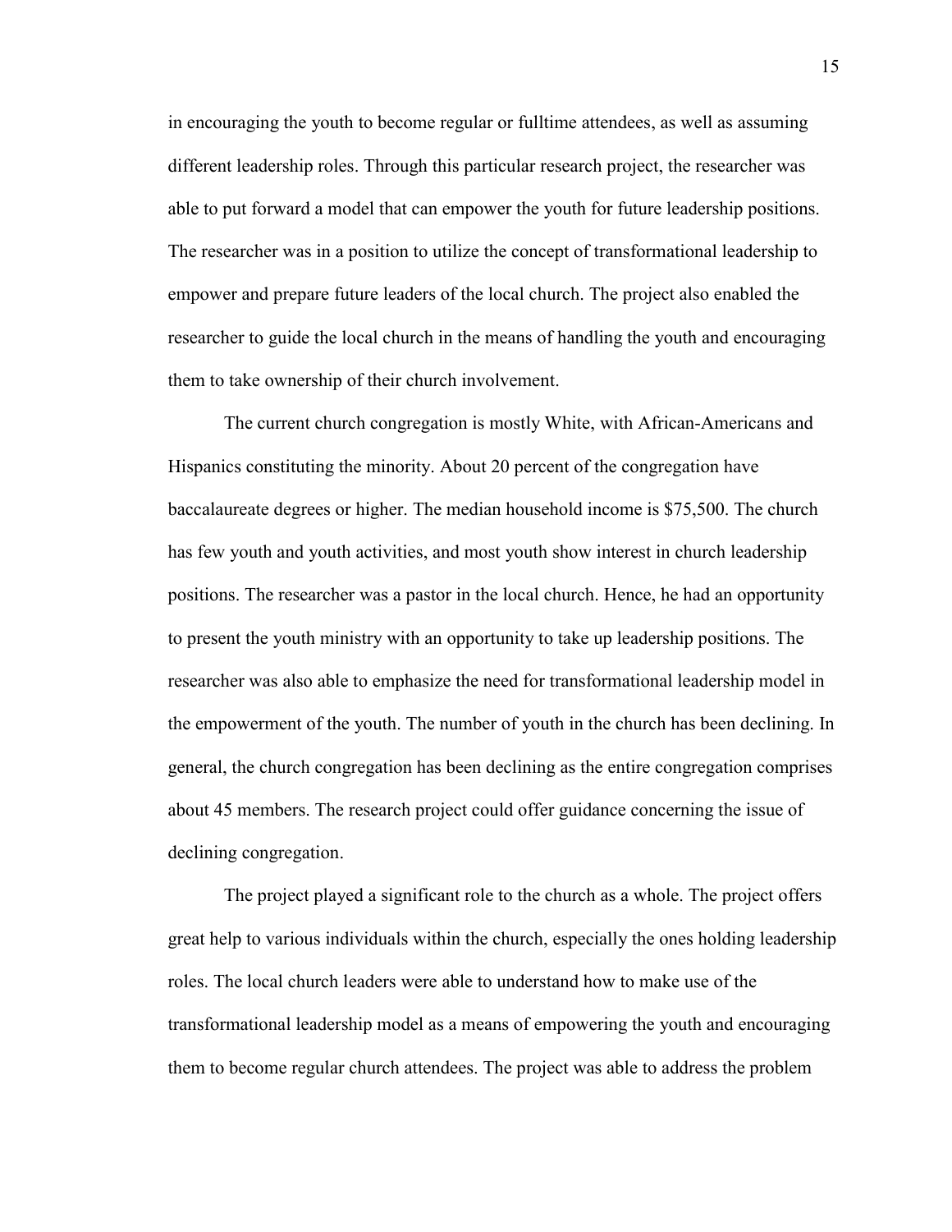in encouraging the youth to become regular or fulltime attendees, as well as assuming different leadership roles. Through this particular research project, the researcher was able to put forward a model that can empower the youth for future leadership positions. The researcher was in a position to utilize the concept of transformational leadership to empower and prepare future leaders of the local church. The project also enabled the researcher to guide the local church in the means of handling the youth and encouraging them to take ownership of their church involvement.

The current church congregation is mostly White, with African-Americans and Hispanics constituting the minority. About 20 percent of the congregation have baccalaureate degrees or higher. The median household income is $75,500. The church has few youth and youth activities, and most youth show interest in church leadership positions. The researcher was a pastor in the local church. Hence, he had an opportunity to present the youth ministry with an opportunity to take up leadership positions. The researcher was also able to emphasize the need for transformational leadership model in the empowerment of the youth. The number of youth in the church has been declining. In general, the church congregation has been declining as the entire congregation comprises about 45 members. The research project could offer guidance concerning the issue of declining congregation.

The project played a significant role to the church as a whole. The project offers great help to various individuals within the church, especially the ones holding leadership roles. The local church leaders were able to understand how to make use of the transformational leadership model as a means of empowering the youth and encouraging them to become regular church attendees. The project was able to address the problem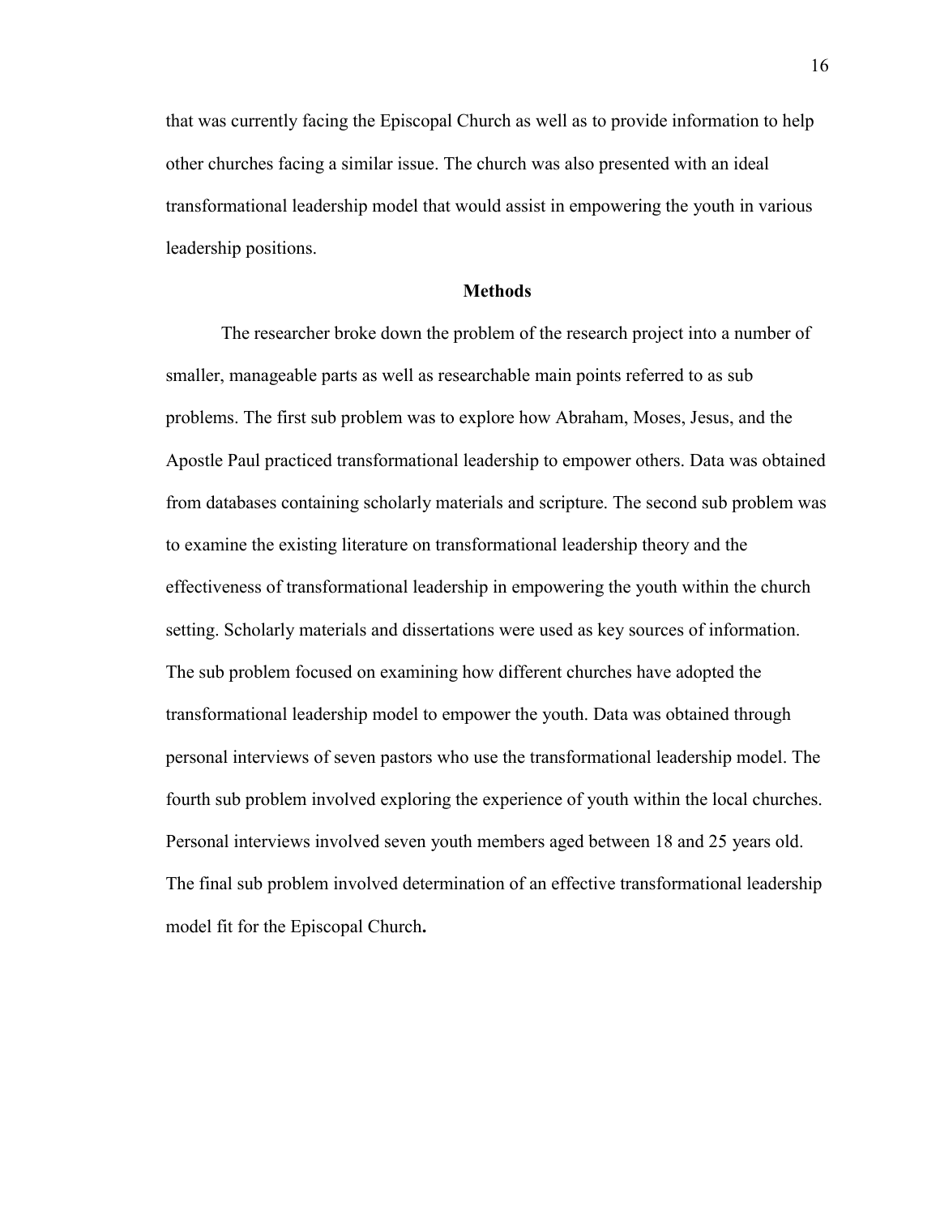that was currently facing the Episcopal Church as well as to provide information to help other churches facing a similar issue. The church was also presented with an ideal transformational leadership model that would assist in empowering the youth in various leadership positions.

## Methods

The researcher broke down the problem of the research project into a number of smaller, manageable parts as well as researchable main points referred to as sub problems. The first sub problem was to explore how Abraham, Moses, Jesus, and the Apostle Paul practiced transformational leadership to empower others. Data was obtained from databases containing scholarly materials and scripture. The second sub problem was to examine the existing literature on transformational leadership theory and the effectiveness of transformational leadership in empowering the youth within the church setting. Scholarly materials and dissertations were used as key sources of information. The sub problem focused on examining how different churches have adopted the transformational leadership model to empower the youth. Data was obtained through personal interviews of seven pastors who use the transformational leadership model. The fourth sub problem involved exploring the experience of youth within the local churches. Personal interviews involved seven youth members aged between 18 and 25 years old. The final sub problem involved determination of an effective transformational leadership model fit for the Episcopal Church**.**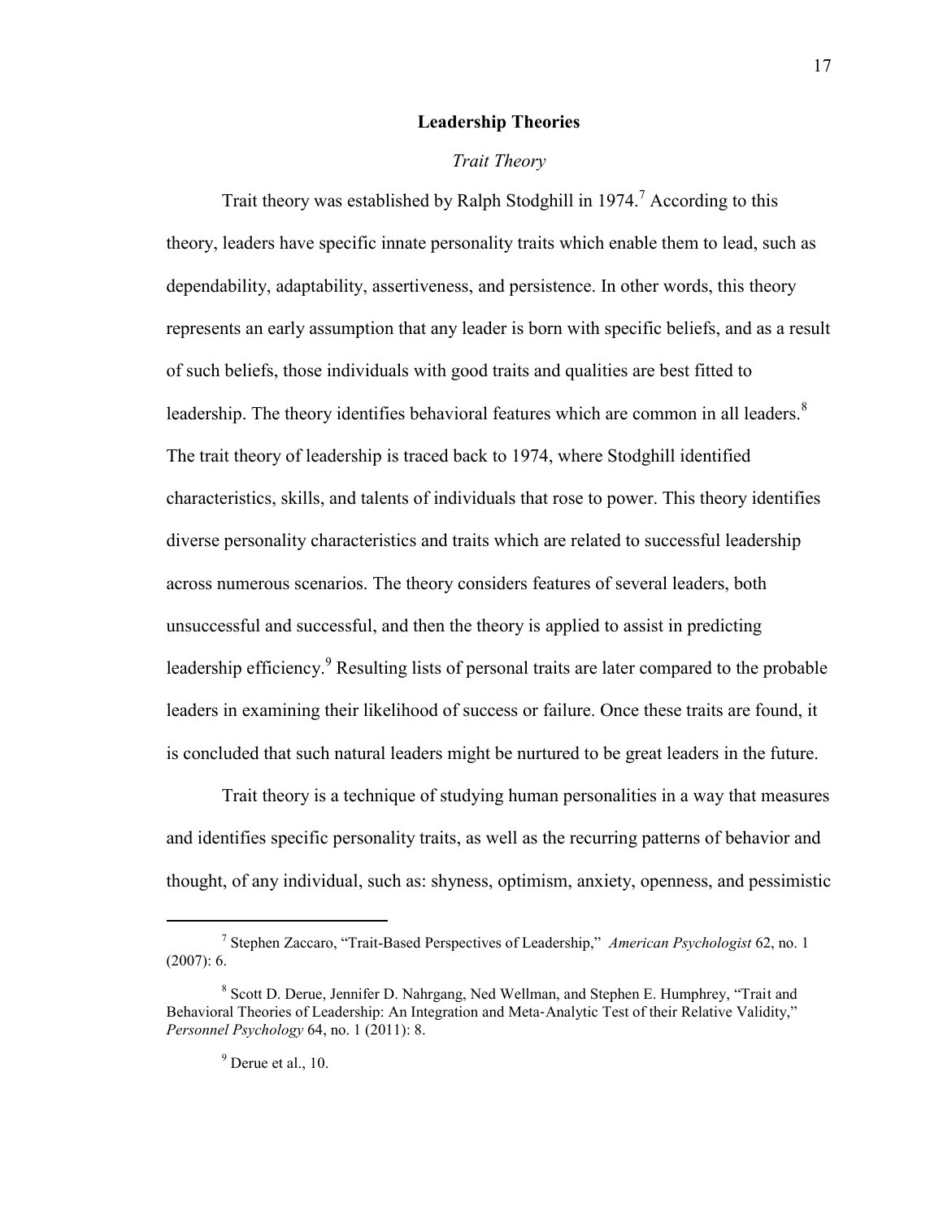## Leadership Theories

### *Trait Theory*

Trait theory was established by Ralph Stodghill in 1974.[7] According to this theory, leaders have specific innate personality traits which enable them to lead, such as dependability, adaptability, assertiveness, and persistence. In other words, this theory represents an early assumption that any leader is born with specific beliefs, and as a result of such beliefs, those individuals with good traits and qualities are best fitted to leadership. The theory identifies behavioral features which are common in all leaders.[8] The trait theory of leadership is traced back to 1974, where Stodghill identified characteristics, skills, and talents of individuals that rose to power. This theory identifies diverse personality characteristics and traits which are related to successful leadership across numerous scenarios. The theory considers features of several leaders, both unsuccessful and successful, and then the theory is applied to assist in predicting leadership efficiency.[9] Resulting lists of personal traits are later compared to the probable leaders in examining their likelihood of success or failure. Once these traits are found, it is concluded that such natural leaders might be nurtured to be great leaders in the future.

Trait theory is a technique of studying human personalities in a way that measures and identifies specific personality traits, as well as the recurring patterns of behavior and thought, of any individual, such as: shyness, optimism, anxiety, openness, and pessimistic

---

[7] Stephen Zaccaro, "Trait-Based Perspectives of Leadership," *American Psychologist* 62, no. 1 (2007): 6.

[8] Scott D. Derue, Jennifer D. Nahrgang, Ned Wellman, and Stephen E. Humphrey, "Trait and Behavioral Theories of Leadership: An Integration and Meta-Analytic Test of their Relative Validity," *Personnel Psychology* 64, no. 1 (2011): 8.

[9] Derue et al., 10.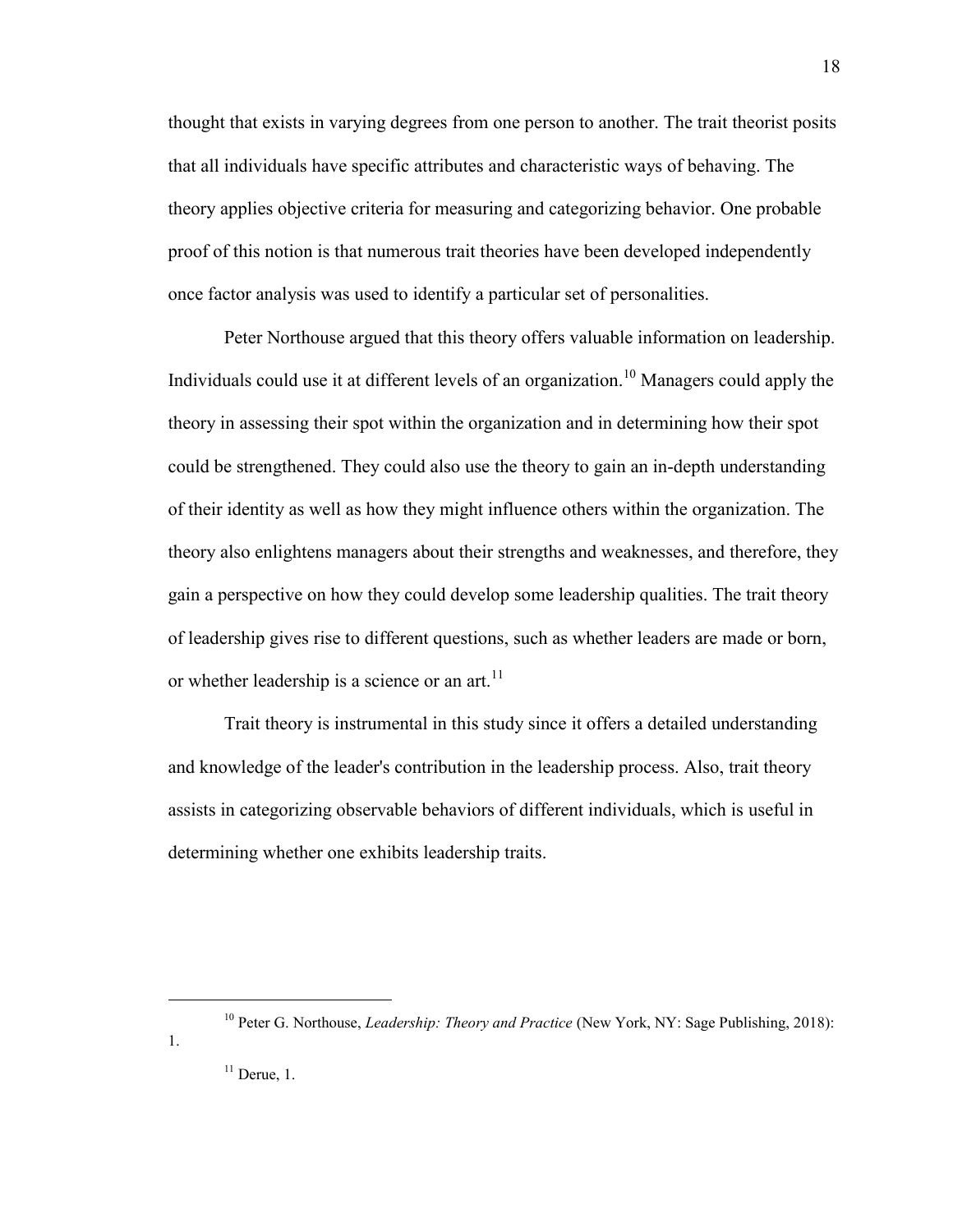thought that exists in varying degrees from one person to another. The trait theorist posits that all individuals have specific attributes and characteristic ways of behaving. The theory applies objective criteria for measuring and categorizing behavior. One probable proof of this notion is that numerous trait theories have been developed independently once factor analysis was used to identify a particular set of personalities.

Peter Northouse argued that this theory offers valuable information on leadership. Individuals could use it at different levels of an organization.[10] Managers could apply the theory in assessing their spot within the organization and in determining how their spot could be strengthened. They could also use the theory to gain an in-depth understanding of their identity as well as how they might influence others within the organization. The theory also enlightens managers about their strengths and weaknesses, and therefore, they gain a perspective on how they could develop some leadership qualities. The trait theory of leadership gives rise to different questions, such as whether leaders are made or born, or whether leadership is a science or an art.[11]

Trait theory is instrumental in this study since it offers a detailed understanding and knowledge of the leader's contribution in the leadership process. Also, trait theory assists in categorizing observable behaviors of different individuals, which is useful in determining whether one exhibits leadership traits.

---

[10] Peter G. Northouse, *Leadership: Theory and Practice* (New York, NY: Sage Publishing, 2018): 1.

[11] Derue, 1.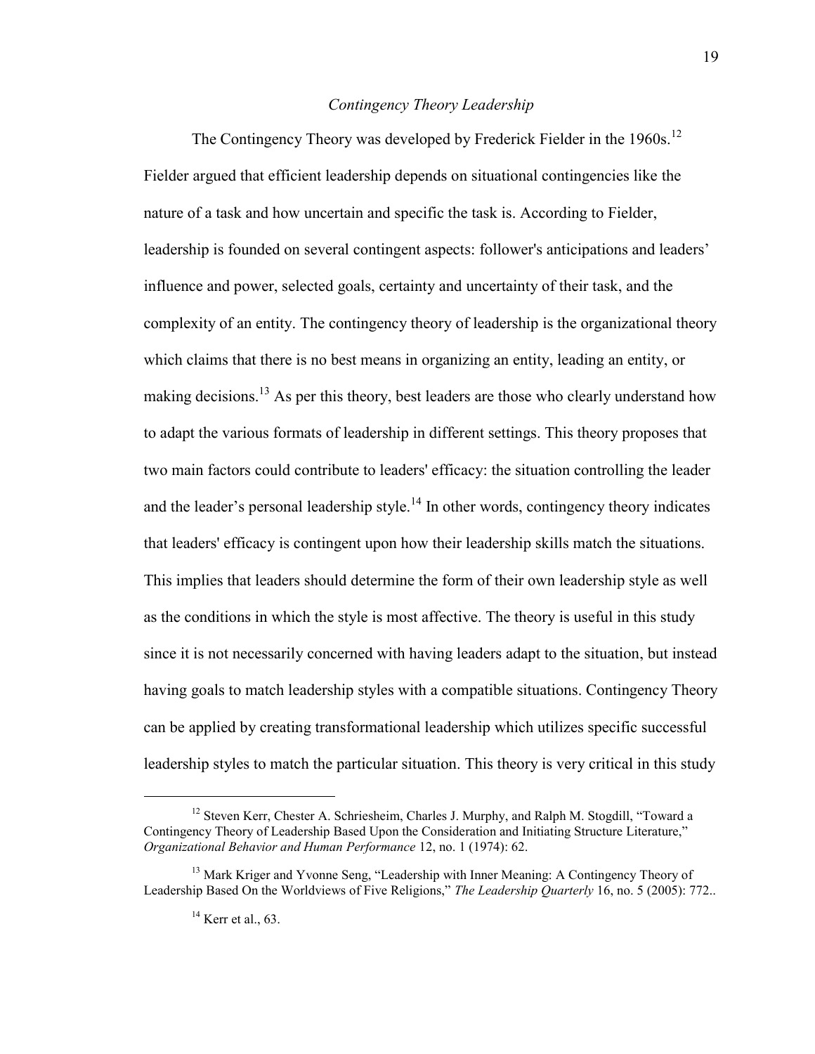### *Contingency Theory Leadership*

The Contingency Theory was developed by Frederick Fielder in the 1960s.[12] Fielder argued that efficient leadership depends on situational contingencies like the nature of a task and how uncertain and specific the task is. According to Fielder, leadership is founded on several contingent aspects: follower's anticipations and leaders' influence and power, selected goals, certainty and uncertainty of their task, and the complexity of an entity. The contingency theory of leadership is the organizational theory which claims that there is no best means in organizing an entity, leading an entity, or making decisions.[13] As per this theory, best leaders are those who clearly understand how to adapt the various formats of leadership in different settings. This theory proposes that two main factors could contribute to leaders' efficacy: the situation controlling the leader and the leader's personal leadership style.[14] In other words, contingency theory indicates that leaders' efficacy is contingent upon how their leadership skills match the situations. This implies that leaders should determine the form of their own leadership style as well as the conditions in which the style is most affective. The theory is useful in this study since it is not necessarily concerned with having leaders adapt to the situation, but instead having goals to match leadership styles with a compatible situations. Contingency Theory can be applied by creating transformational leadership which utilizes specific successful leadership styles to match the particular situation. This theory is very critical in this study

---

[12] Steven Kerr, Chester A. Schriesheim, Charles J. Murphy, and Ralph M. Stogdill, "Toward a Contingency Theory of Leadership Based Upon the Consideration and Initiating Structure Literature," *Organizational Behavior and Human Performance* 12, no. 1 (1974): 62.

[13] Mark Kriger and Yvonne Seng, "Leadership with Inner Meaning: A Contingency Theory of Leadership Based On the Worldviews of Five Religions," *The Leadership Quarterly* 16, no. 5 (2005): 772..

[14] Kerr et al., 63.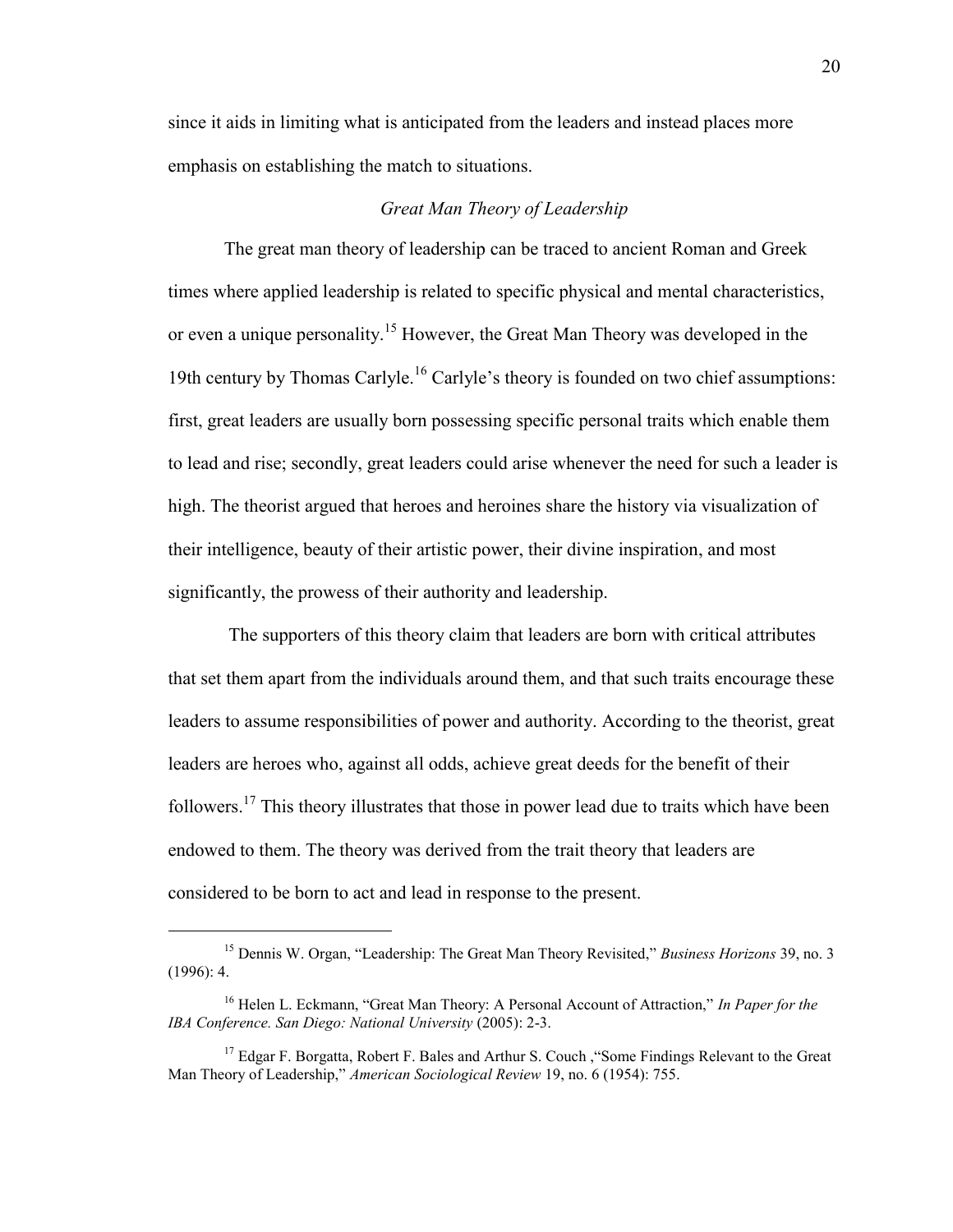since it aids in limiting what is anticipated from the leaders and instead places more emphasis on establishing the match to situations.

### *Great Man Theory of Leadership*

The great man theory of leadership can be traced to ancient Roman and Greek times where applied leadership is related to specific physical and mental characteristics, or even a unique personality.[15] However, the Great Man Theory was developed in the 19th century by Thomas Carlyle.[16] Carlyle's theory is founded on two chief assumptions: first, great leaders are usually born possessing specific personal traits which enable them to lead and rise; secondly, great leaders could arise whenever the need for such a leader is high. The theorist argued that heroes and heroines share the history via visualization of their intelligence, beauty of their artistic power, their divine inspiration, and most significantly, the prowess of their authority and leadership.

The supporters of this theory claim that leaders are born with critical attributes that set them apart from the individuals around them, and that such traits encourage these leaders to assume responsibilities of power and authority. According to the theorist, great leaders are heroes who, against all odds, achieve great deeds for the benefit of their followers.[17] This theory illustrates that those in power lead due to traits which have been endowed to them. The theory was derived from the trait theory that leaders are considered to be born to act and lead in response to the present.

---

[15] Dennis W. Organ, "Leadership: The Great Man Theory Revisited," *Business Horizons* 39, no. 3 (1996): 4.

[16] Helen L. Eckmann, "Great Man Theory: A Personal Account of Attraction," *In Paper for the IBA Conference. San Diego: National University* (2005): 2-3.

[17] Edgar F. Borgatta, Robert F. Bales and Arthur S. Couch ,"Some Findings Relevant to the Great Man Theory of Leadership," *American Sociological Review* 19, no. 6 (1954): 755.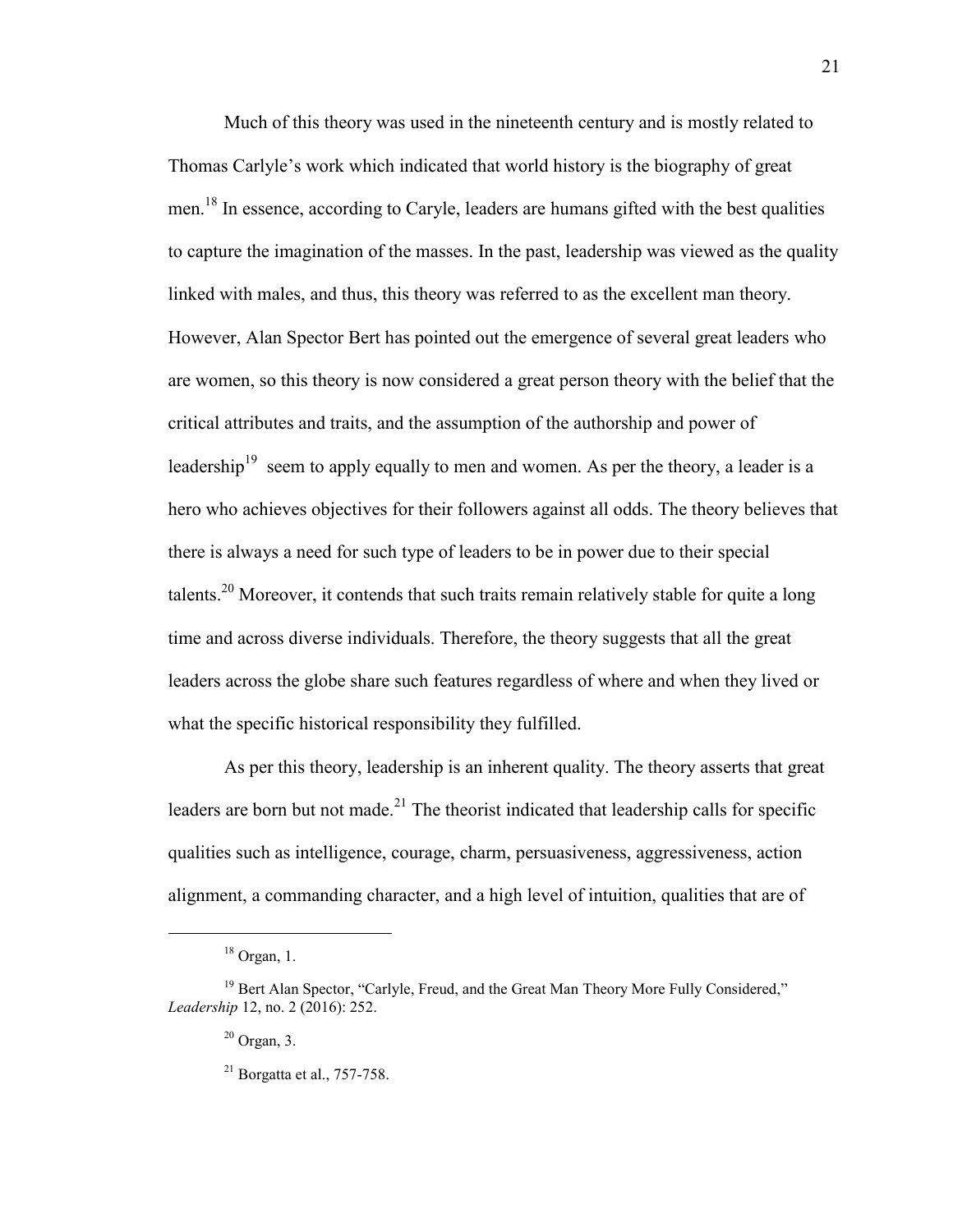Much of this theory was used in the nineteenth century and is mostly related to Thomas Carlyle's work which indicated that world history is the biography of great men.[18] In essence, according to Caryle, leaders are humans gifted with the best qualities to capture the imagination of the masses. In the past, leadership was viewed as the quality linked with males, and thus, this theory was referred to as the excellent man theory. However, Alan Spector Bert has pointed out the emergence of several great leaders who are women, so this theory is now considered a great person theory with the belief that the critical attributes and traits, and the assumption of the authorship and power of leadership[19] seem to apply equally to men and women. As per the theory, a leader is a hero who achieves objectives for their followers against all odds. The theory believes that there is always a need for such type of leaders to be in power due to their special talents.[20] Moreover, it contends that such traits remain relatively stable for quite a long time and across diverse individuals. Therefore, the theory suggests that all the great leaders across the globe share such features regardless of where and when they lived or what the specific historical responsibility they fulfilled.

As per this theory, leadership is an inherent quality. The theory asserts that great leaders are born but not made.[21] The theorist indicated that leadership calls for specific qualities such as intelligence, courage, charm, persuasiveness, aggressiveness, action alignment, a commanding character, and a high level of intuition, qualities that are of

---

[18] Organ, 1.

[19] Bert Alan Spector, "Carlyle, Freud, and the Great Man Theory More Fully Considered," *Leadership* 12, no. 2 (2016): 252.

[20] Organ, 3.

[21] Borgatta et al., 757-758.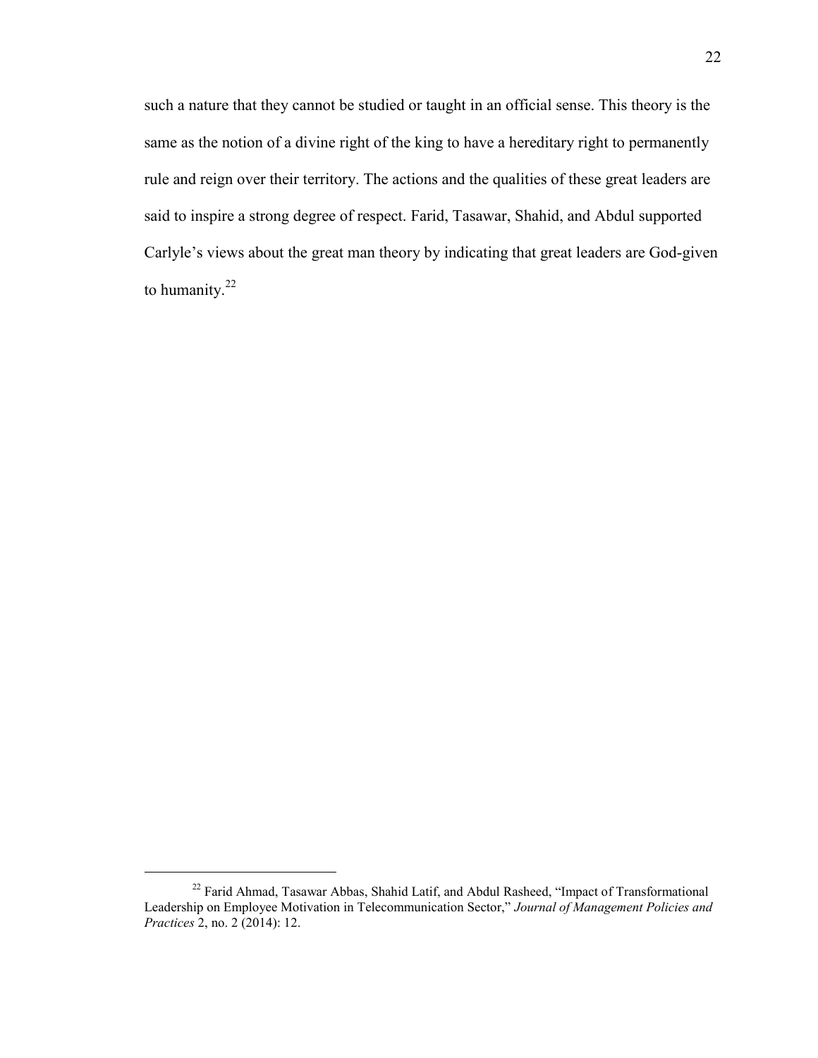such a nature that they cannot be studied or taught in an official sense. This theory is the same as the notion of a divine right of the king to have a hereditary right to permanently rule and reign over their territory. The actions and the qualities of these great leaders are said to inspire a strong degree of respect. Farid, Tasawar, Shahid, and Abdul supported Carlyle's views about the great man theory by indicating that great leaders are God-given to humanity.[22]

---

[22] Farid Ahmad, Tasawar Abbas, Shahid Latif, and Abdul Rasheed, "Impact of Transformational Leadership on Employee Motivation in Telecommunication Sector," *Journal of Management Policies and Practices* 2, no. 2 (2014): 12.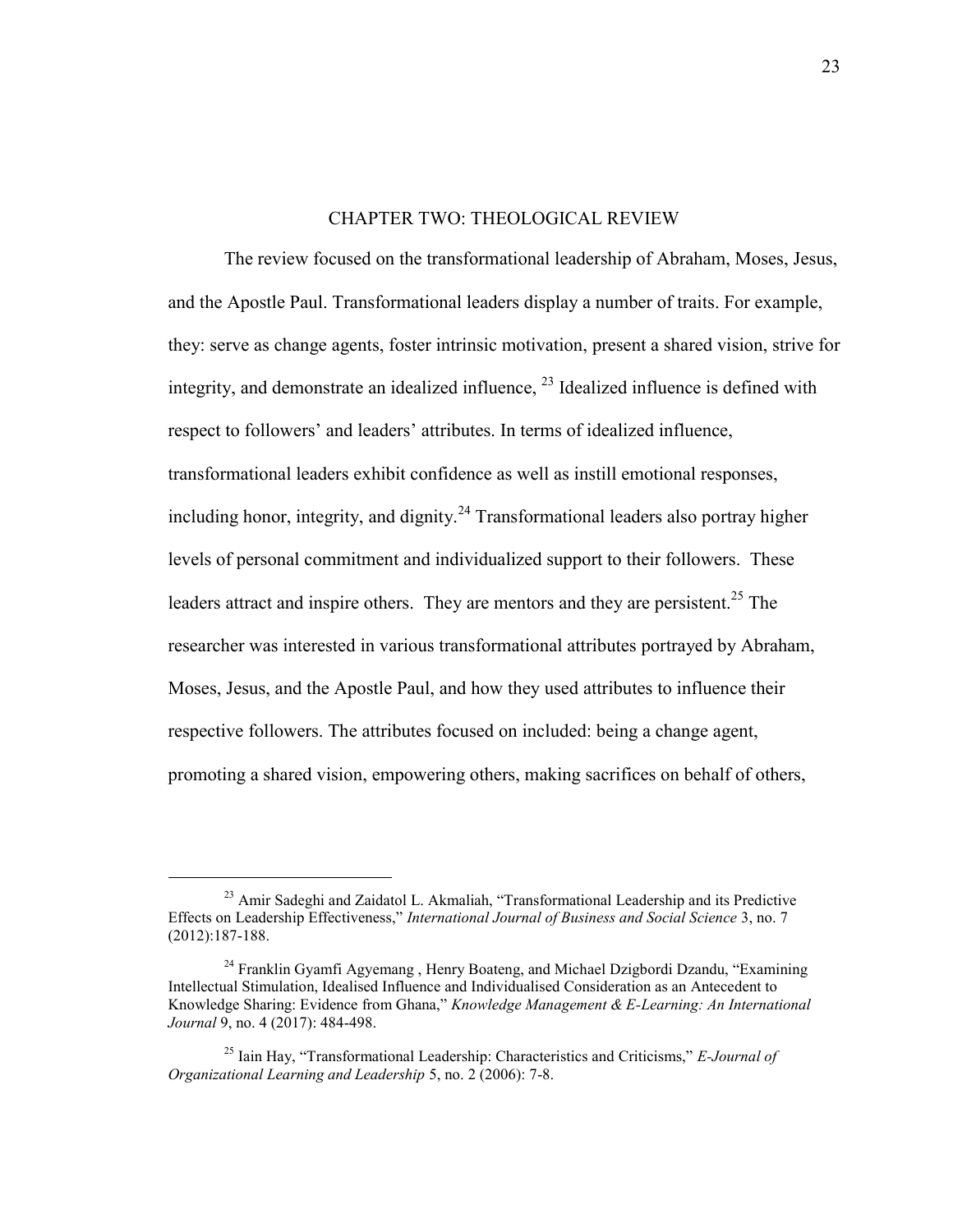# CHAPTER TWO: THEOLOGICAL REVIEW

The review focused on the transformational leadership of Abraham, Moses, Jesus, and the Apostle Paul. Transformational leaders display a number of traits. For example, they: serve as change agents, foster intrinsic motivation, present a shared vision, strive for integrity, and demonstrate an idealized influence, [23] Idealized influence is defined with respect to followers' and leaders' attributes. In terms of idealized influence, transformational leaders exhibit confidence as well as instill emotional responses, including honor, integrity, and dignity.[24] Transformational leaders also portray higher levels of personal commitment and individualized support to their followers. These leaders attract and inspire others. They are mentors and they are persistent.[25] The researcher was interested in various transformational attributes portrayed by Abraham, Moses, Jesus, and the Apostle Paul, and how they used attributes to influence their respective followers. The attributes focused on included: being a change agent, promoting a shared vision, empowering others, making sacrifices on behalf of others,

---

[23] Amir Sadeghi and Zaidatol L. Akmaliah, "Transformational Leadership and its Predictive Effects on Leadership Effectiveness," *International Journal of Business and Social Science* 3, no. 7 (2012):187-188.

[24] Franklin Gyamfi Agyemang , Henry Boateng, and Michael Dzigbordi Dzandu, "Examining Intellectual Stimulation, Idealised Influence and Individualised Consideration as an Antecedent to Knowledge Sharing: Evidence from Ghana," *Knowledge Management & E-Learning: An International Journal* 9, no. 4 (2017): 484-498.

[25] Iain Hay, "Transformational Leadership: Characteristics and Criticisms," *E-Journal of Organizational Learning and Leadership* 5, no. 2 (2006): 7-8.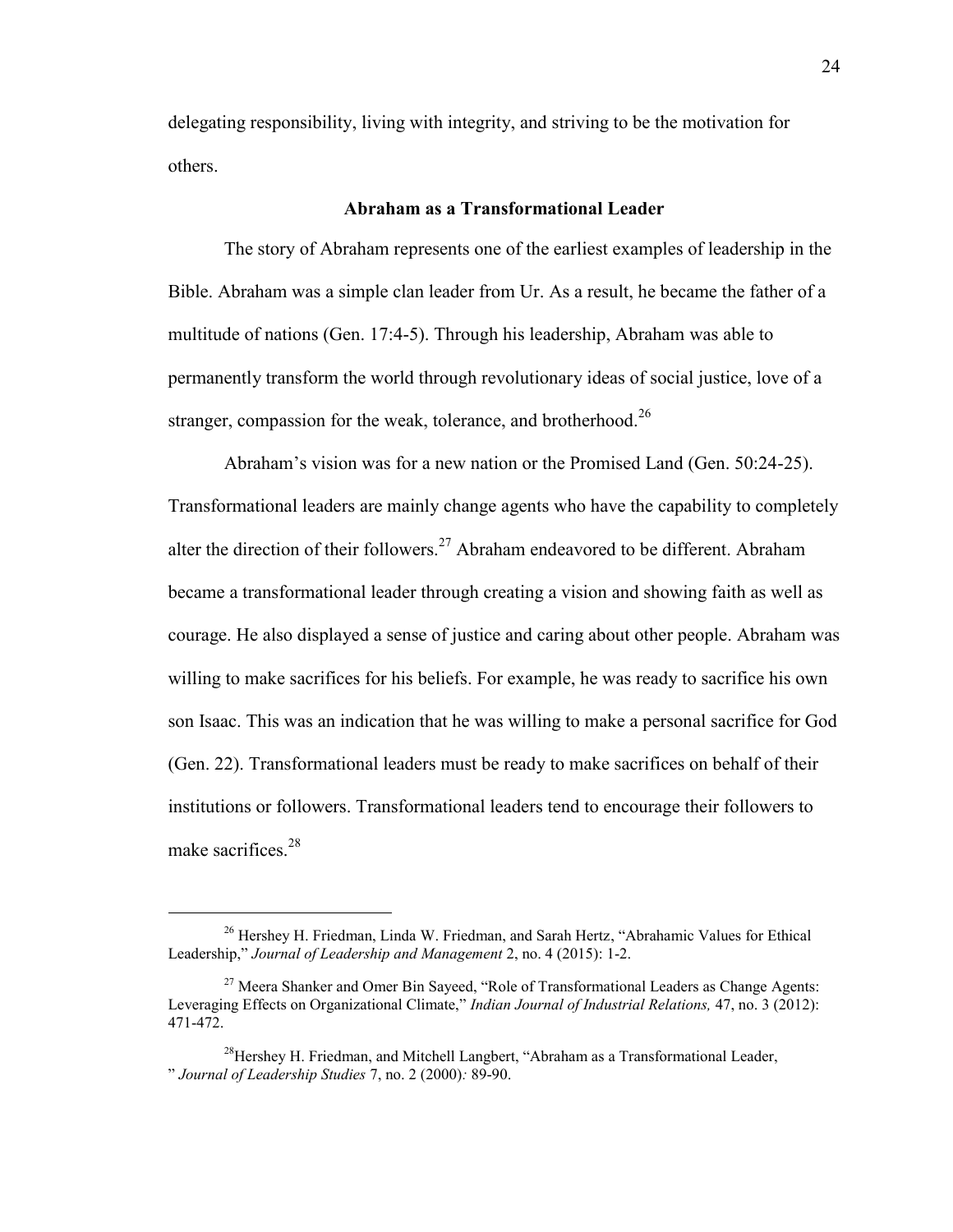delegating responsibility, living with integrity, and striving to be the motivation for others.

## Abraham as a Transformational Leader

The story of Abraham represents one of the earliest examples of leadership in the Bible. Abraham was a simple clan leader from Ur. As a result, he became the father of a multitude of nations (Gen. 17:4-5). Through his leadership, Abraham was able to permanently transform the world through revolutionary ideas of social justice, love of a stranger, compassion for the weak, tolerance, and brotherhood.[26]

Abraham's vision was for a new nation or the Promised Land (Gen. 50:24-25). Transformational leaders are mainly change agents who have the capability to completely alter the direction of their followers.[27] Abraham endeavored to be different. Abraham became a transformational leader through creating a vision and showing faith as well as courage. He also displayed a sense of justice and caring about other people. Abraham was willing to make sacrifices for his beliefs. For example, he was ready to sacrifice his own son Isaac. This was an indication that he was willing to make a personal sacrifice for God (Gen. 22). Transformational leaders must be ready to make sacrifices on behalf of their institutions or followers. Transformational leaders tend to encourage their followers to make sacrifices.[28]

---

[26] Hershey H. Friedman, Linda W. Friedman, and Sarah Hertz, "Abrahamic Values for Ethical Leadership," *Journal of Leadership and Management* 2, no. 4 (2015): 1-2.

[27] Meera Shanker and Omer Bin Sayeed, "Role of Transformational Leaders as Change Agents: Leveraging Effects on Organizational Climate," *Indian Journal of Industrial Relations,* 47, no. 3 (2012): 471-472.

[28] Hershey H. Friedman, and Mitchell Langbert, "Abraham as a Transformational Leader, " *Journal of Leadership Studies* 7, no. 2 (2000)*:* 89-90.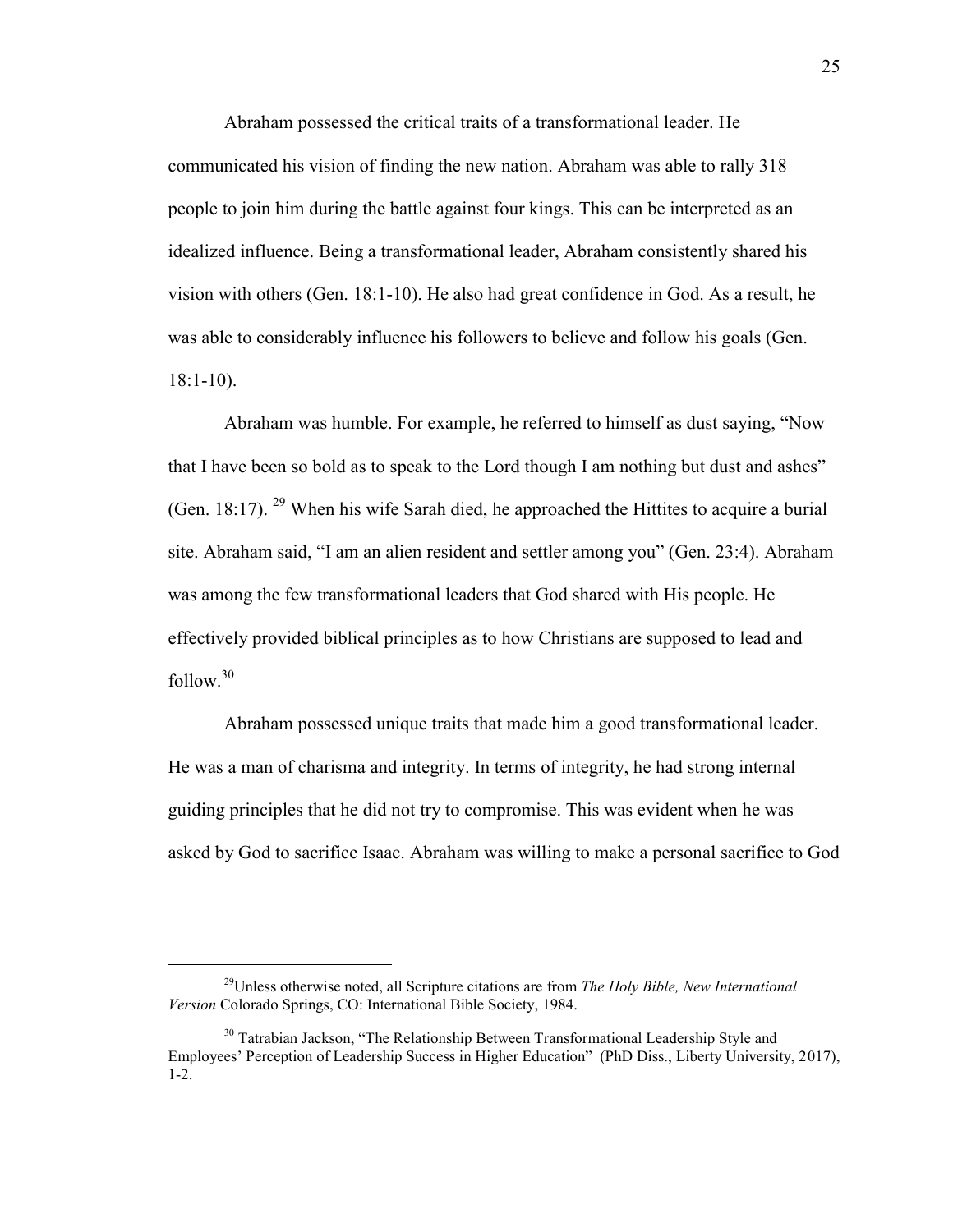Abraham possessed the critical traits of a transformational leader. He communicated his vision of finding the new nation. Abraham was able to rally 318 people to join him during the battle against four kings. This can be interpreted as an idealized influence. Being a transformational leader, Abraham consistently shared his vision with others (Gen. 18:1-10). He also had great confidence in God. As a result, he was able to considerably influence his followers to believe and follow his goals (Gen. 18:1-10).

Abraham was humble. For example, he referred to himself as dust saying, "Now that I have been so bold as to speak to the Lord though I am nothing but dust and ashes" (Gen. 18:17). [29] When his wife Sarah died, he approached the Hittites to acquire a burial site. Abraham said, "I am an alien resident and settler among you" (Gen. 23:4). Abraham was among the few transformational leaders that God shared with His people. He effectively provided biblical principles as to how Christians are supposed to lead and follow.[30]

Abraham possessed unique traits that made him a good transformational leader. He was a man of charisma and integrity. In terms of integrity, he had strong internal guiding principles that he did not try to compromise. This was evident when he was asked by God to sacrifice Isaac. Abraham was willing to make a personal sacrifice to God

---

[29]Unless otherwise noted, all Scripture citations are from *The Holy Bible, New International Version* Colorado Springs, CO: International Bible Society, 1984.

[30] Tatrabian Jackson, "The Relationship Between Transformational Leadership Style and Employees' Perception of Leadership Success in Higher Education" (PhD Diss., Liberty University, 2017), 1-2.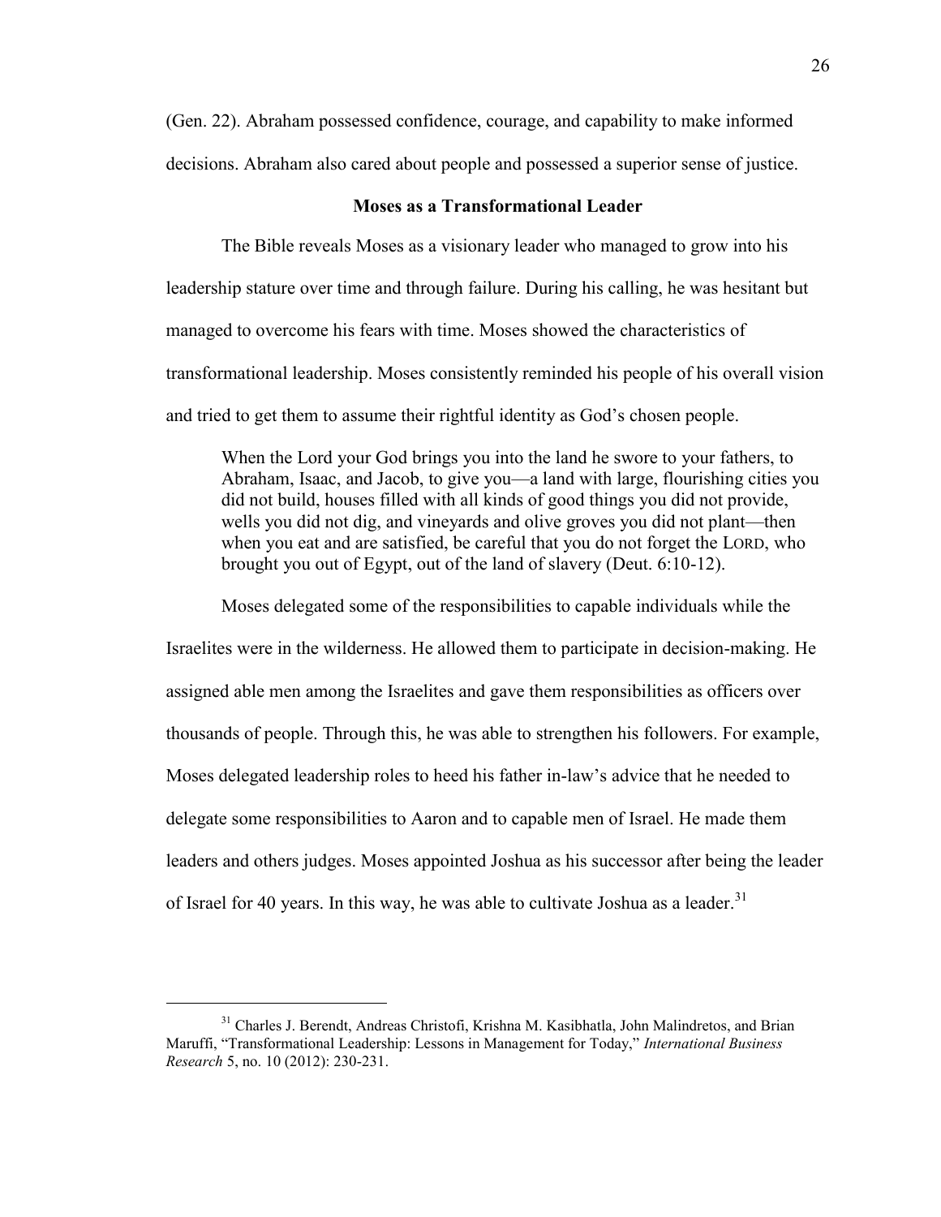(Gen. 22). Abraham possessed confidence, courage, and capability to make informed decisions. Abraham also cared about people and possessed a superior sense of justice.

### Moses as a Transformational Leader

The Bible reveals Moses as a visionary leader who managed to grow into his leadership stature over time and through failure. During his calling, he was hesitant but managed to overcome his fears with time. Moses showed the characteristics of transformational leadership. Moses consistently reminded his people of his overall vision and tried to get them to assume their rightful identity as God's chosen people.

> When the Lord your God brings you into the land he swore to your fathers, to Abraham, Isaac, and Jacob, to give you—a land with large, flourishing cities you did not build, houses filled with all kinds of good things you did not provide, wells you did not dig, and vineyards and olive groves you did not plant—then when you eat and are satisfied, be careful that you do not forget the LORD, who brought you out of Egypt, out of the land of slavery (Deut. 6:10-12).

Moses delegated some of the responsibilities to capable individuals while the Israelites were in the wilderness. He allowed them to participate in decision-making. He assigned able men among the Israelites and gave them responsibilities as officers over thousands of people. Through this, he was able to strengthen his followers. For example, Moses delegated leadership roles to heed his father in-law's advice that he needed to delegate some responsibilities to Aaron and to capable men of Israel. He made them leaders and others judges. Moses appointed Joshua as his successor after being the leader of Israel for 40 years. In this way, he was able to cultivate Joshua as a leader.[31]

---

[31] Charles J. Berendt, Andreas Christofi, Krishna M. Kasibhatla, John Malindretos, and Brian Maruffi, "Transformational Leadership: Lessons in Management for Today," *International Business Research* 5, no. 10 (2012): 230-231.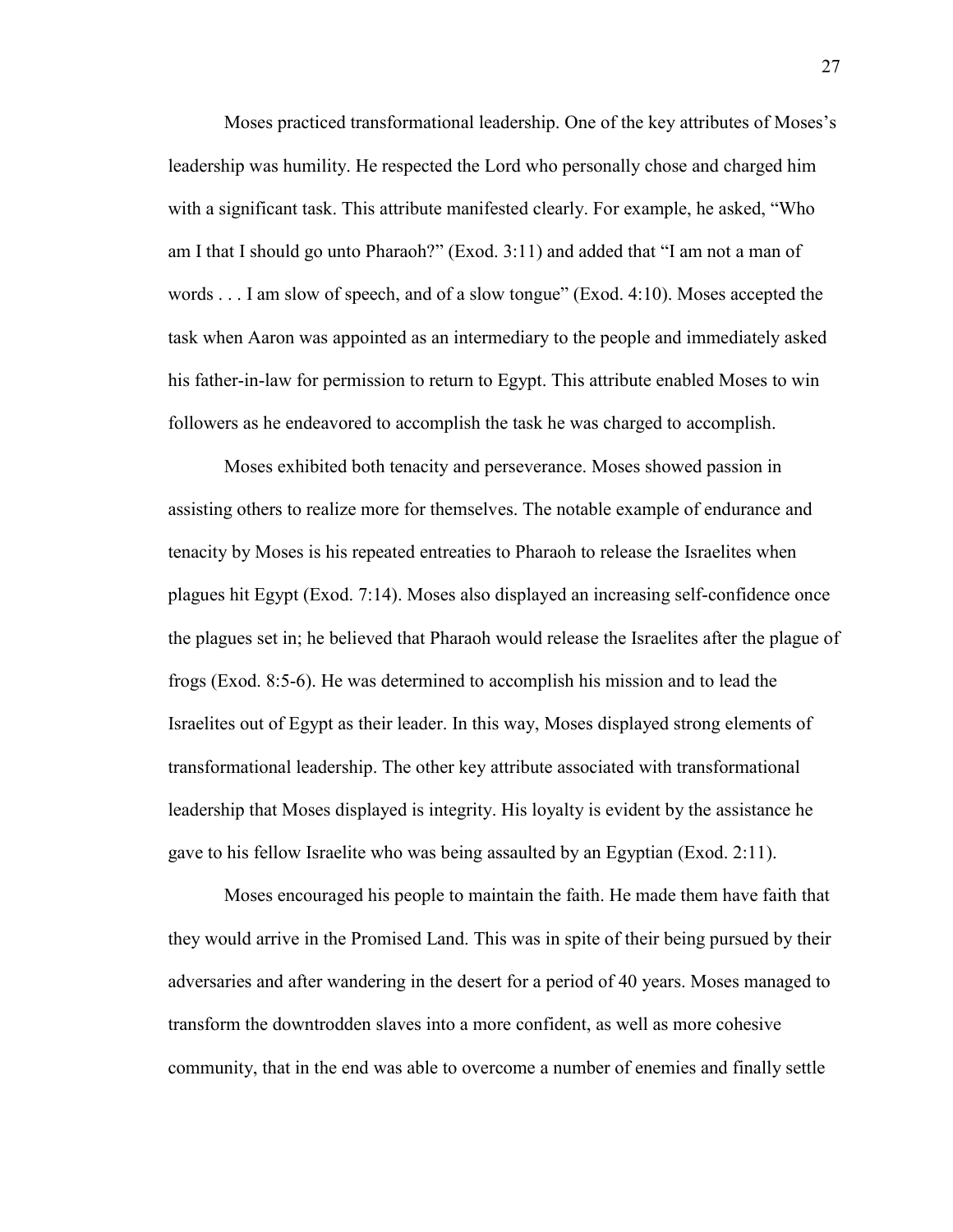Moses practiced transformational leadership. One of the key attributes of Moses's leadership was humility. He respected the Lord who personally chose and charged him with a significant task. This attribute manifested clearly. For example, he asked, "Who am I that I should go unto Pharaoh?" (Exod. 3:11) and added that "I am not a man of words . . . I am slow of speech, and of a slow tongue" (Exod. 4:10). Moses accepted the task when Aaron was appointed as an intermediary to the people and immediately asked his father-in-law for permission to return to Egypt. This attribute enabled Moses to win followers as he endeavored to accomplish the task he was charged to accomplish.

Moses exhibited both tenacity and perseverance. Moses showed passion in assisting others to realize more for themselves. The notable example of endurance and tenacity by Moses is his repeated entreaties to Pharaoh to release the Israelites when plagues hit Egypt (Exod. 7:14). Moses also displayed an increasing self-confidence once the plagues set in; he believed that Pharaoh would release the Israelites after the plague of frogs (Exod. 8:5-6). He was determined to accomplish his mission and to lead the Israelites out of Egypt as their leader. In this way, Moses displayed strong elements of transformational leadership. The other key attribute associated with transformational leadership that Moses displayed is integrity. His loyalty is evident by the assistance he gave to his fellow Israelite who was being assaulted by an Egyptian (Exod. 2:11).

Moses encouraged his people to maintain the faith. He made them have faith that they would arrive in the Promised Land. This was in spite of their being pursued by their adversaries and after wandering in the desert for a period of 40 years. Moses managed to transform the downtrodden slaves into a more confident, as well as more cohesive community, that in the end was able to overcome a number of enemies and finally settle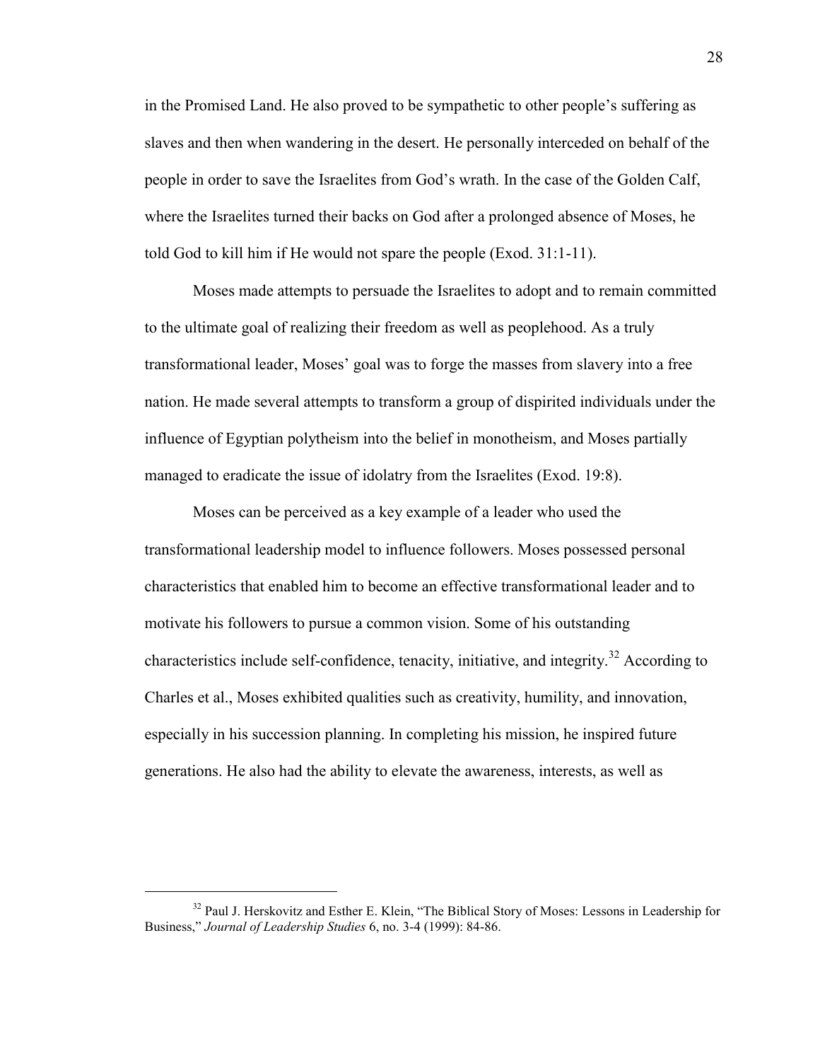in the Promised Land. He also proved to be sympathetic to other people's suffering as slaves and then when wandering in the desert. He personally interceded on behalf of the people in order to save the Israelites from God's wrath. In the case of the Golden Calf, where the Israelites turned their backs on God after a prolonged absence of Moses, he told God to kill him if He would not spare the people (Exod. 31:1-11).

Moses made attempts to persuade the Israelites to adopt and to remain committed to the ultimate goal of realizing their freedom as well as peoplehood. As a truly transformational leader, Moses' goal was to forge the masses from slavery into a free nation. He made several attempts to transform a group of dispirited individuals under the influence of Egyptian polytheism into the belief in monotheism, and Moses partially managed to eradicate the issue of idolatry from the Israelites (Exod. 19:8).

Moses can be perceived as a key example of a leader who used the transformational leadership model to influence followers. Moses possessed personal characteristics that enabled him to become an effective transformational leader and to motivate his followers to pursue a common vision. Some of his outstanding characteristics include self-confidence, tenacity, initiative, and integrity.[32] According to Charles et al., Moses exhibited qualities such as creativity, humility, and innovation, especially in his succession planning. In completing his mission, he inspired future generations. He also had the ability to elevate the awareness, interests, as well as

---

[32] Paul J. Herskovitz and Esther E. Klein, "The Biblical Story of Moses: Lessons in Leadership for Business," *Journal of Leadership Studies* 6, no. 3-4 (1999): 84-86.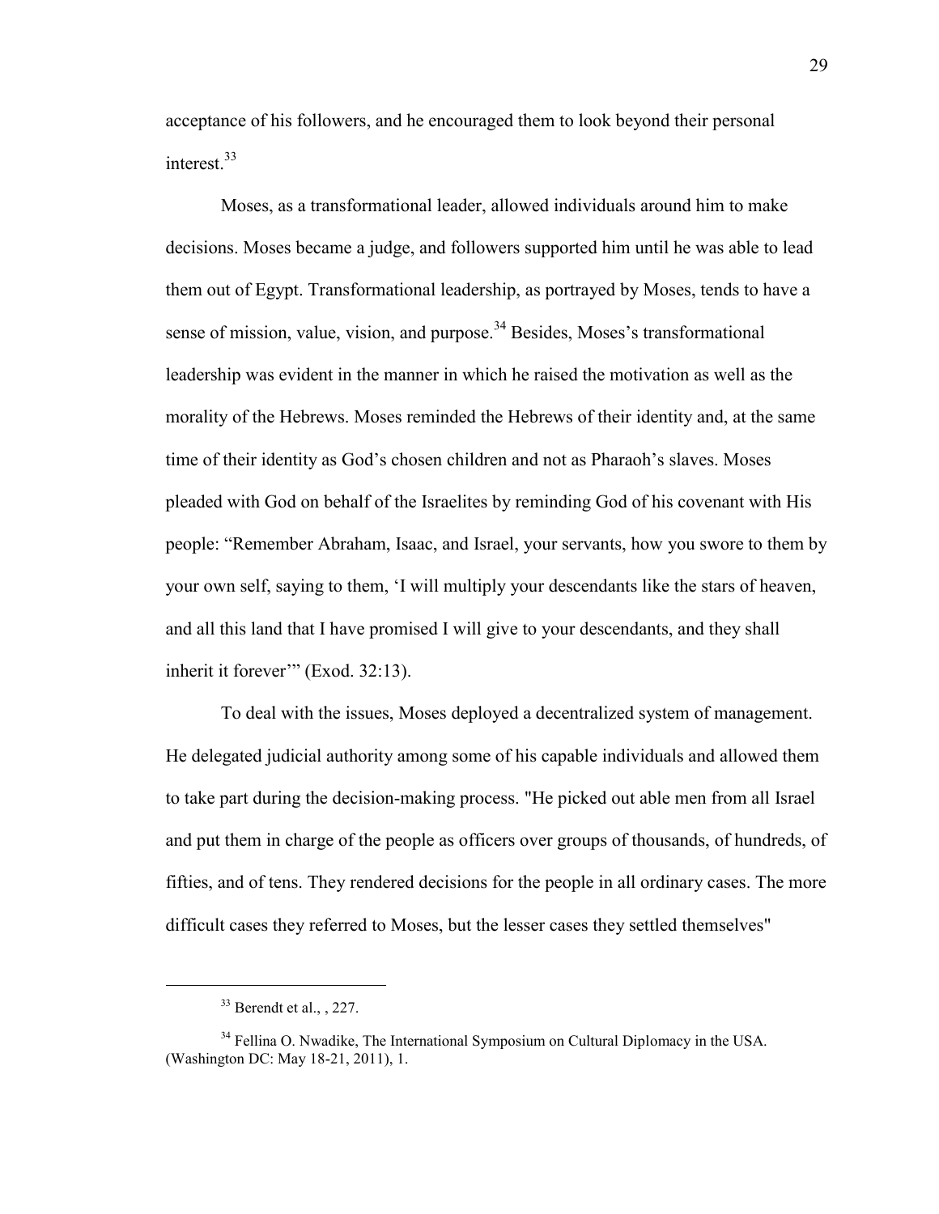acceptance of his followers, and he encouraged them to look beyond their personal interest.[33]

Moses, as a transformational leader, allowed individuals around him to make decisions. Moses became a judge, and followers supported him until he was able to lead them out of Egypt. Transformational leadership, as portrayed by Moses, tends to have a sense of mission, value, vision, and purpose.[34] Besides, Moses's transformational leadership was evident in the manner in which he raised the motivation as well as the morality of the Hebrews. Moses reminded the Hebrews of their identity and, at the same time of their identity as God's chosen children and not as Pharaoh's slaves. Moses pleaded with God on behalf of the Israelites by reminding God of his covenant with His people: "Remember Abraham, Isaac, and Israel, your servants, how you swore to them by your own self, saying to them, 'I will multiply your descendants like the stars of heaven, and all this land that I have promised I will give to your descendants, and they shall inherit it forever'" (Exod. 32:13).

To deal with the issues, Moses deployed a decentralized system of management. He delegated judicial authority among some of his capable individuals and allowed them to take part during the decision-making process. "He picked out able men from all Israel and put them in charge of the people as officers over groups of thousands, of hundreds, of fifties, and of tens. They rendered decisions for the people in all ordinary cases. The more difficult cases they referred to Moses, but the lesser cases they settled themselves"

---

[33] Berendt et al., , 227.

[34] Fellina O. Nwadike, The International Symposium on Cultural Diplomacy in the USA. (Washington DC: May 18-21, 2011), 1.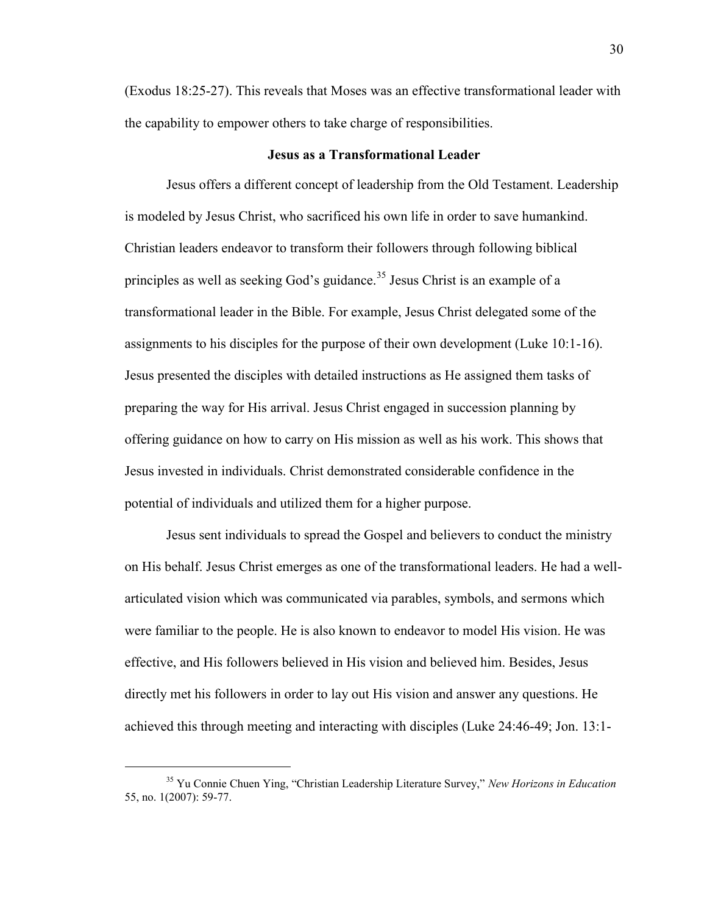(Exodus 18:25-27). This reveals that Moses was an effective transformational leader with the capability to empower others to take charge of responsibilities.

### Jesus as a Transformational Leader

Jesus offers a different concept of leadership from the Old Testament. Leadership is modeled by Jesus Christ, who sacrificed his own life in order to save humankind. Christian leaders endeavor to transform their followers through following biblical principles as well as seeking God's guidance.[35] Jesus Christ is an example of a transformational leader in the Bible. For example, Jesus Christ delegated some of the assignments to his disciples for the purpose of their own development (Luke 10:1-16). Jesus presented the disciples with detailed instructions as He assigned them tasks of preparing the way for His arrival. Jesus Christ engaged in succession planning by offering guidance on how to carry on His mission as well as his work. This shows that Jesus invested in individuals. Christ demonstrated considerable confidence in the potential of individuals and utilized them for a higher purpose.

Jesus sent individuals to spread the Gospel and believers to conduct the ministry on His behalf. Jesus Christ emerges as one of the transformational leaders. He had a well-articulated vision which was communicated via parables, symbols, and sermons which were familiar to the people. He is also known to endeavor to model His vision. He was effective, and His followers believed in His vision and believed him. Besides, Jesus directly met his followers in order to lay out His vision and answer any questions. He achieved this through meeting and interacting with disciples (Luke 24:46-49; Jon. 13:1-

---

[35] Yu Connie Chuen Ying, "Christian Leadership Literature Survey," *New Horizons in Education* 55, no. 1(2007): 59-77.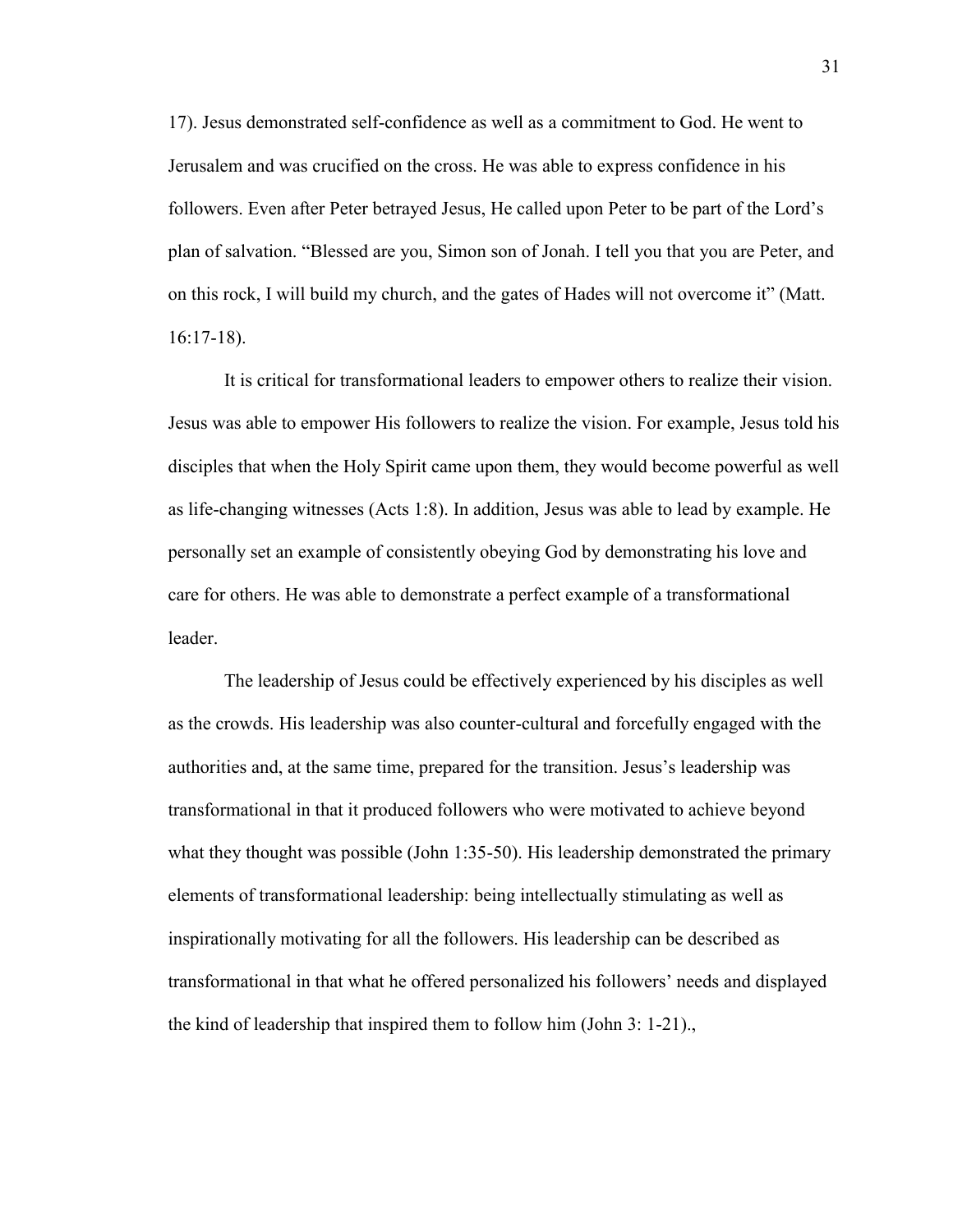17). Jesus demonstrated self-confidence as well as a commitment to God. He went to Jerusalem and was crucified on the cross. He was able to express confidence in his followers. Even after Peter betrayed Jesus, He called upon Peter to be part of the Lord's plan of salvation. "Blessed are you, Simon son of Jonah. I tell you that you are Peter, and on this rock, I will build my church, and the gates of Hades will not overcome it" (Matt. 16:17-18).

It is critical for transformational leaders to empower others to realize their vision. Jesus was able to empower His followers to realize the vision. For example, Jesus told his disciples that when the Holy Spirit came upon them, they would become powerful as well as life-changing witnesses (Acts 1:8). In addition, Jesus was able to lead by example. He personally set an example of consistently obeying God by demonstrating his love and care for others. He was able to demonstrate a perfect example of a transformational leader.

The leadership of Jesus could be effectively experienced by his disciples as well as the crowds. His leadership was also counter-cultural and forcefully engaged with the authorities and, at the same time, prepared for the transition. Jesus's leadership was transformational in that it produced followers who were motivated to achieve beyond what they thought was possible (John 1:35-50). His leadership demonstrated the primary elements of transformational leadership: being intellectually stimulating as well as inspirationally motivating for all the followers. His leadership can be described as transformational in that what he offered personalized his followers' needs and displayed the kind of leadership that inspired them to follow him (John 3: 1-21).,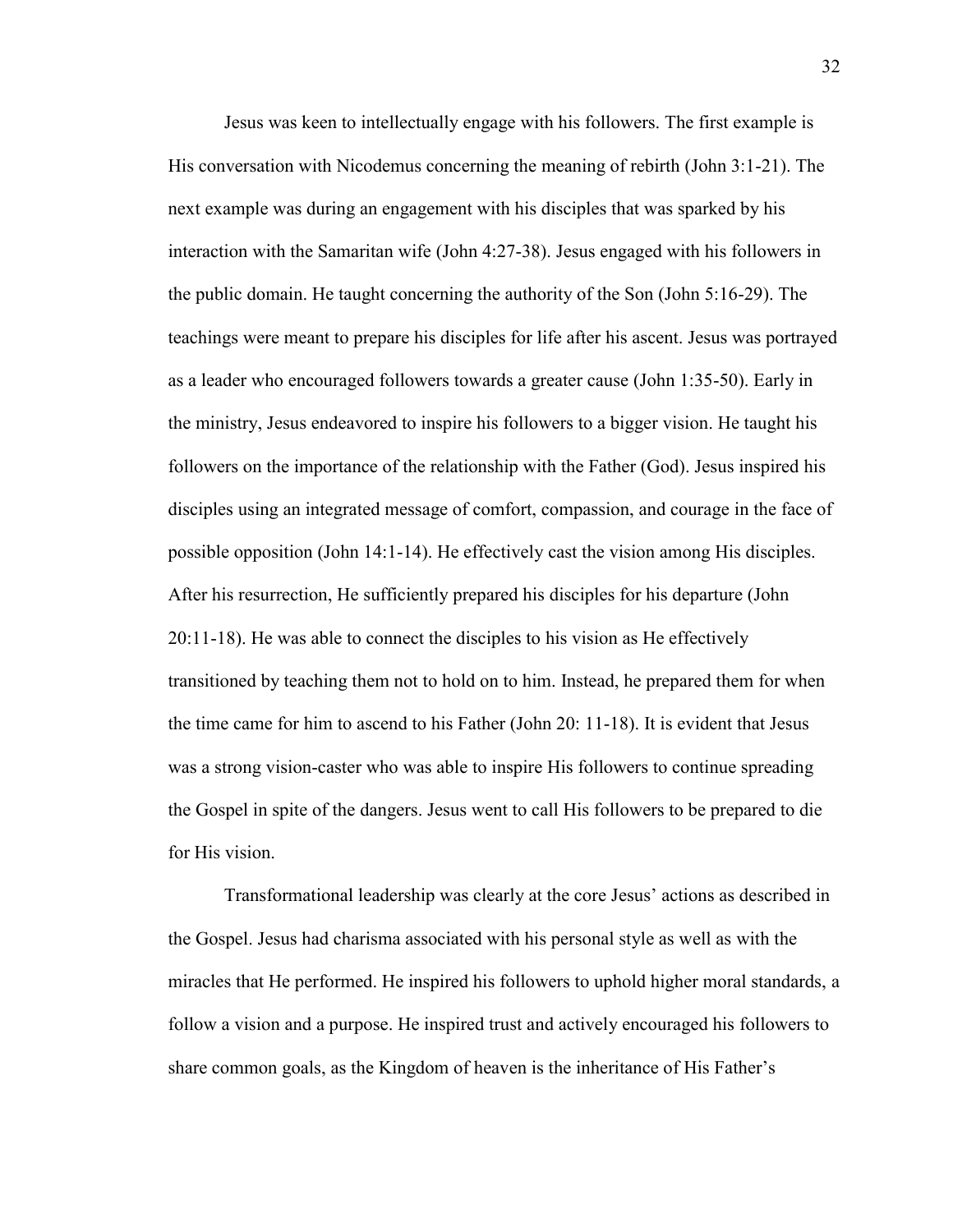Jesus was keen to intellectually engage with his followers. The first example is His conversation with Nicodemus concerning the meaning of rebirth (John 3:1-21). The next example was during an engagement with his disciples that was sparked by his interaction with the Samaritan wife (John 4:27-38). Jesus engaged with his followers in the public domain. He taught concerning the authority of the Son (John 5:16-29). The teachings were meant to prepare his disciples for life after his ascent. Jesus was portrayed as a leader who encouraged followers towards a greater cause (John 1:35-50). Early in the ministry, Jesus endeavored to inspire his followers to a bigger vision. He taught his followers on the importance of the relationship with the Father (God). Jesus inspired his disciples using an integrated message of comfort, compassion, and courage in the face of possible opposition (John 14:1-14). He effectively cast the vision among His disciples. After his resurrection, He sufficiently prepared his disciples for his departure (John 20:11-18). He was able to connect the disciples to his vision as He effectively transitioned by teaching them not to hold on to him. Instead, he prepared them for when the time came for him to ascend to his Father (John 20: 11-18). It is evident that Jesus was a strong vision-caster who was able to inspire His followers to continue spreading the Gospel in spite of the dangers. Jesus went to call His followers to be prepared to die for His vision.

Transformational leadership was clearly at the core Jesus' actions as described in the Gospel. Jesus had charisma associated with his personal style as well as with the miracles that He performed. He inspired his followers to uphold higher moral standards, a follow a vision and a purpose. He inspired trust and actively encouraged his followers to share common goals, as the Kingdom of heaven is the inheritance of His Father's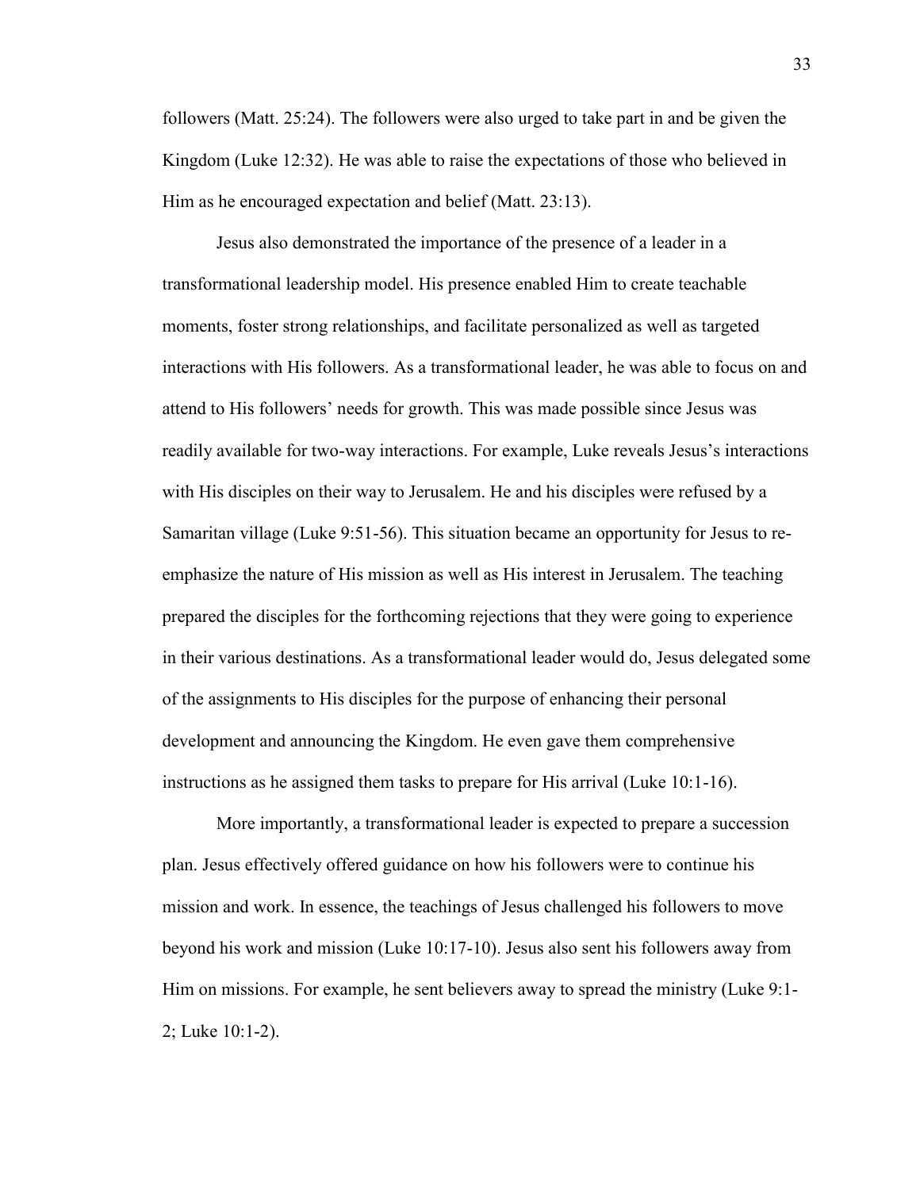followers (Matt. 25:24). The followers were also urged to take part in and be given the Kingdom (Luke 12:32). He was able to raise the expectations of those who believed in Him as he encouraged expectation and belief (Matt. 23:13).

Jesus also demonstrated the importance of the presence of a leader in a transformational leadership model. His presence enabled Him to create teachable moments, foster strong relationships, and facilitate personalized as well as targeted interactions with His followers. As a transformational leader, he was able to focus on and attend to His followers' needs for growth. This was made possible since Jesus was readily available for two-way interactions. For example, Luke reveals Jesus's interactions with His disciples on their way to Jerusalem. He and his disciples were refused by a Samaritan village (Luke 9:51-56). This situation became an opportunity for Jesus to re-emphasize the nature of His mission as well as His interest in Jerusalem. The teaching prepared the disciples for the forthcoming rejections that they were going to experience in their various destinations. As a transformational leader would do, Jesus delegated some of the assignments to His disciples for the purpose of enhancing their personal development and announcing the Kingdom. He even gave them comprehensive instructions as he assigned them tasks to prepare for His arrival (Luke 10:1-16).

More importantly, a transformational leader is expected to prepare a succession plan. Jesus effectively offered guidance on how his followers were to continue his mission and work. In essence, the teachings of Jesus challenged his followers to move beyond his work and mission (Luke 10:17-10). Jesus also sent his followers away from Him on missions. For example, he sent believers away to spread the ministry (Luke 9:1-2; Luke 10:1-2).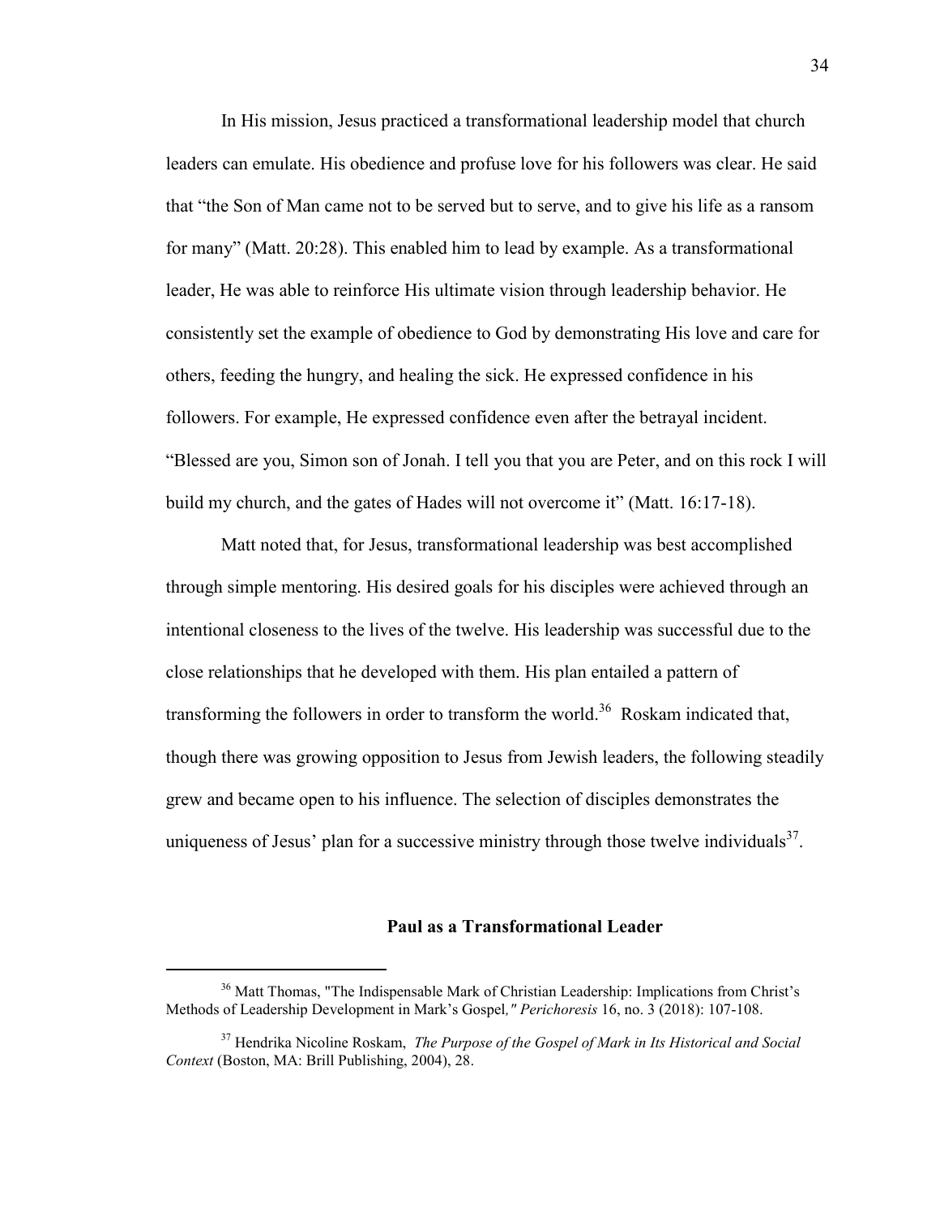In His mission, Jesus practiced a transformational leadership model that church leaders can emulate. His obedience and profuse love for his followers was clear. He said that "the Son of Man came not to be served but to serve, and to give his life as a ransom for many" (Matt. 20:28). This enabled him to lead by example. As a transformational leader, He was able to reinforce His ultimate vision through leadership behavior. He consistently set the example of obedience to God by demonstrating His love and care for others, feeding the hungry, and healing the sick. He expressed confidence in his followers. For example, He expressed confidence even after the betrayal incident. "Blessed are you, Simon son of Jonah. I tell you that you are Peter, and on this rock I will build my church, and the gates of Hades will not overcome it" (Matt. 16:17-18).

Matt noted that, for Jesus, transformational leadership was best accomplished through simple mentoring. His desired goals for his disciples were achieved through an intentional closeness to the lives of the twelve. His leadership was successful due to the close relationships that he developed with them. His plan entailed a pattern of transforming the followers in order to transform the world.[36] Roskam indicated that, though there was growing opposition to Jesus from Jewish leaders, the following steadily grew and became open to his influence. The selection of disciples demonstrates the uniqueness of Jesus' plan for a successive ministry through those twelve individuals[37].

### Paul as a Transformational Leader

---

[36] Matt Thomas, "The Indispensable Mark of Christian Leadership: Implications from Christ's Methods of Leadership Development in Mark's Gospel*," Perichoresis* 16, no. 3 (2018): 107-108.

[37] Hendrika Nicoline Roskam, *The Purpose of the Gospel of Mark in Its Historical and Social Context* (Boston, MA: Brill Publishing, 2004), 28.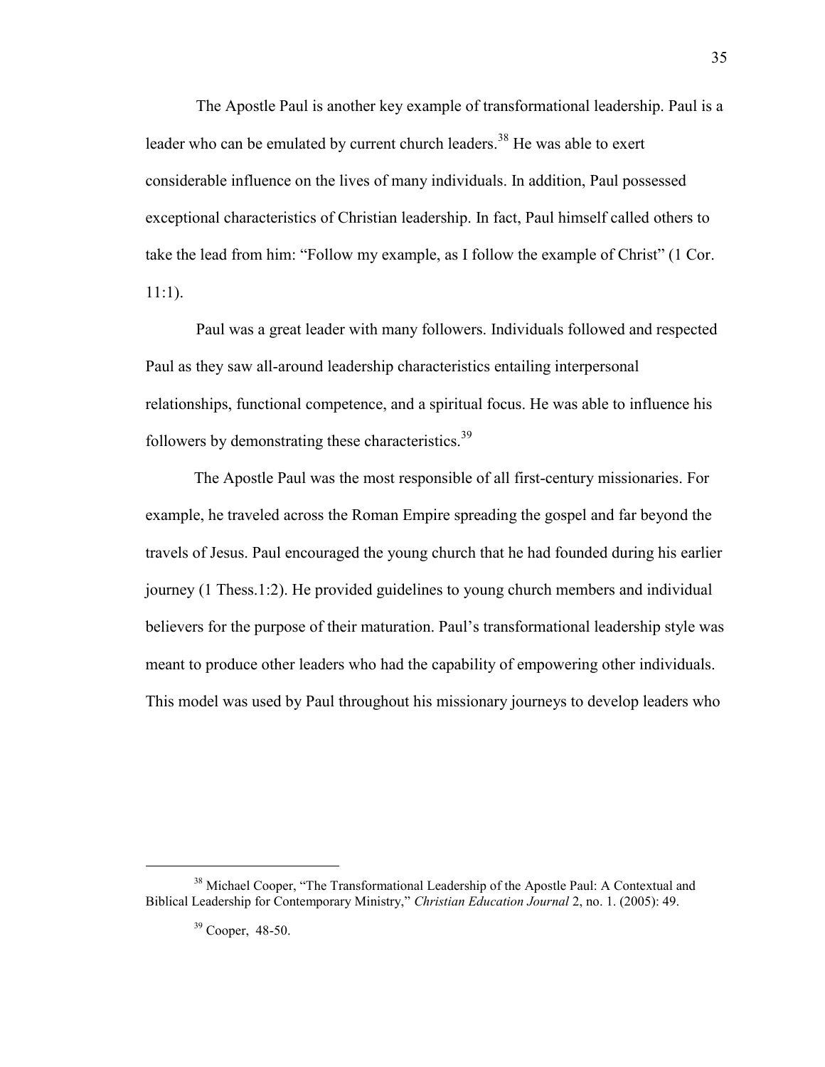The Apostle Paul is another key example of transformational leadership. Paul is a leader who can be emulated by current church leaders.[38] He was able to exert considerable influence on the lives of many individuals. In addition, Paul possessed exceptional characteristics of Christian leadership. In fact, Paul himself called others to take the lead from him: "Follow my example, as I follow the example of Christ" (1 Cor. 11:1).

Paul was a great leader with many followers. Individuals followed and respected Paul as they saw all-around leadership characteristics entailing interpersonal relationships, functional competence, and a spiritual focus. He was able to influence his followers by demonstrating these characteristics.[39]

The Apostle Paul was the most responsible of all first-century missionaries. For example, he traveled across the Roman Empire spreading the gospel and far beyond the travels of Jesus. Paul encouraged the young church that he had founded during his earlier journey (1 Thess.1:2). He provided guidelines to young church members and individual believers for the purpose of their maturation. Paul's transformational leadership style was meant to produce other leaders who had the capability of empowering other individuals. This model was used by Paul throughout his missionary journeys to develop leaders who

---

[38] Michael Cooper, "The Transformational Leadership of the Apostle Paul: A Contextual and Biblical Leadership for Contemporary Ministry," *Christian Education Journal* 2, no. 1. (2005): 49.

[39] Cooper, 48-50.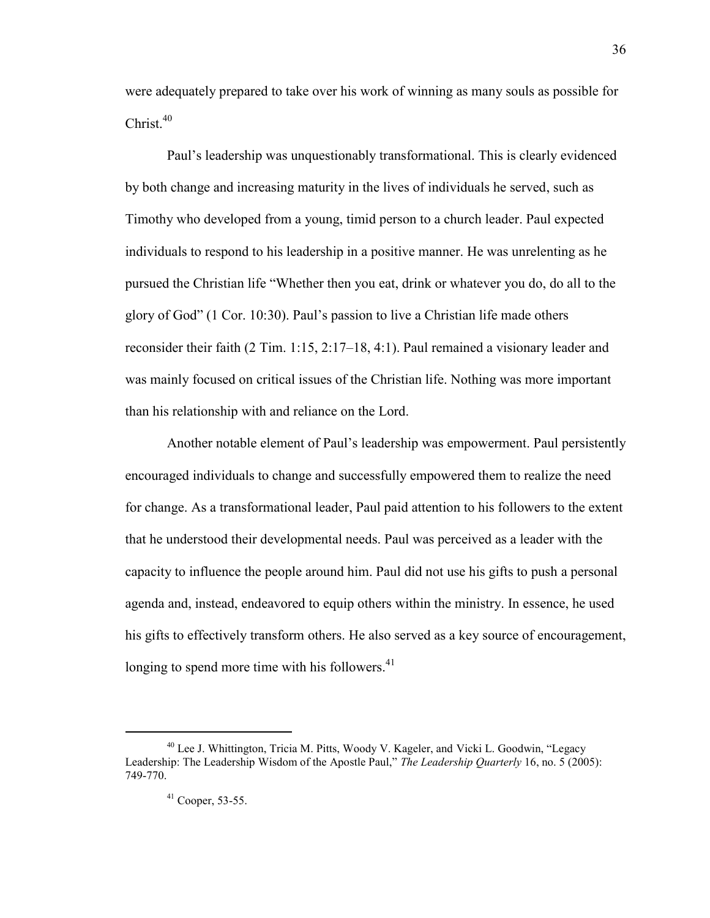were adequately prepared to take over his work of winning as many souls as possible for Christ.[40]

Paul's leadership was unquestionably transformational. This is clearly evidenced by both change and increasing maturity in the lives of individuals he served, such as Timothy who developed from a young, timid person to a church leader. Paul expected individuals to respond to his leadership in a positive manner. He was unrelenting as he pursued the Christian life "Whether then you eat, drink or whatever you do, do all to the glory of God" (1 Cor. 10:30). Paul's passion to live a Christian life made others reconsider their faith (2 Tim. 1:15, 2:17–18, 4:1). Paul remained a visionary leader and was mainly focused on critical issues of the Christian life. Nothing was more important than his relationship with and reliance on the Lord.

Another notable element of Paul's leadership was empowerment. Paul persistently encouraged individuals to change and successfully empowered them to realize the need for change. As a transformational leader, Paul paid attention to his followers to the extent that he understood their developmental needs. Paul was perceived as a leader with the capacity to influence the people around him. Paul did not use his gifts to push a personal agenda and, instead, endeavored to equip others within the ministry. In essence, he used his gifts to effectively transform others. He also served as a key source of encouragement, longing to spend more time with his followers.[41]

---

[40] Lee J. Whittington, Tricia M. Pitts, Woody V. Kageler, and Vicki L. Goodwin, "Legacy Leadership: The Leadership Wisdom of the Apostle Paul," *The Leadership Quarterly* 16, no. 5 (2005): 749-770.

[41] Cooper, 53-55.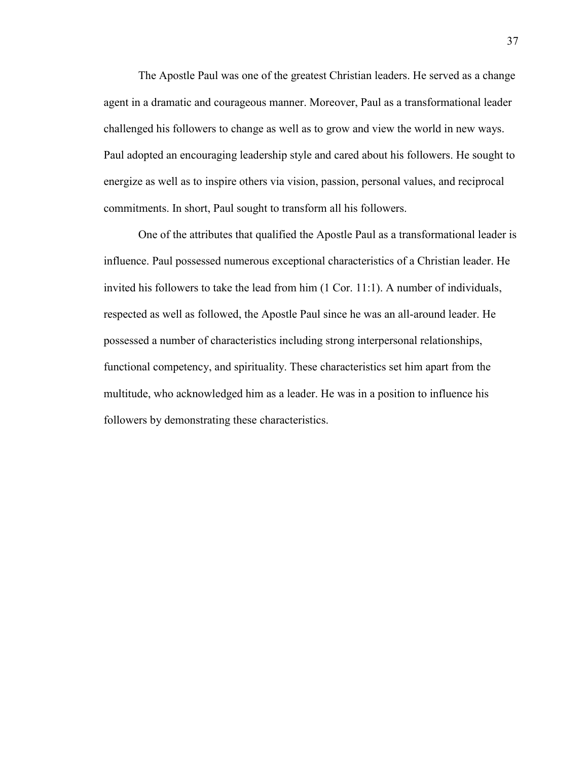The Apostle Paul was one of the greatest Christian leaders. He served as a change agent in a dramatic and courageous manner. Moreover, Paul as a transformational leader challenged his followers to change as well as to grow and view the world in new ways. Paul adopted an encouraging leadership style and cared about his followers. He sought to energize as well as to inspire others via vision, passion, personal values, and reciprocal commitments. In short, Paul sought to transform all his followers.

One of the attributes that qualified the Apostle Paul as a transformational leader is influence. Paul possessed numerous exceptional characteristics of a Christian leader. He invited his followers to take the lead from him (1 Cor. 11:1). A number of individuals, respected as well as followed, the Apostle Paul since he was an all-around leader. He possessed a number of characteristics including strong interpersonal relationships, functional competency, and spirituality. These characteristics set him apart from the multitude, who acknowledged him as a leader. He was in a position to influence his followers by demonstrating these characteristics.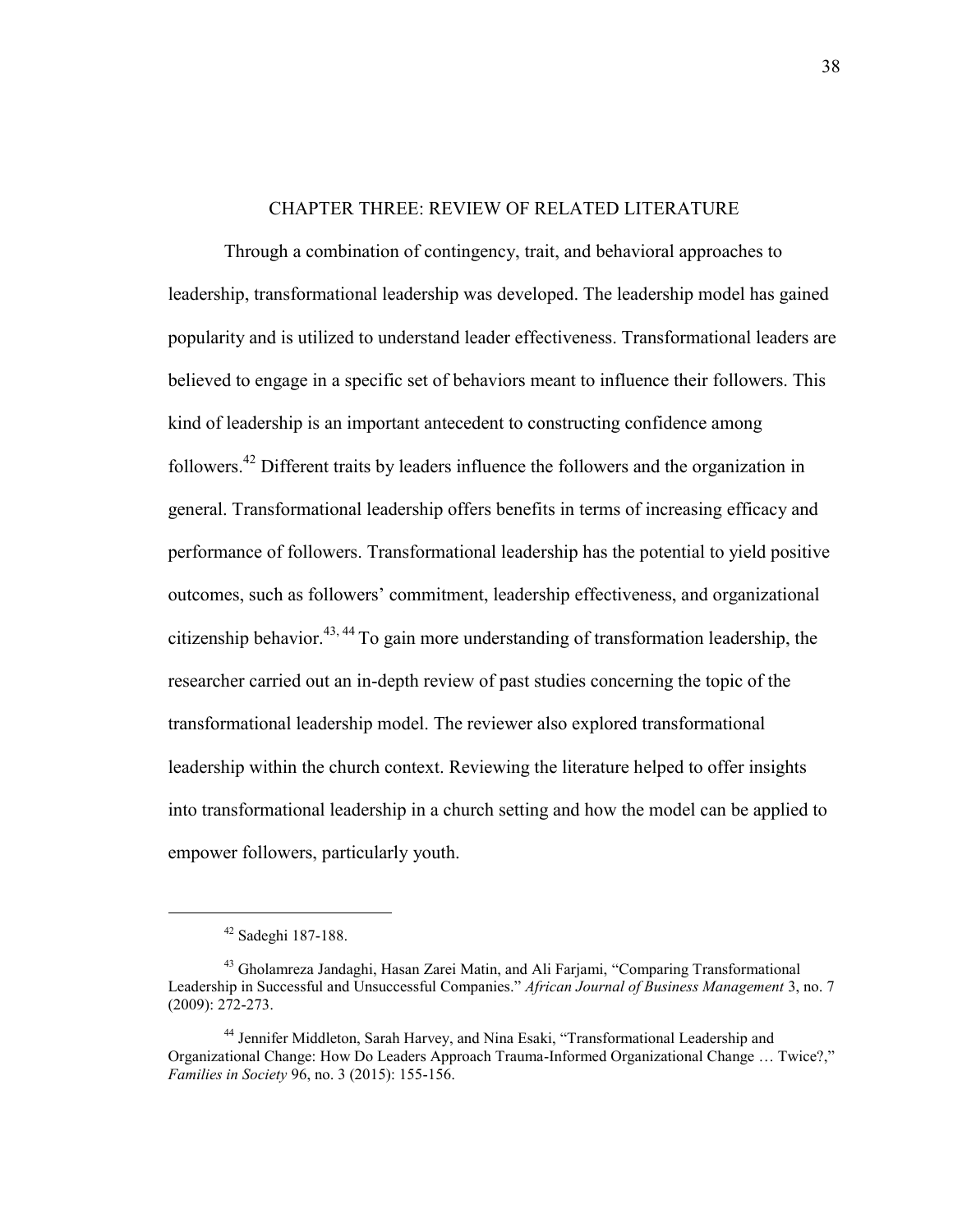# CHAPTER THREE: REVIEW OF RELATED LITERATURE

Through a combination of contingency, trait, and behavioral approaches to leadership, transformational leadership was developed. The leadership model has gained popularity and is utilized to understand leader effectiveness. Transformational leaders are believed to engage in a specific set of behaviors meant to influence their followers. This kind of leadership is an important antecedent to constructing confidence among followers.[42] Different traits by leaders influence the followers and the organization in general. Transformational leadership offers benefits in terms of increasing efficacy and performance of followers. Transformational leadership has the potential to yield positive outcomes, such as followers' commitment, leadership effectiveness, and organizational citizenship behavior.[43, 44] To gain more understanding of transformation leadership, the researcher carried out an in-depth review of past studies concerning the topic of the transformational leadership model. The reviewer also explored transformational leadership within the church context. Reviewing the literature helped to offer insights into transformational leadership in a church setting and how the model can be applied to empower followers, particularly youth.

---

[42] Sadeghi 187-188.

[43] Gholamreza Jandaghi, Hasan Zarei Matin, and Ali Farjami, "Comparing Transformational Leadership in Successful and Unsuccessful Companies." *African Journal of Business Management* 3, no. 7 (2009): 272-273.

[44] Jennifer Middleton, Sarah Harvey, and Nina Esaki, "Transformational Leadership and Organizational Change: How Do Leaders Approach Trauma-Informed Organizational Change … Twice?," *Families in Society* 96, no. 3 (2015): 155-156.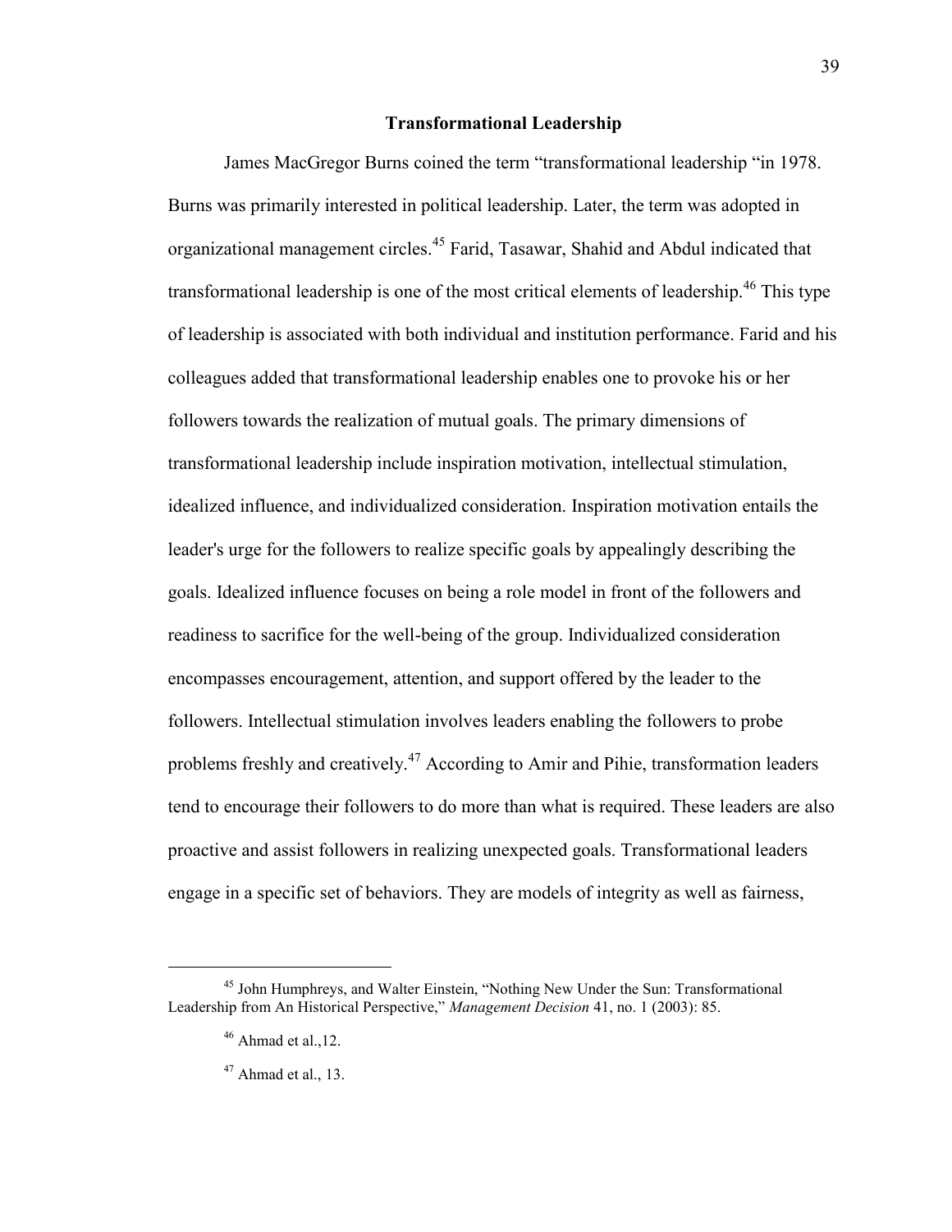## Transformational Leadership

James MacGregor Burns coined the term "transformational leadership "in 1978. Burns was primarily interested in political leadership. Later, the term was adopted in organizational management circles.[45] Farid, Tasawar, Shahid and Abdul indicated that transformational leadership is one of the most critical elements of leadership.[46] This type of leadership is associated with both individual and institution performance. Farid and his colleagues added that transformational leadership enables one to provoke his or her followers towards the realization of mutual goals. The primary dimensions of transformational leadership include inspiration motivation, intellectual stimulation, idealized influence, and individualized consideration. Inspiration motivation entails the leader's urge for the followers to realize specific goals by appealingly describing the goals. Idealized influence focuses on being a role model in front of the followers and readiness to sacrifice for the well-being of the group. Individualized consideration encompasses encouragement, attention, and support offered by the leader to the followers. Intellectual stimulation involves leaders enabling the followers to probe problems freshly and creatively.[47] According to Amir and Pihie, transformation leaders tend to encourage their followers to do more than what is required. These leaders are also proactive and assist followers in realizing unexpected goals. Transformational leaders engage in a specific set of behaviors. They are models of integrity as well as fairness,

---

[45] John Humphreys, and Walter Einstein, "Nothing New Under the Sun: Transformational Leadership from An Historical Perspective," *Management Decision* 41, no. 1 (2003): 85.

[46] Ahmad et al.,12.

[47] Ahmad et al., 13.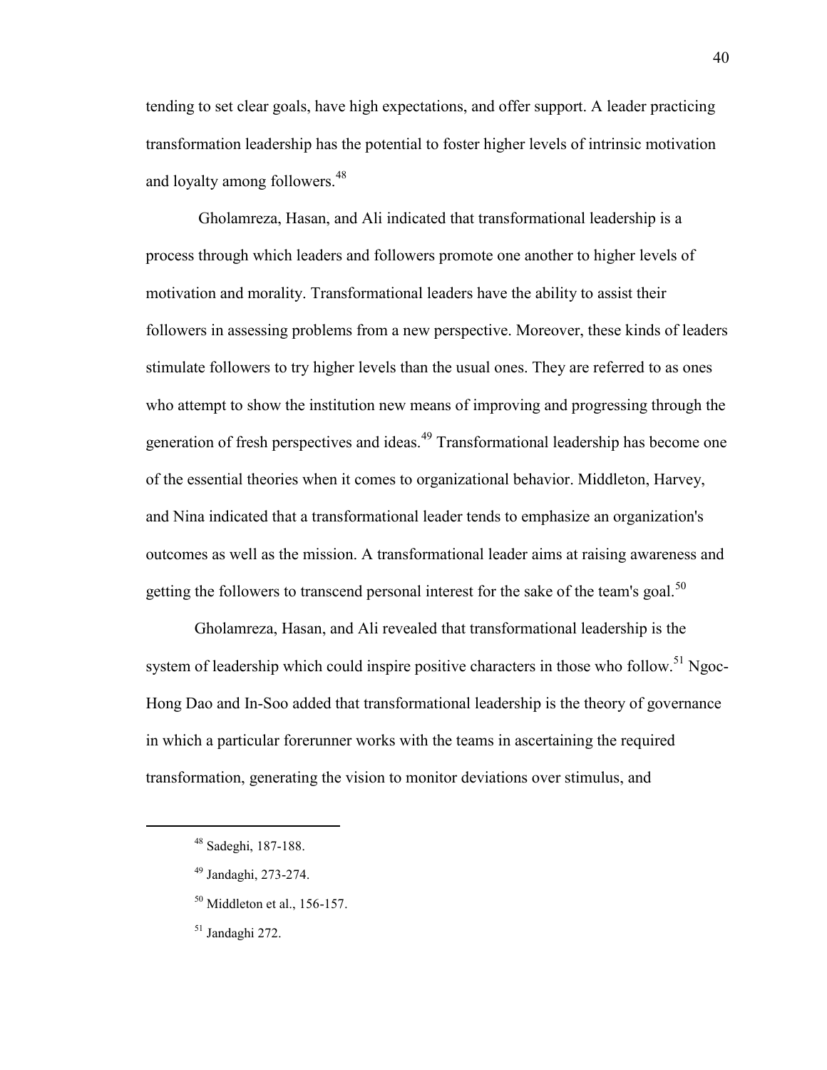tending to set clear goals, have high expectations, and offer support. A leader practicing transformation leadership has the potential to foster higher levels of intrinsic motivation and loyalty among followers.[48]

Gholamreza, Hasan, and Ali indicated that transformational leadership is a process through which leaders and followers promote one another to higher levels of motivation and morality. Transformational leaders have the ability to assist their followers in assessing problems from a new perspective. Moreover, these kinds of leaders stimulate followers to try higher levels than the usual ones. They are referred to as ones who attempt to show the institution new means of improving and progressing through the generation of fresh perspectives and ideas.[49] Transformational leadership has become one of the essential theories when it comes to organizational behavior. Middleton, Harvey, and Nina indicated that a transformational leader tends to emphasize an organization's outcomes as well as the mission. A transformational leader aims at raising awareness and getting the followers to transcend personal interest for the sake of the team's goal.[50]

Gholamreza, Hasan, and Ali revealed that transformational leadership is the system of leadership which could inspire positive characters in those who follow.[51] Ngoc-Hong Dao and In-Soo added that transformational leadership is the theory of governance in which a particular forerunner works with the teams in ascertaining the required transformation, generating the vision to monitor deviations over stimulus, and

---

[48] Sadeghi, 187-188.

[49] Jandaghi, 273-274.

[50] Middleton et al., 156-157.

[51] Jandaghi 272.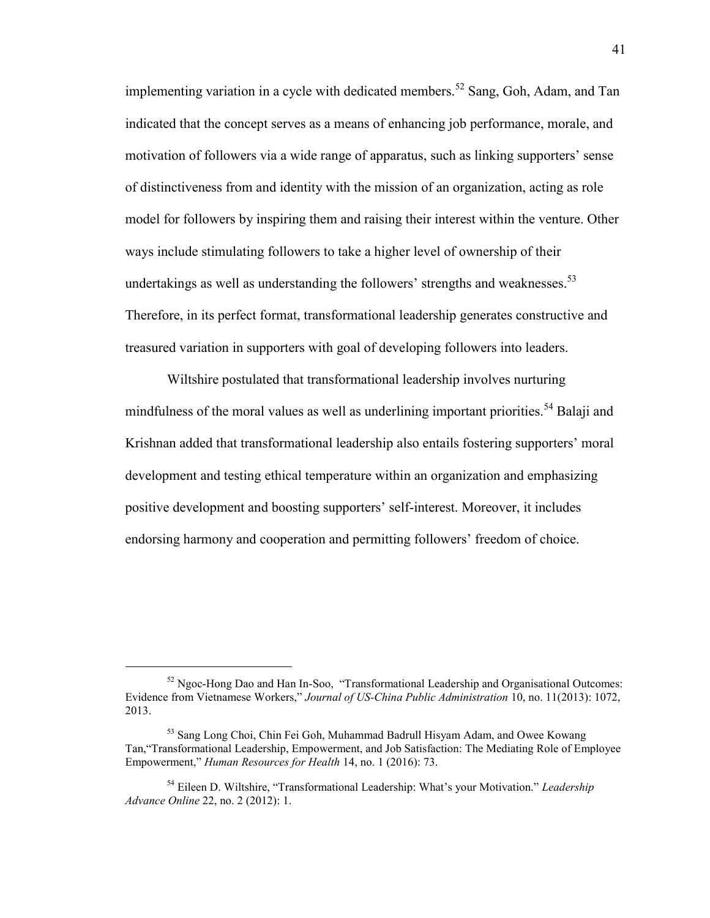implementing variation in a cycle with dedicated members.[52] Sang, Goh, Adam, and Tan indicated that the concept serves as a means of enhancing job performance, morale, and motivation of followers via a wide range of apparatus, such as linking supporters' sense of distinctiveness from and identity with the mission of an organization, acting as role model for followers by inspiring them and raising their interest within the venture. Other ways include stimulating followers to take a higher level of ownership of their undertakings as well as understanding the followers' strengths and weaknesses.[53] Therefore, in its perfect format, transformational leadership generates constructive and treasured variation in supporters with goal of developing followers into leaders.

Wiltshire postulated that transformational leadership involves nurturing mindfulness of the moral values as well as underlining important priorities.[54] Balaji and Krishnan added that transformational leadership also entails fostering supporters' moral development and testing ethical temperature within an organization and emphasizing positive development and boosting supporters' self-interest. Moreover, it includes endorsing harmony and cooperation and permitting followers' freedom of choice.

---

[52] Ngoc-Hong Dao and Han In-Soo, "Transformational Leadership and Organisational Outcomes: Evidence from Vietnamese Workers," *Journal of US-China Public Administration* 10, no. 11(2013): 1072, 2013.

[53] Sang Long Choi, Chin Fei Goh, Muhammad Badrull Hisyam Adam, and Owee Kowang Tan,"Transformational Leadership, Empowerment, and Job Satisfaction: The Mediating Role of Employee Empowerment," *Human Resources for Health* 14, no. 1 (2016): 73.

[54] Eileen D. Wiltshire, "Transformational Leadership: What's your Motivation." *Leadership Advance Online* 22, no. 2 (2012): 1.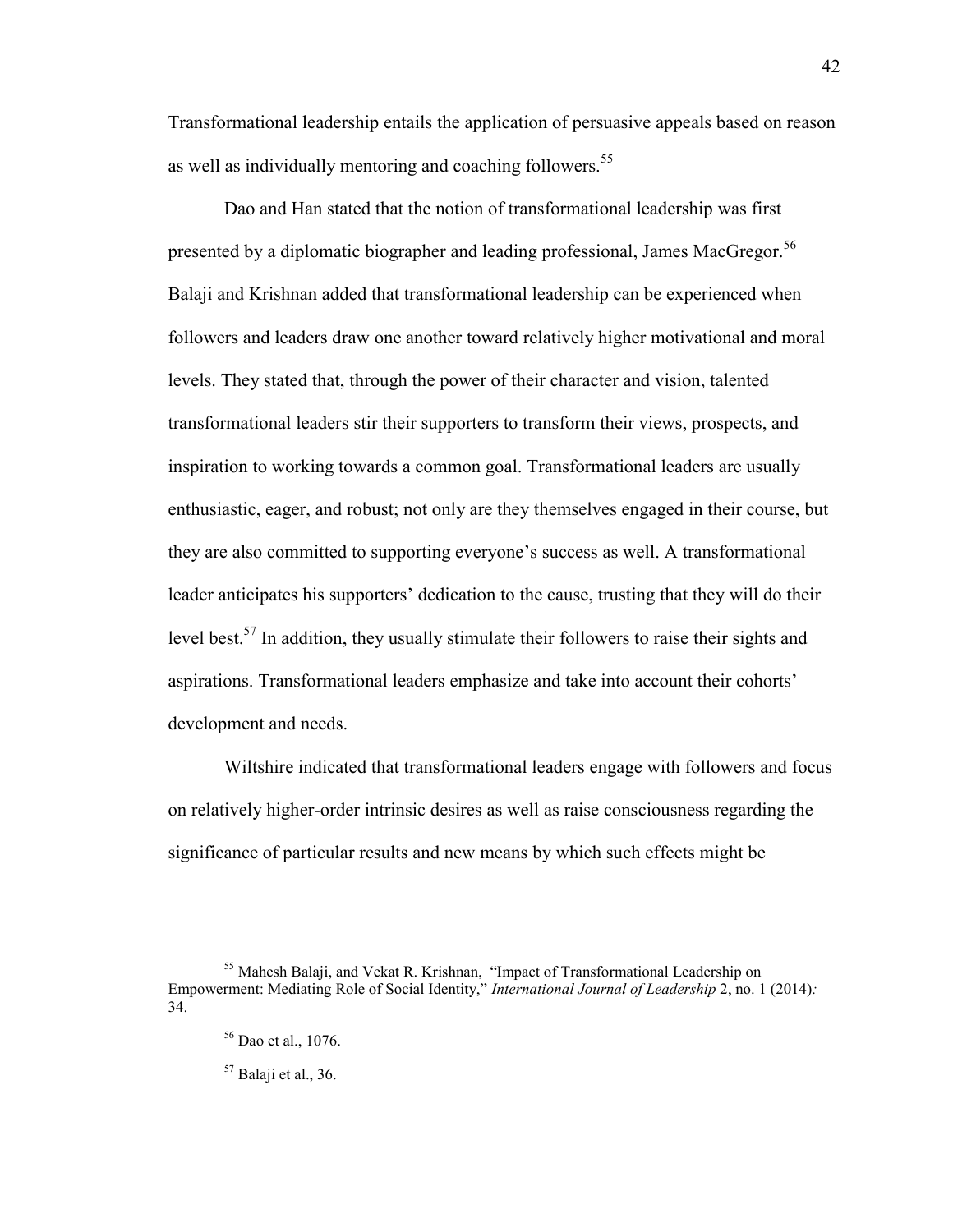Transformational leadership entails the application of persuasive appeals based on reason as well as individually mentoring and coaching followers.[55]

Dao and Han stated that the notion of transformational leadership was first presented by a diplomatic biographer and leading professional, James MacGregor.[56] Balaji and Krishnan added that transformational leadership can be experienced when followers and leaders draw one another toward relatively higher motivational and moral levels. They stated that, through the power of their character and vision, talented transformational leaders stir their supporters to transform their views, prospects, and inspiration to working towards a common goal. Transformational leaders are usually enthusiastic, eager, and robust; not only are they themselves engaged in their course, but they are also committed to supporting everyone's success as well. A transformational leader anticipates his supporters' dedication to the cause, trusting that they will do their level best.[57] In addition, they usually stimulate their followers to raise their sights and aspirations. Transformational leaders emphasize and take into account their cohorts' development and needs.

Wiltshire indicated that transformational leaders engage with followers and focus on relatively higher-order intrinsic desires as well as raise consciousness regarding the significance of particular results and new means by which such effects might be

---

[55] Mahesh Balaji, and Vekat R. Krishnan, "Impact of Transformational Leadership on Empowerment: Mediating Role of Social Identity," *International Journal of Leadership* 2, no. 1 (2014): 34.

[56] Dao et al., 1076.

[57] Balaji et al., 36.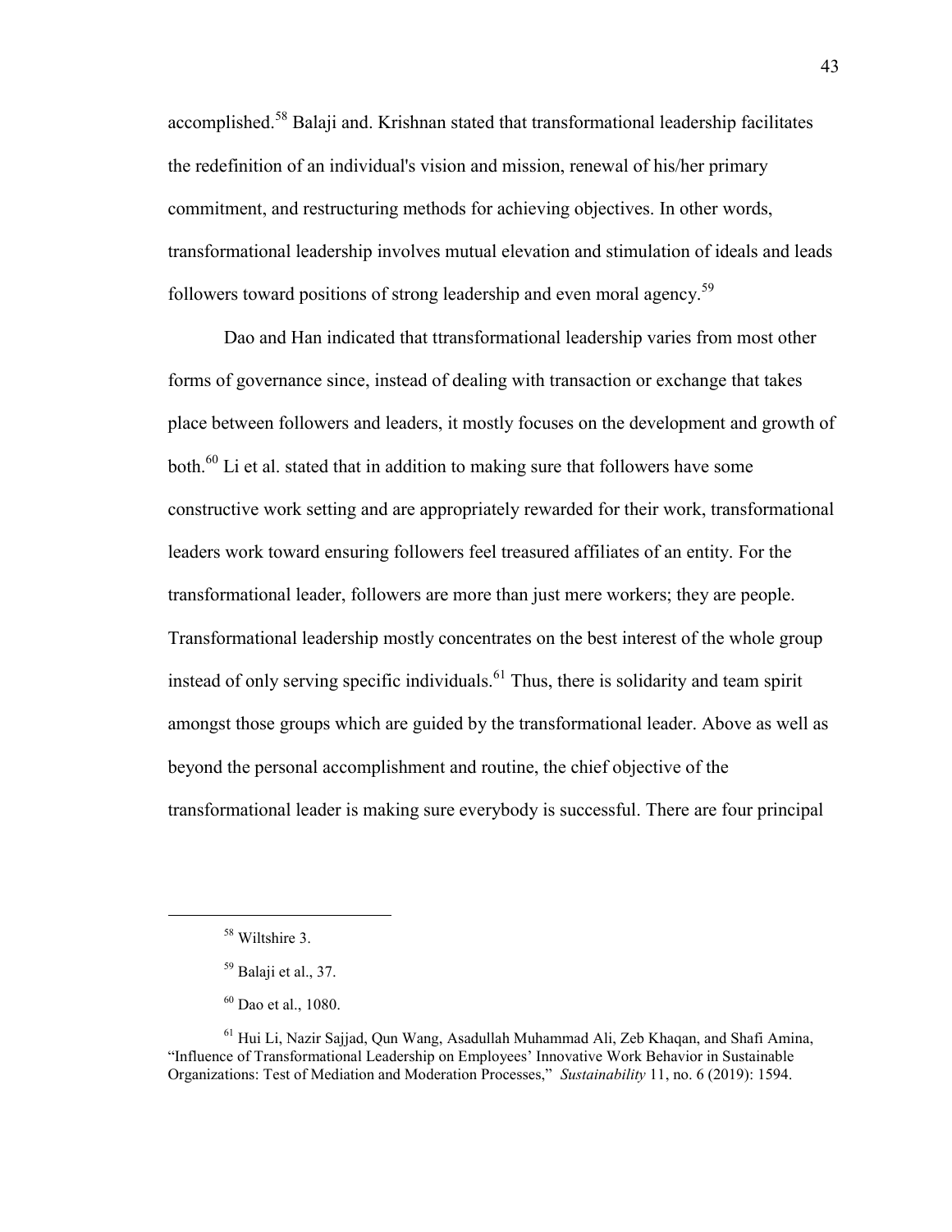accomplished.[58] Balaji and. Krishnan stated that transformational leadership facilitates the redefinition of an individual's vision and mission, renewal of his/her primary commitment, and restructuring methods for achieving objectives. In other words, transformational leadership involves mutual elevation and stimulation of ideals and leads followers toward positions of strong leadership and even moral agency.[59]

Dao and Han indicated that ttransformational leadership varies from most other forms of governance since, instead of dealing with transaction or exchange that takes place between followers and leaders, it mostly focuses on the development and growth of both.[60] Li et al. stated that in addition to making sure that followers have some constructive work setting and are appropriately rewarded for their work, transformational leaders work toward ensuring followers feel treasured affiliates of an entity. For the transformational leader, followers are more than just mere workers; they are people. Transformational leadership mostly concentrates on the best interest of the whole group instead of only serving specific individuals.[61] Thus, there is solidarity and team spirit amongst those groups which are guided by the transformational leader. Above as well as beyond the personal accomplishment and routine, the chief objective of the transformational leader is making sure everybody is successful. There are four principal

---

[58] Wiltshire 3.

[59] Balaji et al., 37.

[60] Dao et al., 1080.

[61] Hui Li, Nazir Sajjad, Qun Wang, Asadullah Muhammad Ali, Zeb Khaqan, and Shafi Amina, "Influence of Transformational Leadership on Employees' Innovative Work Behavior in Sustainable Organizations: Test of Mediation and Moderation Processes," *Sustainability* 11, no. 6 (2019): 1594.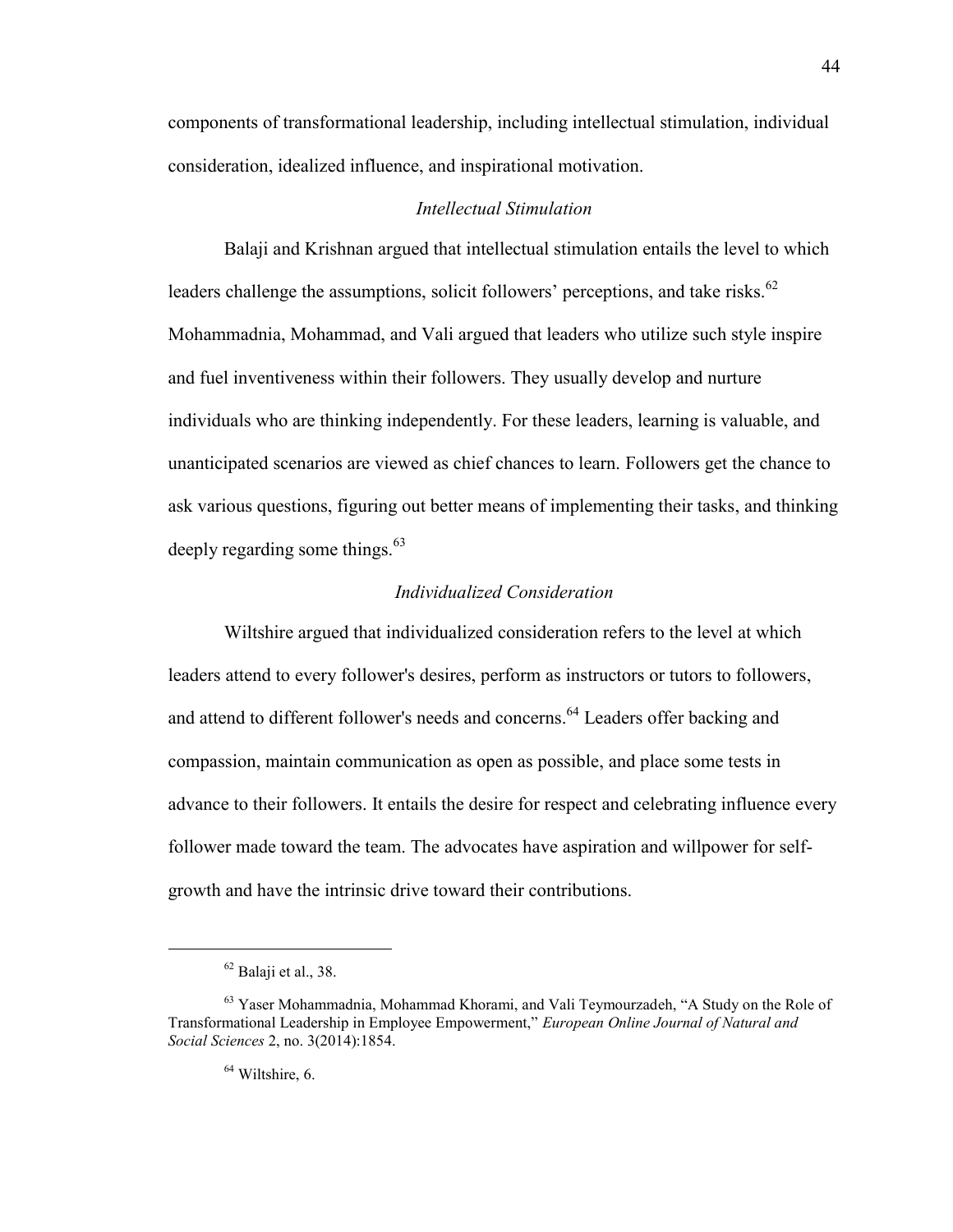components of transformational leadership, including intellectual stimulation, individual consideration, idealized influence, and inspirational motivation.

### *Intellectual Stimulation*

Balaji and Krishnan argued that intellectual stimulation entails the level to which leaders challenge the assumptions, solicit followers' perceptions, and take risks.[62] Mohammadnia, Mohammad, and Vali argued that leaders who utilize such style inspire and fuel inventiveness within their followers. They usually develop and nurture individuals who are thinking independently. For these leaders, learning is valuable, and unanticipated scenarios are viewed as chief chances to learn. Followers get the chance to ask various questions, figuring out better means of implementing their tasks, and thinking deeply regarding some things.[63]

### *Individualized Consideration*

Wiltshire argued that individualized consideration refers to the level at which leaders attend to every follower's desires, perform as instructors or tutors to followers, and attend to different follower's needs and concerns.[64] Leaders offer backing and compassion, maintain communication as open as possible, and place some tests in advance to their followers. It entails the desire for respect and celebrating influence every follower made toward the team. The advocates have aspiration and willpower for self-growth and have the intrinsic drive toward their contributions.

---

[62] Balaji et al., 38.

[63] Yaser Mohammadnia, Mohammad Khorami, and Vali Teymourzadeh, "A Study on the Role of Transformational Leadership in Employee Empowerment," *European Online Journal of Natural and Social Sciences* 2, no. 3(2014):1854.

[64] Wiltshire, 6.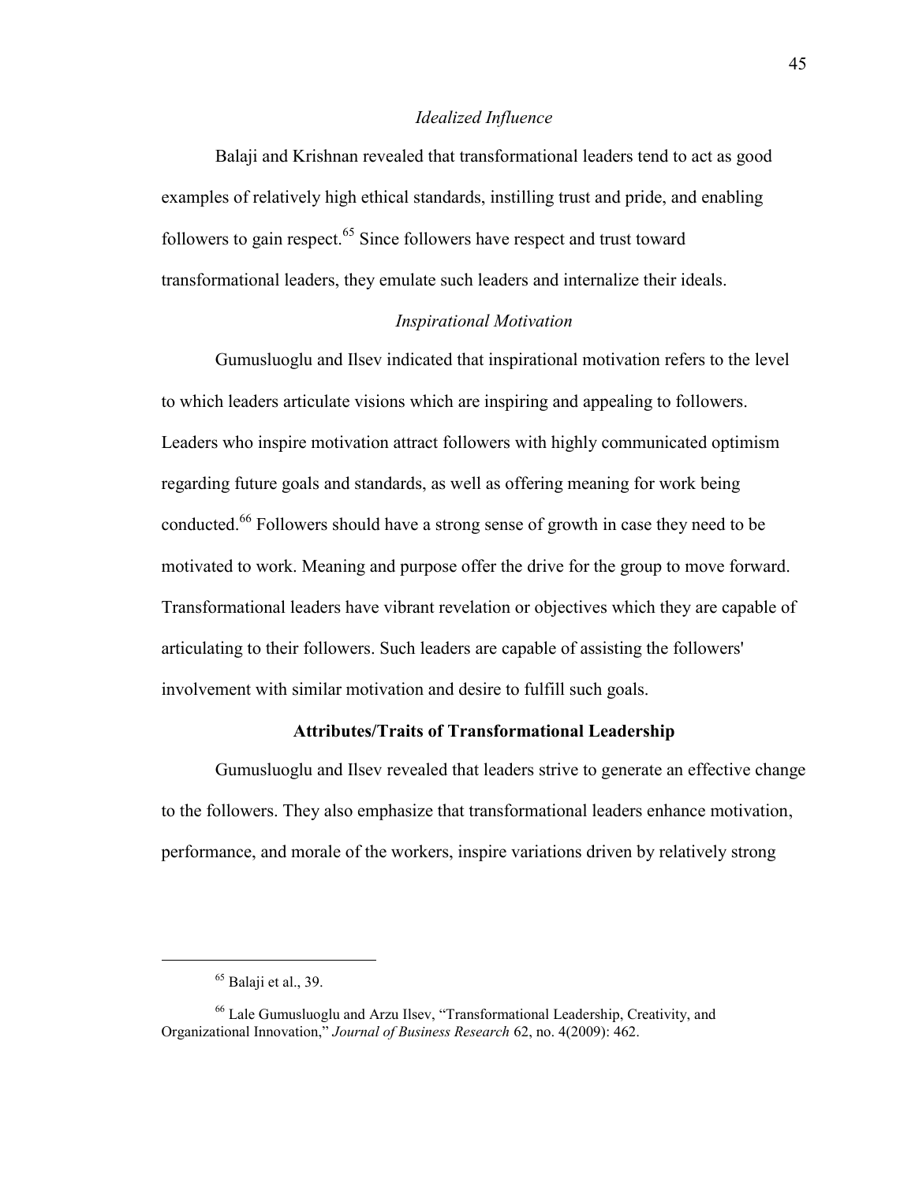### *Idealized Influence*

Balaji and Krishnan revealed that transformational leaders tend to act as good examples of relatively high ethical standards, instilling trust and pride, and enabling followers to gain respect.[65] Since followers have respect and trust toward transformational leaders, they emulate such leaders and internalize their ideals.

### *Inspirational Motivation*

Gumusluoglu and Ilsev indicated that inspirational motivation refers to the level to which leaders articulate visions which are inspiring and appealing to followers. Leaders who inspire motivation attract followers with highly communicated optimism regarding future goals and standards, as well as offering meaning for work being conducted.[66] Followers should have a strong sense of growth in case they need to be motivated to work. Meaning and purpose offer the drive for the group to move forward. Transformational leaders have vibrant revelation or objectives which they are capable of articulating to their followers. Such leaders are capable of assisting the followers' involvement with similar motivation and desire to fulfill such goals.

## **Attributes/Traits of Transformational Leadership**

Gumusluoglu and Ilsev revealed that leaders strive to generate an effective change to the followers. They also emphasize that transformational leaders enhance motivation, performance, and morale of the workers, inspire variations driven by relatively strong

---

[65] Balaji et al., 39.

[66] Lale Gumusluoglu and Arzu Ilsev, "Transformational Leadership, Creativity, and Organizational Innovation," *Journal of Business Research* 62, no. 4(2009): 462.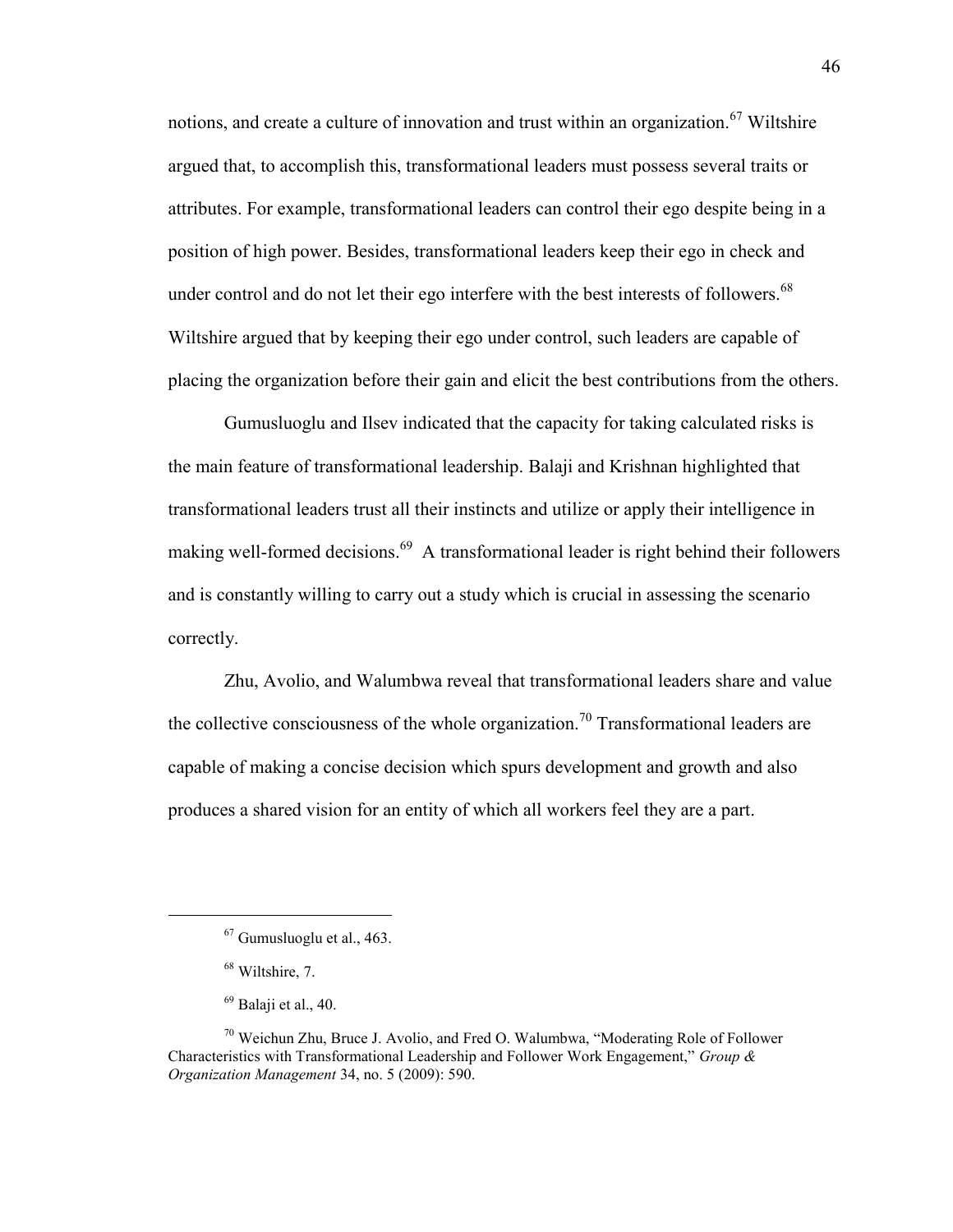notions, and create a culture of innovation and trust within an organization.[67] Wiltshire argued that, to accomplish this, transformational leaders must possess several traits or attributes. For example, transformational leaders can control their ego despite being in a position of high power. Besides, transformational leaders keep their ego in check and under control and do not let their ego interfere with the best interests of followers.[68] Wiltshire argued that by keeping their ego under control, such leaders are capable of placing the organization before their gain and elicit the best contributions from the others.

Gumusluoglu and Ilsev indicated that the capacity for taking calculated risks is the main feature of transformational leadership. Balaji and Krishnan highlighted that transformational leaders trust all their instincts and utilize or apply their intelligence in making well-formed decisions.[69] A transformational leader is right behind their followers and is constantly willing to carry out a study which is crucial in assessing the scenario correctly.

Zhu, Avolio, and Walumbwa reveal that transformational leaders share and value the collective consciousness of the whole organization.[70] Transformational leaders are capable of making a concise decision which spurs development and growth and also produces a shared vision for an entity of which all workers feel they are a part.

---

[67] Gumusluoglu et al., 463.

[68] Wiltshire, 7.

[69] Balaji et al., 40.

[70] Weichun Zhu, Bruce J. Avolio, and Fred O. Walumbwa, "Moderating Role of Follower Characteristics with Transformational Leadership and Follower Work Engagement," *Group & Organization Management* 34, no. 5 (2009): 590.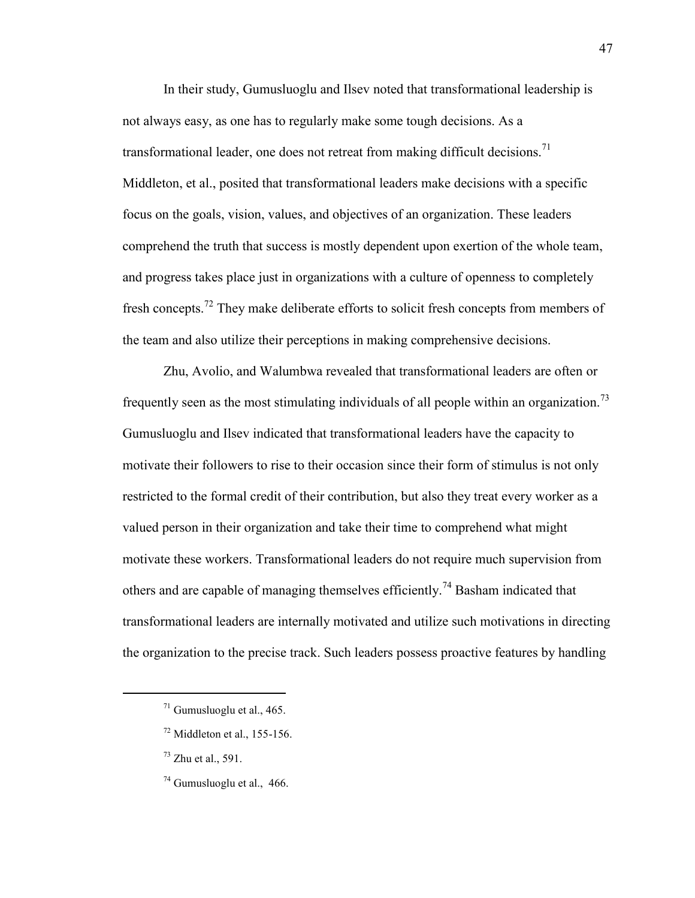In their study, Gumusluoglu and Ilsev noted that transformational leadership is not always easy, as one has to regularly make some tough decisions. As a transformational leader, one does not retreat from making difficult decisions.[71] Middleton, et al., posited that transformational leaders make decisions with a specific focus on the goals, vision, values, and objectives of an organization. These leaders comprehend the truth that success is mostly dependent upon exertion of the whole team, and progress takes place just in organizations with a culture of openness to completely fresh concepts.[72] They make deliberate efforts to solicit fresh concepts from members of the team and also utilize their perceptions in making comprehensive decisions.

Zhu, Avolio, and Walumbwa revealed that transformational leaders are often or frequently seen as the most stimulating individuals of all people within an organization.[73] Gumusluoglu and Ilsev indicated that transformational leaders have the capacity to motivate their followers to rise to their occasion since their form of stimulus is not only restricted to the formal credit of their contribution, but also they treat every worker as a valued person in their organization and take their time to comprehend what might motivate these workers. Transformational leaders do not require much supervision from others and are capable of managing themselves efficiently.[74] Basham indicated that transformational leaders are internally motivated and utilize such motivations in directing the organization to the precise track. Such leaders possess proactive features by handling

---

[71] Gumusluoglu et al., 465.

[72] Middleton et al., 155-156.

[73] Zhu et al., 591.

[74] Gumusluoglu et al., 466.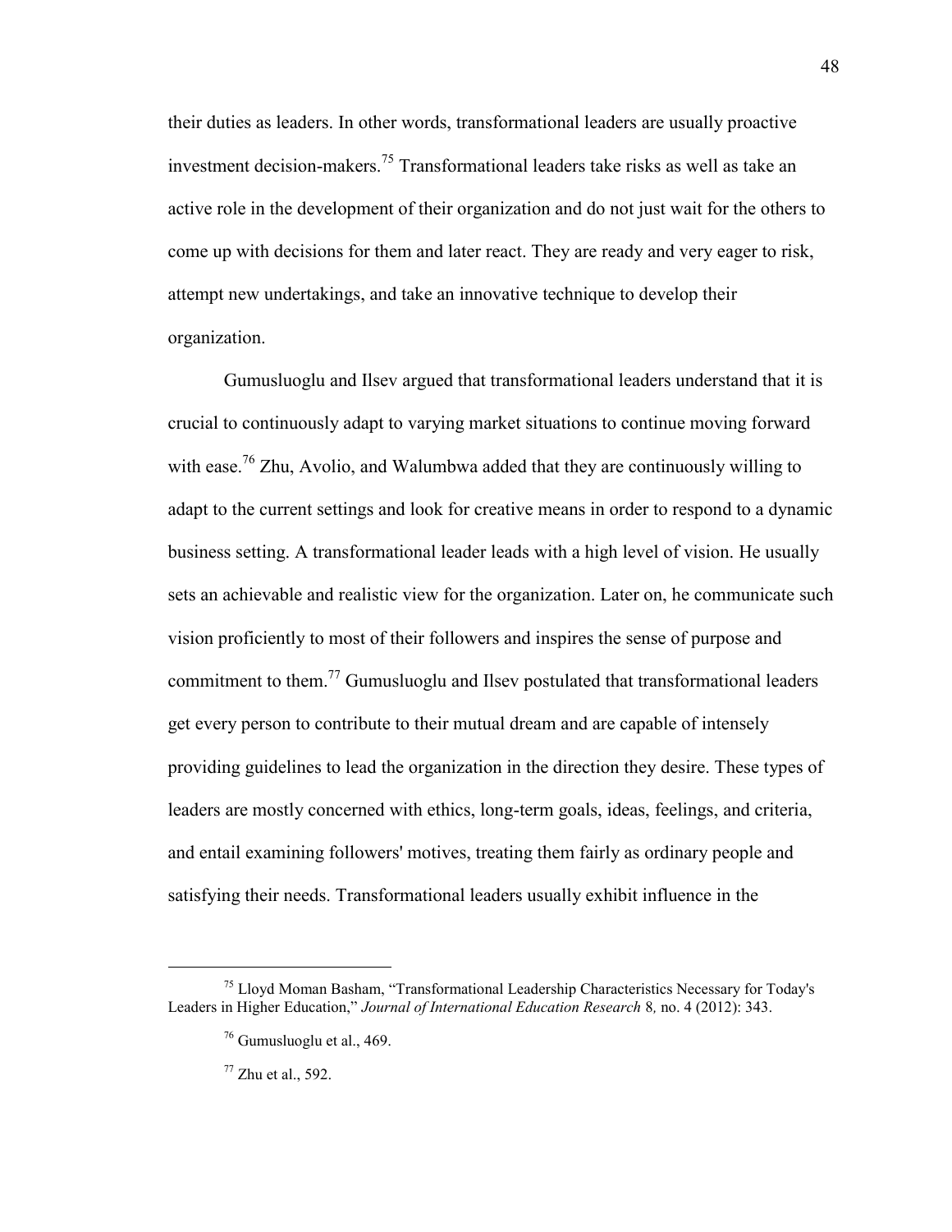their duties as leaders. In other words, transformational leaders are usually proactive investment decision-makers.[75] Transformational leaders take risks as well as take an active role in the development of their organization and do not just wait for the others to come up with decisions for them and later react. They are ready and very eager to risk, attempt new undertakings, and take an innovative technique to develop their organization.

Gumusluoglu and Ilsev argued that transformational leaders understand that it is crucial to continuously adapt to varying market situations to continue moving forward with ease.[76] Zhu, Avolio, and Walumbwa added that they are continuously willing to adapt to the current settings and look for creative means in order to respond to a dynamic business setting. A transformational leader leads with a high level of vision. He usually sets an achievable and realistic view for the organization. Later on, he communicate such vision proficiently to most of their followers and inspires the sense of purpose and commitment to them.[77] Gumusluoglu and Ilsev postulated that transformational leaders get every person to contribute to their mutual dream and are capable of intensely providing guidelines to lead the organization in the direction they desire. These types of leaders are mostly concerned with ethics, long-term goals, ideas, feelings, and criteria, and entail examining followers' motives, treating them fairly as ordinary people and satisfying their needs. Transformational leaders usually exhibit influence in the

---

[75] Lloyd Moman Basham, "Transformational Leadership Characteristics Necessary for Today's Leaders in Higher Education," *Journal of International Education Research* 8, no. 4 (2012): 343.

[76] Gumusluoglu et al., 469.

[77] Zhu et al., 592.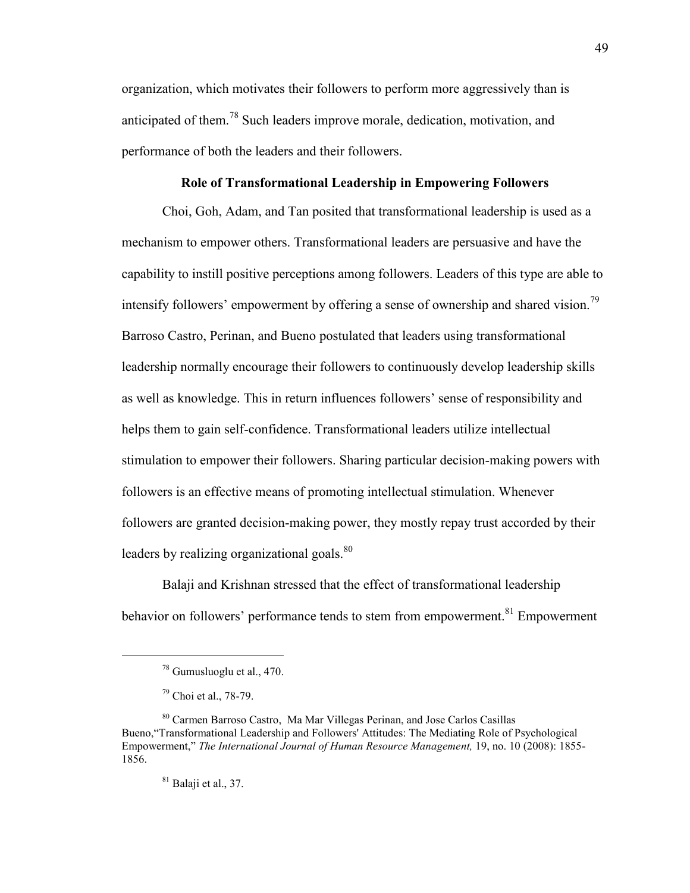organization, which motivates their followers to perform more aggressively than is anticipated of them.[78] Such leaders improve morale, dedication, motivation, and performance of both the leaders and their followers.

## Role of Transformational Leadership in Empowering Followers

Choi, Goh, Adam, and Tan posited that transformational leadership is used as a mechanism to empower others. Transformational leaders are persuasive and have the capability to instill positive perceptions among followers. Leaders of this type are able to intensify followers' empowerment by offering a sense of ownership and shared vision.[79] Barroso Castro, Perinan, and Bueno postulated that leaders using transformational leadership normally encourage their followers to continuously develop leadership skills as well as knowledge. This in return influences followers' sense of responsibility and helps them to gain self-confidence. Transformational leaders utilize intellectual stimulation to empower their followers. Sharing particular decision-making powers with followers is an effective means of promoting intellectual stimulation. Whenever followers are granted decision-making power, they mostly repay trust accorded by their leaders by realizing organizational goals.[80]

Balaji and Krishnan stressed that the effect of transformational leadership behavior on followers' performance tends to stem from empowerment.[81] Empowerment

---

[78] Gumusluoglu et al., 470.

[79] Choi et al., 78-79.

[80] Carmen Barroso Castro, Ma Mar Villegas Perinan, and Jose Carlos Casillas Bueno,"Transformational Leadership and Followers' Attitudes: The Mediating Role of Psychological Empowerment," *The International Journal of Human Resource Management,* 19, no. 10 (2008): 1855-1856.

[81] Balaji et al., 37.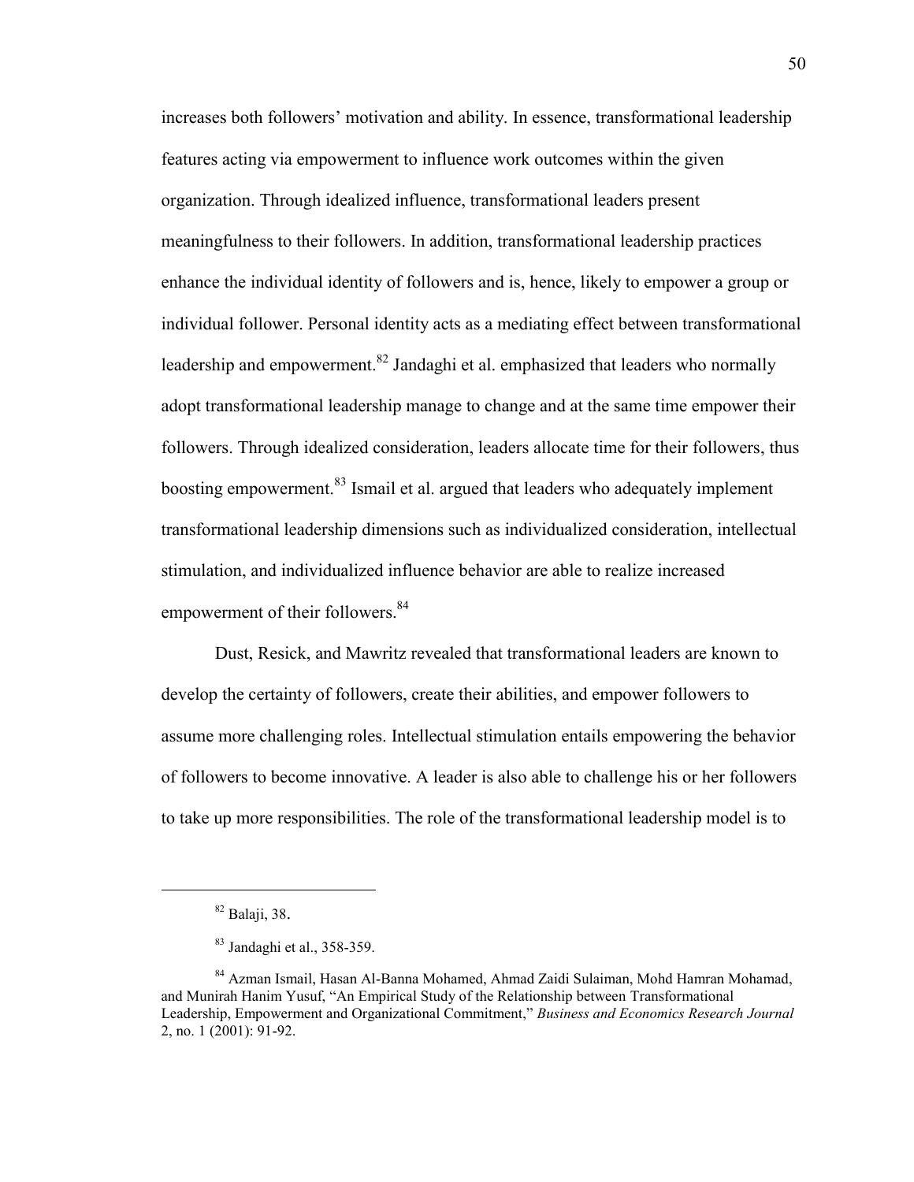increases both followers' motivation and ability. In essence, transformational leadership features acting via empowerment to influence work outcomes within the given organization. Through idealized influence, transformational leaders present meaningfulness to their followers. In addition, transformational leadership practices enhance the individual identity of followers and is, hence, likely to empower a group or individual follower. Personal identity acts as a mediating effect between transformational leadership and empowerment.[82] Jandaghi et al. emphasized that leaders who normally adopt transformational leadership manage to change and at the same time empower their followers. Through idealized consideration, leaders allocate time for their followers, thus boosting empowerment.[83] Ismail et al. argued that leaders who adequately implement transformational leadership dimensions such as individualized consideration, intellectual stimulation, and individualized influence behavior are able to realize increased empowerment of their followers.[84]

Dust, Resick, and Mawritz revealed that transformational leaders are known to develop the certainty of followers, create their abilities, and empower followers to assume more challenging roles. Intellectual stimulation entails empowering the behavior of followers to become innovative. A leader is also able to challenge his or her followers to take up more responsibilities. The role of the transformational leadership model is to

---

[82] Balaji, 38.

[83] Jandaghi et al., 358-359.

[84] Azman Ismail, Hasan Al-Banna Mohamed, Ahmad Zaidi Sulaiman, Mohd Hamran Mohamad, and Munirah Hanim Yusuf, "An Empirical Study of the Relationship between Transformational Leadership, Empowerment and Organizational Commitment," *Business and Economics Research Journal* 2, no. 1 (2001): 91-92.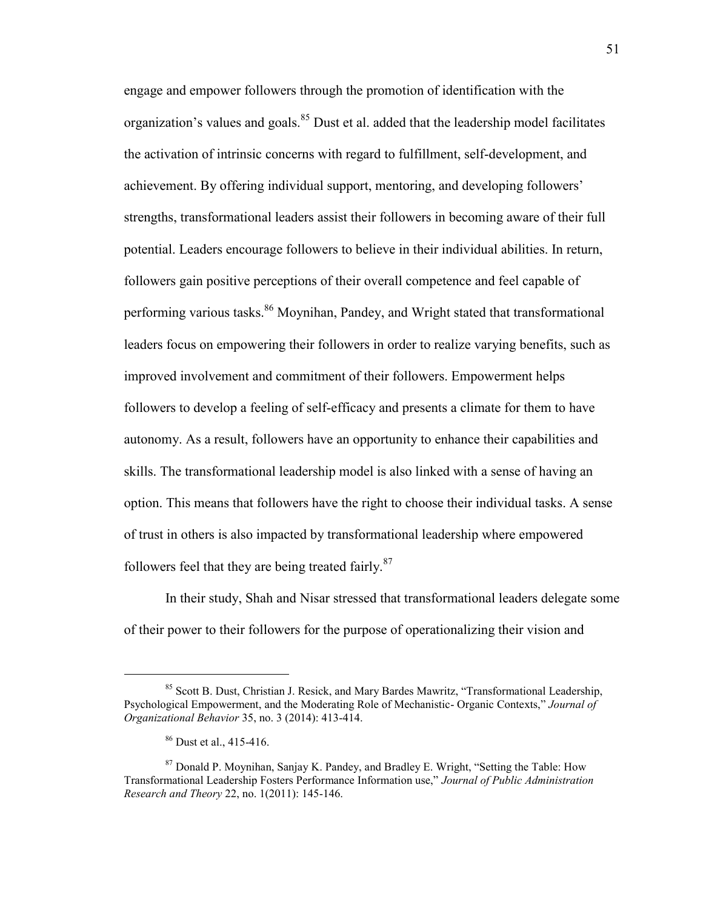engage and empower followers through the promotion of identification with the organization's values and goals.[85] Dust et al. added that the leadership model facilitates the activation of intrinsic concerns with regard to fulfillment, self-development, and achievement. By offering individual support, mentoring, and developing followers' strengths, transformational leaders assist their followers in becoming aware of their full potential. Leaders encourage followers to believe in their individual abilities. In return, followers gain positive perceptions of their overall competence and feel capable of performing various tasks.[86] Moynihan, Pandey, and Wright stated that transformational leaders focus on empowering their followers in order to realize varying benefits, such as improved involvement and commitment of their followers. Empowerment helps followers to develop a feeling of self-efficacy and presents a climate for them to have autonomy. As a result, followers have an opportunity to enhance their capabilities and skills. The transformational leadership model is also linked with a sense of having an option. This means that followers have the right to choose their individual tasks. A sense of trust in others is also impacted by transformational leadership where empowered followers feel that they are being treated fairly.[87]

In their study, Shah and Nisar stressed that transformational leaders delegate some of their power to their followers for the purpose of operationalizing their vision and

---

[85] Scott B. Dust, Christian J. Resick, and Mary Bardes Mawritz, "Transformational Leadership, Psychological Empowerment, and the Moderating Role of Mechanistic- Organic Contexts," *Journal of Organizational Behavior* 35, no. 3 (2014): 413-414.

[86] Dust et al., 415-416.

[87] Donald P. Moynihan, Sanjay K. Pandey, and Bradley E. Wright, "Setting the Table: How Transformational Leadership Fosters Performance Information use," *Journal of Public Administration Research and Theory* 22, no. 1(2011): 145-146.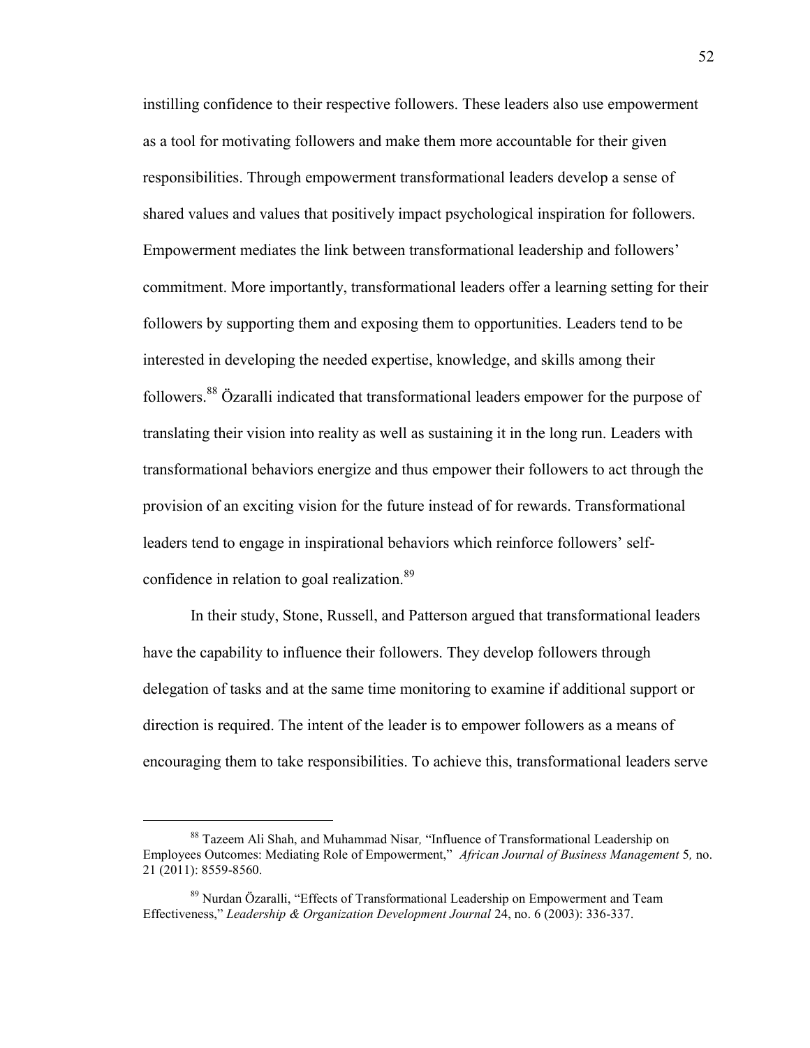instilling confidence to their respective followers. These leaders also use empowerment as a tool for motivating followers and make them more accountable for their given responsibilities. Through empowerment transformational leaders develop a sense of shared values and values that positively impact psychological inspiration for followers. Empowerment mediates the link between transformational leadership and followers' commitment. More importantly, transformational leaders offer a learning setting for their followers by supporting them and exposing them to opportunities. Leaders tend to be interested in developing the needed expertise, knowledge, and skills among their followers.[88] Özaralli indicated that transformational leaders empower for the purpose of translating their vision into reality as well as sustaining it in the long run. Leaders with transformational behaviors energize and thus empower their followers to act through the provision of an exciting vision for the future instead of for rewards. Transformational leaders tend to engage in inspirational behaviors which reinforce followers' self-confidence in relation to goal realization.[89]

In their study, Stone, Russell, and Patterson argued that transformational leaders have the capability to influence their followers. They develop followers through delegation of tasks and at the same time monitoring to examine if additional support or direction is required. The intent of the leader is to empower followers as a means of encouraging them to take responsibilities. To achieve this, transformational leaders serve

---

[88] Tazeem Ali Shah, and Muhammad Nisar, "Influence of Transformational Leadership on Employees Outcomes: Mediating Role of Empowerment," *African Journal of Business Management* 5, no. 21 (2011): 8559-8560.

[89] Nurdan Özaralli, "Effects of Transformational Leadership on Empowerment and Team Effectiveness," *Leadership & Organization Development Journal* 24, no. 6 (2003): 336-337.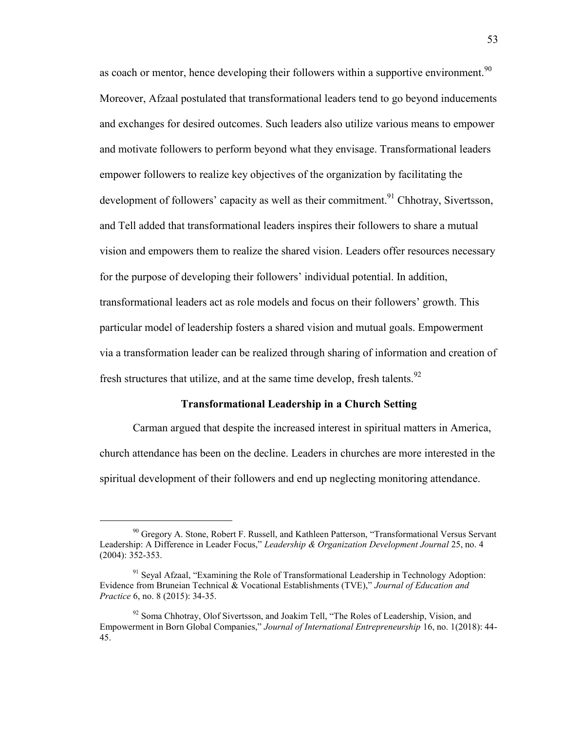as coach or mentor, hence developing their followers within a supportive environment.[90] Moreover, Afzaal postulated that transformational leaders tend to go beyond inducements and exchanges for desired outcomes. Such leaders also utilize various means to empower and motivate followers to perform beyond what they envisage. Transformational leaders empower followers to realize key objectives of the organization by facilitating the development of followers' capacity as well as their commitment.[91] Chhotray, Sivertsson, and Tell added that transformational leaders inspires their followers to share a mutual vision and empowers them to realize the shared vision. Leaders offer resources necessary for the purpose of developing their followers' individual potential. In addition, transformational leaders act as role models and focus on their followers' growth. This particular model of leadership fosters a shared vision and mutual goals. Empowerment via a transformation leader can be realized through sharing of information and creation of fresh structures that utilize, and at the same time develop, fresh talents.[92]

### Transformational Leadership in a Church Setting

Carman argued that despite the increased interest in spiritual matters in America, church attendance has been on the decline. Leaders in churches are more interested in the spiritual development of their followers and end up neglecting monitoring attendance.

---

[90] Gregory A. Stone, Robert F. Russell, and Kathleen Patterson, "Transformational Versus Servant Leadership: A Difference in Leader Focus," *Leadership & Organization Development Journal* 25, no. 4 (2004): 352-353.

[91] Seyal Afzaal, "Examining the Role of Transformational Leadership in Technology Adoption: Evidence from Bruneian Technical & Vocational Establishments (TVE)," *Journal of Education and Practice* 6, no. 8 (2015): 34-35.

[92] Soma Chhotray, Olof Sivertsson, and Joakim Tell, "The Roles of Leadership, Vision, and Empowerment in Born Global Companies," *Journal of International Entrepreneurship* 16, no. 1(2018): 44-45.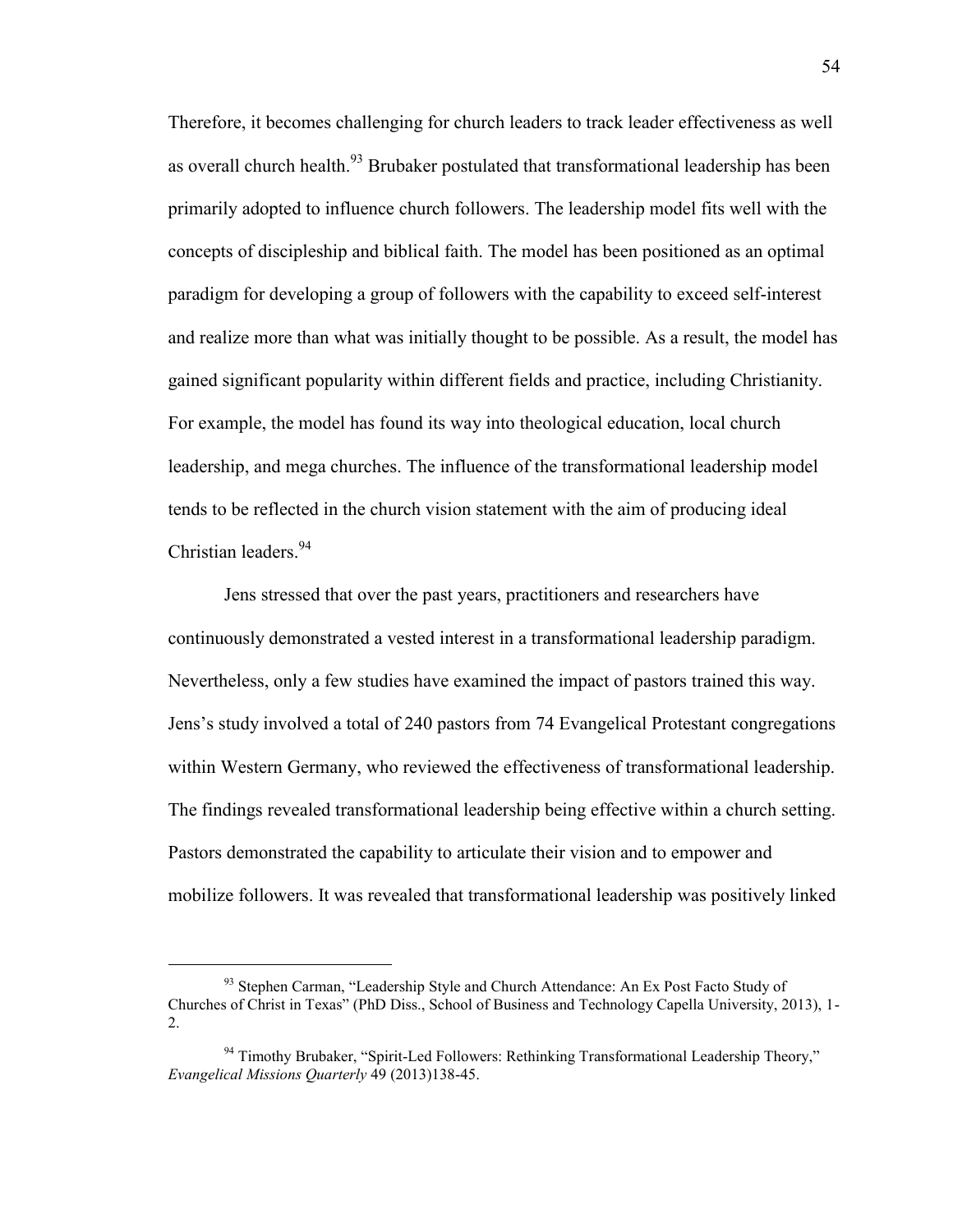Therefore, it becomes challenging for church leaders to track leader effectiveness as well as overall church health.[93] Brubaker postulated that transformational leadership has been primarily adopted to influence church followers. The leadership model fits well with the concepts of discipleship and biblical faith. The model has been positioned as an optimal paradigm for developing a group of followers with the capability to exceed self-interest and realize more than what was initially thought to be possible. As a result, the model has gained significant popularity within different fields and practice, including Christianity. For example, the model has found its way into theological education, local church leadership, and mega churches. The influence of the transformational leadership model tends to be reflected in the church vision statement with the aim of producing ideal Christian leaders.[94]

Jens stressed that over the past years, practitioners and researchers have continuously demonstrated a vested interest in a transformational leadership paradigm. Nevertheless, only a few studies have examined the impact of pastors trained this way. Jens's study involved a total of 240 pastors from 74 Evangelical Protestant congregations within Western Germany, who reviewed the effectiveness of transformational leadership. The findings revealed transformational leadership being effective within a church setting. Pastors demonstrated the capability to articulate their vision and to empower and mobilize followers. It was revealed that transformational leadership was positively linked

---

[93] Stephen Carman, "Leadership Style and Church Attendance: An Ex Post Facto Study of Churches of Christ in Texas" (PhD Diss., School of Business and Technology Capella University, 2013), 1-2.

[94] Timothy Brubaker, "Spirit-Led Followers: Rethinking Transformational Leadership Theory," *Evangelical Missions Quarterly* 49 (2013)138-45.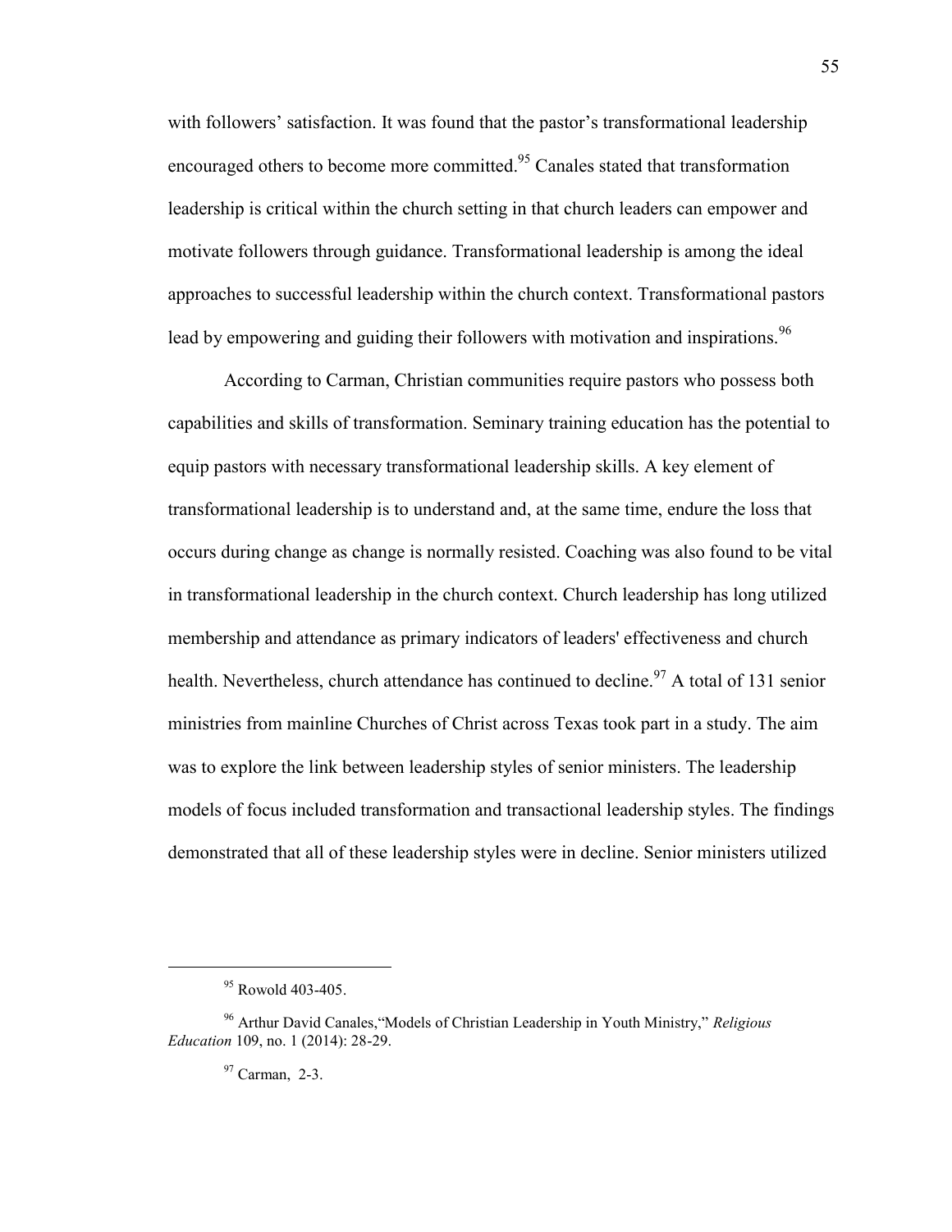with followers' satisfaction. It was found that the pastor's transformational leadership encouraged others to become more committed.[95] Canales stated that transformation leadership is critical within the church setting in that church leaders can empower and motivate followers through guidance. Transformational leadership is among the ideal approaches to successful leadership within the church context. Transformational pastors lead by empowering and guiding their followers with motivation and inspirations.[96]

According to Carman, Christian communities require pastors who possess both capabilities and skills of transformation. Seminary training education has the potential to equip pastors with necessary transformational leadership skills. A key element of transformational leadership is to understand and, at the same time, endure the loss that occurs during change as change is normally resisted. Coaching was also found to be vital in transformational leadership in the church context. Church leadership has long utilized membership and attendance as primary indicators of leaders' effectiveness and church health. Nevertheless, church attendance has continued to decline.[97] A total of 131 senior ministries from mainline Churches of Christ across Texas took part in a study. The aim was to explore the link between leadership styles of senior ministers. The leadership models of focus included transformation and transactional leadership styles. The findings demonstrated that all of these leadership styles were in decline. Senior ministers utilized

---

[95] Rowold 403-405.

[96] Arthur David Canales,"Models of Christian Leadership in Youth Ministry," *Religious Education* 109, no. 1 (2014): 28-29.

[97] Carman, 2-3.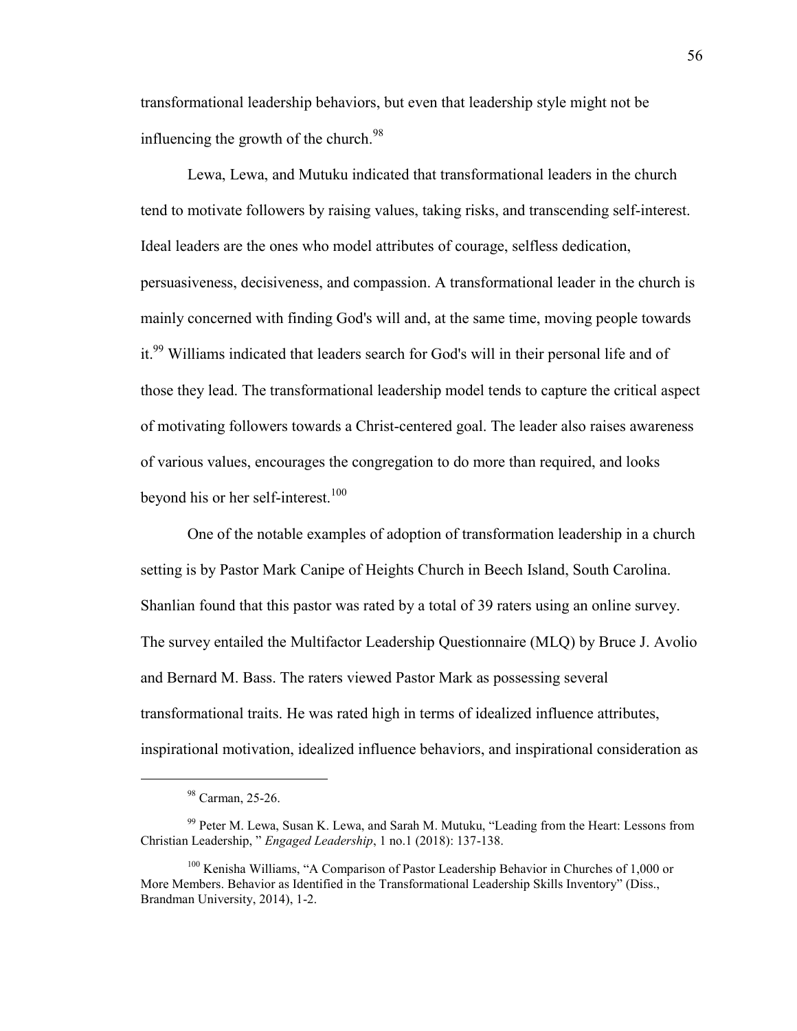transformational leadership behaviors, but even that leadership style might not be influencing the growth of the church.[98]

Lewa, Lewa, and Mutuku indicated that transformational leaders in the church tend to motivate followers by raising values, taking risks, and transcending self-interest. Ideal leaders are the ones who model attributes of courage, selfless dedication, persuasiveness, decisiveness, and compassion. A transformational leader in the church is mainly concerned with finding God's will and, at the same time, moving people towards it.[99] Williams indicated that leaders search for God's will in their personal life and of those they lead. The transformational leadership model tends to capture the critical aspect of motivating followers towards a Christ-centered goal. The leader also raises awareness of various values, encourages the congregation to do more than required, and looks beyond his or her self-interest.[100]

One of the notable examples of adoption of transformation leadership in a church setting is by Pastor Mark Canipe of Heights Church in Beech Island, South Carolina. Shanlian found that this pastor was rated by a total of 39 raters using an online survey. The survey entailed the Multifactor Leadership Questionnaire (MLQ) by Bruce J. Avolio and Bernard M. Bass. The raters viewed Pastor Mark as possessing several transformational traits. He was rated high in terms of idealized influence attributes, inspirational motivation, idealized influence behaviors, and inspirational consideration as

---

[98] Carman, 25-26.

[99] Peter M. Lewa, Susan K. Lewa, and Sarah M. Mutuku, "Leading from the Heart: Lessons from Christian Leadership, " *Engaged Leadership*, 1 no.1 (2018): 137-138.

[100] Kenisha Williams, "A Comparison of Pastor Leadership Behavior in Churches of 1,000 or More Members. Behavior as Identified in the Transformational Leadership Skills Inventory" (Diss., Brandman University, 2014), 1-2.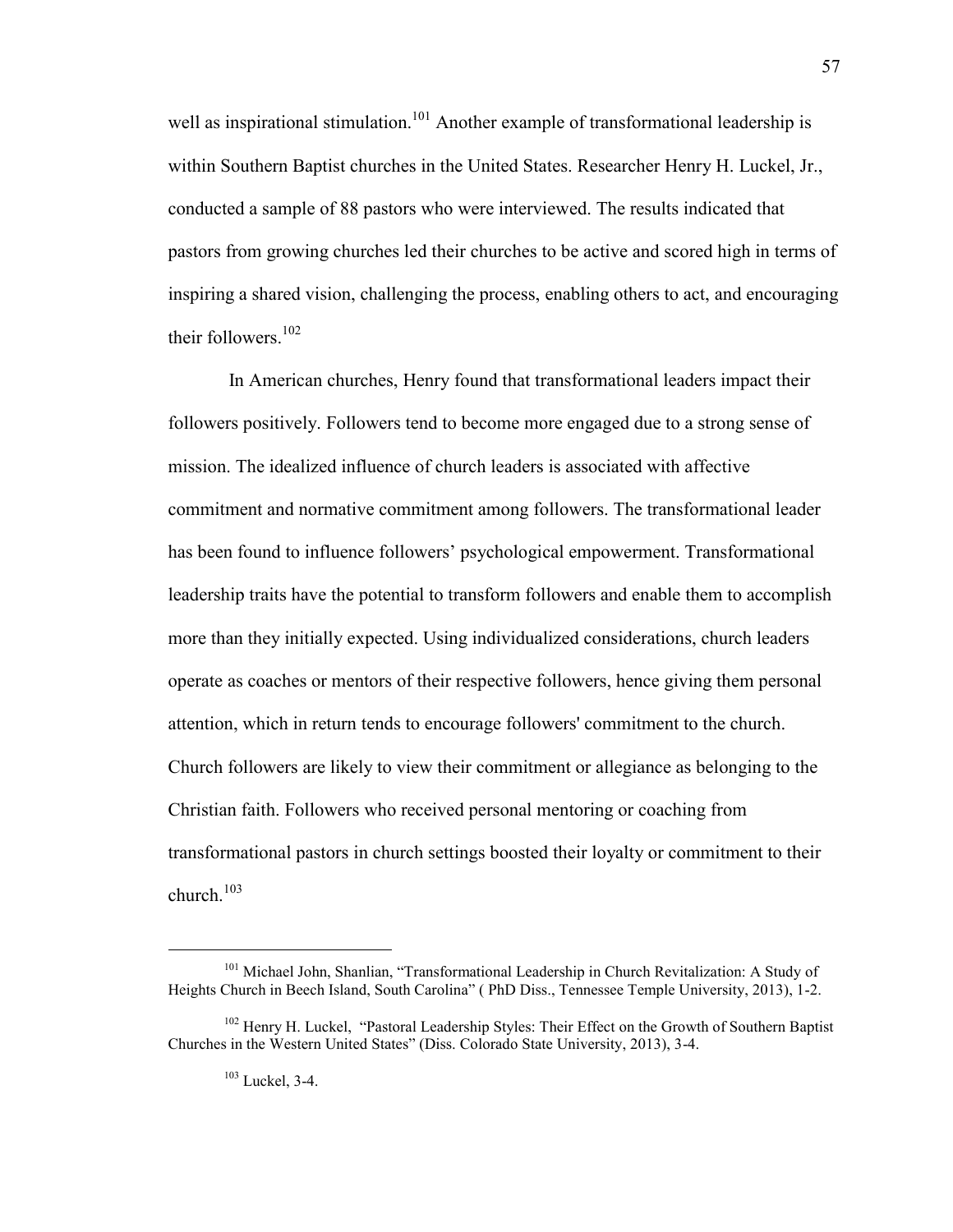well as inspirational stimulation.[101] Another example of transformational leadership is within Southern Baptist churches in the United States. Researcher Henry H. Luckel, Jr., conducted a sample of 88 pastors who were interviewed. The results indicated that pastors from growing churches led their churches to be active and scored high in terms of inspiring a shared vision, challenging the process, enabling others to act, and encouraging their followers.[102]

In American churches, Henry found that transformational leaders impact their followers positively. Followers tend to become more engaged due to a strong sense of mission. The idealized influence of church leaders is associated with affective commitment and normative commitment among followers. The transformational leader has been found to influence followers' psychological empowerment. Transformational leadership traits have the potential to transform followers and enable them to accomplish more than they initially expected. Using individualized considerations, church leaders operate as coaches or mentors of their respective followers, hence giving them personal attention, which in return tends to encourage followers' commitment to the church. Church followers are likely to view their commitment or allegiance as belonging to the Christian faith. Followers who received personal mentoring or coaching from transformational pastors in church settings boosted their loyalty or commitment to their church.[103]

---

[101] Michael John, Shanlian, "Transformational Leadership in Church Revitalization: A Study of Heights Church in Beech Island, South Carolina" ( PhD Diss., Tennessee Temple University, 2013), 1-2.

[102] Henry H. Luckel, "Pastoral Leadership Styles: Their Effect on the Growth of Southern Baptist Churches in the Western United States" (Diss. Colorado State University, 2013), 3-4.

[103] Luckel, 3-4.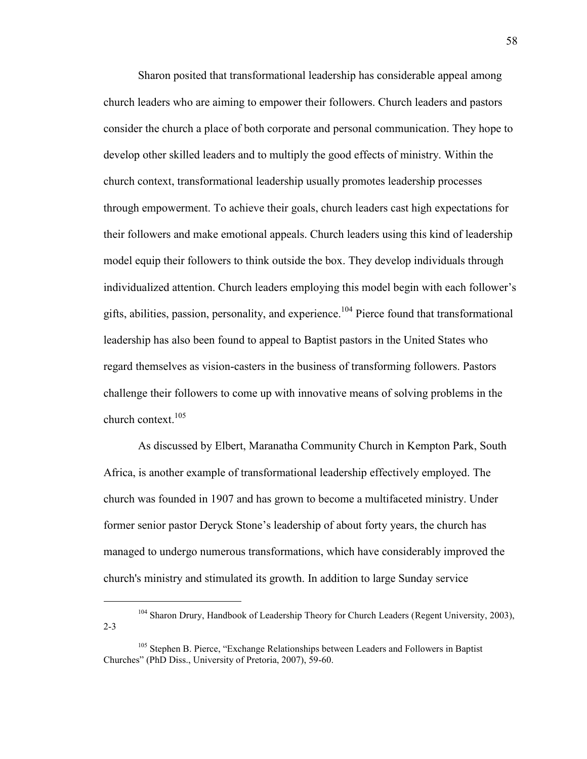Sharon posited that transformational leadership has considerable appeal among church leaders who are aiming to empower their followers. Church leaders and pastors consider the church a place of both corporate and personal communication. They hope to develop other skilled leaders and to multiply the good effects of ministry. Within the church context, transformational leadership usually promotes leadership processes through empowerment. To achieve their goals, church leaders cast high expectations for their followers and make emotional appeals. Church leaders using this kind of leadership model equip their followers to think outside the box. They develop individuals through individualized attention. Church leaders employing this model begin with each follower's gifts, abilities, passion, personality, and experience.[104] Pierce found that transformational leadership has also been found to appeal to Baptist pastors in the United States who regard themselves as vision-casters in the business of transforming followers. Pastors challenge their followers to come up with innovative means of solving problems in the church context.[105]

As discussed by Elbert, Maranatha Community Church in Kempton Park, South Africa, is another example of transformational leadership effectively employed. The church was founded in 1907 and has grown to become a multifaceted ministry. Under former senior pastor Deryck Stone's leadership of about forty years, the church has managed to undergo numerous transformations, which have considerably improved the church's ministry and stimulated its growth. In addition to large Sunday service

---

[104] Sharon Drury, Handbook of Leadership Theory for Church Leaders (Regent University, 2003), 2-3

[105] Stephen B. Pierce, "Exchange Relationships between Leaders and Followers in Baptist Churches" (PhD Diss., University of Pretoria, 2007), 59-60.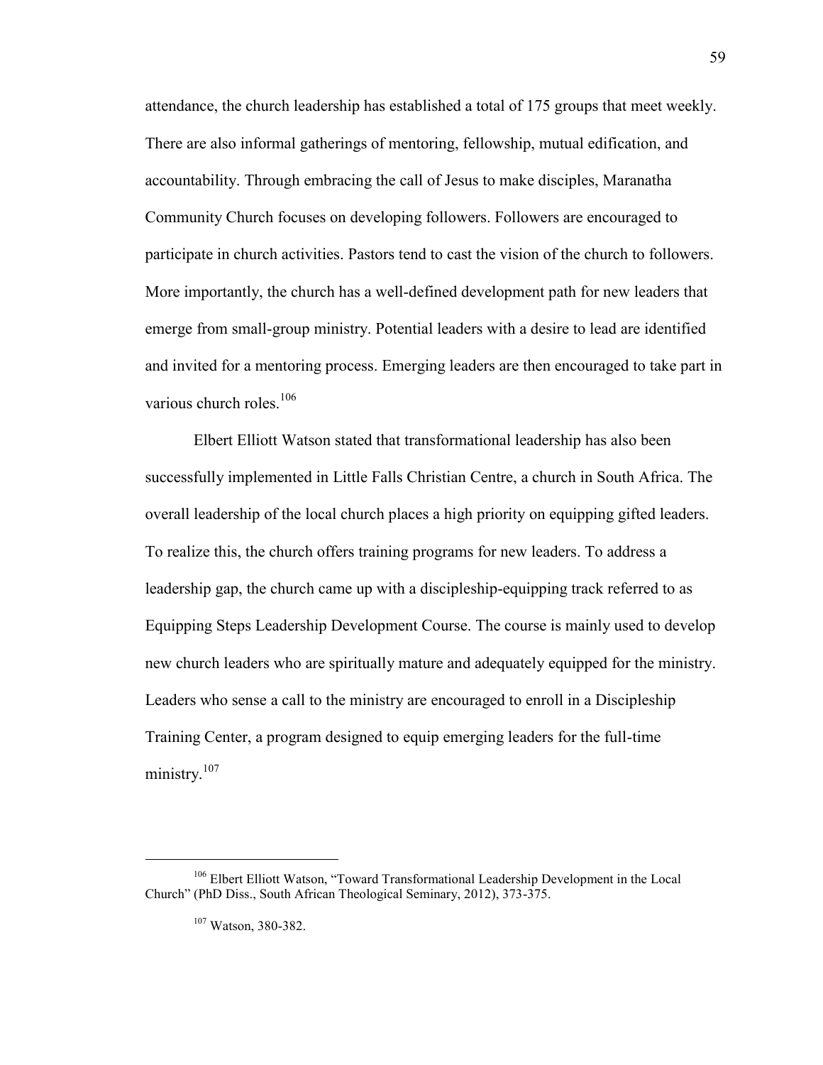attendance, the church leadership has established a total of 175 groups that meet weekly. There are also informal gatherings of mentoring, fellowship, mutual edification, and accountability. Through embracing the call of Jesus to make disciples, Maranatha Community Church focuses on developing followers. Followers are encouraged to participate in church activities. Pastors tend to cast the vision of the church to followers. More importantly, the church has a well-defined development path for new leaders that emerge from small-group ministry. Potential leaders with a desire to lead are identified and invited for a mentoring process. Emerging leaders are then encouraged to take part in various church roles.[106]

Elbert Elliott Watson stated that transformational leadership has also been successfully implemented in Little Falls Christian Centre, a church in South Africa. The overall leadership of the local church places a high priority on equipping gifted leaders. To realize this, the church offers training programs for new leaders. To address a leadership gap, the church came up with a discipleship-equipping track referred to as Equipping Steps Leadership Development Course. The course is mainly used to develop new church leaders who are spiritually mature and adequately equipped for the ministry. Leaders who sense a call to the ministry are encouraged to enroll in a Discipleship Training Center, a program designed to equip emerging leaders for the full-time ministry.[107]

---

[106] Elbert Elliott Watson, "Toward Transformational Leadership Development in the Local Church" (PhD Diss., South African Theological Seminary, 2012), 373-375.

[107] Watson, 380-382.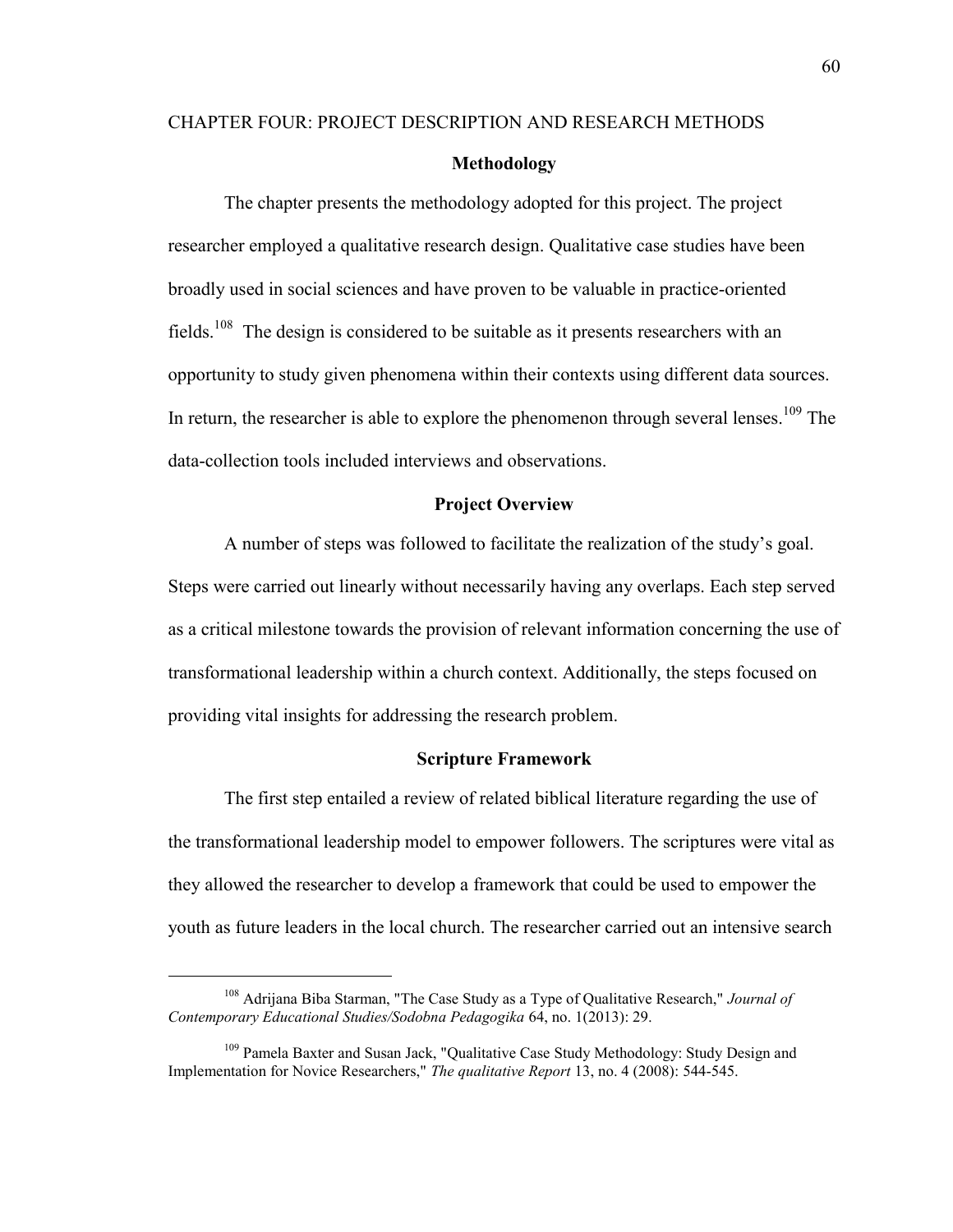# CHAPTER FOUR: PROJECT DESCRIPTION AND RESEARCH METHODS

## Methodology

The chapter presents the methodology adopted for this project. The project researcher employed a qualitative research design. Qualitative case studies have been broadly used in social sciences and have proven to be valuable in practice-oriented fields.[108] The design is considered to be suitable as it presents researchers with an opportunity to study given phenomena within their contexts using different data sources. In return, the researcher is able to explore the phenomenon through several lenses.[109] The data-collection tools included interviews and observations.

## Project Overview

A number of steps was followed to facilitate the realization of the study's goal. Steps were carried out linearly without necessarily having any overlaps. Each step served as a critical milestone towards the provision of relevant information concerning the use of transformational leadership within a church context. Additionally, the steps focused on providing vital insights for addressing the research problem.

## Scripture Framework

The first step entailed a review of related biblical literature regarding the use of the transformational leadership model to empower followers. The scriptures were vital as they allowed the researcher to develop a framework that could be used to empower the youth as future leaders in the local church. The researcher carried out an intensive search

---

[108] Adrijana Biba Starman, "The Case Study as a Type of Qualitative Research," *Journal of Contemporary Educational Studies/Sodobna Pedagogika* 64, no. 1(2013): 29.

[109] Pamela Baxter and Susan Jack, "Qualitative Case Study Methodology: Study Design and Implementation for Novice Researchers," *The qualitative Report* 13, no. 4 (2008): 544-545.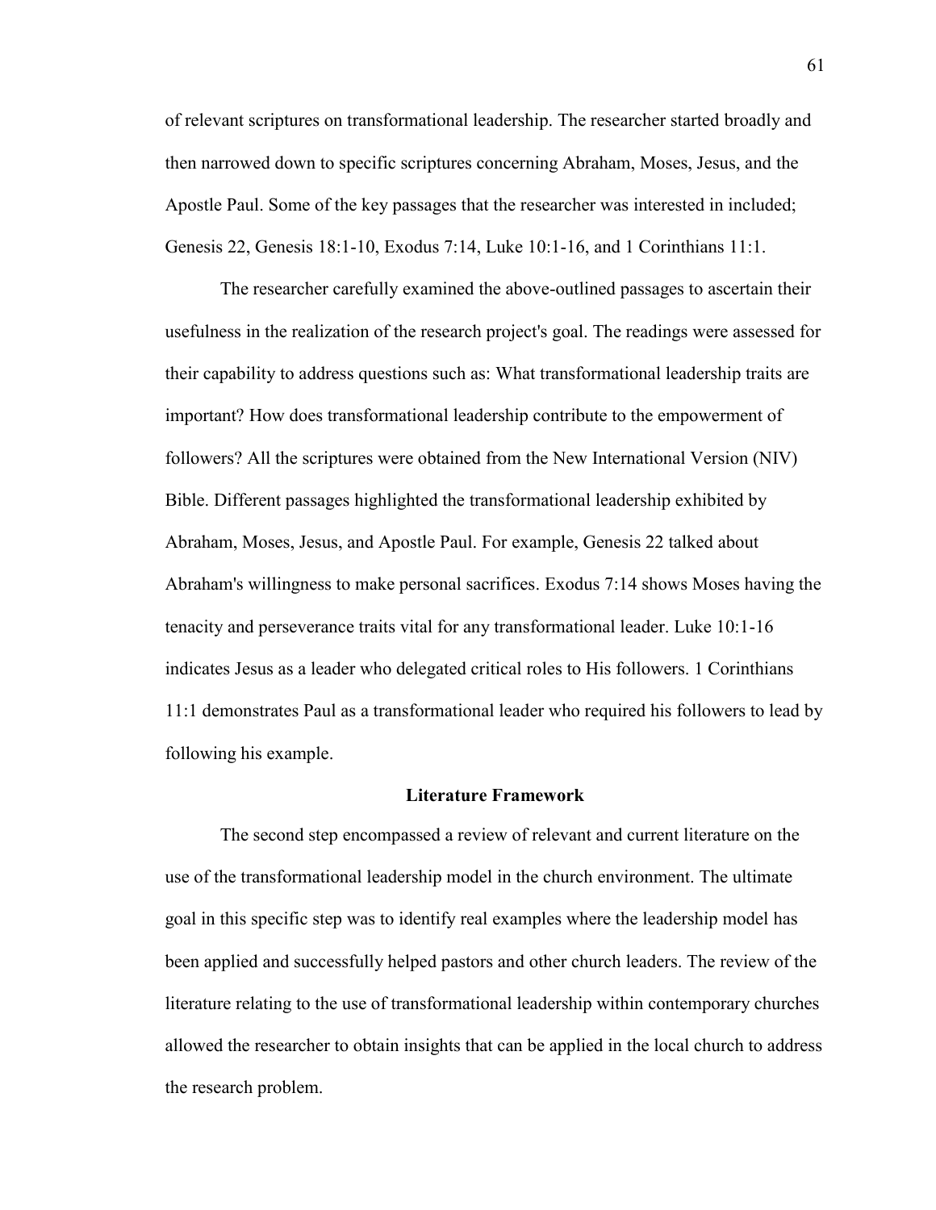of relevant scriptures on transformational leadership. The researcher started broadly and then narrowed down to specific scriptures concerning Abraham, Moses, Jesus, and the Apostle Paul. Some of the key passages that the researcher was interested in included; Genesis 22, Genesis 18:1-10, Exodus 7:14, Luke 10:1-16, and 1 Corinthians 11:1.

The researcher carefully examined the above-outlined passages to ascertain their usefulness in the realization of the research project's goal. The readings were assessed for their capability to address questions such as: What transformational leadership traits are important? How does transformational leadership contribute to the empowerment of followers? All the scriptures were obtained from the New International Version (NIV) Bible. Different passages highlighted the transformational leadership exhibited by Abraham, Moses, Jesus, and Apostle Paul. For example, Genesis 22 talked about Abraham's willingness to make personal sacrifices. Exodus 7:14 shows Moses having the tenacity and perseverance traits vital for any transformational leader. Luke 10:1-16 indicates Jesus as a leader who delegated critical roles to His followers. 1 Corinthians 11:1 demonstrates Paul as a transformational leader who required his followers to lead by following his example.

## Literature Framework

The second step encompassed a review of relevant and current literature on the use of the transformational leadership model in the church environment. The ultimate goal in this specific step was to identify real examples where the leadership model has been applied and successfully helped pastors and other church leaders. The review of the literature relating to the use of transformational leadership within contemporary churches allowed the researcher to obtain insights that can be applied in the local church to address the research problem.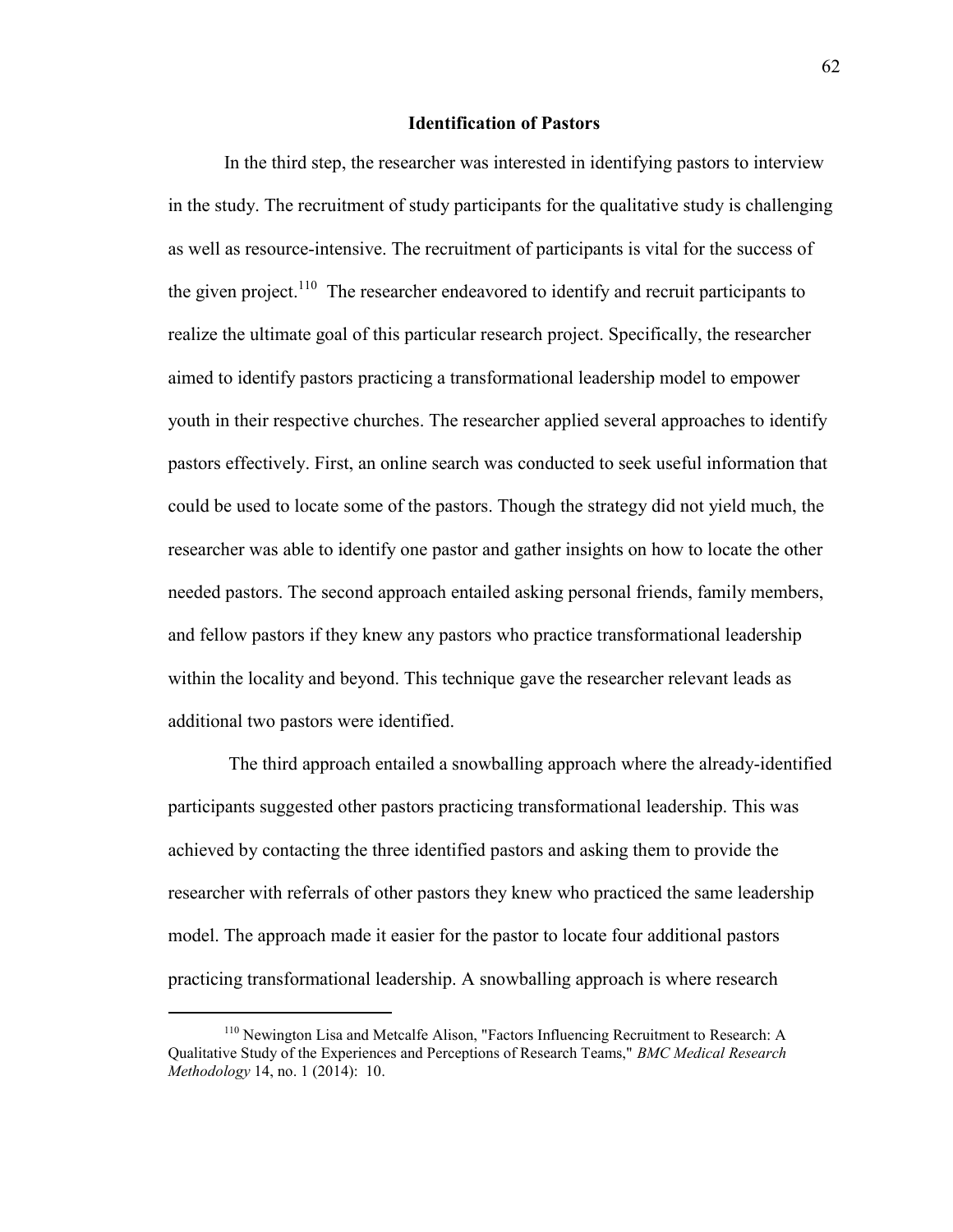## Identification of Pastors

In the third step, the researcher was interested in identifying pastors to interview in the study. The recruitment of study participants for the qualitative study is challenging as well as resource-intensive. The recruitment of participants is vital for the success of the given project.[110] The researcher endeavored to identify and recruit participants to realize the ultimate goal of this particular research project. Specifically, the researcher aimed to identify pastors practicing a transformational leadership model to empower youth in their respective churches. The researcher applied several approaches to identify pastors effectively. First, an online search was conducted to seek useful information that could be used to locate some of the pastors. Though the strategy did not yield much, the researcher was able to identify one pastor and gather insights on how to locate the other needed pastors. The second approach entailed asking personal friends, family members, and fellow pastors if they knew any pastors who practice transformational leadership within the locality and beyond. This technique gave the researcher relevant leads as additional two pastors were identified.

The third approach entailed a snowballing approach where the already-identified participants suggested other pastors practicing transformational leadership. This was achieved by contacting the three identified pastors and asking them to provide the researcher with referrals of other pastors they knew who practiced the same leadership model. The approach made it easier for the pastor to locate four additional pastors practicing transformational leadership. A snowballing approach is where research

---

[110] Newington Lisa and Metcalfe Alison, "Factors Influencing Recruitment to Research: A Qualitative Study of the Experiences and Perceptions of Research Teams," *BMC Medical Research Methodology* 14, no. 1 (2014): 10.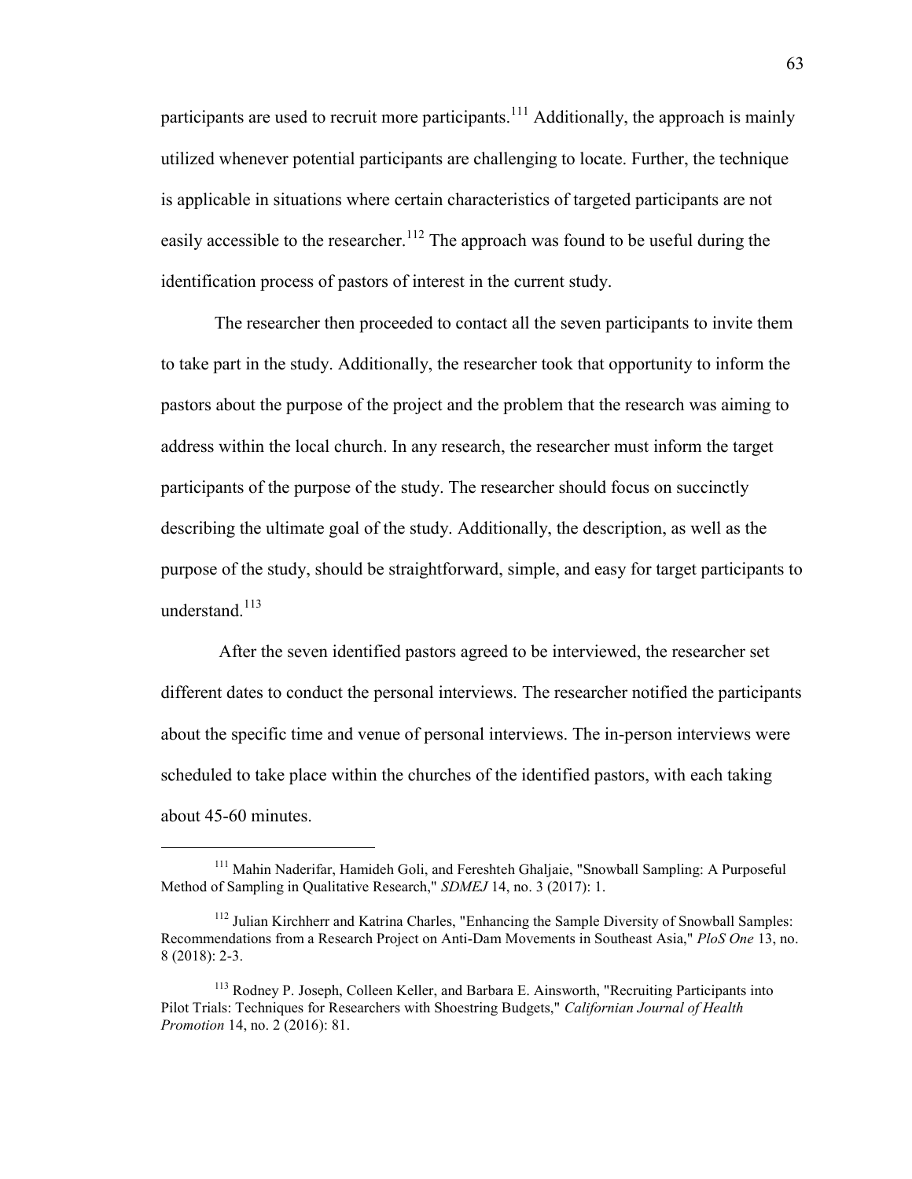participants are used to recruit more participants.[111] Additionally, the approach is mainly utilized whenever potential participants are challenging to locate. Further, the technique is applicable in situations where certain characteristics of targeted participants are not easily accessible to the researcher.[112] The approach was found to be useful during the identification process of pastors of interest in the current study.

The researcher then proceeded to contact all the seven participants to invite them to take part in the study. Additionally, the researcher took that opportunity to inform the pastors about the purpose of the project and the problem that the research was aiming to address within the local church. In any research, the researcher must inform the target participants of the purpose of the study. The researcher should focus on succinctly describing the ultimate goal of the study. Additionally, the description, as well as the purpose of the study, should be straightforward, simple, and easy for target participants to understand.[113]

After the seven identified pastors agreed to be interviewed, the researcher set different dates to conduct the personal interviews. The researcher notified the participants about the specific time and venue of personal interviews. The in-person interviews were scheduled to take place within the churches of the identified pastors, with each taking about 45-60 minutes.

---

[111] Mahin Naderifar, Hamideh Goli, and Fereshteh Ghaljaie, "Snowball Sampling: A Purposeful Method of Sampling in Qualitative Research," *SDMEJ* 14, no. 3 (2017): 1.

[112] Julian Kirchherr and Katrina Charles, "Enhancing the Sample Diversity of Snowball Samples: Recommendations from a Research Project on Anti-Dam Movements in Southeast Asia," *PloS One* 13, no. 8 (2018): 2-3.

[113] Rodney P. Joseph, Colleen Keller, and Barbara E. Ainsworth, "Recruiting Participants into Pilot Trials: Techniques for Researchers with Shoestring Budgets," *Californian Journal of Health Promotion* 14, no. 2 (2016): 81.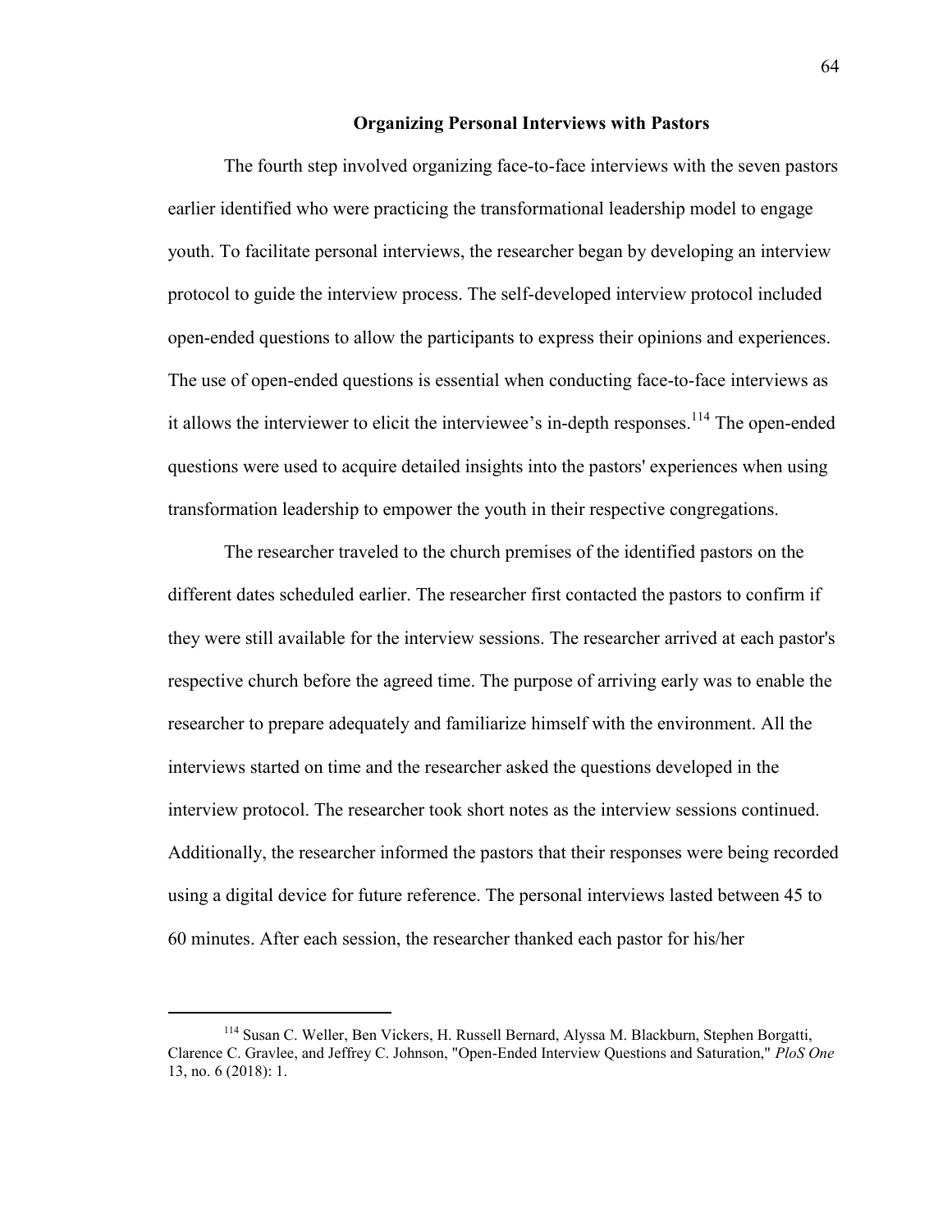## Organizing Personal Interviews with Pastors

The fourth step involved organizing face-to-face interviews with the seven pastors earlier identified who were practicing the transformational leadership model to engage youth. To facilitate personal interviews, the researcher began by developing an interview protocol to guide the interview process. The self-developed interview protocol included open-ended questions to allow the participants to express their opinions and experiences. The use of open-ended questions is essential when conducting face-to-face interviews as it allows the interviewer to elicit the interviewee's in-depth responses.[114] The open-ended questions were used to acquire detailed insights into the pastors' experiences when using transformation leadership to empower the youth in their respective congregations.

The researcher traveled to the church premises of the identified pastors on the different dates scheduled earlier. The researcher first contacted the pastors to confirm if they were still available for the interview sessions. The researcher arrived at each pastor's respective church before the agreed time. The purpose of arriving early was to enable the researcher to prepare adequately and familiarize himself with the environment. All the interviews started on time and the researcher asked the questions developed in the interview protocol. The researcher took short notes as the interview sessions continued. Additionally, the researcher informed the pastors that their responses were being recorded using a digital device for future reference. The personal interviews lasted between 45 to 60 minutes. After each session, the researcher thanked each pastor for his/her

---

[114] Susan C. Weller, Ben Vickers, H. Russell Bernard, Alyssa M. Blackburn, Stephen Borgatti, Clarence C. Gravlee, and Jeffrey C. Johnson, "Open-Ended Interview Questions and Saturation," *PloS One* 13, no. 6 (2018): 1.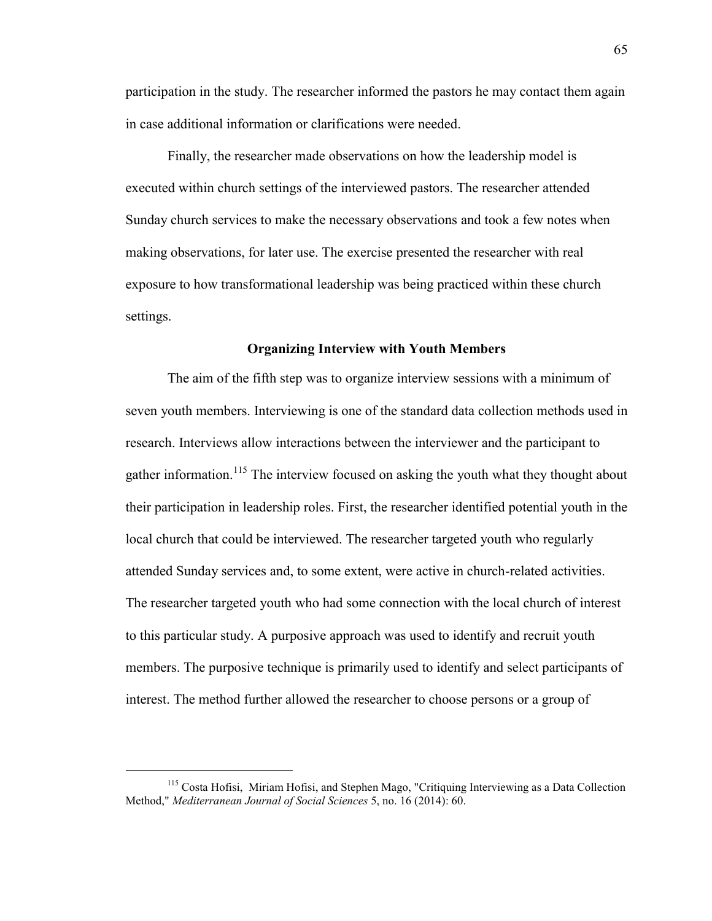participation in the study. The researcher informed the pastors he may contact them again in case additional information or clarifications were needed.

Finally, the researcher made observations on how the leadership model is executed within church settings of the interviewed pastors. The researcher attended Sunday church services to make the necessary observations and took a few notes when making observations, for later use. The exercise presented the researcher with real exposure to how transformational leadership was being practiced within these church settings.

## Organizing Interview with Youth Members

The aim of the fifth step was to organize interview sessions with a minimum of seven youth members. Interviewing is one of the standard data collection methods used in research. Interviews allow interactions between the interviewer and the participant to gather information.[115] The interview focused on asking the youth what they thought about their participation in leadership roles. First, the researcher identified potential youth in the local church that could be interviewed. The researcher targeted youth who regularly attended Sunday services and, to some extent, were active in church-related activities. The researcher targeted youth who had some connection with the local church of interest to this particular study. A purposive approach was used to identify and recruit youth members. The purposive technique is primarily used to identify and select participants of interest. The method further allowed the researcher to choose persons or a group of

---

[115] Costa Hofisi, Miriam Hofisi, and Stephen Mago, "Critiquing Interviewing as a Data Collection Method," *Mediterranean Journal of Social Sciences* 5, no. 16 (2014): 60.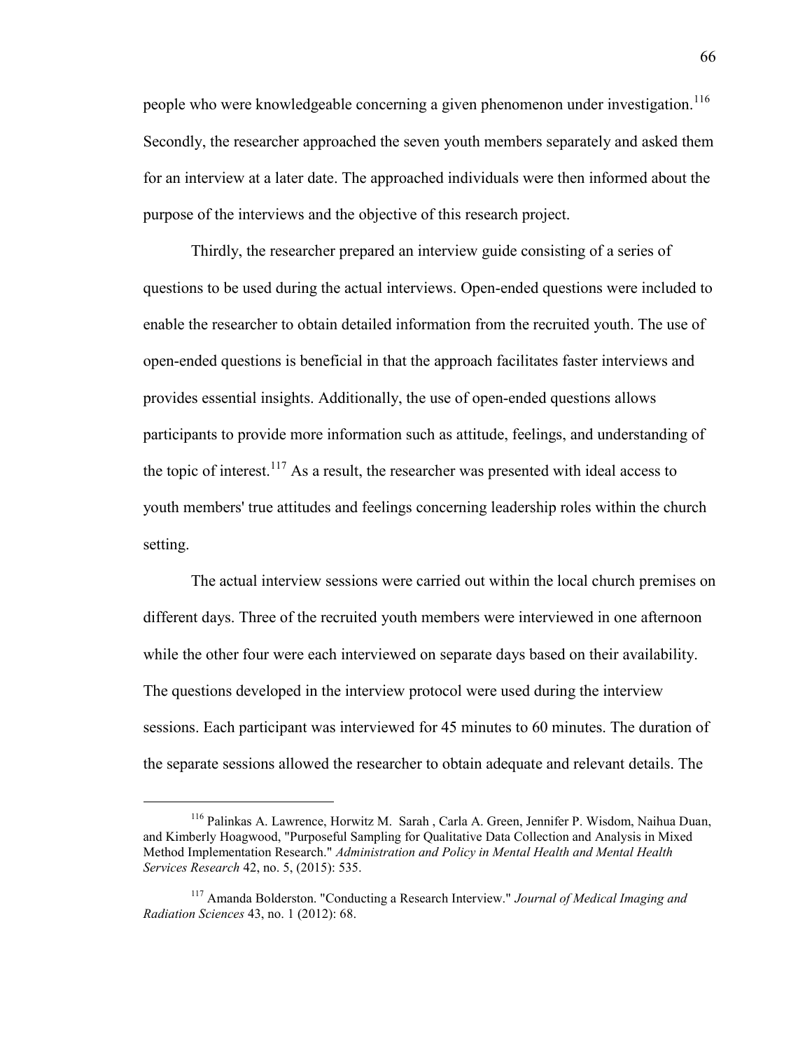people who were knowledgeable concerning a given phenomenon under investigation.[116] Secondly, the researcher approached the seven youth members separately and asked them for an interview at a later date. The approached individuals were then informed about the purpose of the interviews and the objective of this research project.

Thirdly, the researcher prepared an interview guide consisting of a series of questions to be used during the actual interviews. Open-ended questions were included to enable the researcher to obtain detailed information from the recruited youth. The use of open-ended questions is beneficial in that the approach facilitates faster interviews and provides essential insights. Additionally, the use of open-ended questions allows participants to provide more information such as attitude, feelings, and understanding of the topic of interest.[117] As a result, the researcher was presented with ideal access to youth members' true attitudes and feelings concerning leadership roles within the church setting.

The actual interview sessions were carried out within the local church premises on different days. Three of the recruited youth members were interviewed in one afternoon while the other four were each interviewed on separate days based on their availability. The questions developed in the interview protocol were used during the interview sessions. Each participant was interviewed for 45 minutes to 60 minutes. The duration of the separate sessions allowed the researcher to obtain adequate and relevant details. The

---

[116] Palinkas A. Lawrence, Horwitz M. Sarah , Carla A. Green, Jennifer P. Wisdom, Naihua Duan, and Kimberly Hoagwood, "Purposeful Sampling for Qualitative Data Collection and Analysis in Mixed Method Implementation Research." *Administration and Policy in Mental Health and Mental Health Services Research* 42, no. 5, (2015): 535.

[117] Amanda Bolderston. "Conducting a Research Interview." *Journal of Medical Imaging and Radiation Sciences* 43, no. 1 (2012): 68.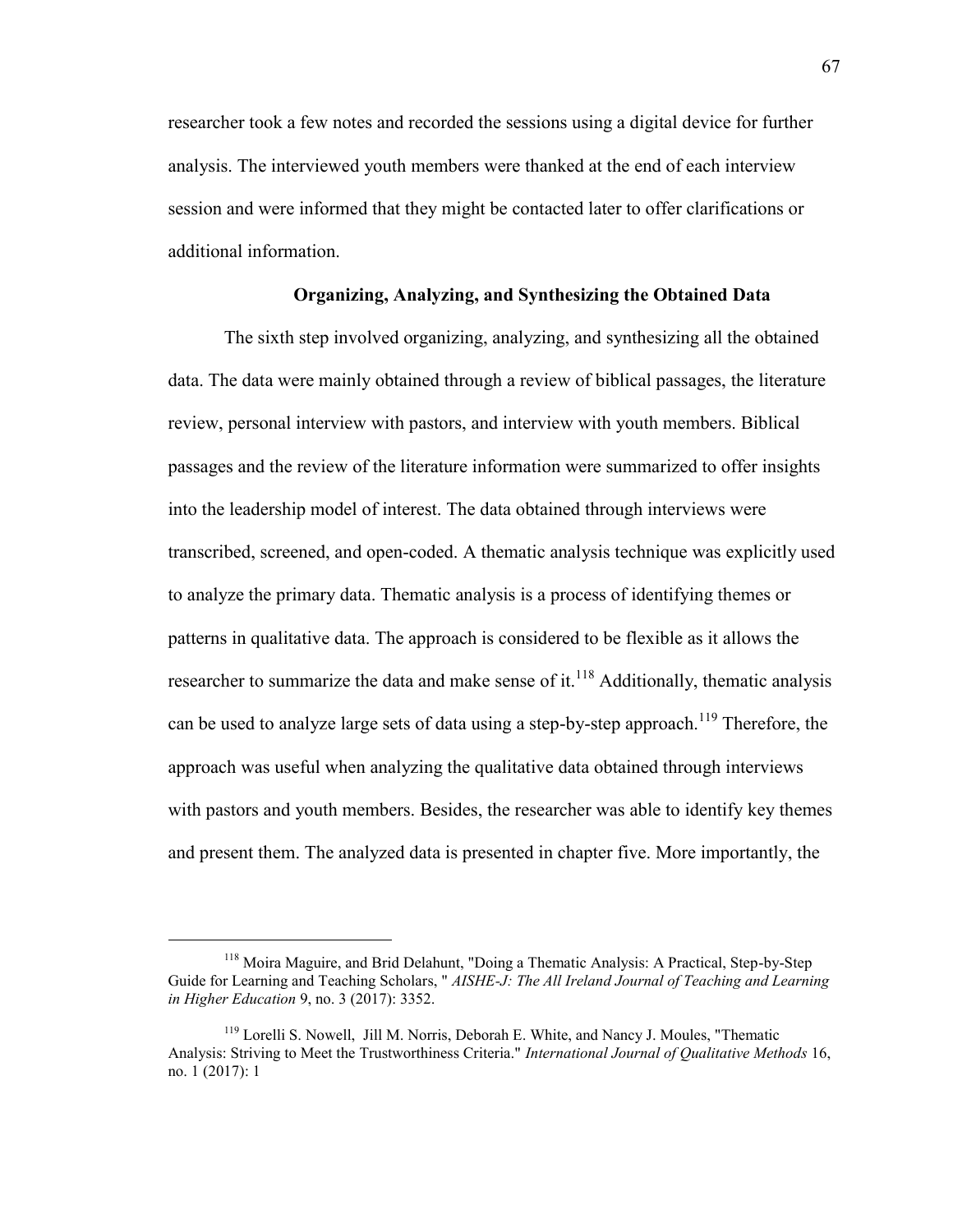researcher took a few notes and recorded the sessions using a digital device for further analysis. The interviewed youth members were thanked at the end of each interview session and were informed that they might be contacted later to offer clarifications or additional information.

## Organizing, Analyzing, and Synthesizing the Obtained Data

The sixth step involved organizing, analyzing, and synthesizing all the obtained data. The data were mainly obtained through a review of biblical passages, the literature review, personal interview with pastors, and interview with youth members. Biblical passages and the review of the literature information were summarized to offer insights into the leadership model of interest. The data obtained through interviews were transcribed, screened, and open-coded. A thematic analysis technique was explicitly used to analyze the primary data. Thematic analysis is a process of identifying themes or patterns in qualitative data. The approach is considered to be flexible as it allows the researcher to summarize the data and make sense of it.[118] Additionally, thematic analysis can be used to analyze large sets of data using a step-by-step approach.[119] Therefore, the approach was useful when analyzing the qualitative data obtained through interviews with pastors and youth members. Besides, the researcher was able to identify key themes and present them. The analyzed data is presented in chapter five. More importantly, the

---

[118] Moira Maguire, and Brid Delahunt, "Doing a Thematic Analysis: A Practical, Step-by-Step Guide for Learning and Teaching Scholars, " *AISHE-J: The All Ireland Journal of Teaching and Learning in Higher Education* 9, no. 3 (2017): 3352.

[119] Lorelli S. Nowell, Jill M. Norris, Deborah E. White, and Nancy J. Moules, "Thematic Analysis: Striving to Meet the Trustworthiness Criteria." *International Journal of Qualitative Methods* 16, no. 1 (2017): 1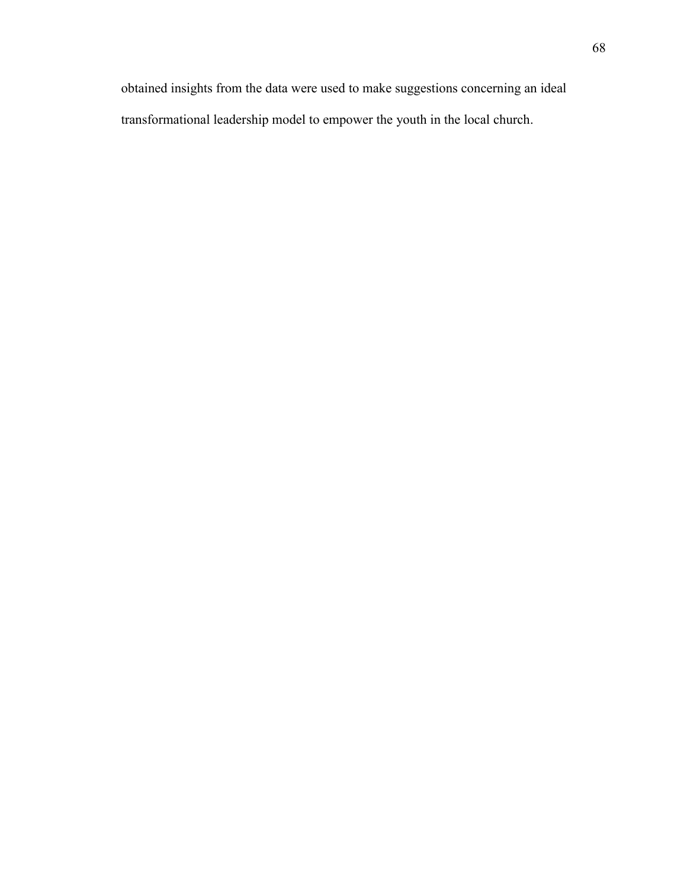obtained insights from the data were used to make suggestions concerning an ideal transformational leadership model to empower the youth in the local church.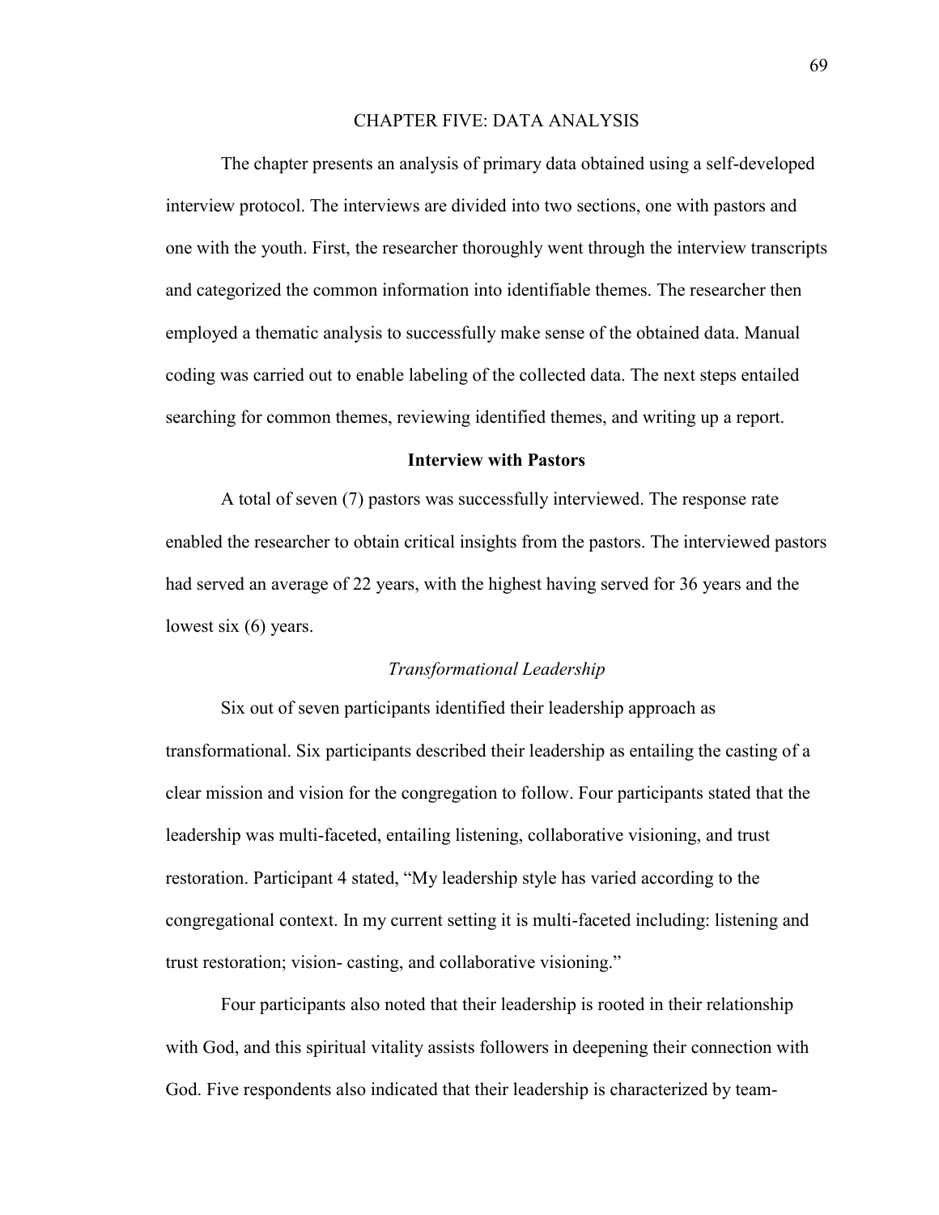# CHAPTER FIVE: DATA ANALYSIS

The chapter presents an analysis of primary data obtained using a self-developed interview protocol. The interviews are divided into two sections, one with pastors and one with the youth. First, the researcher thoroughly went through the interview transcripts and categorized the common information into identifiable themes. The researcher then employed a thematic analysis to successfully make sense of the obtained data. Manual coding was carried out to enable labeling of the collected data. The next steps entailed searching for common themes, reviewing identified themes, and writing up a report.

## Interview with Pastors

A total of seven (7) pastors was successfully interviewed. The response rate enabled the researcher to obtain critical insights from the pastors. The interviewed pastors had served an average of 22 years, with the highest having served for 36 years and the lowest six (6) years.

### *Transformational Leadership*

Six out of seven participants identified their leadership approach as transformational. Six participants described their leadership as entailing the casting of a clear mission and vision for the congregation to follow. Four participants stated that the leadership was multi-faceted, entailing listening, collaborative visioning, and trust restoration. Participant 4 stated, "My leadership style has varied according to the congregational context. In my current setting it is multi-faceted including: listening and trust restoration; vision- casting, and collaborative visioning."

Four participants also noted that their leadership is rooted in their relationship with God, and this spiritual vitality assists followers in deepening their connection with God. Five respondents also indicated that their leadership is characterized by team-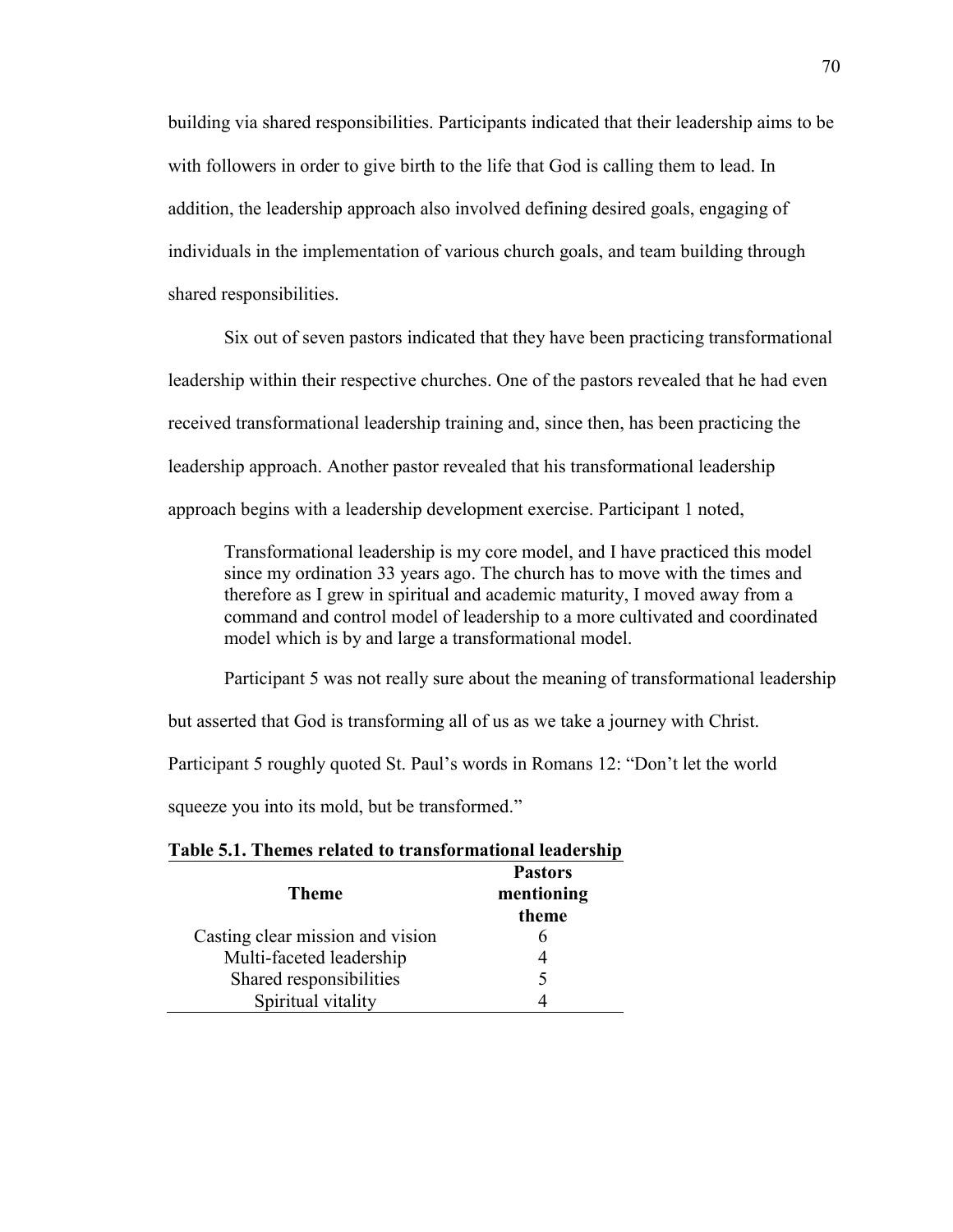building via shared responsibilities. Participants indicated that their leadership aims to be with followers in order to give birth to the life that God is calling them to lead. In addition, the leadership approach also involved defining desired goals, engaging of individuals in the implementation of various church goals, and team building through shared responsibilities.

Six out of seven pastors indicated that they have been practicing transformational leadership within their respective churches. One of the pastors revealed that he had even received transformational leadership training and, since then, has been practicing the leadership approach. Another pastor revealed that his transformational leadership approach begins with a leadership development exercise. Participant 1 noted,

> Transformational leadership is my core model, and I have practiced this model since my ordination 33 years ago. The church has to move with the times and therefore as I grew in spiritual and academic maturity, I moved away from a command and control model of leadership to a more cultivated and coordinated model which is by and large a transformational model.

Participant 5 was not really sure about the meaning of transformational leadership but asserted that God is transforming all of us as we take a journey with Christ. Participant 5 roughly quoted St. Paul's words in Romans 12: "Don't let the world squeeze you into its mold, but be transformed."

**Table 5.1. Themes related to transformational leadership**

| Theme | Pastors mentioning theme |
|---|---|
| Casting clear mission and vision | 6 |
| Multi-faceted leadership | 4 |
| Shared responsibilities | 5 |
| Spiritual vitality | 4 |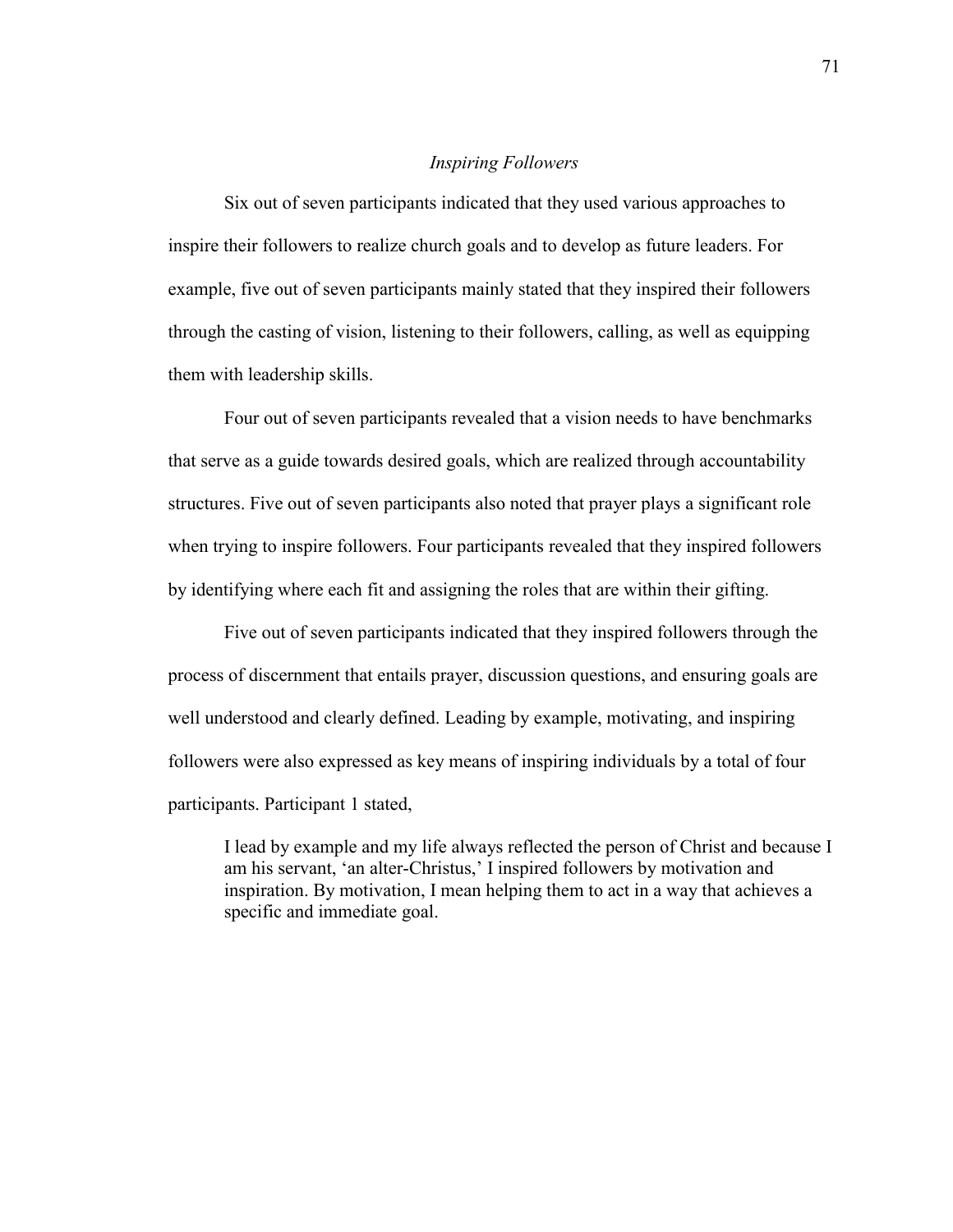### *Inspiring Followers*

Six out of seven participants indicated that they used various approaches to inspire their followers to realize church goals and to develop as future leaders. For example, five out of seven participants mainly stated that they inspired their followers through the casting of vision, listening to their followers, calling, as well as equipping them with leadership skills.

Four out of seven participants revealed that a vision needs to have benchmarks that serve as a guide towards desired goals, which are realized through accountability structures. Five out of seven participants also noted that prayer plays a significant role when trying to inspire followers. Four participants revealed that they inspired followers by identifying where each fit and assigning the roles that are within their gifting.

Five out of seven participants indicated that they inspired followers through the process of discernment that entails prayer, discussion questions, and ensuring goals are well understood and clearly defined. Leading by example, motivating, and inspiring followers were also expressed as key means of inspiring individuals by a total of four participants. Participant 1 stated,

> I lead by example and my life always reflected the person of Christ and because I am his servant, 'an alter-Christus,' I inspired followers by motivation and inspiration. By motivation, I mean helping them to act in a way that achieves a specific and immediate goal.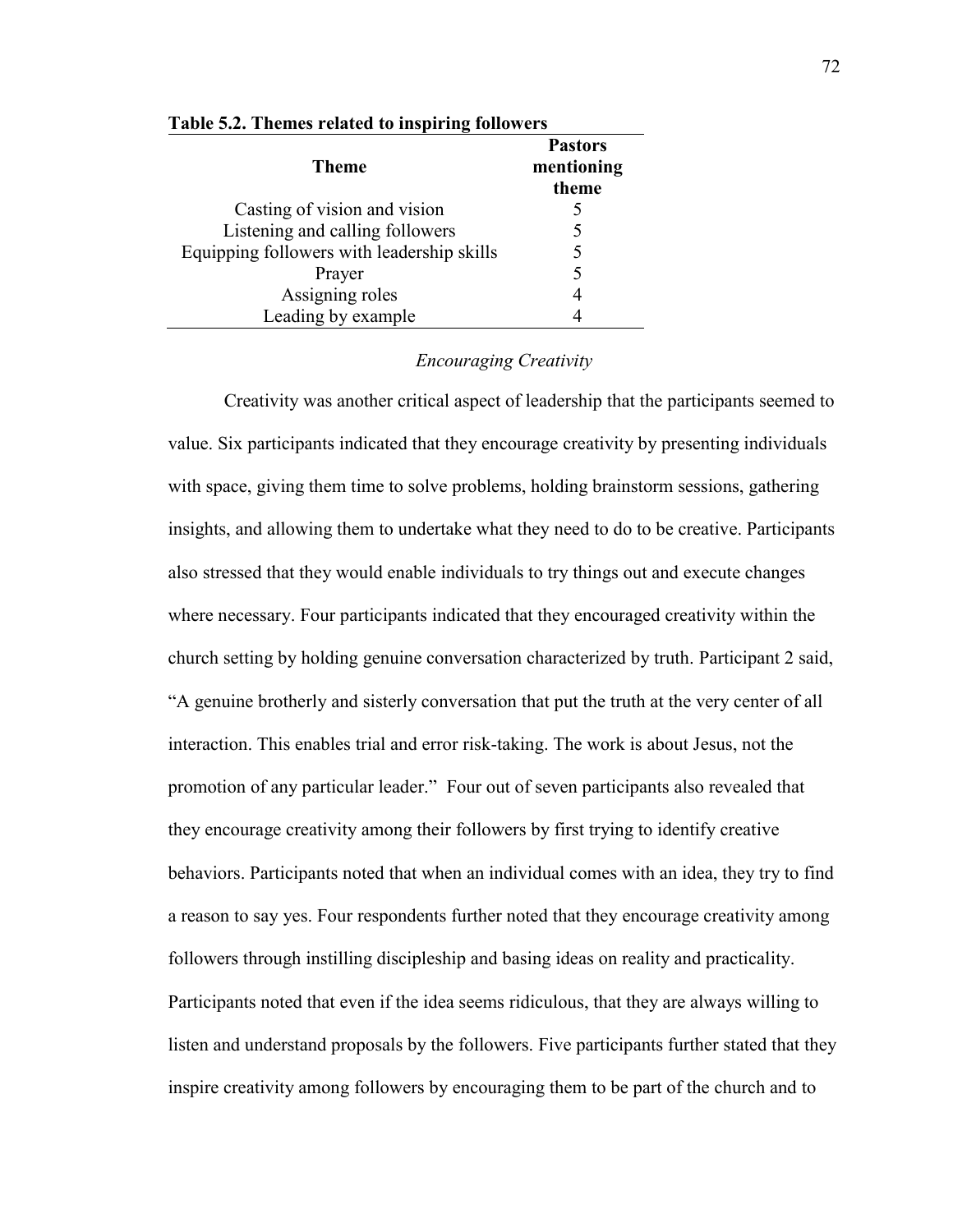**Table 5.2. Themes related to inspiring followers**

| Theme | Pastors mentioning theme |
|---|---|
| Casting of vision and vision | 5 |
| Listening and calling followers | 5 |
| Equipping followers with leadership skills | 5 |
| Prayer | 5 |
| Assigning roles | 4 |
| Leading by example | 4 |

*Encouraging Creativity*

Creativity was another critical aspect of leadership that the participants seemed to value. Six participants indicated that they encourage creativity by presenting individuals with space, giving them time to solve problems, holding brainstorm sessions, gathering insights, and allowing them to undertake what they need to do to be creative. Participants also stressed that they would enable individuals to try things out and execute changes where necessary. Four participants indicated that they encouraged creativity within the church setting by holding genuine conversation characterized by truth. Participant 2 said, "A genuine brotherly and sisterly conversation that put the truth at the very center of all interaction. This enables trial and error risk-taking. The work is about Jesus, not the promotion of any particular leader." Four out of seven participants also revealed that they encourage creativity among their followers by first trying to identify creative behaviors. Participants noted that when an individual comes with an idea, they try to find a reason to say yes. Four respondents further noted that they encourage creativity among followers through instilling discipleship and basing ideas on reality and practicality. Participants noted that even if the idea seems ridiculous, that they are always willing to listen and understand proposals by the followers. Five participants further stated that they inspire creativity among followers by encouraging them to be part of the church and to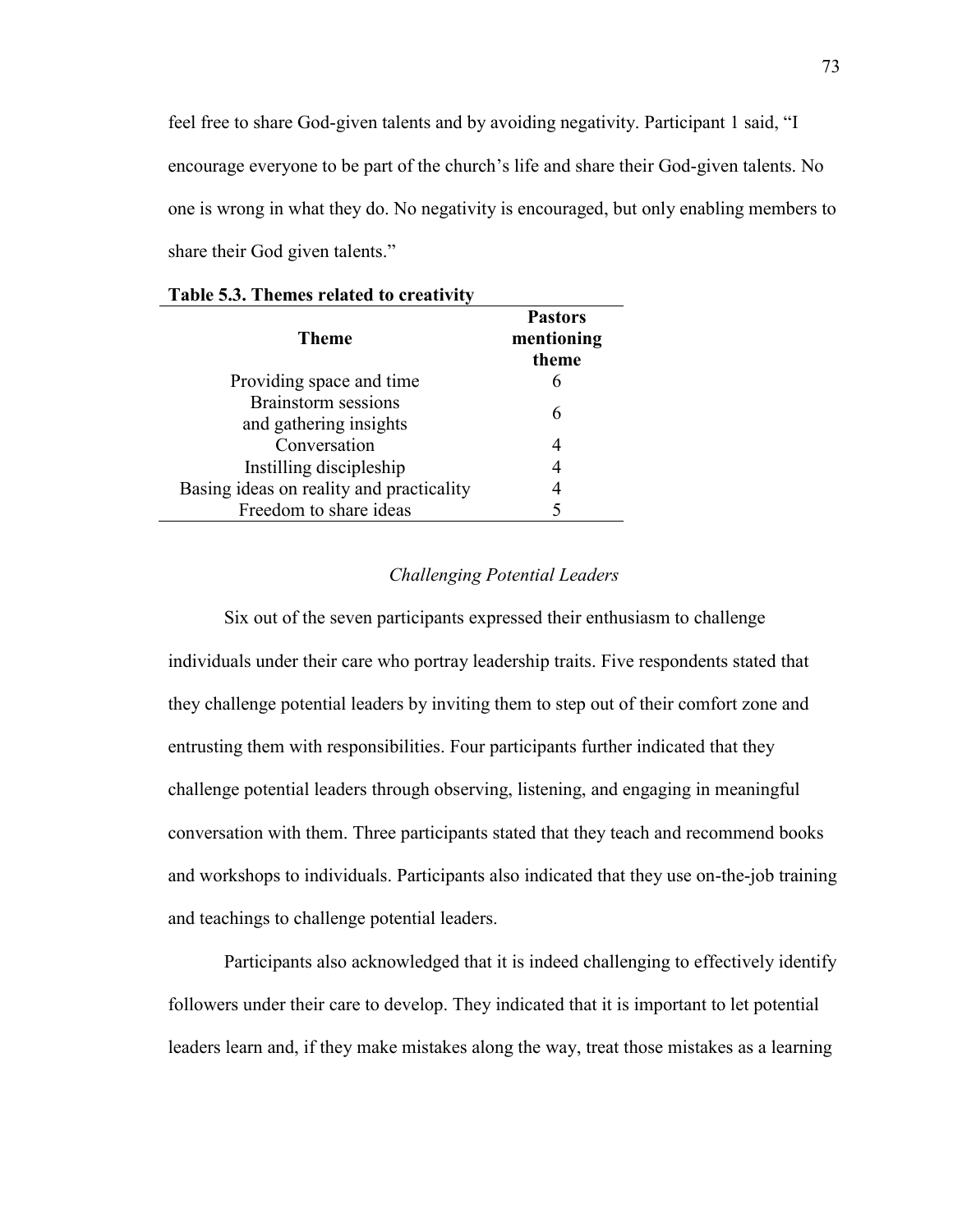feel free to share God-given talents and by avoiding negativity. Participant 1 said, "I encourage everyone to be part of the church's life and share their God-given talents. No one is wrong in what they do. No negativity is encouraged, but only enabling members to share their God given talents."

**Table 5.3. Themes related to creativity**

| Theme | Pastors mentioning theme |
|---|---|
| Providing space and time | 6 |
| Brainstorm sessions and gathering insights | 6 |
| Conversation | 4 |
| Instilling discipleship | 4 |
| Basing ideas on reality and practicality | 4 |
| Freedom to share ideas | 5 |

### *Challenging Potential Leaders*

Six out of the seven participants expressed their enthusiasm to challenge individuals under their care who portray leadership traits. Five respondents stated that they challenge potential leaders by inviting them to step out of their comfort zone and entrusting them with responsibilities. Four participants further indicated that they challenge potential leaders through observing, listening, and engaging in meaningful conversation with them. Three participants stated that they teach and recommend books and workshops to individuals. Participants also indicated that they use on-the-job training and teachings to challenge potential leaders.

Participants also acknowledged that it is indeed challenging to effectively identify followers under their care to develop. They indicated that it is important to let potential leaders learn and, if they make mistakes along the way, treat those mistakes as a learning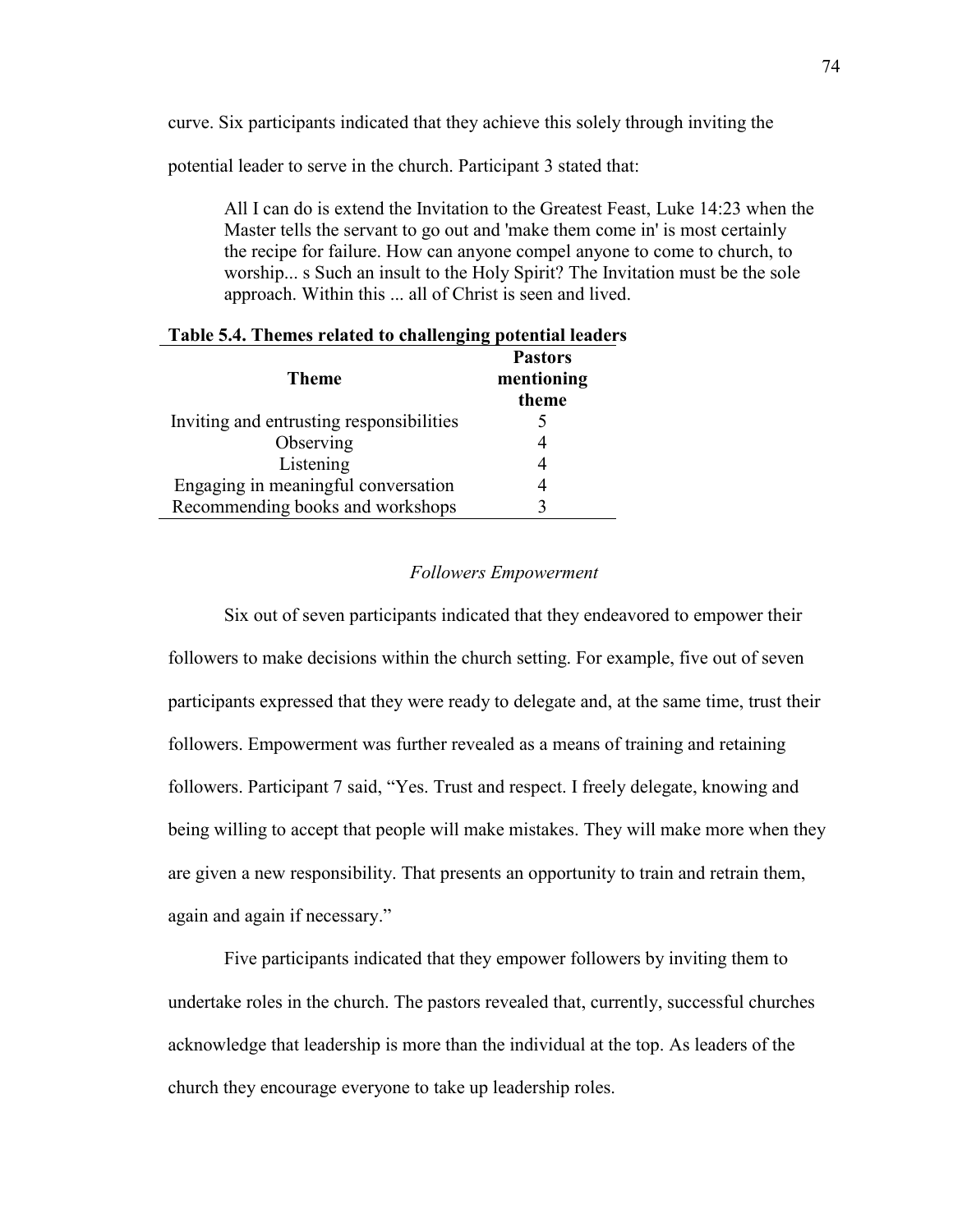curve. Six participants indicated that they achieve this solely through inviting the potential leader to serve in the church. Participant 3 stated that:

> All I can do is extend the Invitation to the Greatest Feast, Luke 14:23 when the Master tells the servant to go out and 'make them come in' is most certainly the recipe for failure. How can anyone compel anyone to come to church, to worship... s Such an insult to the Holy Spirit? The Invitation must be the sole approach. Within this ... all of Christ is seen and lived.

**Table 5.4. Themes related to challenging potential leaders**

| Theme | Pastors mentioning theme |
|---|---|
| Inviting and entrusting responsibilities | 5 |
| Observing | 4 |
| Listening | 4 |
| Engaging in meaningful conversation | 4 |
| Recommending books and workshops | 3 |

### *Followers Empowerment*

Six out of seven participants indicated that they endeavored to empower their followers to make decisions within the church setting. For example, five out of seven participants expressed that they were ready to delegate and, at the same time, trust their followers. Empowerment was further revealed as a means of training and retaining followers. Participant 7 said, "Yes. Trust and respect. I freely delegate, knowing and being willing to accept that people will make mistakes. They will make more when they are given a new responsibility. That presents an opportunity to train and retrain them, again and again if necessary."

Five participants indicated that they empower followers by inviting them to undertake roles in the church. The pastors revealed that, currently, successful churches acknowledge that leadership is more than the individual at the top. As leaders of the church they encourage everyone to take up leadership roles.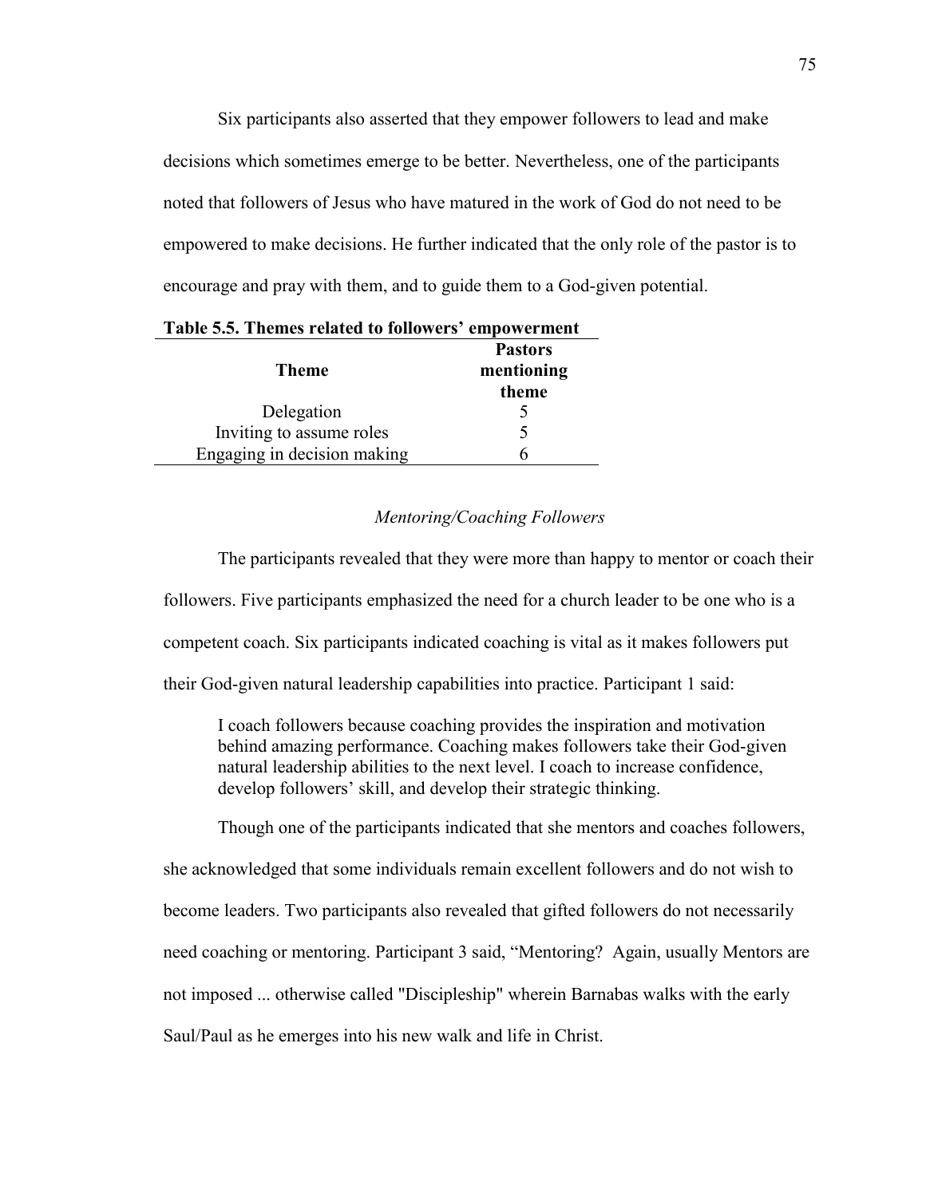Six participants also asserted that they empower followers to lead and make decisions which sometimes emerge to be better. Nevertheless, one of the participants noted that followers of Jesus who have matured in the work of God do not need to be empowered to make decisions. He further indicated that the only role of the pastor is to encourage and pray with them, and to guide them to a God-given potential.

**Table 5.5. Themes related to followers' empowerment**

| Theme | Pastors mentioning theme |
|---|---|
| Delegation | 5 |
| Inviting to assume roles | 5 |
| Engaging in decision making | 6 |

### *Mentoring/Coaching Followers*

The participants revealed that they were more than happy to mentor or coach their followers. Five participants emphasized the need for a church leader to be one who is a competent coach. Six participants indicated coaching is vital as it makes followers put their God-given natural leadership capabilities into practice. Participant 1 said:

> I coach followers because coaching provides the inspiration and motivation behind amazing performance. Coaching makes followers take their God-given natural leadership abilities to the next level. I coach to increase confidence, develop followers' skill, and develop their strategic thinking.

Though one of the participants indicated that she mentors and coaches followers, she acknowledged that some individuals remain excellent followers and do not wish to become leaders. Two participants also revealed that gifted followers do not necessarily need coaching or mentoring. Participant 3 said, "Mentoring? Again, usually Mentors are not imposed ... otherwise called "Discipleship" wherein Barnabas walks with the early Saul/Paul as he emerges into his new walk and life in Christ.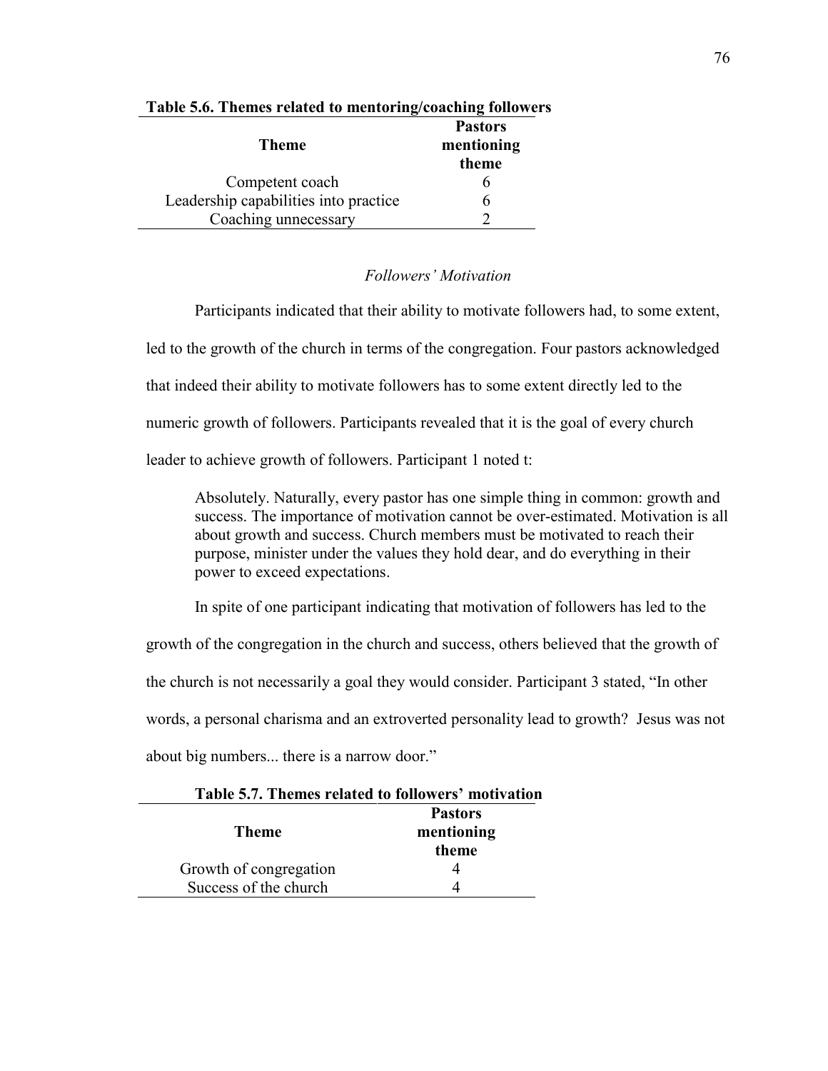**Table 5.6. Themes related to mentoring/coaching followers**

| Theme | Pastors mentioning theme |
|---|---|
| Competent coach | 6 |
| Leadership capabilities into practice | 6 |
| Coaching unnecessary | 2 |

*Followers' Motivation*

Participants indicated that their ability to motivate followers had, to some extent, led to the growth of the church in terms of the congregation. Four pastors acknowledged that indeed their ability to motivate followers has to some extent directly led to the numeric growth of followers. Participants revealed that it is the goal of every church leader to achieve growth of followers. Participant 1 noted t:

> Absolutely. Naturally, every pastor has one simple thing in common: growth and success. The importance of motivation cannot be over-estimated. Motivation is all about growth and success. Church members must be motivated to reach their purpose, minister under the values they hold dear, and do everything in their power to exceed expectations.

In spite of one participant indicating that motivation of followers has led to the growth of the congregation in the church and success, others believed that the growth of the church is not necessarily a goal they would consider. Participant 3 stated, "In other words, a personal charisma and an extroverted personality lead to growth? Jesus was not about big numbers... there is a narrow door."

**Table 5.7. Themes related to followers' motivation**

| Theme | Pastors mentioning theme |
|---|---|
| Growth of congregation | 4 |
| Success of the church | 4 |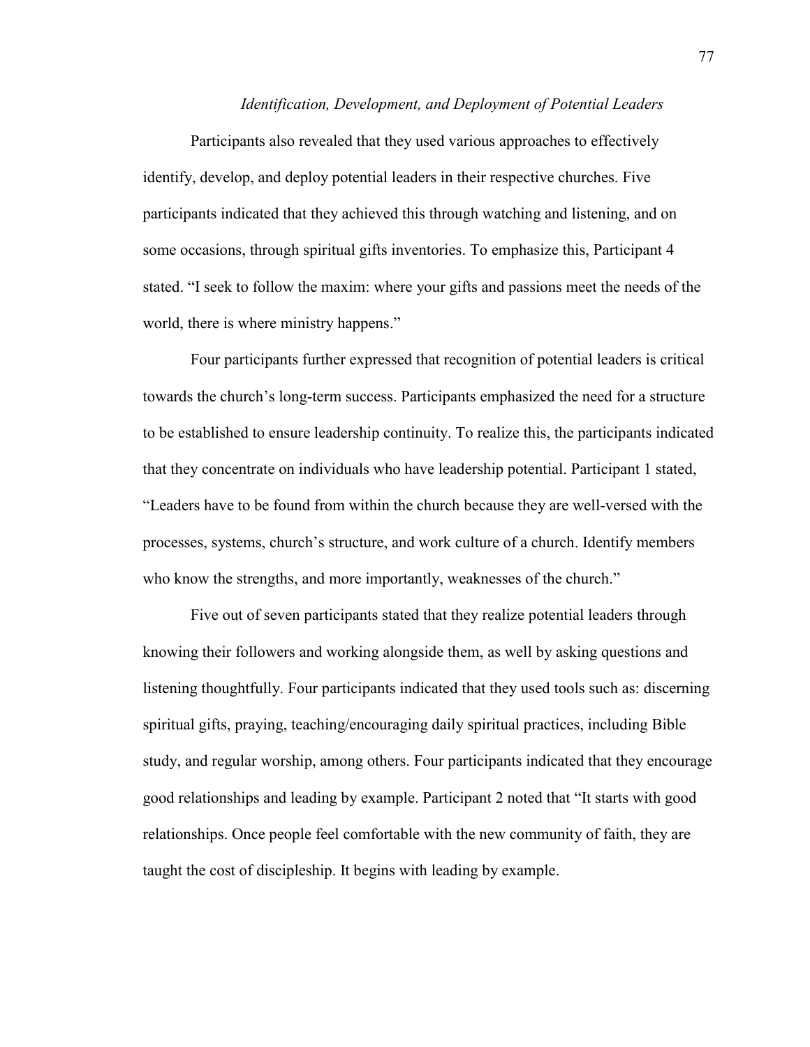### *Identification, Development, and Deployment of Potential Leaders*

Participants also revealed that they used various approaches to effectively identify, develop, and deploy potential leaders in their respective churches. Five participants indicated that they achieved this through watching and listening, and on some occasions, through spiritual gifts inventories. To emphasize this, Participant 4 stated. "I seek to follow the maxim: where your gifts and passions meet the needs of the world, there is where ministry happens."

Four participants further expressed that recognition of potential leaders is critical towards the church's long-term success. Participants emphasized the need for a structure to be established to ensure leadership continuity. To realize this, the participants indicated that they concentrate on individuals who have leadership potential. Participant 1 stated, "Leaders have to be found from within the church because they are well-versed with the processes, systems, church's structure, and work culture of a church. Identify members who know the strengths, and more importantly, weaknesses of the church."

Five out of seven participants stated that they realize potential leaders through knowing their followers and working alongside them, as well by asking questions and listening thoughtfully. Four participants indicated that they used tools such as: discerning spiritual gifts, praying, teaching/encouraging daily spiritual practices, including Bible study, and regular worship, among others. Four participants indicated that they encourage good relationships and leading by example. Participant 2 noted that "It starts with good relationships. Once people feel comfortable with the new community of faith, they are taught the cost of discipleship. It begins with leading by example.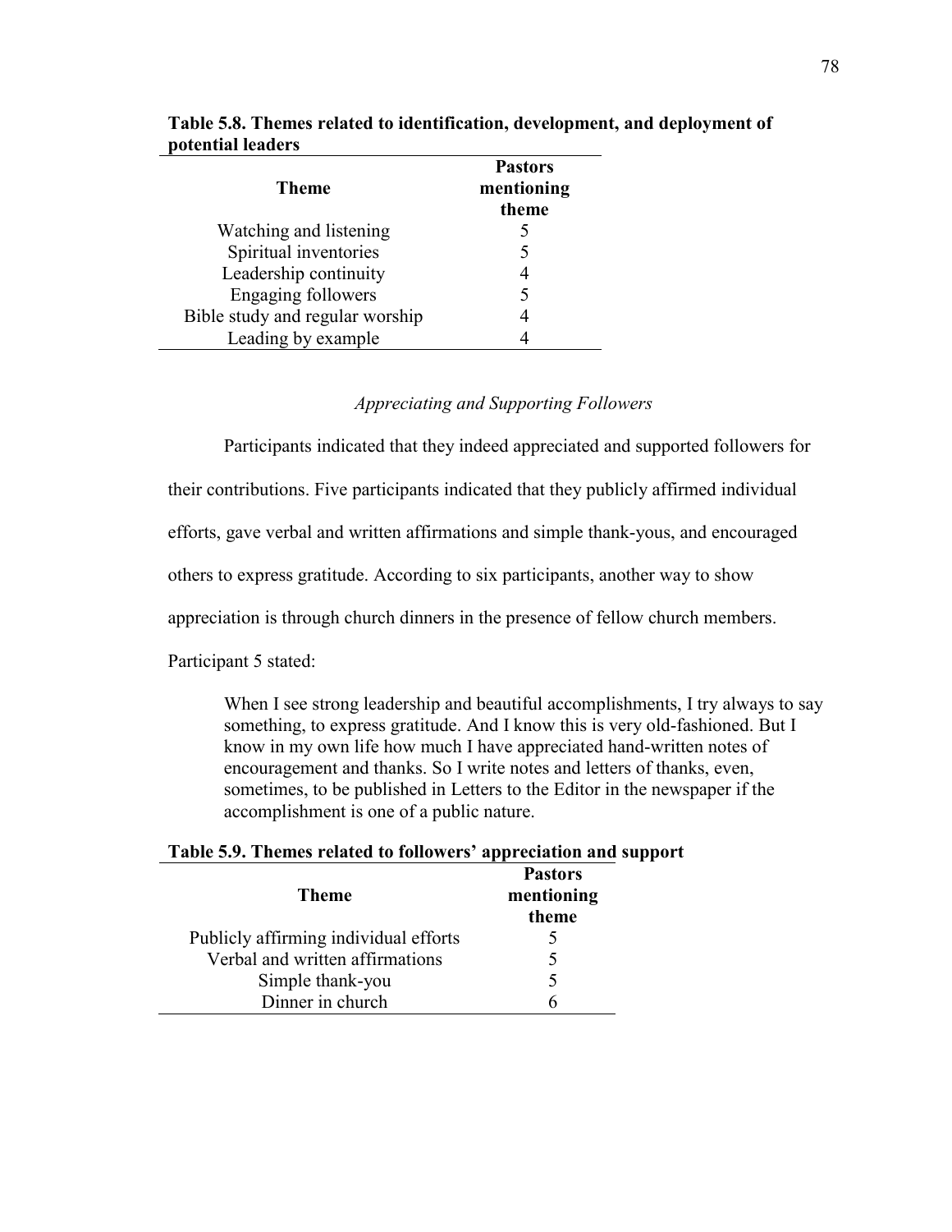**Table 5.8. Themes related to identification, development, and deployment of potential leaders**

| Theme | Pastors mentioning theme |
|---|---|
| Watching and listening | 5 |
| Spiritual inventories | 5 |
| Leadership continuity | 4 |
| Engaging followers | 5 |
| Bible study and regular worship | 4 |
| Leading by example | 4 |

### *Appreciating and Supporting Followers*

Participants indicated that they indeed appreciated and supported followers for their contributions. Five participants indicated that they publicly affirmed individual efforts, gave verbal and written affirmations and simple thank-yous, and encouraged others to express gratitude. According to six participants, another way to show appreciation is through church dinners in the presence of fellow church members. Participant 5 stated:

> When I see strong leadership and beautiful accomplishments, I try always to say something, to express gratitude. And I know this is very old-fashioned. But I know in my own life how much I have appreciated hand-written notes of encouragement and thanks. So I write notes and letters of thanks, even, sometimes, to be published in Letters to the Editor in the newspaper if the accomplishment is one of a public nature.

**Table 5.9. Themes related to followers' appreciation and support**

| Theme | Pastors mentioning theme |
|---|---|
| Publicly affirming individual efforts | 5 |
| Verbal and written affirmations | 5 |
| Simple thank-you | 5 |
| Dinner in church | 6 |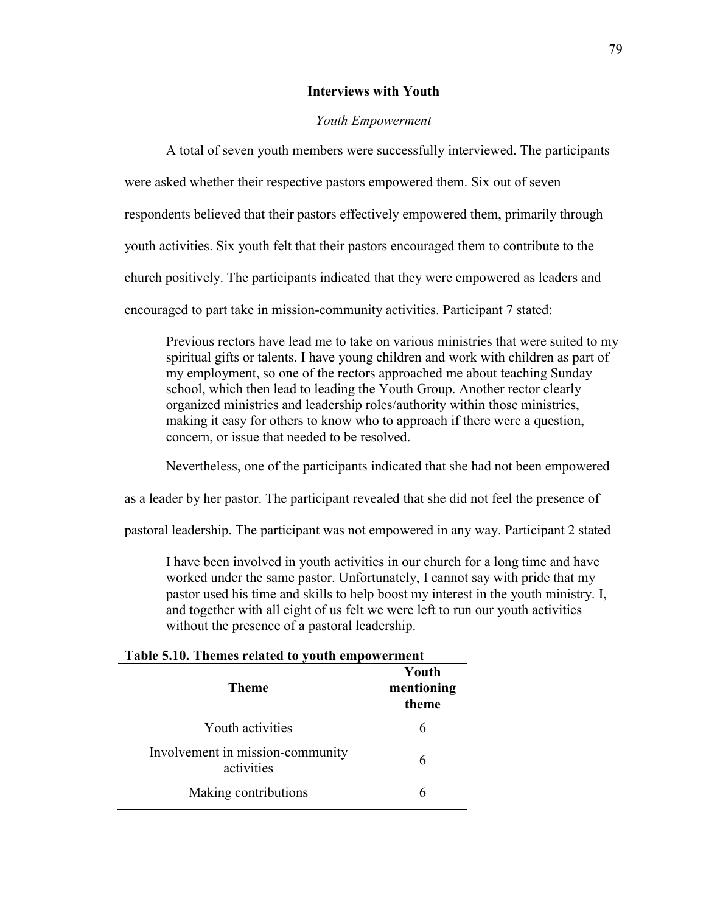### Interviews with Youth

#### *Youth Empowerment*

A total of seven youth members were successfully interviewed. The participants were asked whether their respective pastors empowered them. Six out of seven respondents believed that their pastors effectively empowered them, primarily through youth activities. Six youth felt that their pastors encouraged them to contribute to the church positively. The participants indicated that they were empowered as leaders and encouraged to part take in mission-community activities. Participant 7 stated:

> Previous rectors have lead me to take on various ministries that were suited to my spiritual gifts or talents. I have young children and work with children as part of my employment, so one of the rectors approached me about teaching Sunday school, which then lead to leading the Youth Group. Another rector clearly organized ministries and leadership roles/authority within those ministries, making it easy for others to know who to approach if there were a question, concern, or issue that needed to be resolved.

Nevertheless, one of the participants indicated that she had not been empowered as a leader by her pastor. The participant revealed that she did not feel the presence of pastoral leadership. The participant was not empowered in any way. Participant 2 stated

> I have been involved in youth activities in our church for a long time and have worked under the same pastor. Unfortunately, I cannot say with pride that my pastor used his time and skills to help boost my interest in the youth ministry. I, and together with all eight of us felt we were left to run our youth activities without the presence of a pastoral leadership.

**Table 5.10. Themes related to youth empowerment**

| Theme | Youth mentioning theme |
|---|---|
| Youth activities | 6 |
| Involvement in mission-community activities | 6 |
| Making contributions | 6 |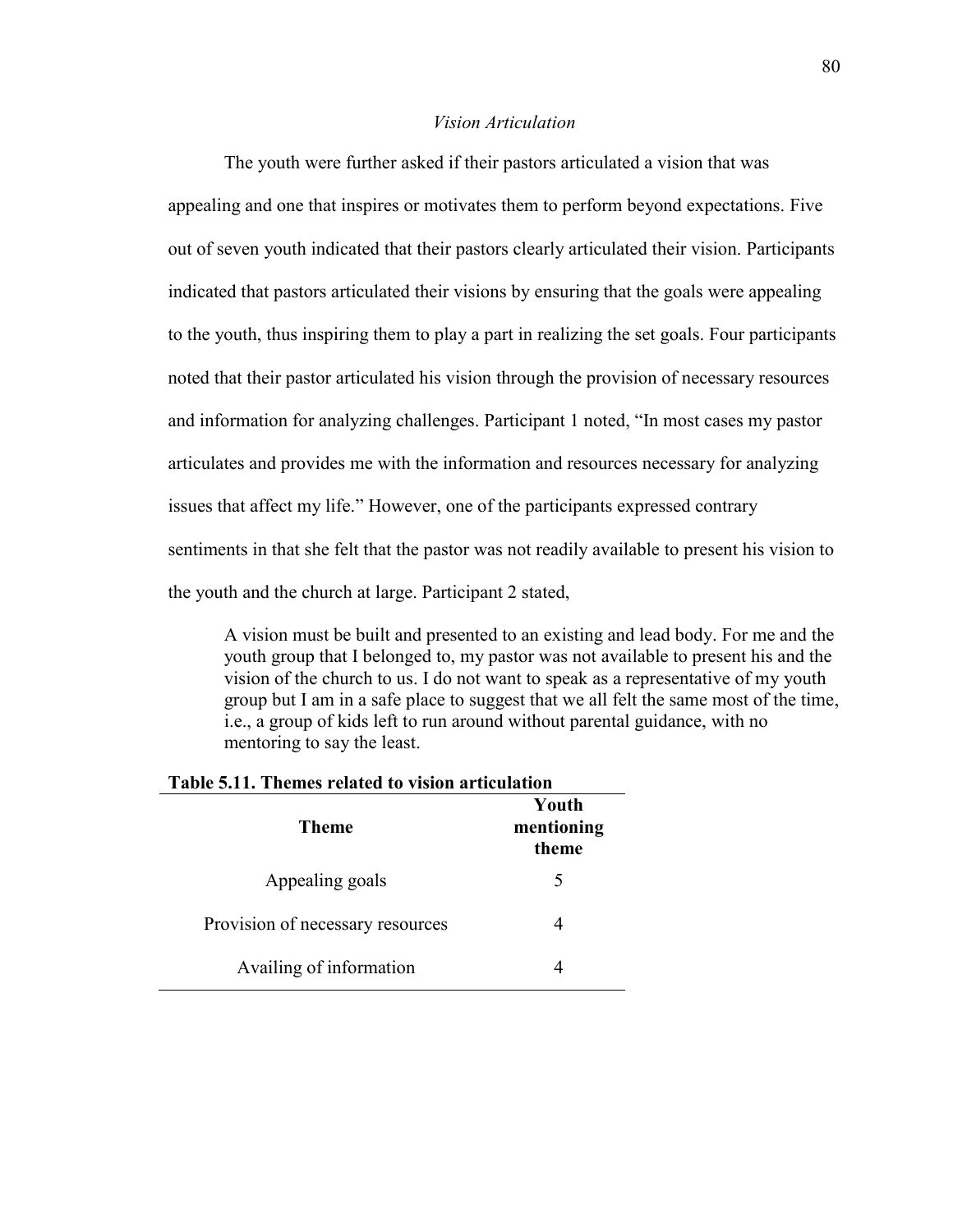*Vision Articulation*

The youth were further asked if their pastors articulated a vision that was appealing and one that inspires or motivates them to perform beyond expectations. Five out of seven youth indicated that their pastors clearly articulated their vision. Participants indicated that pastors articulated their visions by ensuring that the goals were appealing to the youth, thus inspiring them to play a part in realizing the set goals. Four participants noted that their pastor articulated his vision through the provision of necessary resources and information for analyzing challenges. Participant 1 noted, "In most cases my pastor articulates and provides me with the information and resources necessary for analyzing issues that affect my life." However, one of the participants expressed contrary sentiments in that she felt that the pastor was not readily available to present his vision to the youth and the church at large. Participant 2 stated,

> A vision must be built and presented to an existing and lead body. For me and the youth group that I belonged to, my pastor was not available to present his and the vision of the church to us. I do not want to speak as a representative of my youth group but I am in a safe place to suggest that we all felt the same most of the time, i.e., a group of kids left to run around without parental guidance, with no mentoring to say the least.

**Table 5.11. Themes related to vision articulation**

| Theme | Youth mentioning theme |
|---|---|
| Appealing goals | 5 |
| Provision of necessary resources | 4 |
| Availing of information | 4 |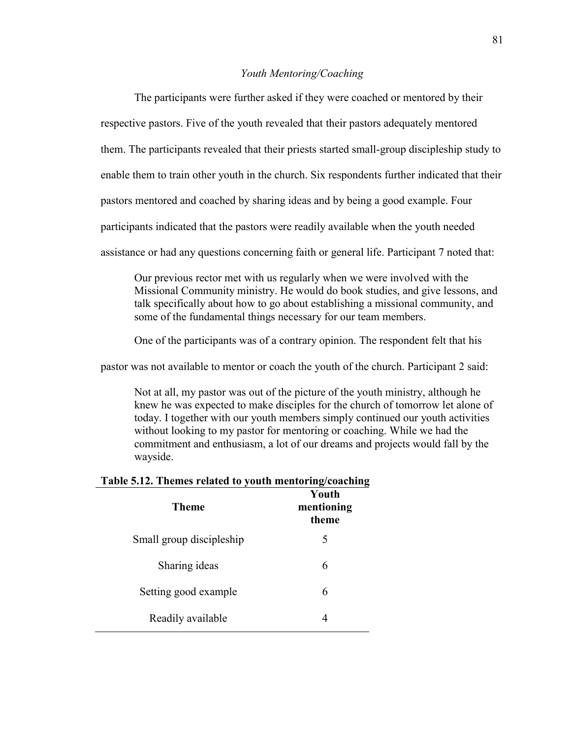*Youth Mentoring/Coaching*

The participants were further asked if they were coached or mentored by their respective pastors. Five of the youth revealed that their pastors adequately mentored them. The participants revealed that their priests started small-group discipleship study to enable them to train other youth in the church. Six respondents further indicated that their pastors mentored and coached by sharing ideas and by being a good example. Four participants indicated that the pastors were readily available when the youth needed assistance or had any questions concerning faith or general life. Participant 7 noted that:

> Our previous rector met with us regularly when we were involved with the Missional Community ministry. He would do book studies, and give lessons, and talk specifically about how to go about establishing a missional community, and some of the fundamental things necessary for our team members.

One of the participants was of a contrary opinion. The respondent felt that his pastor was not available to mentor or coach the youth of the church. Participant 2 said:

> Not at all, my pastor was out of the picture of the youth ministry, although he knew he was expected to make disciples for the church of tomorrow let alone of today. I together with our youth members simply continued our youth activities without looking to my pastor for mentoring or coaching. While we had the commitment and enthusiasm, a lot of our dreams and projects would fall by the wayside.

**Table 5.12. Themes related to youth mentoring/coaching**

| Theme | Youth mentioning theme |
|---|---|
| Small group discipleship | 5 |
| Sharing ideas | 6 |
| Setting good example | 6 |
| Readily available | 4 |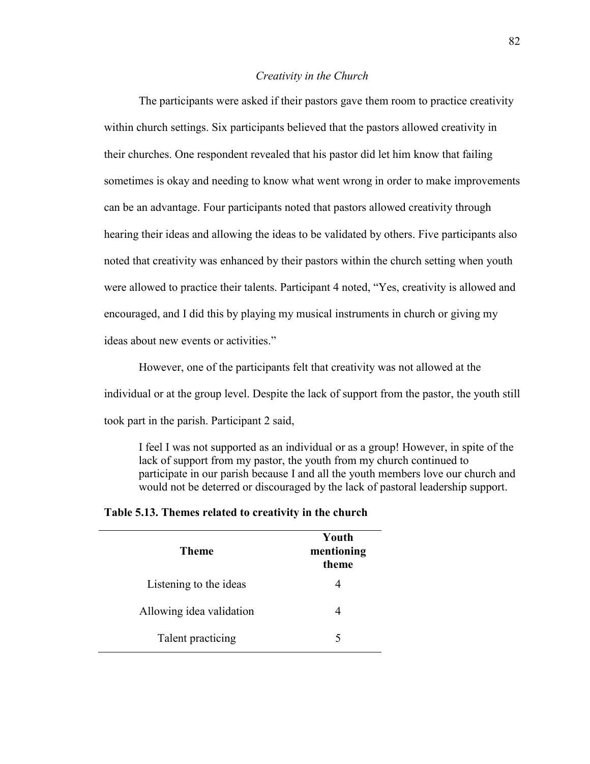*Creativity in the Church*

The participants were asked if their pastors gave them room to practice creativity within church settings. Six participants believed that the pastors allowed creativity in their churches. One respondent revealed that his pastor did let him know that failing sometimes is okay and needing to know what went wrong in order to make improvements can be an advantage. Four participants noted that pastors allowed creativity through hearing their ideas and allowing the ideas to be validated by others. Five participants also noted that creativity was enhanced by their pastors within the church setting when youth were allowed to practice their talents. Participant 4 noted, "Yes, creativity is allowed and encouraged, and I did this by playing my musical instruments in church or giving my ideas about new events or activities."

However, one of the participants felt that creativity was not allowed at the individual or at the group level. Despite the lack of support from the pastor, the youth still took part in the parish. Participant 2 said,

> I feel I was not supported as an individual or as a group! However, in spite of the lack of support from my pastor, the youth from my church continued to participate in our parish because I and all the youth members love our church and would not be deterred or discouraged by the lack of pastoral leadership support.

**Table 5.13. Themes related to creativity in the church**

| Theme | Youth mentioning theme |
|---|---|
| Listening to the ideas | 4 |
| Allowing idea validation | 4 |
| Talent practicing | 5 |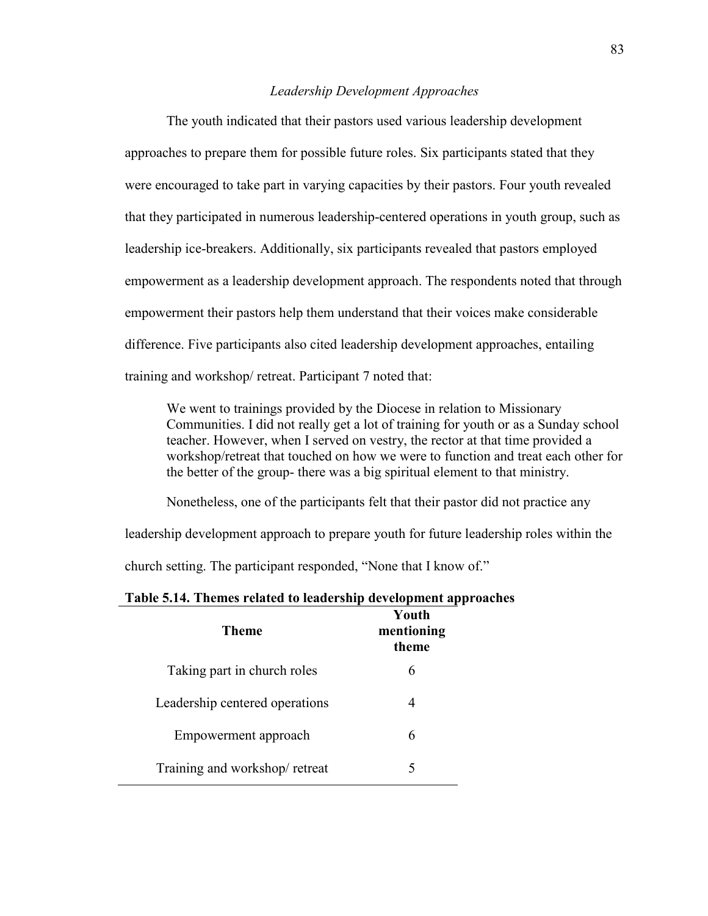*Leadership Development Approaches*

The youth indicated that their pastors used various leadership development approaches to prepare them for possible future roles. Six participants stated that they were encouraged to take part in varying capacities by their pastors. Four youth revealed that they participated in numerous leadership-centered operations in youth group, such as leadership ice-breakers. Additionally, six participants revealed that pastors employed empowerment as a leadership development approach. The respondents noted that through empowerment their pastors help them understand that their voices make considerable difference. Five participants also cited leadership development approaches, entailing training and workshop/ retreat. Participant 7 noted that:

> We went to trainings provided by the Diocese in relation to Missionary Communities. I did not really get a lot of training for youth or as a Sunday school teacher. However, when I served on vestry, the rector at that time provided a workshop/retreat that touched on how we were to function and treat each other for the better of the group- there was a big spiritual element to that ministry.

Nonetheless, one of the participants felt that their pastor did not practice any leadership development approach to prepare youth for future leadership roles within the church setting. The participant responded, "None that I know of."

**Table 5.14. Themes related to leadership development approaches**

| Theme | Youth mentioning theme |
|---|---|
| Taking part in church roles | 6 |
| Leadership centered operations | 4 |
| Empowerment approach | 6 |
| Training and workshop/ retreat | 5 |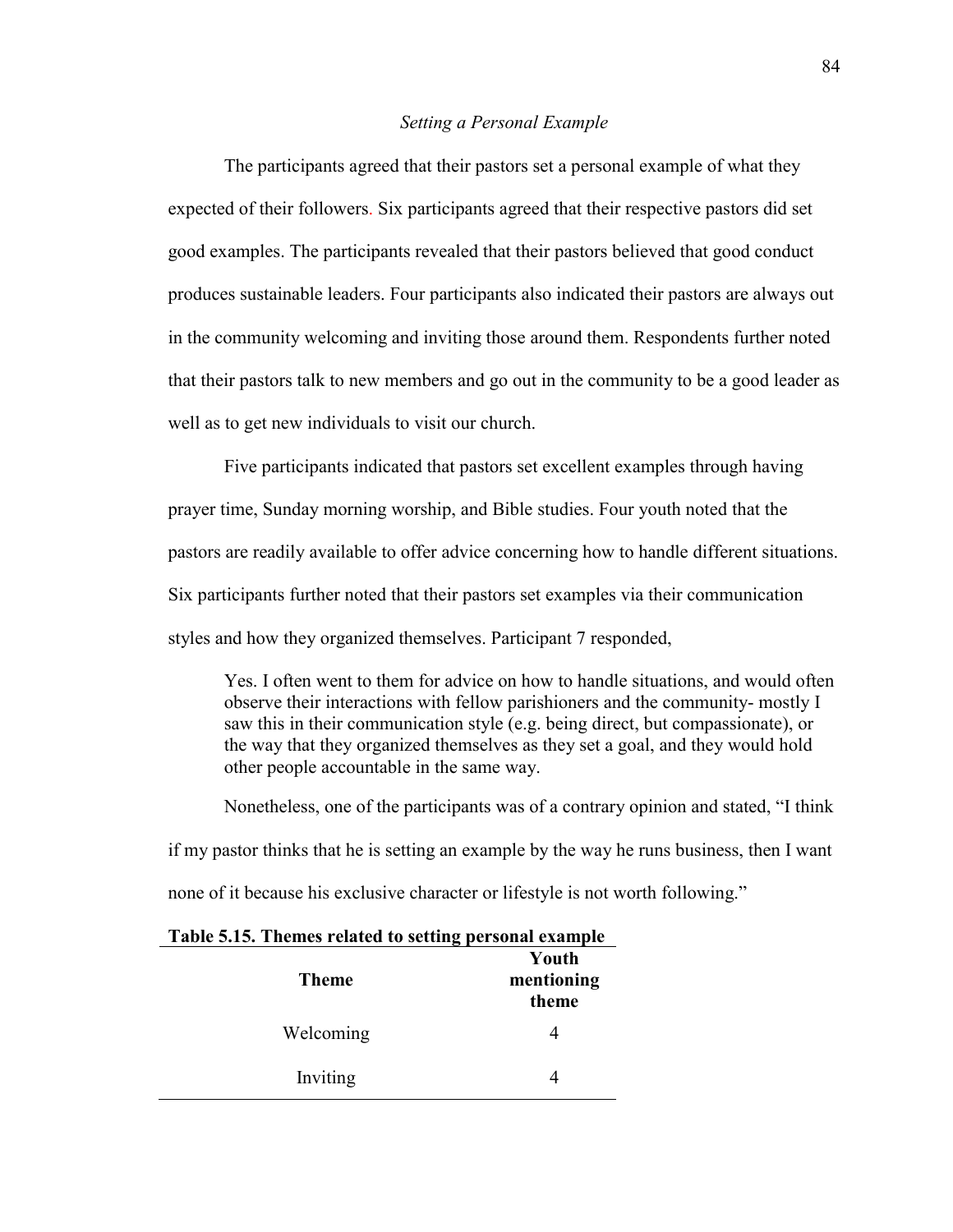### *Setting a Personal Example*

The participants agreed that their pastors set a personal example of what they expected of their followers. Six participants agreed that their respective pastors did set good examples. The participants revealed that their pastors believed that good conduct produces sustainable leaders. Four participants also indicated their pastors are always out in the community welcoming and inviting those around them. Respondents further noted that their pastors talk to new members and go out in the community to be a good leader as well as to get new individuals to visit our church.

Five participants indicated that pastors set excellent examples through having prayer time, Sunday morning worship, and Bible studies. Four youth noted that the pastors are readily available to offer advice concerning how to handle different situations. Six participants further noted that their pastors set examples via their communication styles and how they organized themselves. Participant 7 responded,

> Yes. I often went to them for advice on how to handle situations, and would often observe their interactions with fellow parishioners and the community- mostly I saw this in their communication style (e.g. being direct, but compassionate), or the way that they organized themselves as they set a goal, and they would hold other people accountable in the same way.

Nonetheless, one of the participants was of a contrary opinion and stated, "I think if my pastor thinks that he is setting an example by the way he runs business, then I want none of it because his exclusive character or lifestyle is not worth following."

**Table 5.15. Themes related to setting personal example**

| Theme | Youth mentioning theme |
|---|---|
| Welcoming | 4 |
| Inviting | 4 |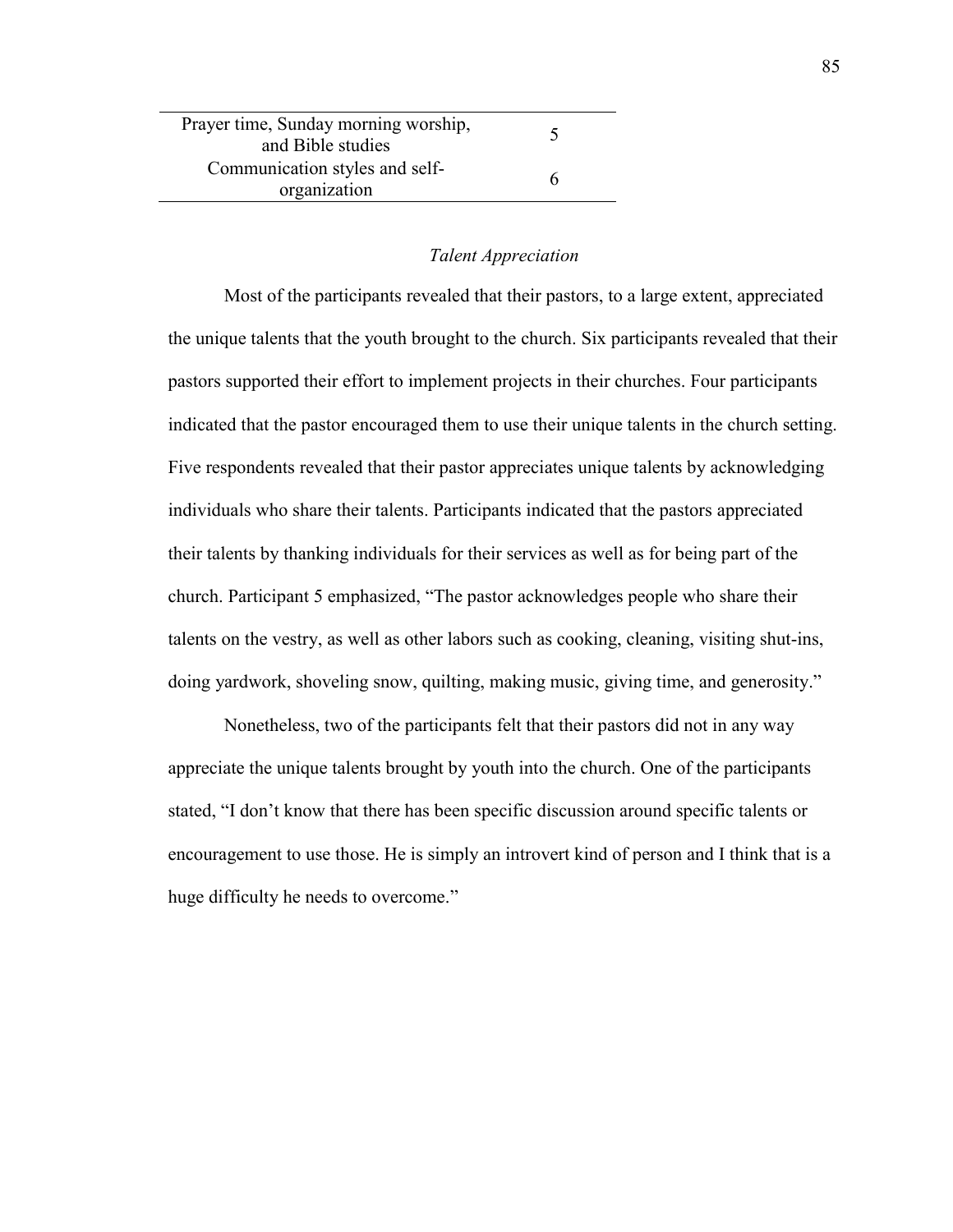| | |
|---|---|
| Prayer time, Sunday morning worship, and Bible studies | 5 |
| Communication styles and self-organization | 6 |

*Talent Appreciation*

Most of the participants revealed that their pastors, to a large extent, appreciated the unique talents that the youth brought to the church. Six participants revealed that their pastors supported their effort to implement projects in their churches. Four participants indicated that the pastor encouraged them to use their unique talents in the church setting. Five respondents revealed that their pastor appreciates unique talents by acknowledging individuals who share their talents. Participants indicated that the pastors appreciated their talents by thanking individuals for their services as well as for being part of the church. Participant 5 emphasized, "The pastor acknowledges people who share their talents on the vestry, as well as other labors such as cooking, cleaning, visiting shut-ins, doing yardwork, shoveling snow, quilting, making music, giving time, and generosity."

Nonetheless, two of the participants felt that their pastors did not in any way appreciate the unique talents brought by youth into the church. One of the participants stated, "I don't know that there has been specific discussion around specific talents or encouragement to use those. He is simply an introvert kind of person and I think that is a huge difficulty he needs to overcome."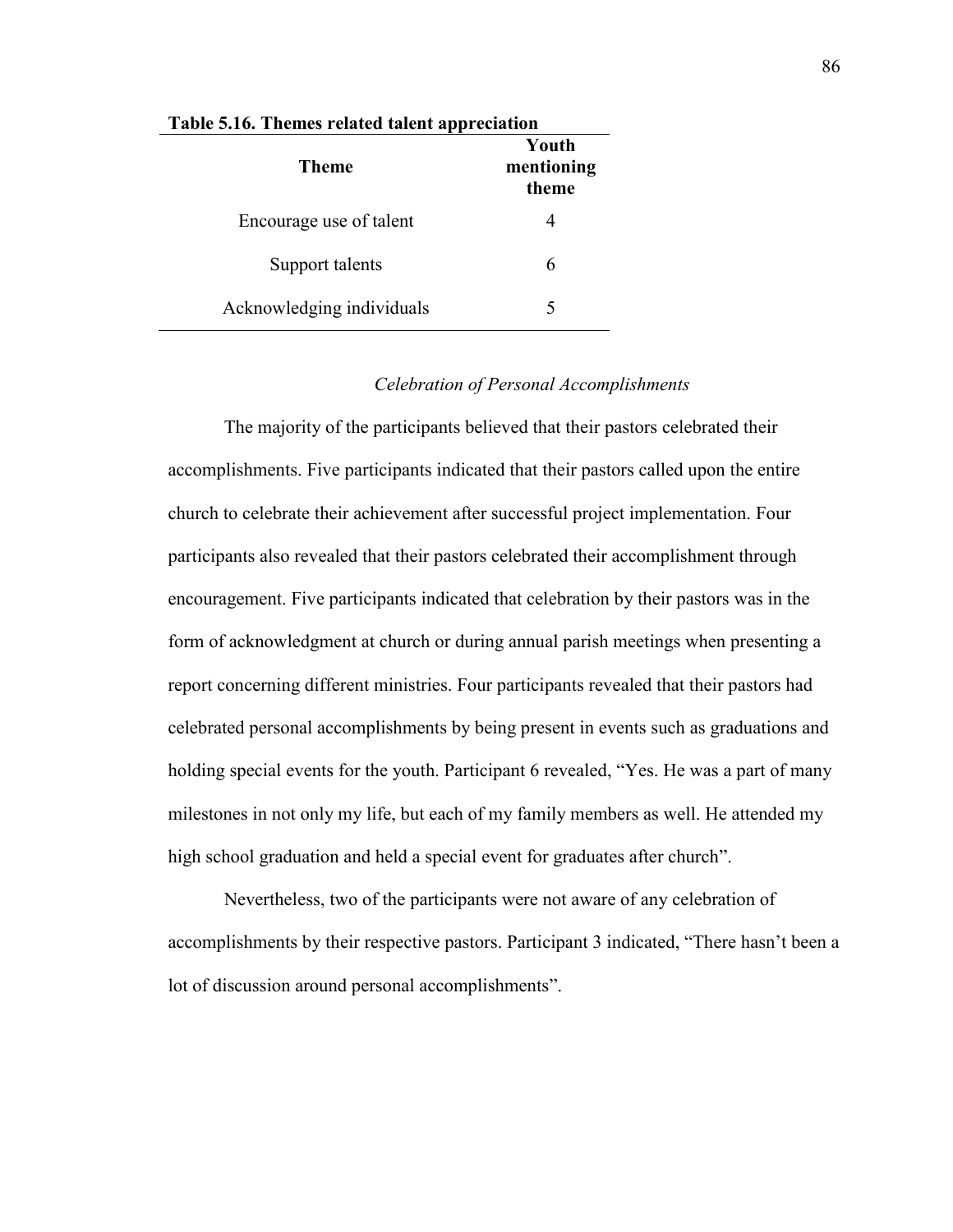**Table 5.16. Themes related talent appreciation**

| Theme | Youth mentioning theme |
|---|---|
| Encourage use of talent | 4 |
| Support talents | 6 |
| Acknowledging individuals | 5 |

*Celebration of Personal Accomplishments*

The majority of the participants believed that their pastors celebrated their accomplishments. Five participants indicated that their pastors called upon the entire church to celebrate their achievement after successful project implementation. Four participants also revealed that their pastors celebrated their accomplishment through encouragement. Five participants indicated that celebration by their pastors was in the form of acknowledgment at church or during annual parish meetings when presenting a report concerning different ministries. Four participants revealed that their pastors had celebrated personal accomplishments by being present in events such as graduations and holding special events for the youth. Participant 6 revealed, "Yes. He was a part of many milestones in not only my life, but each of my family members as well. He attended my high school graduation and held a special event for graduates after church".

Nevertheless, two of the participants were not aware of any celebration of accomplishments by their respective pastors. Participant 3 indicated, "There hasn't been a lot of discussion around personal accomplishments".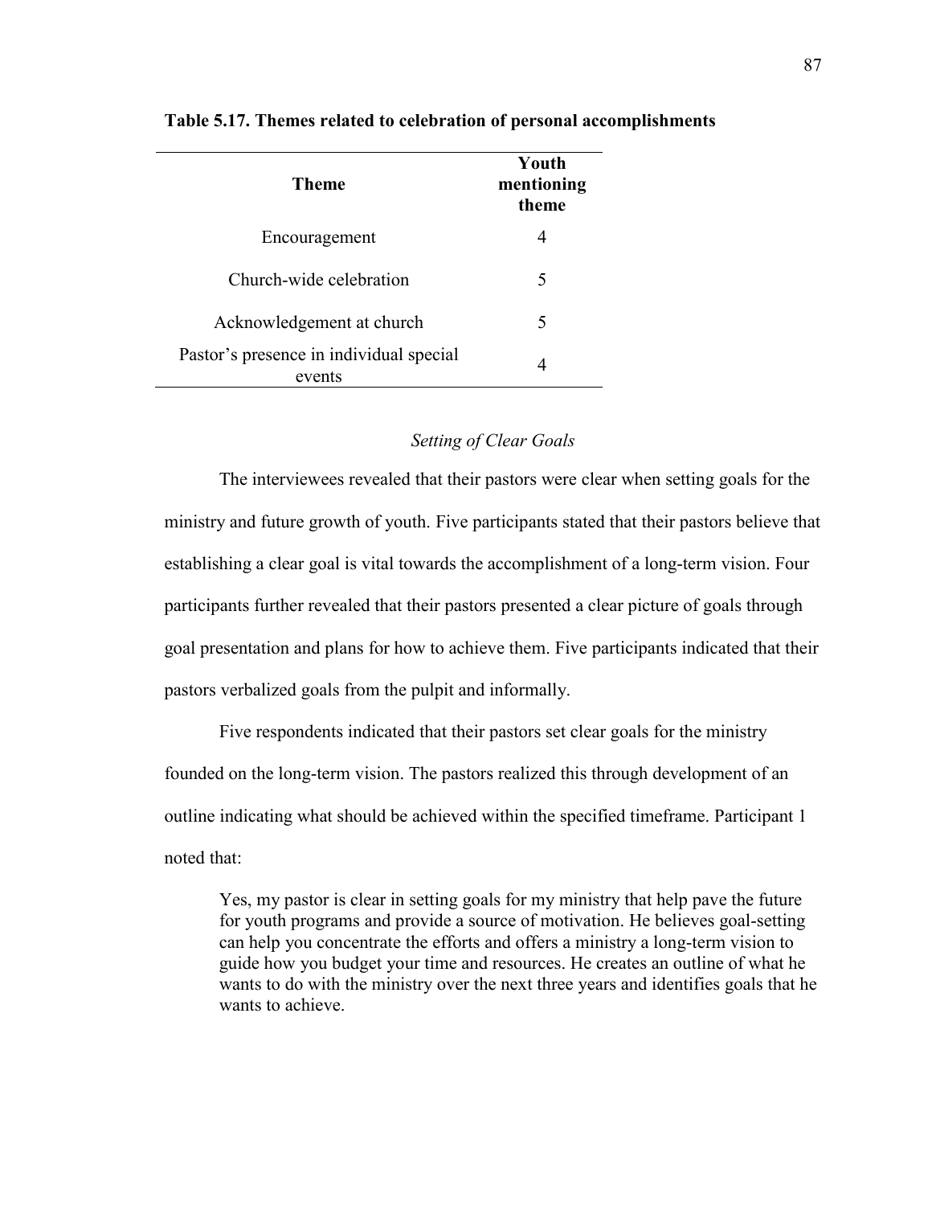**Table 5.17. Themes related to celebration of personal accomplishments**

| Theme | Youth mentioning theme |
|---|---|
| Encouragement | 4 |
| Church-wide celebration | 5 |
| Acknowledgement at church | 5 |
| Pastor's presence in individual special events | 4 |

### *Setting of Clear Goals*

The interviewees revealed that their pastors were clear when setting goals for the ministry and future growth of youth. Five participants stated that their pastors believe that establishing a clear goal is vital towards the accomplishment of a long-term vision. Four participants further revealed that their pastors presented a clear picture of goals through goal presentation and plans for how to achieve them. Five participants indicated that their pastors verbalized goals from the pulpit and informally.

Five respondents indicated that their pastors set clear goals for the ministry founded on the long-term vision. The pastors realized this through development of an outline indicating what should be achieved within the specified timeframe. Participant 1 noted that:

> Yes, my pastor is clear in setting goals for my ministry that help pave the future for youth programs and provide a source of motivation. He believes goal-setting can help you concentrate the efforts and offers a ministry a long-term vision to guide how you budget your time and resources. He creates an outline of what he wants to do with the ministry over the next three years and identifies goals that he wants to achieve.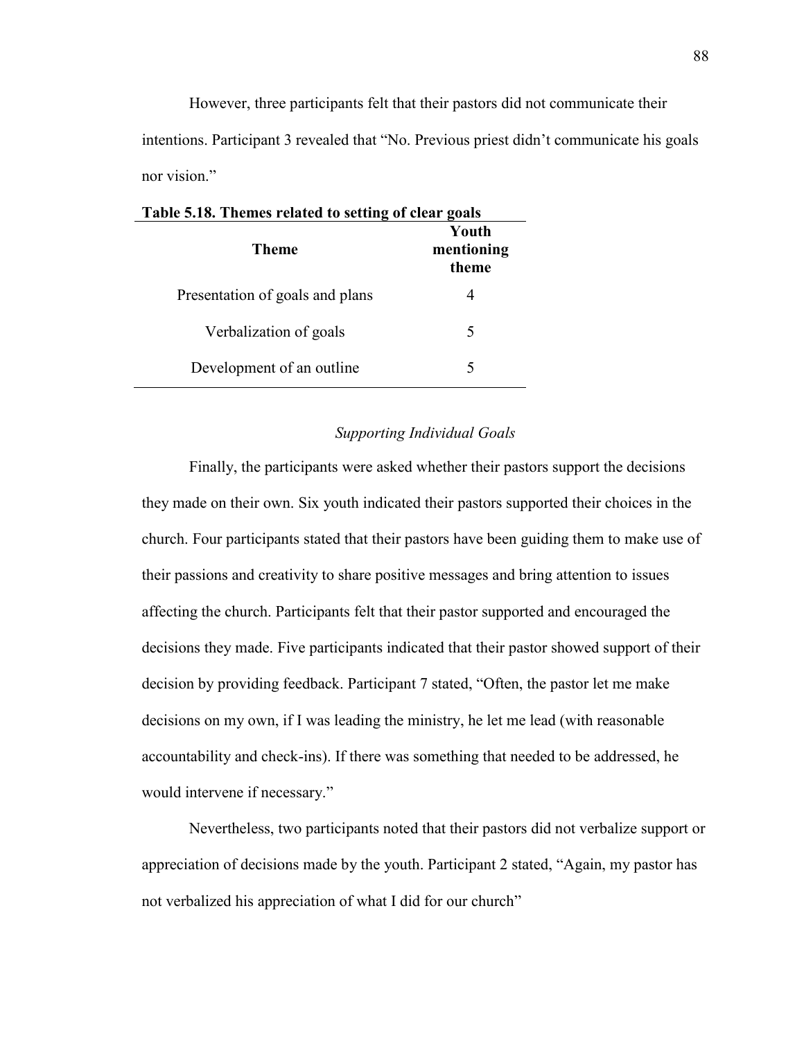However, three participants felt that their pastors did not communicate their intentions. Participant 3 revealed that "No. Previous priest didn't communicate his goals nor vision."

**Table 5.18. Themes related to setting of clear goals**

| Theme | Youth mentioning theme |
|---|---|
| Presentation of goals and plans | 4 |
| Verbalization of goals | 5 |
| Development of an outline | 5 |

### *Supporting Individual Goals*

Finally, the participants were asked whether their pastors support the decisions they made on their own. Six youth indicated their pastors supported their choices in the church. Four participants stated that their pastors have been guiding them to make use of their passions and creativity to share positive messages and bring attention to issues affecting the church. Participants felt that their pastor supported and encouraged the decisions they made. Five participants indicated that their pastor showed support of their decision by providing feedback. Participant 7 stated, "Often, the pastor let me make decisions on my own, if I was leading the ministry, he let me lead (with reasonable accountability and check-ins). If there was something that needed to be addressed, he would intervene if necessary."

Nevertheless, two participants noted that their pastors did not verbalize support or appreciation of decisions made by the youth. Participant 2 stated, "Again, my pastor has not verbalized his appreciation of what I did for our church"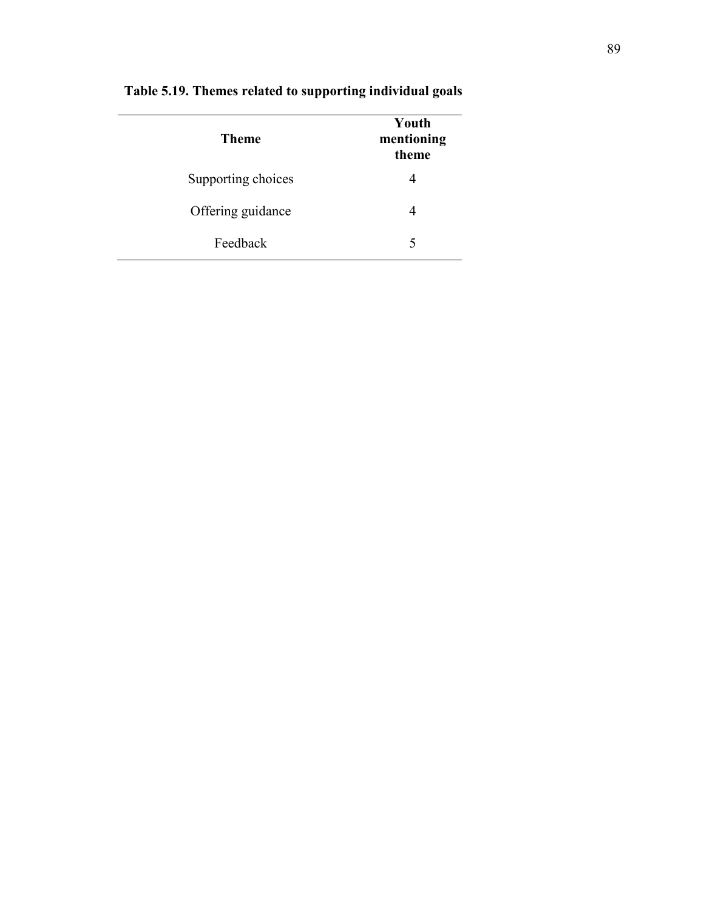**Table 5.19. Themes related to supporting individual goals**

| Theme | Youth mentioning theme |
|---|---|
| Supporting choices | 4 |
| Offering guidance | 4 |
| Feedback | 5 |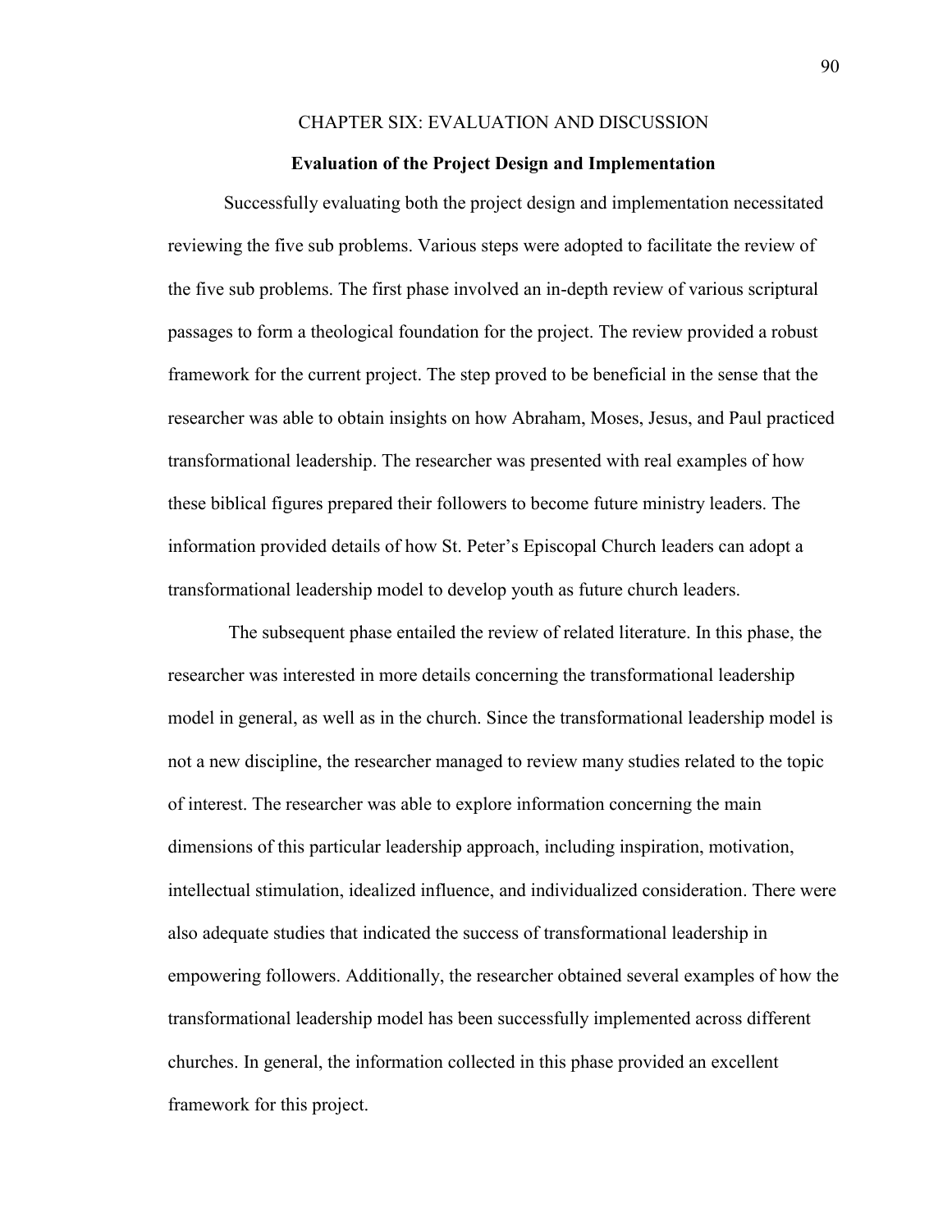# CHAPTER SIX: EVALUATION AND DISCUSSION

## Evaluation of the Project Design and Implementation

Successfully evaluating both the project design and implementation necessitated reviewing the five sub problems. Various steps were adopted to facilitate the review of the five sub problems. The first phase involved an in-depth review of various scriptural passages to form a theological foundation for the project. The review provided a robust framework for the current project. The step proved to be beneficial in the sense that the researcher was able to obtain insights on how Abraham, Moses, Jesus, and Paul practiced transformational leadership. The researcher was presented with real examples of how these biblical figures prepared their followers to become future ministry leaders. The information provided details of how St. Peter's Episcopal Church leaders can adopt a transformational leadership model to develop youth as future church leaders.

The subsequent phase entailed the review of related literature. In this phase, the researcher was interested in more details concerning the transformational leadership model in general, as well as in the church. Since the transformational leadership model is not a new discipline, the researcher managed to review many studies related to the topic of interest. The researcher was able to explore information concerning the main dimensions of this particular leadership approach, including inspiration, motivation, intellectual stimulation, idealized influence, and individualized consideration. There were also adequate studies that indicated the success of transformational leadership in empowering followers. Additionally, the researcher obtained several examples of how the transformational leadership model has been successfully implemented across different churches. In general, the information collected in this phase provided an excellent framework for this project.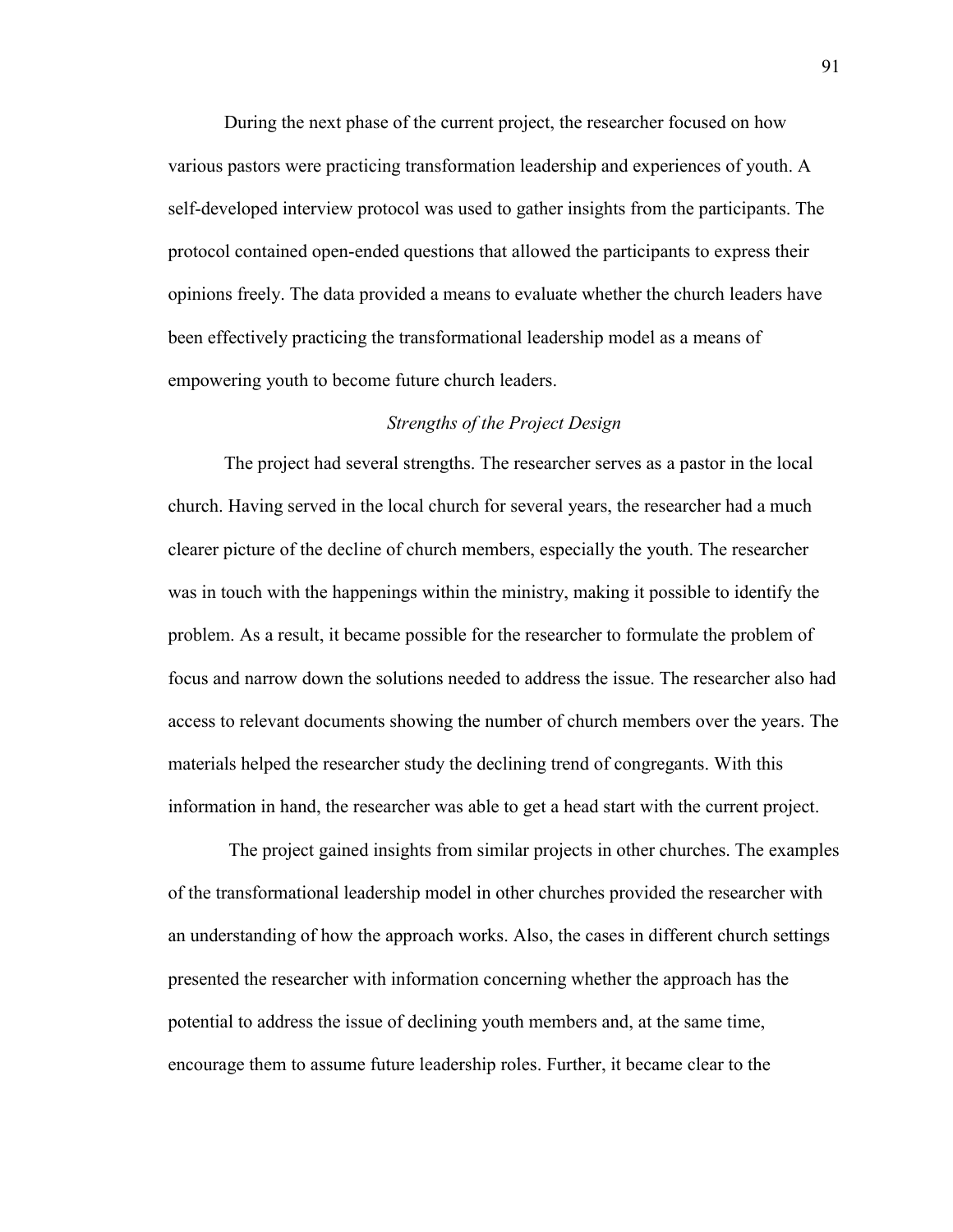During the next phase of the current project, the researcher focused on how various pastors were practicing transformation leadership and experiences of youth. A self-developed interview protocol was used to gather insights from the participants. The protocol contained open-ended questions that allowed the participants to express their opinions freely. The data provided a means to evaluate whether the church leaders have been effectively practicing the transformational leadership model as a means of empowering youth to become future church leaders.

### *Strengths of the Project Design*

The project had several strengths. The researcher serves as a pastor in the local church. Having served in the local church for several years, the researcher had a much clearer picture of the decline of church members, especially the youth. The researcher was in touch with the happenings within the ministry, making it possible to identify the problem. As a result, it became possible for the researcher to formulate the problem of focus and narrow down the solutions needed to address the issue. The researcher also had access to relevant documents showing the number of church members over the years. The materials helped the researcher study the declining trend of congregants. With this information in hand, the researcher was able to get a head start with the current project.

The project gained insights from similar projects in other churches. The examples of the transformational leadership model in other churches provided the researcher with an understanding of how the approach works. Also, the cases in different church settings presented the researcher with information concerning whether the approach has the potential to address the issue of declining youth members and, at the same time, encourage them to assume future leadership roles. Further, it became clear to the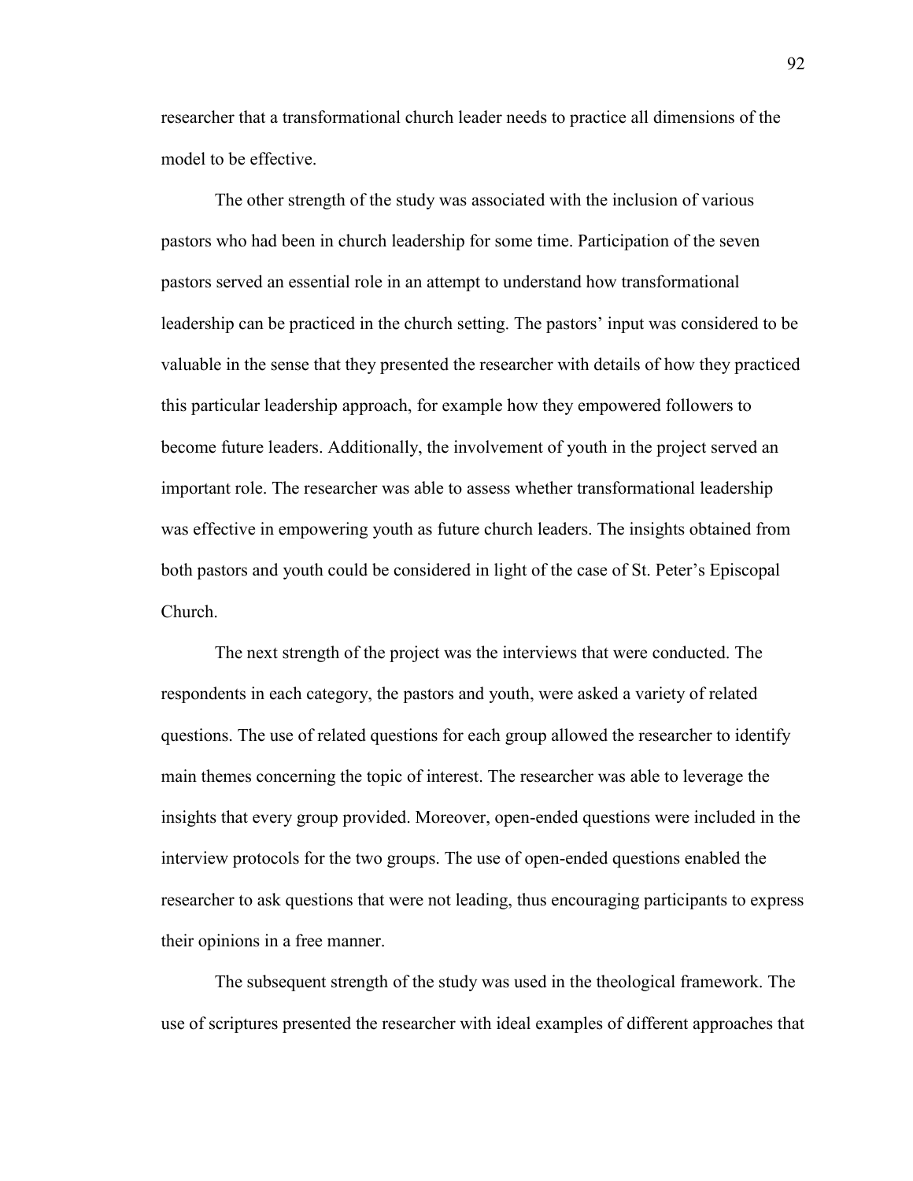researcher that a transformational church leader needs to practice all dimensions of the model to be effective.

The other strength of the study was associated with the inclusion of various pastors who had been in church leadership for some time. Participation of the seven pastors served an essential role in an attempt to understand how transformational leadership can be practiced in the church setting. The pastors' input was considered to be valuable in the sense that they presented the researcher with details of how they practiced this particular leadership approach, for example how they empowered followers to become future leaders. Additionally, the involvement of youth in the project served an important role. The researcher was able to assess whether transformational leadership was effective in empowering youth as future church leaders. The insights obtained from both pastors and youth could be considered in light of the case of St. Peter's Episcopal Church.

The next strength of the project was the interviews that were conducted. The respondents in each category, the pastors and youth, were asked a variety of related questions. The use of related questions for each group allowed the researcher to identify main themes concerning the topic of interest. The researcher was able to leverage the insights that every group provided. Moreover, open-ended questions were included in the interview protocols for the two groups. The use of open-ended questions enabled the researcher to ask questions that were not leading, thus encouraging participants to express their opinions in a free manner.

The subsequent strength of the study was used in the theological framework. The use of scriptures presented the researcher with ideal examples of different approaches that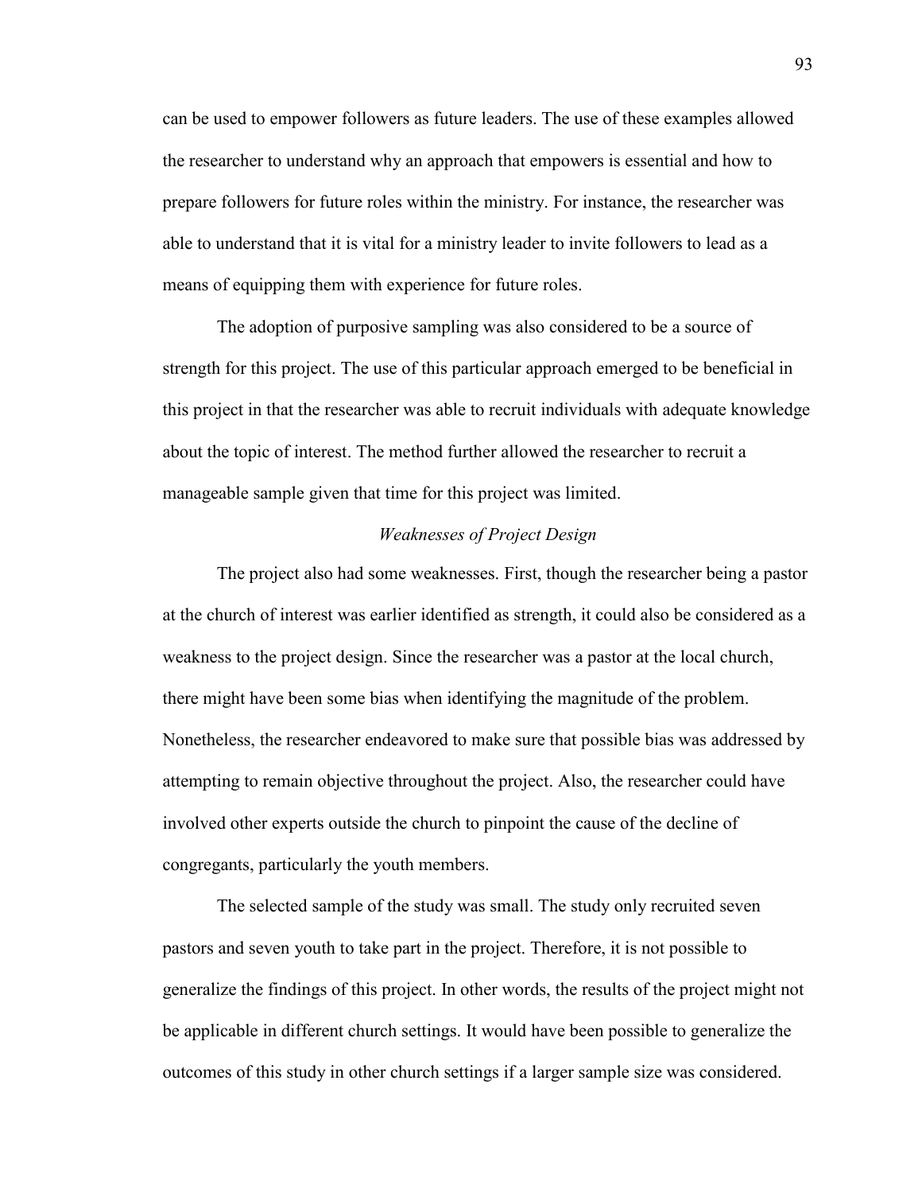can be used to empower followers as future leaders. The use of these examples allowed the researcher to understand why an approach that empowers is essential and how to prepare followers for future roles within the ministry. For instance, the researcher was able to understand that it is vital for a ministry leader to invite followers to lead as a means of equipping them with experience for future roles.

The adoption of purposive sampling was also considered to be a source of strength for this project. The use of this particular approach emerged to be beneficial in this project in that the researcher was able to recruit individuals with adequate knowledge about the topic of interest. The method further allowed the researcher to recruit a manageable sample given that time for this project was limited.

### *Weaknesses of Project Design*

The project also had some weaknesses. First, though the researcher being a pastor at the church of interest was earlier identified as strength, it could also be considered as a weakness to the project design. Since the researcher was a pastor at the local church, there might have been some bias when identifying the magnitude of the problem. Nonetheless, the researcher endeavored to make sure that possible bias was addressed by attempting to remain objective throughout the project. Also, the researcher could have involved other experts outside the church to pinpoint the cause of the decline of congregants, particularly the youth members.

The selected sample of the study was small. The study only recruited seven pastors and seven youth to take part in the project. Therefore, it is not possible to generalize the findings of this project. In other words, the results of the project might not be applicable in different church settings. It would have been possible to generalize the outcomes of this study in other church settings if a larger sample size was considered.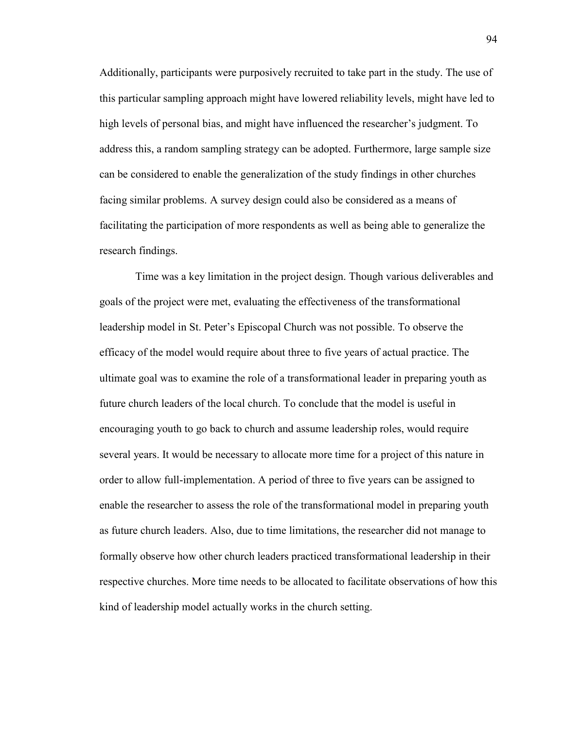Additionally, participants were purposively recruited to take part in the study. The use of this particular sampling approach might have lowered reliability levels, might have led to high levels of personal bias, and might have influenced the researcher's judgment. To address this, a random sampling strategy can be adopted. Furthermore, large sample size can be considered to enable the generalization of the study findings in other churches facing similar problems. A survey design could also be considered as a means of facilitating the participation of more respondents as well as being able to generalize the research findings.

Time was a key limitation in the project design. Though various deliverables and goals of the project were met, evaluating the effectiveness of the transformational leadership model in St. Peter's Episcopal Church was not possible. To observe the efficacy of the model would require about three to five years of actual practice. The ultimate goal was to examine the role of a transformational leader in preparing youth as future church leaders of the local church. To conclude that the model is useful in encouraging youth to go back to church and assume leadership roles, would require several years. It would be necessary to allocate more time for a project of this nature in order to allow full-implementation. A period of three to five years can be assigned to enable the researcher to assess the role of the transformational model in preparing youth as future church leaders. Also, due to time limitations, the researcher did not manage to formally observe how other church leaders practiced transformational leadership in their respective churches. More time needs to be allocated to facilitate observations of how this kind of leadership model actually works in the church setting.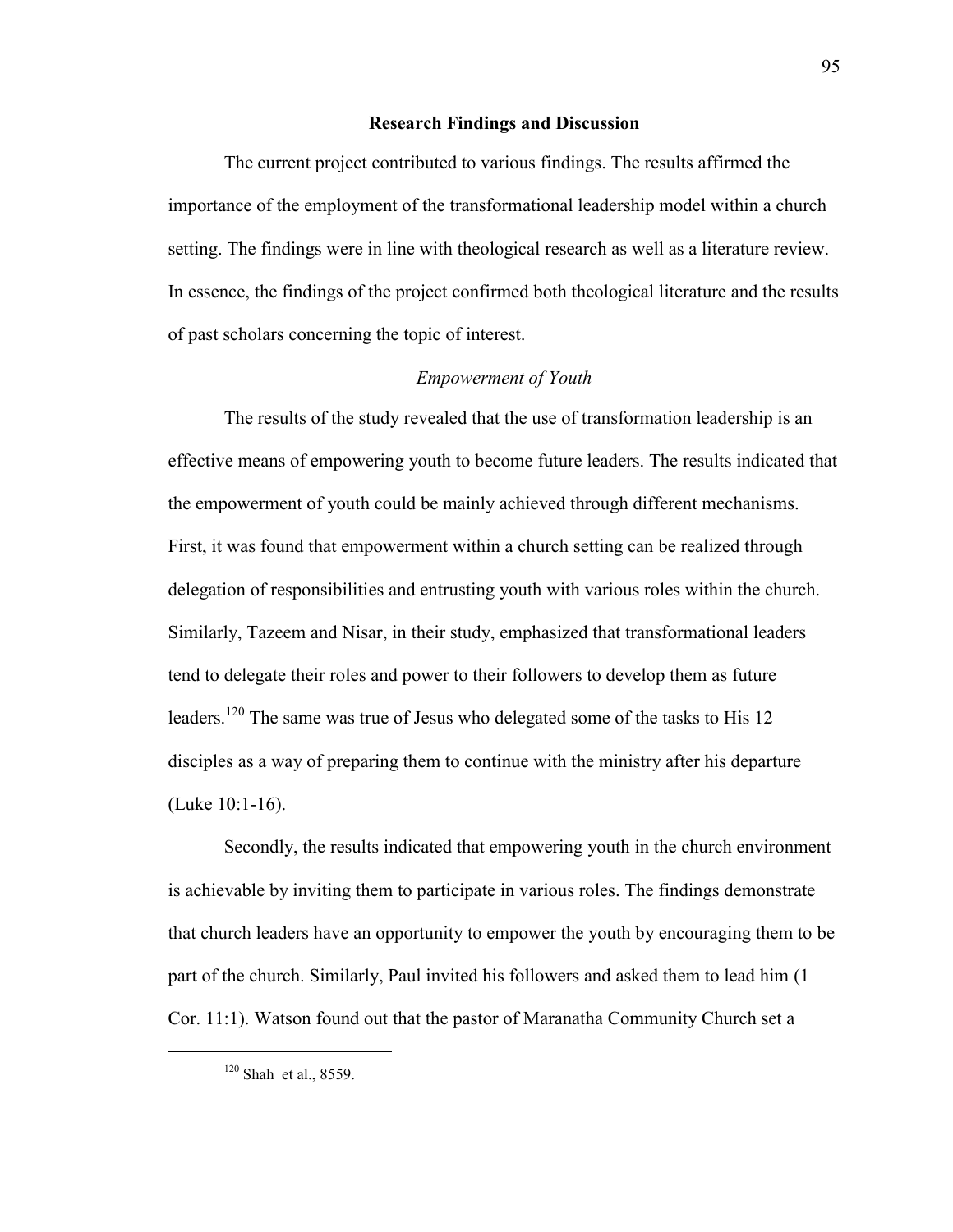## Research Findings and Discussion

The current project contributed to various findings. The results affirmed the importance of the employment of the transformational leadership model within a church setting. The findings were in line with theological research as well as a literature review. In essence, the findings of the project confirmed both theological literature and the results of past scholars concerning the topic of interest.

### *Empowerment of Youth*

The results of the study revealed that the use of transformation leadership is an effective means of empowering youth to become future leaders. The results indicated that the empowerment of youth could be mainly achieved through different mechanisms. First, it was found that empowerment within a church setting can be realized through delegation of responsibilities and entrusting youth with various roles within the church. Similarly, Tazeem and Nisar, in their study, emphasized that transformational leaders tend to delegate their roles and power to their followers to develop them as future leaders.[120] The same was true of Jesus who delegated some of the tasks to His 12 disciples as a way of preparing them to continue with the ministry after his departure (Luke 10:1-16).

Secondly, the results indicated that empowering youth in the church environment is achievable by inviting them to participate in various roles. The findings demonstrate that church leaders have an opportunity to empower the youth by encouraging them to be part of the church. Similarly, Paul invited his followers and asked them to lead him (1 Cor. 11:1). Watson found out that the pastor of Maranatha Community Church set a

---

[120] Shah et al., 8559.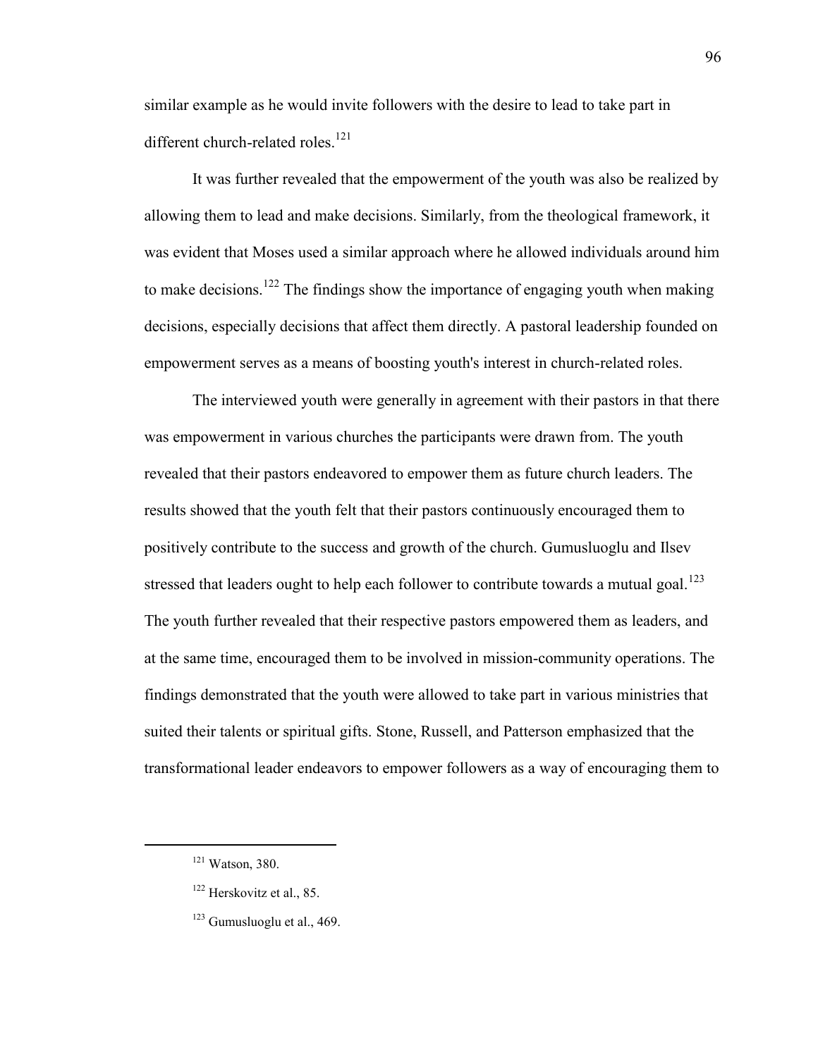similar example as he would invite followers with the desire to lead to take part in different church-related roles.[121]

It was further revealed that the empowerment of the youth was also be realized by allowing them to lead and make decisions. Similarly, from the theological framework, it was evident that Moses used a similar approach where he allowed individuals around him to make decisions.[122] The findings show the importance of engaging youth when making decisions, especially decisions that affect them directly. A pastoral leadership founded on empowerment serves as a means of boosting youth's interest in church-related roles.

The interviewed youth were generally in agreement with their pastors in that there was empowerment in various churches the participants were drawn from. The youth revealed that their pastors endeavored to empower them as future church leaders. The results showed that the youth felt that their pastors continuously encouraged them to positively contribute to the success and growth of the church. Gumusluoglu and Ilsev stressed that leaders ought to help each follower to contribute towards a mutual goal.[123] The youth further revealed that their respective pastors empowered them as leaders, and at the same time, encouraged them to be involved in mission-community operations. The findings demonstrated that the youth were allowed to take part in various ministries that suited their talents or spiritual gifts. Stone, Russell, and Patterson emphasized that the transformational leader endeavors to empower followers as a way of encouraging them to

---

[121] Watson, 380.

[122] Herskovitz et al., 85.

[123] Gumusluoglu et al., 469.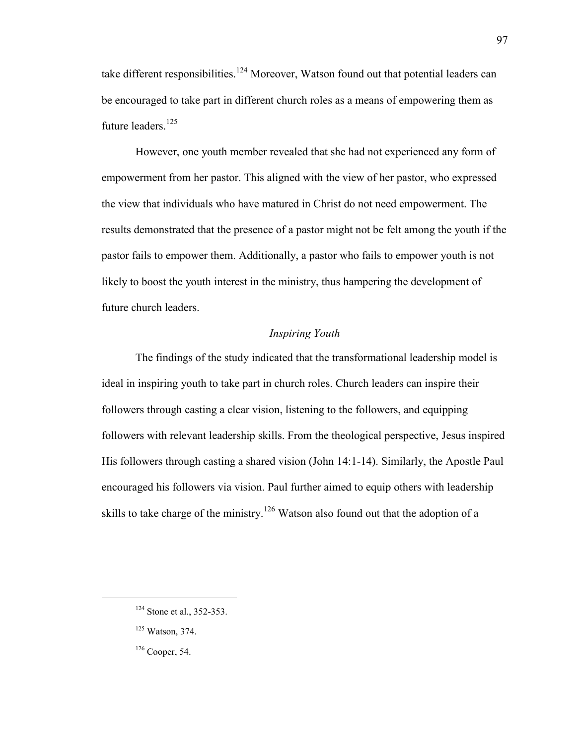take different responsibilities.[124] Moreover, Watson found out that potential leaders can be encouraged to take part in different church roles as a means of empowering them as future leaders.[125]

However, one youth member revealed that she had not experienced any form of empowerment from her pastor. This aligned with the view of her pastor, who expressed the view that individuals who have matured in Christ do not need empowerment. The results demonstrated that the presence of a pastor might not be felt among the youth if the pastor fails to empower them. Additionally, a pastor who fails to empower youth is not likely to boost the youth interest in the ministry, thus hampering the development of future church leaders.

*Inspiring Youth*

The findings of the study indicated that the transformational leadership model is ideal in inspiring youth to take part in church roles. Church leaders can inspire their followers through casting a clear vision, listening to the followers, and equipping followers with relevant leadership skills. From the theological perspective, Jesus inspired His followers through casting a shared vision (John 14:1-14). Similarly, the Apostle Paul encouraged his followers via vision. Paul further aimed to equip others with leadership skills to take charge of the ministry.[126] Watson also found out that the adoption of a

---

[124] Stone et al., 352-353.

[125] Watson, 374.

[126] Cooper, 54.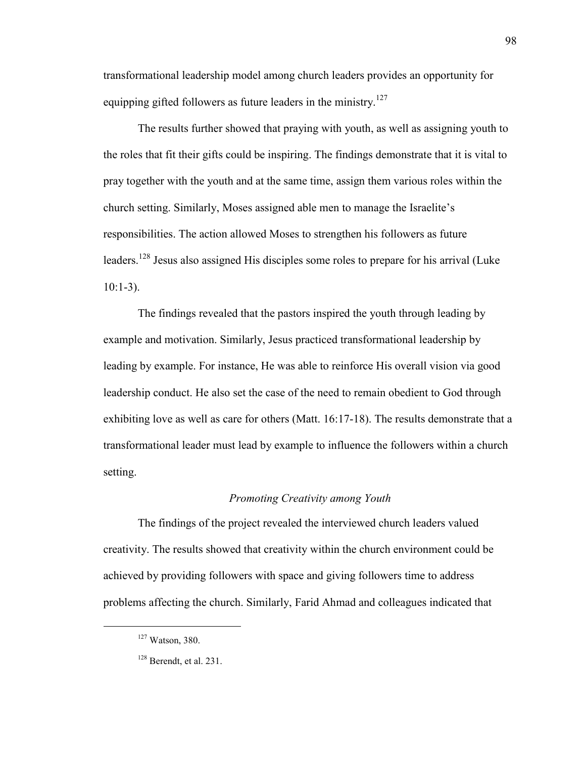transformational leadership model among church leaders provides an opportunity for equipping gifted followers as future leaders in the ministry.[127]

The results further showed that praying with youth, as well as assigning youth to the roles that fit their gifts could be inspiring. The findings demonstrate that it is vital to pray together with the youth and at the same time, assign them various roles within the church setting. Similarly, Moses assigned able men to manage the Israelite's responsibilities. The action allowed Moses to strengthen his followers as future leaders.[128] Jesus also assigned His disciples some roles to prepare for his arrival (Luke 10:1-3).

The findings revealed that the pastors inspired the youth through leading by example and motivation. Similarly, Jesus practiced transformational leadership by leading by example. For instance, He was able to reinforce His overall vision via good leadership conduct. He also set the case of the need to remain obedient to God through exhibiting love as well as care for others (Matt. 16:17-18). The results demonstrate that a transformational leader must lead by example to influence the followers within a church setting.

*Promoting Creativity among Youth*

The findings of the project revealed the interviewed church leaders valued creativity. The results showed that creativity within the church environment could be achieved by providing followers with space and giving followers time to address problems affecting the church. Similarly, Farid Ahmad and colleagues indicated that

---

[127] Watson, 380.

[128] Berendt, et al. 231.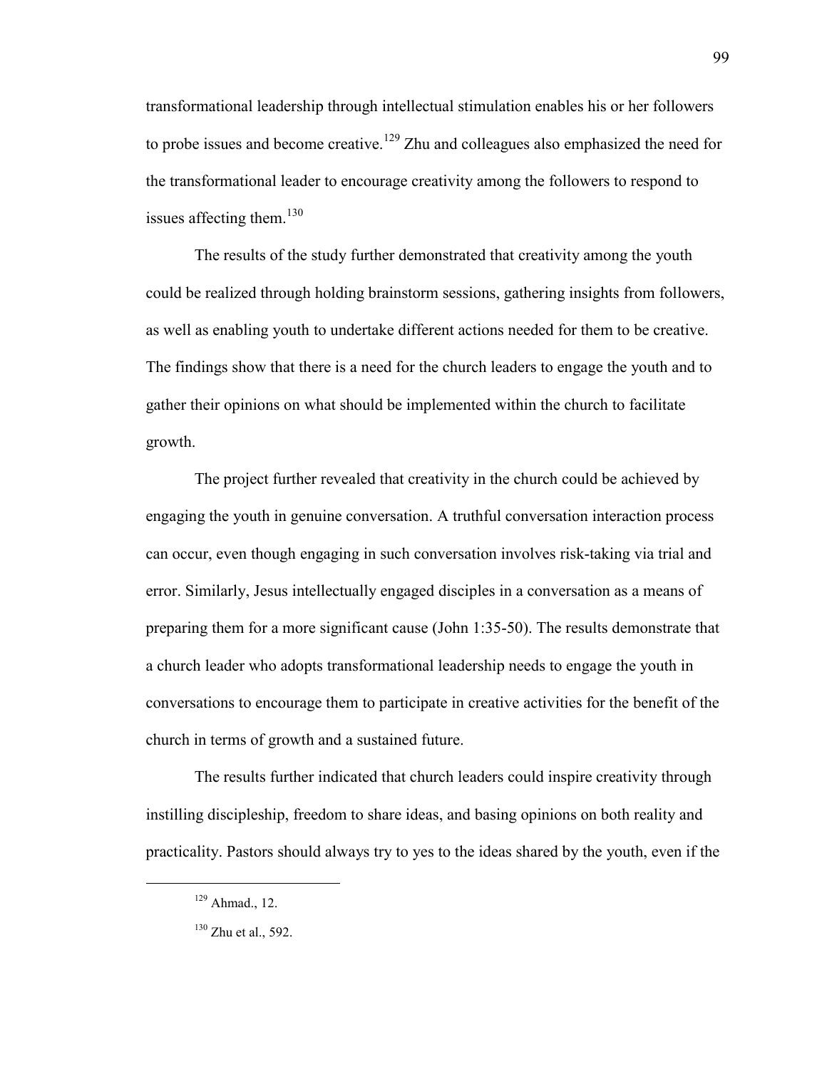transformational leadership through intellectual stimulation enables his or her followers to probe issues and become creative.[129] Zhu and colleagues also emphasized the need for the transformational leader to encourage creativity among the followers to respond to issues affecting them.[130]

The results of the study further demonstrated that creativity among the youth could be realized through holding brainstorm sessions, gathering insights from followers, as well as enabling youth to undertake different actions needed for them to be creative. The findings show that there is a need for the church leaders to engage the youth and to gather their opinions on what should be implemented within the church to facilitate growth.

The project further revealed that creativity in the church could be achieved by engaging the youth in genuine conversation. A truthful conversation interaction process can occur, even though engaging in such conversation involves risk-taking via trial and error. Similarly, Jesus intellectually engaged disciples in a conversation as a means of preparing them for a more significant cause (John 1:35-50). The results demonstrate that a church leader who adopts transformational leadership needs to engage the youth in conversations to encourage them to participate in creative activities for the benefit of the church in terms of growth and a sustained future.

The results further indicated that church leaders could inspire creativity through instilling discipleship, freedom to share ideas, and basing opinions on both reality and practicality. Pastors should always try to yes to the ideas shared by the youth, even if the

---

[129] Ahmad., 12.

[130] Zhu et al., 592.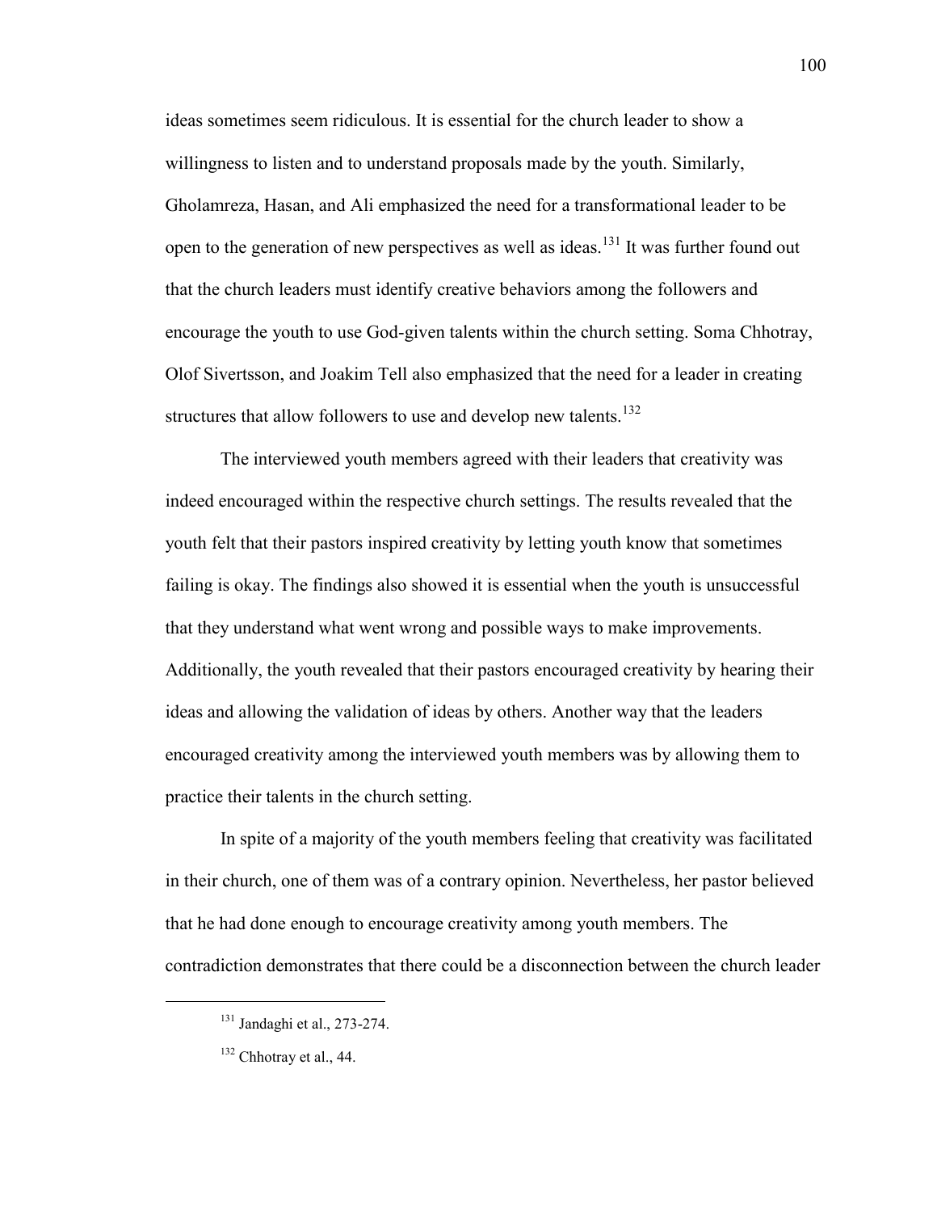ideas sometimes seem ridiculous. It is essential for the church leader to show a willingness to listen and to understand proposals made by the youth. Similarly, Gholamreza, Hasan, and Ali emphasized the need for a transformational leader to be open to the generation of new perspectives as well as ideas.[131] It was further found out that the church leaders must identify creative behaviors among the followers and encourage the youth to use God-given talents within the church setting. Soma Chhotray, Olof Sivertsson, and Joakim Tell also emphasized that the need for a leader in creating structures that allow followers to use and develop new talents.[132]

The interviewed youth members agreed with their leaders that creativity was indeed encouraged within the respective church settings. The results revealed that the youth felt that their pastors inspired creativity by letting youth know that sometimes failing is okay. The findings also showed it is essential when the youth is unsuccessful that they understand what went wrong and possible ways to make improvements. Additionally, the youth revealed that their pastors encouraged creativity by hearing their ideas and allowing the validation of ideas by others. Another way that the leaders encouraged creativity among the interviewed youth members was by allowing them to practice their talents in the church setting.

In spite of a majority of the youth members feeling that creativity was facilitated in their church, one of them was of a contrary opinion. Nevertheless, her pastor believed that he had done enough to encourage creativity among youth members. The contradiction demonstrates that there could be a disconnection between the church leader

---

[131] Jandaghi et al., 273-274.

[132] Chhotray et al., 44.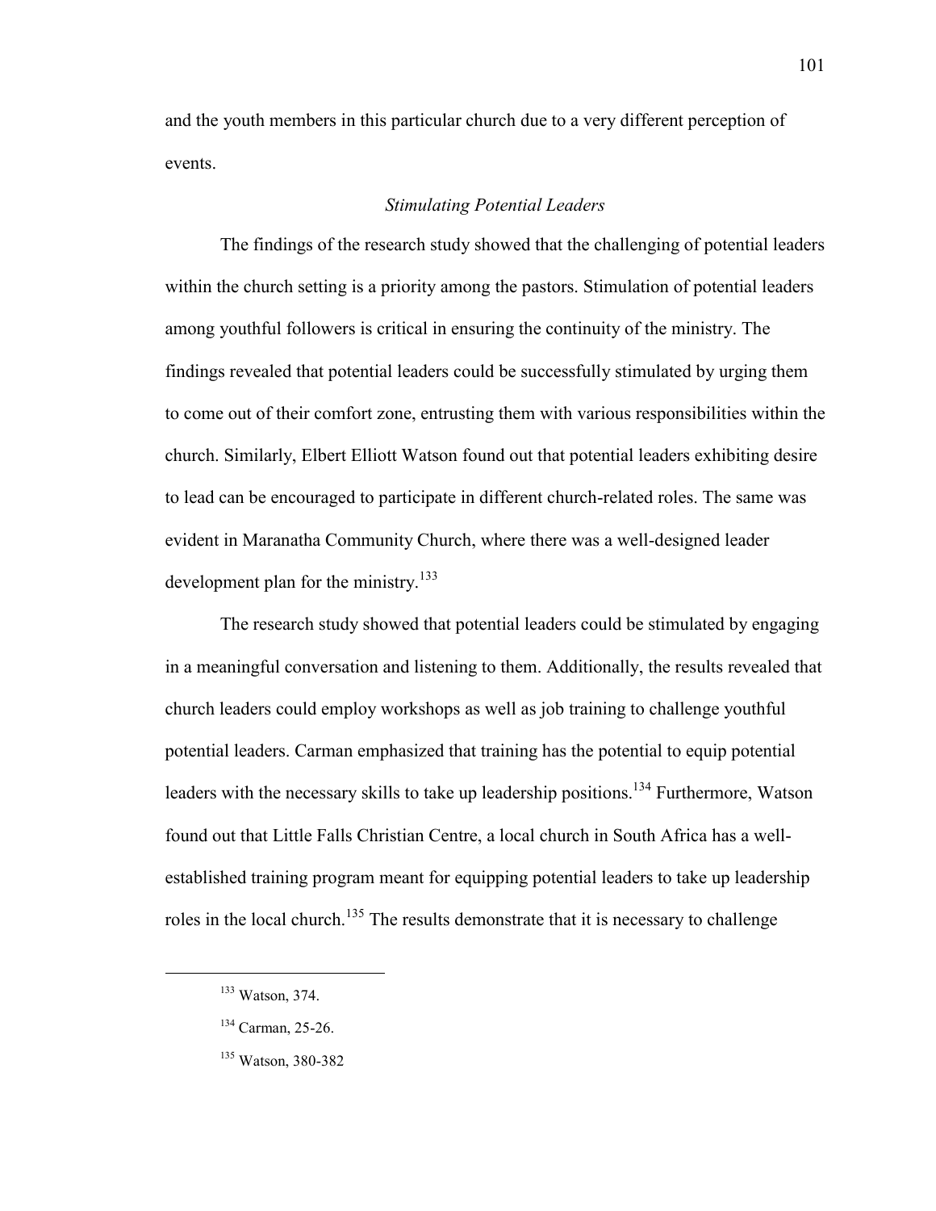and the youth members in this particular church due to a very different perception of events.

*Stimulating Potential Leaders*

The findings of the research study showed that the challenging of potential leaders within the church setting is a priority among the pastors. Stimulation of potential leaders among youthful followers is critical in ensuring the continuity of the ministry. The findings revealed that potential leaders could be successfully stimulated by urging them to come out of their comfort zone, entrusting them with various responsibilities within the church. Similarly, Elbert Elliott Watson found out that potential leaders exhibiting desire to lead can be encouraged to participate in different church-related roles. The same was evident in Maranatha Community Church, where there was a well-designed leader development plan for the ministry.[133]

The research study showed that potential leaders could be stimulated by engaging in a meaningful conversation and listening to them. Additionally, the results revealed that church leaders could employ workshops as well as job training to challenge youthful potential leaders. Carman emphasized that training has the potential to equip potential leaders with the necessary skills to take up leadership positions.[134] Furthermore, Watson found out that Little Falls Christian Centre, a local church in South Africa has a well-established training program meant for equipping potential leaders to take up leadership roles in the local church.[135] The results demonstrate that it is necessary to challenge

---

[133] Watson, 374.

[134] Carman, 25-26.

[135] Watson, 380-382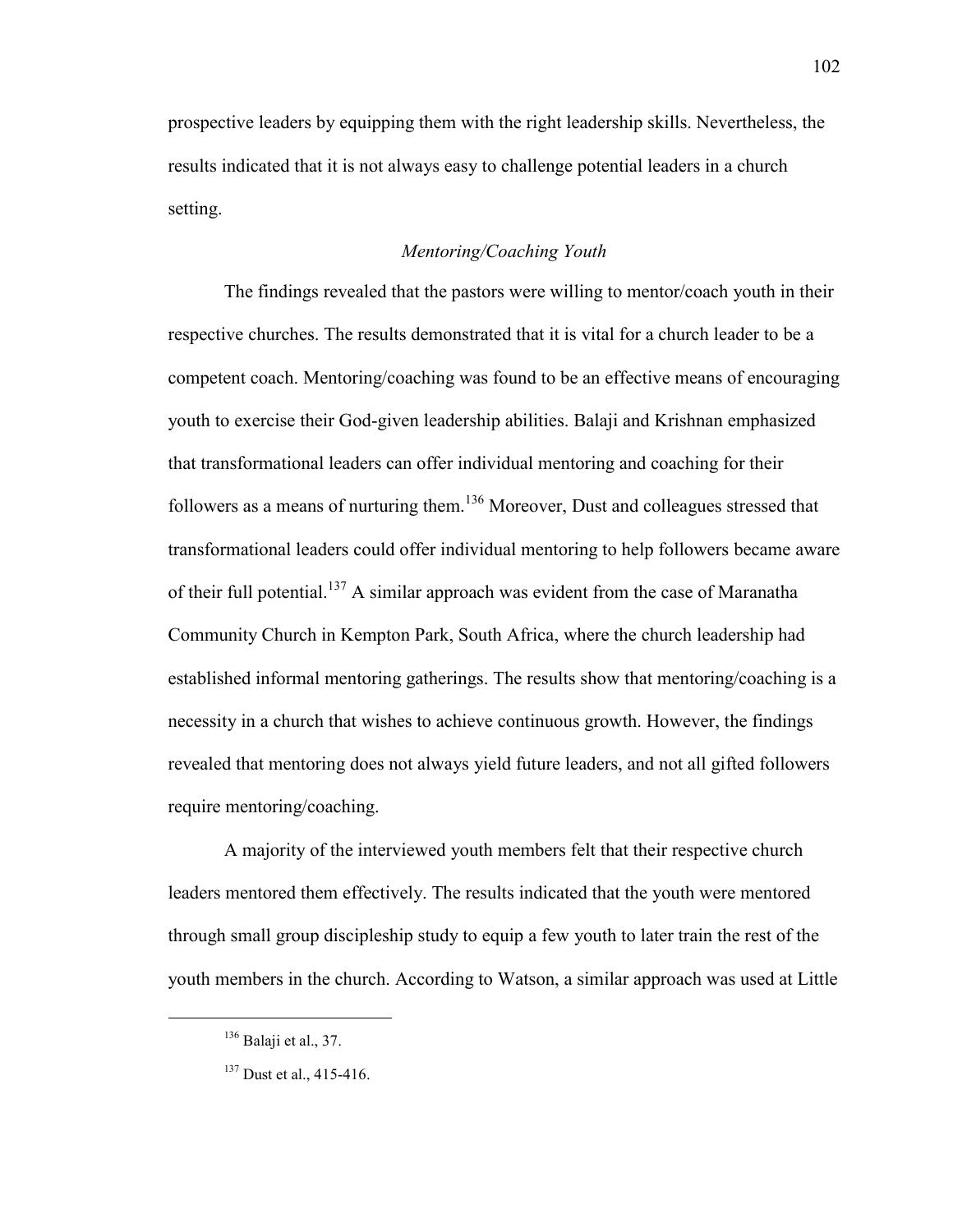prospective leaders by equipping them with the right leadership skills. Nevertheless, the results indicated that it is not always easy to challenge potential leaders in a church setting.

### *Mentoring/Coaching Youth*

The findings revealed that the pastors were willing to mentor/coach youth in their respective churches. The results demonstrated that it is vital for a church leader to be a competent coach. Mentoring/coaching was found to be an effective means of encouraging youth to exercise their God-given leadership abilities. Balaji and Krishnan emphasized that transformational leaders can offer individual mentoring and coaching for their followers as a means of nurturing them.[136] Moreover, Dust and colleagues stressed that transformational leaders could offer individual mentoring to help followers became aware of their full potential.[137] A similar approach was evident from the case of Maranatha Community Church in Kempton Park, South Africa, where the church leadership had established informal mentoring gatherings. The results show that mentoring/coaching is a necessity in a church that wishes to achieve continuous growth. However, the findings revealed that mentoring does not always yield future leaders, and not all gifted followers require mentoring/coaching.

A majority of the interviewed youth members felt that their respective church leaders mentored them effectively. The results indicated that the youth were mentored through small group discipleship study to equip a few youth to later train the rest of the youth members in the church. According to Watson, a similar approach was used at Little

---

[136] Balaji et al., 37.

[137] Dust et al., 415-416.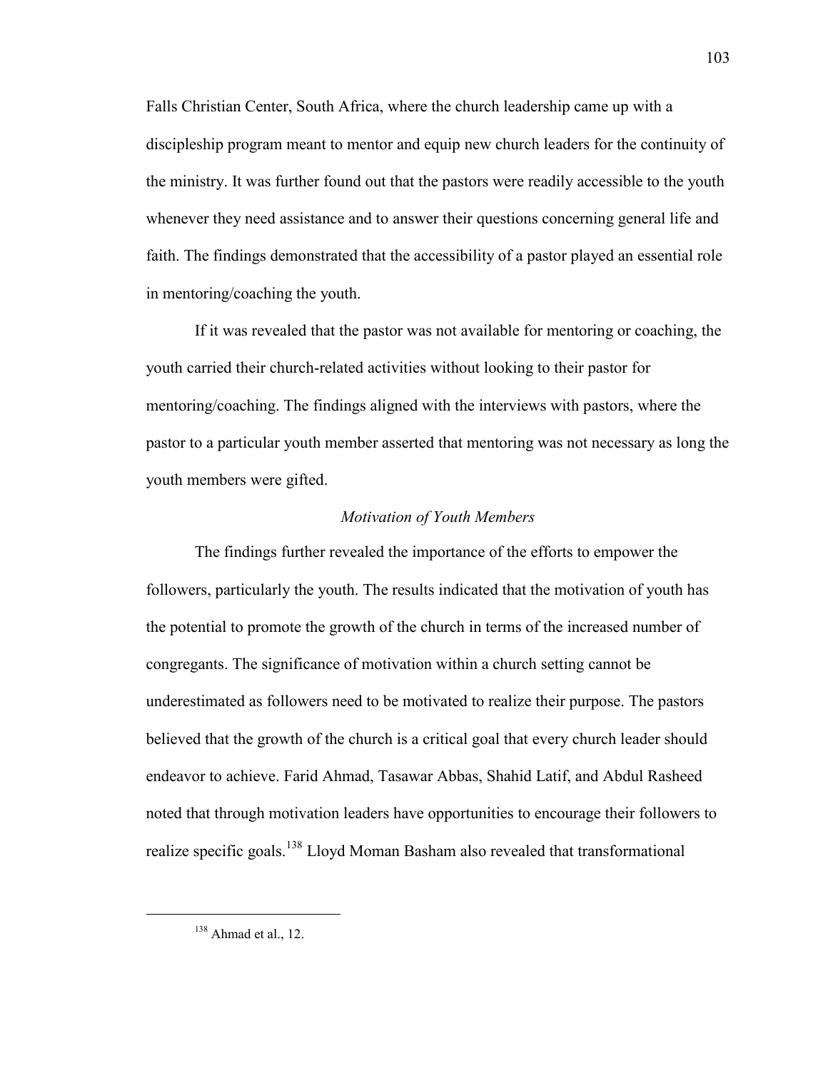Falls Christian Center, South Africa, where the church leadership came up with a discipleship program meant to mentor and equip new church leaders for the continuity of the ministry. It was further found out that the pastors were readily accessible to the youth whenever they need assistance and to answer their questions concerning general life and faith. The findings demonstrated that the accessibility of a pastor played an essential role in mentoring/coaching the youth.

If it was revealed that the pastor was not available for mentoring or coaching, the youth carried their church-related activities without looking to their pastor for mentoring/coaching. The findings aligned with the interviews with pastors, where the pastor to a particular youth member asserted that mentoring was not necessary as long the youth members were gifted.

### *Motivation of Youth Members*

The findings further revealed the importance of the efforts to empower the followers, particularly the youth. The results indicated that the motivation of youth has the potential to promote the growth of the church in terms of the increased number of congregants. The significance of motivation within a church setting cannot be underestimated as followers need to be motivated to realize their purpose. The pastors believed that the growth of the church is a critical goal that every church leader should endeavor to achieve. Farid Ahmad, Tasawar Abbas, Shahid Latif, and Abdul Rasheed noted that through motivation leaders have opportunities to encourage their followers to realize specific goals.[138] Lloyd Moman Basham also revealed that transformational

---

[138] Ahmad et al., 12.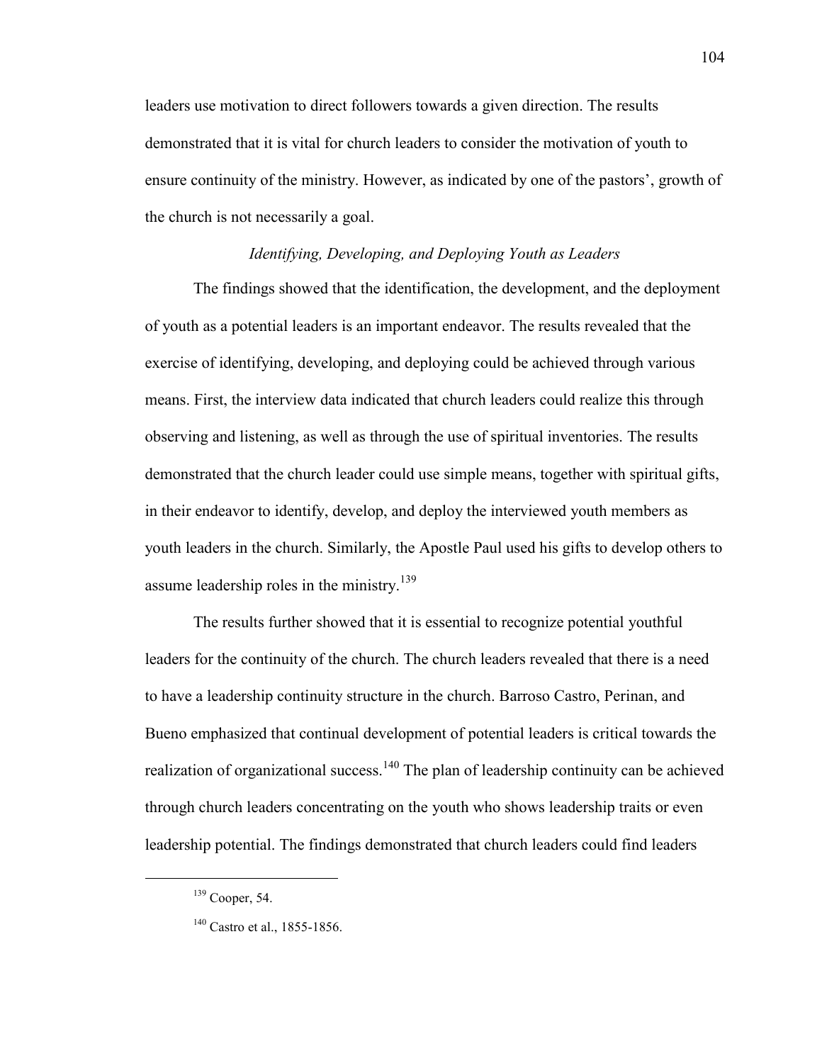leaders use motivation to direct followers towards a given direction. The results demonstrated that it is vital for church leaders to consider the motivation of youth to ensure continuity of the ministry. However, as indicated by one of the pastors', growth of the church is not necessarily a goal.

### *Identifying, Developing, and Deploying Youth as Leaders*

The findings showed that the identification, the development, and the deployment of youth as a potential leaders is an important endeavor. The results revealed that the exercise of identifying, developing, and deploying could be achieved through various means. First, the interview data indicated that church leaders could realize this through observing and listening, as well as through the use of spiritual inventories. The results demonstrated that the church leader could use simple means, together with spiritual gifts, in their endeavor to identify, develop, and deploy the interviewed youth members as youth leaders in the church. Similarly, the Apostle Paul used his gifts to develop others to assume leadership roles in the ministry.[139]

The results further showed that it is essential to recognize potential youthful leaders for the continuity of the church. The church leaders revealed that there is a need to have a leadership continuity structure in the church. Barroso Castro, Perinan, and Bueno emphasized that continual development of potential leaders is critical towards the realization of organizational success.[140] The plan of leadership continuity can be achieved through church leaders concentrating on the youth who shows leadership traits or even leadership potential. The findings demonstrated that church leaders could find leaders

---

[139] Cooper, 54.

[140] Castro et al., 1855-1856.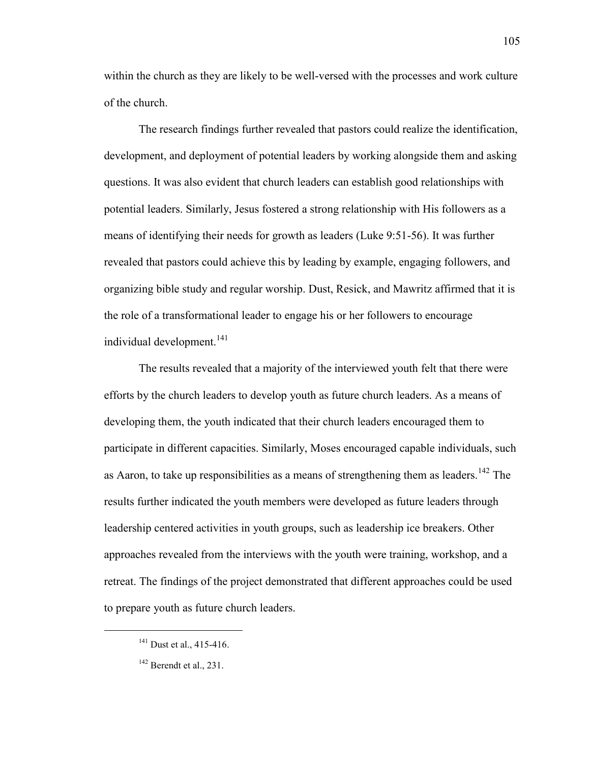within the church as they are likely to be well-versed with the processes and work culture of the church.

The research findings further revealed that pastors could realize the identification, development, and deployment of potential leaders by working alongside them and asking questions. It was also evident that church leaders can establish good relationships with potential leaders. Similarly, Jesus fostered a strong relationship with His followers as a means of identifying their needs for growth as leaders (Luke 9:51-56). It was further revealed that pastors could achieve this by leading by example, engaging followers, and organizing bible study and regular worship. Dust, Resick, and Mawritz affirmed that it is the role of a transformational leader to engage his or her followers to encourage individual development.[141]

The results revealed that a majority of the interviewed youth felt that there were efforts by the church leaders to develop youth as future church leaders. As a means of developing them, the youth indicated that their church leaders encouraged them to participate in different capacities. Similarly, Moses encouraged capable individuals, such as Aaron, to take up responsibilities as a means of strengthening them as leaders.[142] The results further indicated the youth members were developed as future leaders through leadership centered activities in youth groups, such as leadership ice breakers. Other approaches revealed from the interviews with the youth were training, workshop, and a retreat. The findings of the project demonstrated that different approaches could be used to prepare youth as future church leaders.

---

[141] Dust et al., 415-416.

[142] Berendt et al., 231.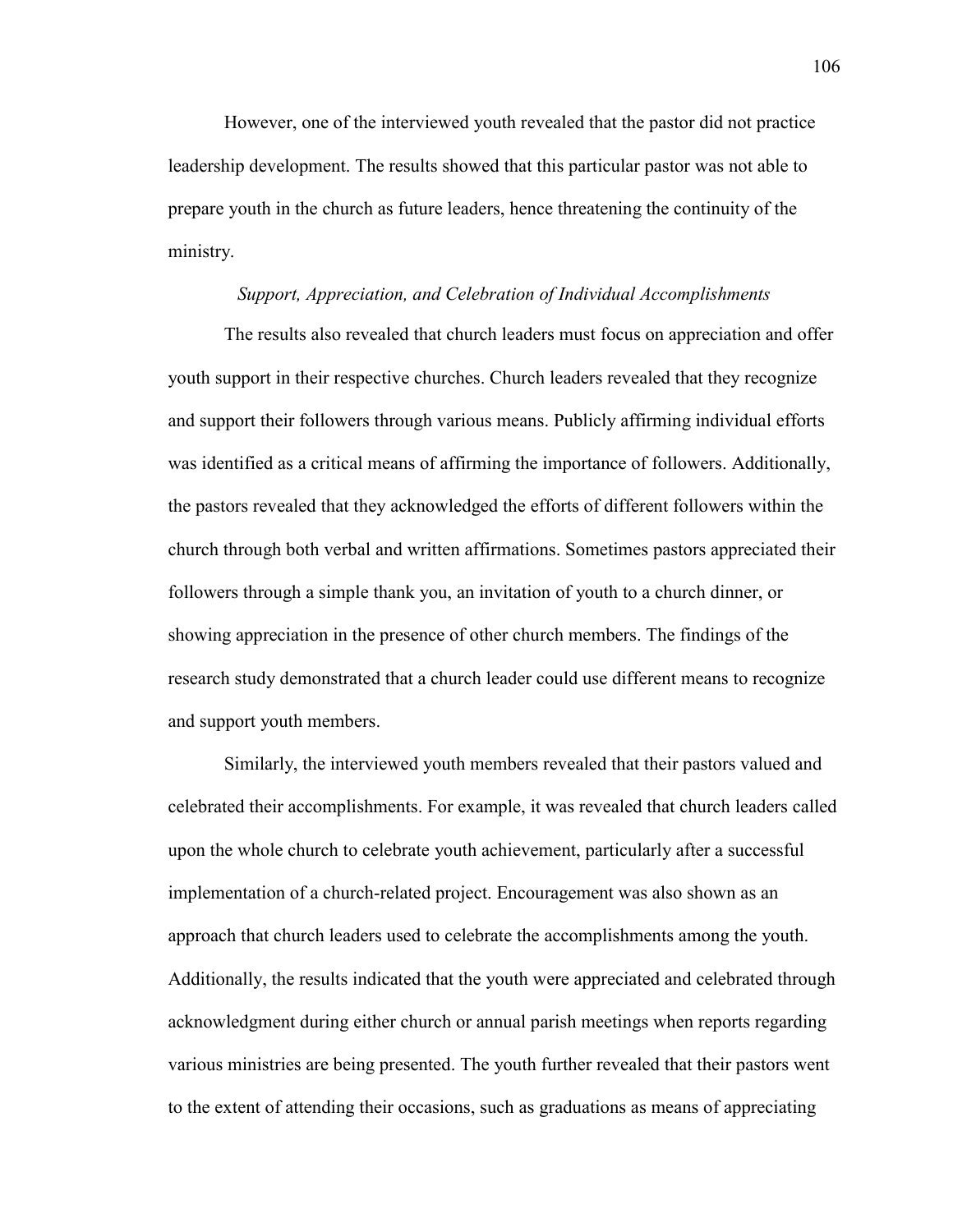However, one of the interviewed youth revealed that the pastor did not practice leadership development. The results showed that this particular pastor was not able to prepare youth in the church as future leaders, hence threatening the continuity of the ministry.

*Support, Appreciation, and Celebration of Individual Accomplishments*

The results also revealed that church leaders must focus on appreciation and offer youth support in their respective churches. Church leaders revealed that they recognize and support their followers through various means. Publicly affirming individual efforts was identified as a critical means of affirming the importance of followers. Additionally, the pastors revealed that they acknowledged the efforts of different followers within the church through both verbal and written affirmations. Sometimes pastors appreciated their followers through a simple thank you, an invitation of youth to a church dinner, or showing appreciation in the presence of other church members. The findings of the research study demonstrated that a church leader could use different means to recognize and support youth members.

Similarly, the interviewed youth members revealed that their pastors valued and celebrated their accomplishments. For example, it was revealed that church leaders called upon the whole church to celebrate youth achievement, particularly after a successful implementation of a church-related project. Encouragement was also shown as an approach that church leaders used to celebrate the accomplishments among the youth. Additionally, the results indicated that the youth were appreciated and celebrated through acknowledgment during either church or annual parish meetings when reports regarding various ministries are being presented. The youth further revealed that their pastors went to the extent of attending their occasions, such as graduations as means of appreciating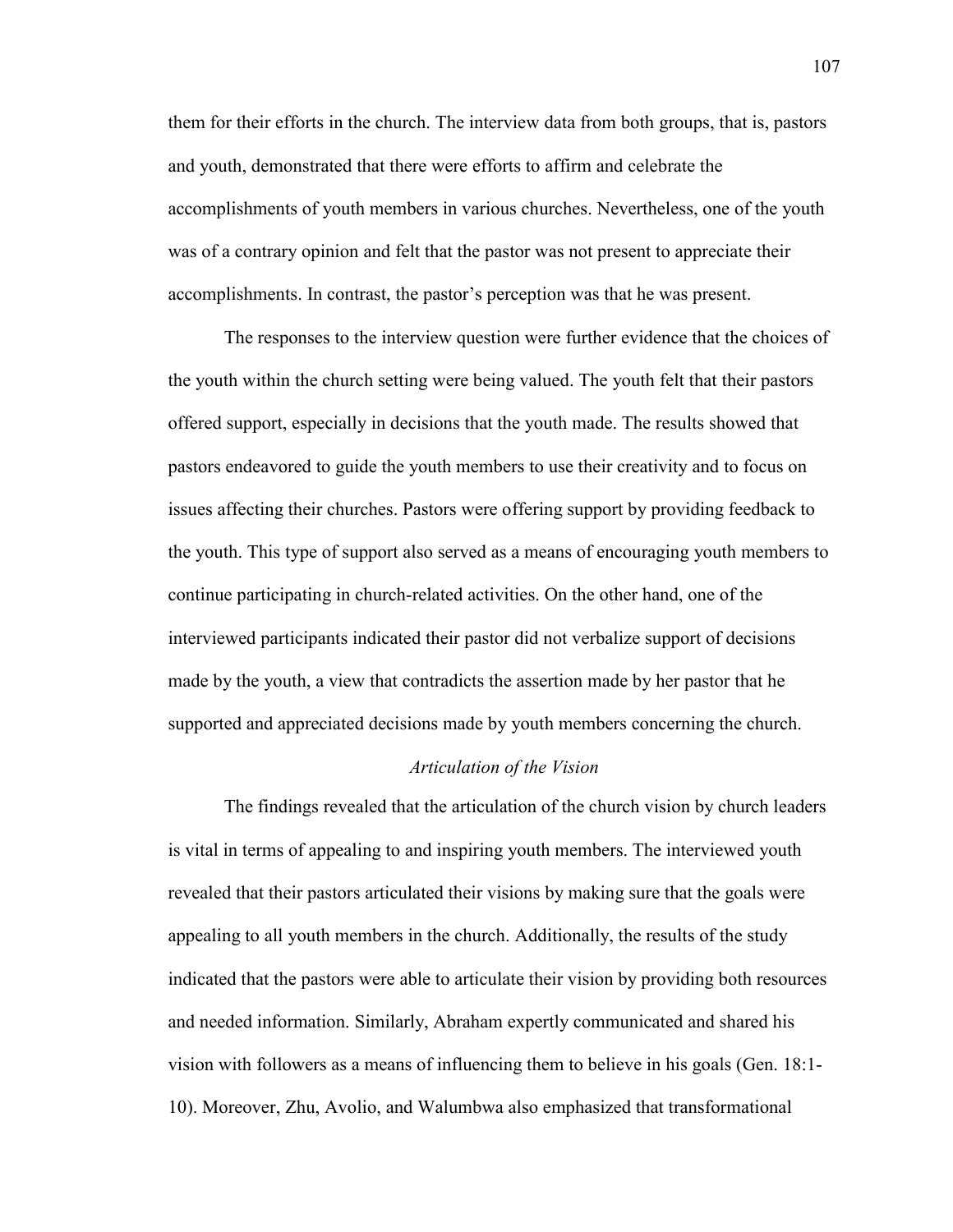them for their efforts in the church. The interview data from both groups, that is, pastors and youth, demonstrated that there were efforts to affirm and celebrate the accomplishments of youth members in various churches. Nevertheless, one of the youth was of a contrary opinion and felt that the pastor was not present to appreciate their accomplishments. In contrast, the pastor's perception was that he was present.

The responses to the interview question were further evidence that the choices of the youth within the church setting were being valued. The youth felt that their pastors offered support, especially in decisions that the youth made. The results showed that pastors endeavored to guide the youth members to use their creativity and to focus on issues affecting their churches. Pastors were offering support by providing feedback to the youth. This type of support also served as a means of encouraging youth members to continue participating in church-related activities. On the other hand, one of the interviewed participants indicated their pastor did not verbalize support of decisions made by the youth, a view that contradicts the assertion made by her pastor that he supported and appreciated decisions made by youth members concerning the church.

### *Articulation of the Vision*

The findings revealed that the articulation of the church vision by church leaders is vital in terms of appealing to and inspiring youth members. The interviewed youth revealed that their pastors articulated their visions by making sure that the goals were appealing to all youth members in the church. Additionally, the results of the study indicated that the pastors were able to articulate their vision by providing both resources and needed information. Similarly, Abraham expertly communicated and shared his vision with followers as a means of influencing them to believe in his goals (Gen. 18:1-10). Moreover, Zhu, Avolio, and Walumbwa also emphasized that transformational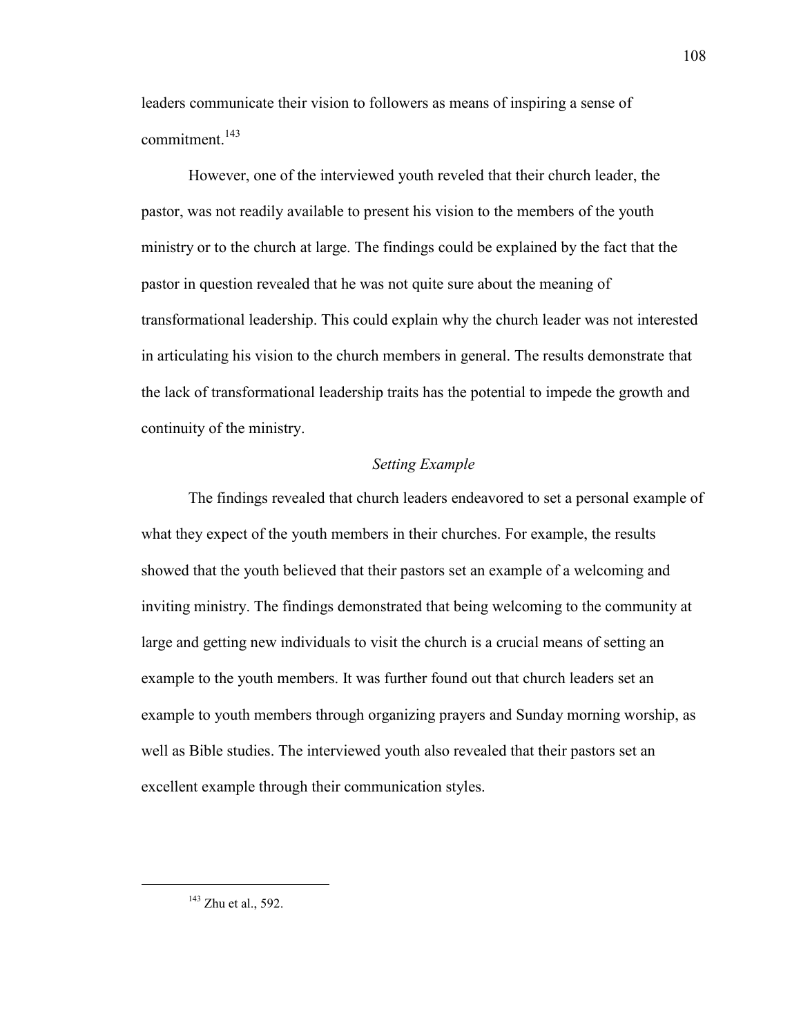leaders communicate their vision to followers as means of inspiring a sense of commitment.[143]

However, one of the interviewed youth reveled that their church leader, the pastor, was not readily available to present his vision to the members of the youth ministry or to the church at large. The findings could be explained by the fact that the pastor in question revealed that he was not quite sure about the meaning of transformational leadership. This could explain why the church leader was not interested in articulating his vision to the church members in general. The results demonstrate that the lack of transformational leadership traits has the potential to impede the growth and continuity of the ministry.

### *Setting Example*

The findings revealed that church leaders endeavored to set a personal example of what they expect of the youth members in their churches. For example, the results showed that the youth believed that their pastors set an example of a welcoming and inviting ministry. The findings demonstrated that being welcoming to the community at large and getting new individuals to visit the church is a crucial means of setting an example to the youth members. It was further found out that church leaders set an example to youth members through organizing prayers and Sunday morning worship, as well as Bible studies. The interviewed youth also revealed that their pastors set an excellent example through their communication styles.

---

[143] Zhu et al., 592.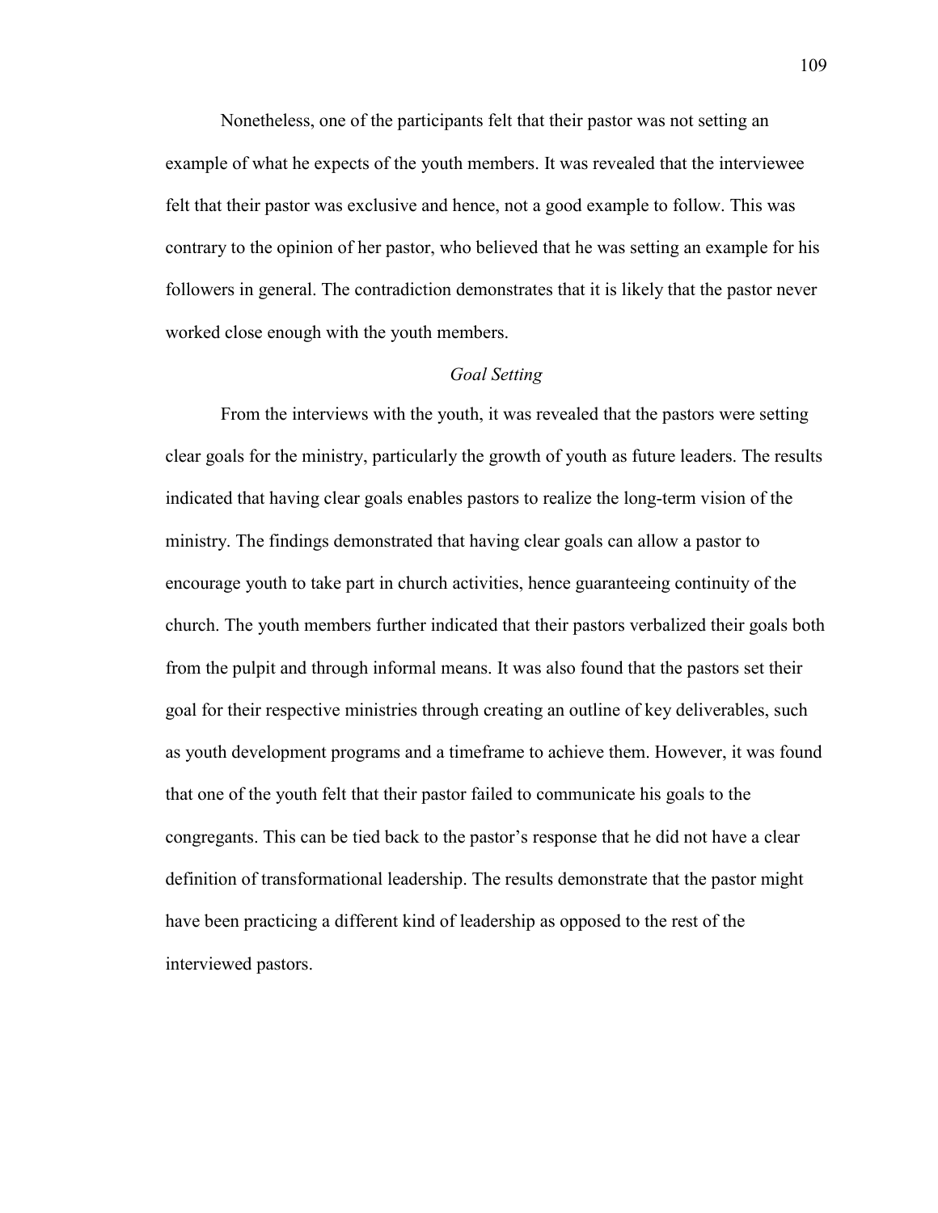Nonetheless, one of the participants felt that their pastor was not setting an example of what he expects of the youth members. It was revealed that the interviewee felt that their pastor was exclusive and hence, not a good example to follow. This was contrary to the opinion of her pastor, who believed that he was setting an example for his followers in general. The contradiction demonstrates that it is likely that the pastor never worked close enough with the youth members.

### *Goal Setting*

From the interviews with the youth, it was revealed that the pastors were setting clear goals for the ministry, particularly the growth of youth as future leaders. The results indicated that having clear goals enables pastors to realize the long-term vision of the ministry. The findings demonstrated that having clear goals can allow a pastor to encourage youth to take part in church activities, hence guaranteeing continuity of the church. The youth members further indicated that their pastors verbalized their goals both from the pulpit and through informal means. It was also found that the pastors set their goal for their respective ministries through creating an outline of key deliverables, such as youth development programs and a timeframe to achieve them. However, it was found that one of the youth felt that their pastor failed to communicate his goals to the congregants. This can be tied back to the pastor's response that he did not have a clear definition of transformational leadership. The results demonstrate that the pastor might have been practicing a different kind of leadership as opposed to the rest of the interviewed pastors.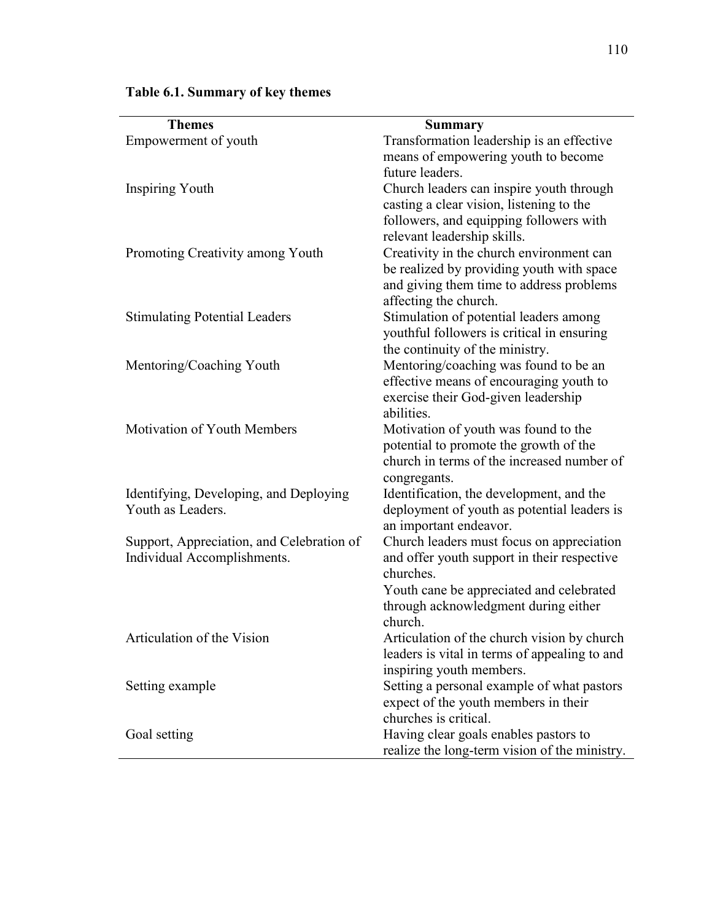**Table 6.1. Summary of key themes**

| Themes | Summary |
| --- | --- |
| Empowerment of youth | Transformation leadership is an effective means of empowering youth to become future leaders. |
| Inspiring Youth | Church leaders can inspire youth through casting a clear vision, listening to the followers, and equipping followers with relevant leadership skills. |
| Promoting Creativity among Youth | Creativity in the church environment can be realized by providing youth with space and giving them time to address problems affecting the church. |
| Stimulating Potential Leaders | Stimulation of potential leaders among youthful followers is critical in ensuring the continuity of the ministry. |
| Mentoring/Coaching Youth | Mentoring/coaching was found to be an effective means of encouraging youth to exercise their God-given leadership abilities. |
| Motivation of Youth Members | Motivation of youth was found to the potential to promote the growth of the church in terms of the increased number of congregants. |
| Identifying, Developing, and Deploying Youth as Leaders. | Identification, the development, and the deployment of youth as potential leaders is an important endeavor. |
| Support, Appreciation, and Celebration of Individual Accomplishments. | Church leaders must focus on appreciation and offer youth support in their respective churches. Youth cane be appreciated and celebrated through acknowledgment during either church. |
| Articulation of the Vision | Articulation of the church vision by church leaders is vital in terms of appealing to and inspiring youth members. |
| Setting example | Setting a personal example of what pastors expect of the youth members in their churches is critical. |
| Goal setting | Having clear goals enables pastors to realize the long-term vision of the ministry. |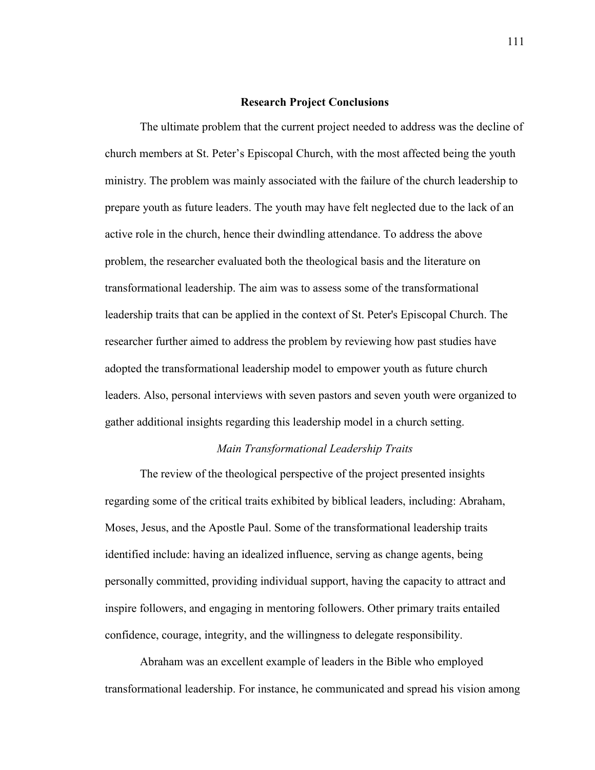## Research Project Conclusions

The ultimate problem that the current project needed to address was the decline of church members at St. Peter's Episcopal Church, with the most affected being the youth ministry. The problem was mainly associated with the failure of the church leadership to prepare youth as future leaders. The youth may have felt neglected due to the lack of an active role in the church, hence their dwindling attendance. To address the above problem, the researcher evaluated both the theological basis and the literature on transformational leadership. The aim was to assess some of the transformational leadership traits that can be applied in the context of St. Peter's Episcopal Church. The researcher further aimed to address the problem by reviewing how past studies have adopted the transformational leadership model to empower youth as future church leaders. Also, personal interviews with seven pastors and seven youth were organized to gather additional insights regarding this leadership model in a church setting.

### *Main Transformational Leadership Traits*

The review of the theological perspective of the project presented insights regarding some of the critical traits exhibited by biblical leaders, including: Abraham, Moses, Jesus, and the Apostle Paul. Some of the transformational leadership traits identified include: having an idealized influence, serving as change agents, being personally committed, providing individual support, having the capacity to attract and inspire followers, and engaging in mentoring followers. Other primary traits entailed confidence, courage, integrity, and the willingness to delegate responsibility.

Abraham was an excellent example of leaders in the Bible who employed transformational leadership. For instance, he communicated and spread his vision among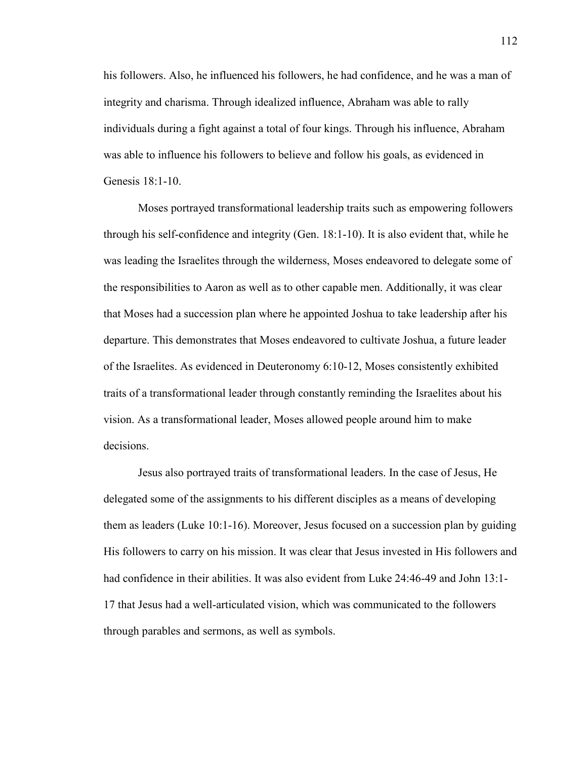his followers. Also, he influenced his followers, he had confidence, and he was a man of integrity and charisma. Through idealized influence, Abraham was able to rally individuals during a fight against a total of four kings. Through his influence, Abraham was able to influence his followers to believe and follow his goals, as evidenced in Genesis 18:1-10.

Moses portrayed transformational leadership traits such as empowering followers through his self-confidence and integrity (Gen. 18:1-10). It is also evident that, while he was leading the Israelites through the wilderness, Moses endeavored to delegate some of the responsibilities to Aaron as well as to other capable men. Additionally, it was clear that Moses had a succession plan where he appointed Joshua to take leadership after his departure. This demonstrates that Moses endeavored to cultivate Joshua, a future leader of the Israelites. As evidenced in Deuteronomy 6:10-12, Moses consistently exhibited traits of a transformational leader through constantly reminding the Israelites about his vision. As a transformational leader, Moses allowed people around him to make decisions.

Jesus also portrayed traits of transformational leaders. In the case of Jesus, He delegated some of the assignments to his different disciples as a means of developing them as leaders (Luke 10:1-16). Moreover, Jesus focused on a succession plan by guiding His followers to carry on his mission. It was clear that Jesus invested in His followers and had confidence in their abilities. It was also evident from Luke 24:46-49 and John 13:1-17 that Jesus had a well-articulated vision, which was communicated to the followers through parables and sermons, as well as symbols.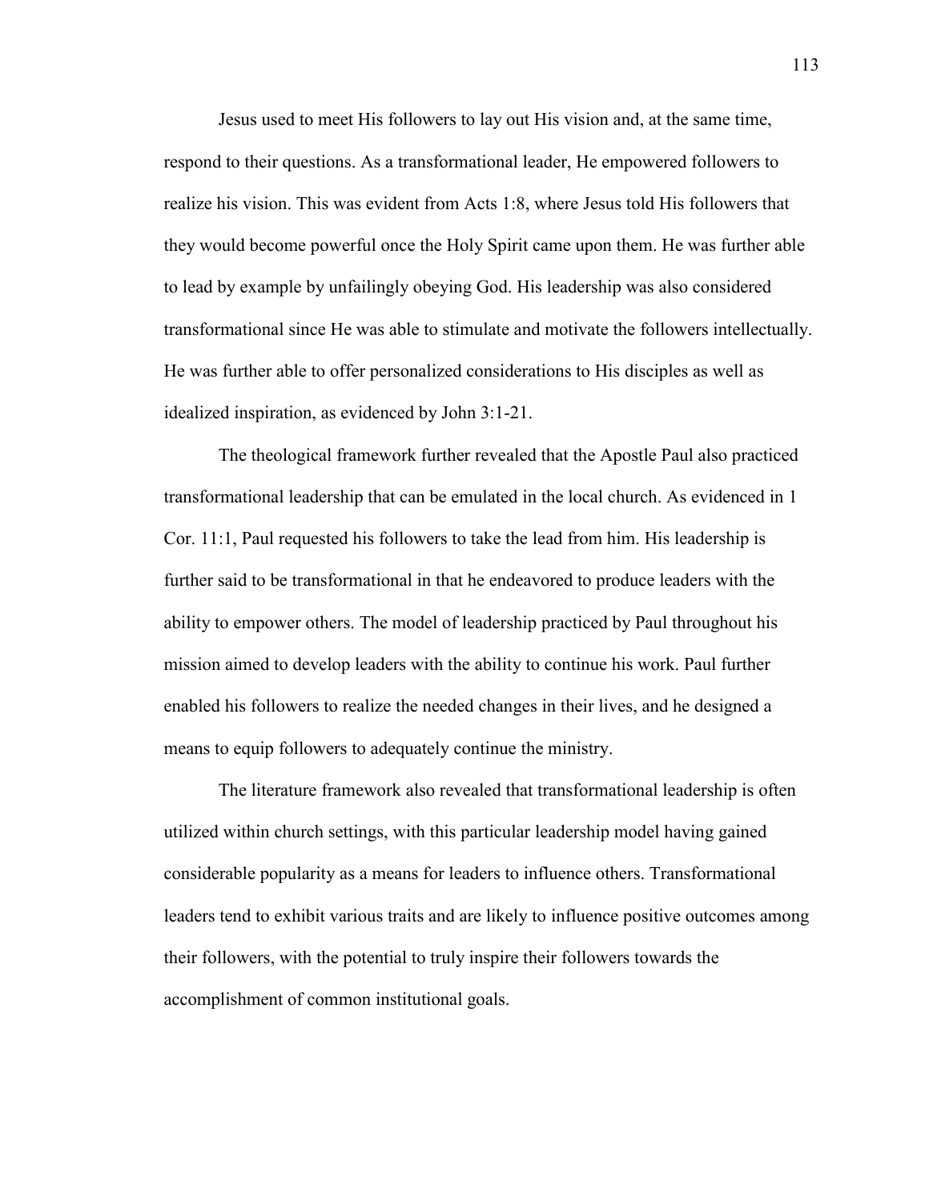Jesus used to meet His followers to lay out His vision and, at the same time, respond to their questions. As a transformational leader, He empowered followers to realize his vision. This was evident from Acts 1:8, where Jesus told His followers that they would become powerful once the Holy Spirit came upon them. He was further able to lead by example by unfailingly obeying God. His leadership was also considered transformational since He was able to stimulate and motivate the followers intellectually. He was further able to offer personalized considerations to His disciples as well as idealized inspiration, as evidenced by John 3:1-21.

The theological framework further revealed that the Apostle Paul also practiced transformational leadership that can be emulated in the local church. As evidenced in 1 Cor. 11:1, Paul requested his followers to take the lead from him. His leadership is further said to be transformational in that he endeavored to produce leaders with the ability to empower others. The model of leadership practiced by Paul throughout his mission aimed to develop leaders with the ability to continue his work. Paul further enabled his followers to realize the needed changes in their lives, and he designed a means to equip followers to adequately continue the ministry.

The literature framework also revealed that transformational leadership is often utilized within church settings, with this particular leadership model having gained considerable popularity as a means for leaders to influence others. Transformational leaders tend to exhibit various traits and are likely to influence positive outcomes among their followers, with the potential to truly inspire their followers towards the accomplishment of common institutional goals.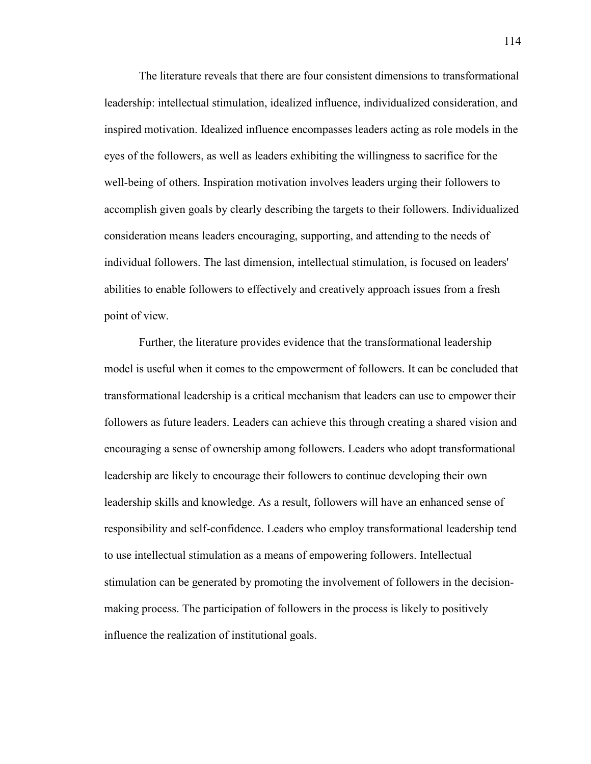The literature reveals that there are four consistent dimensions to transformational leadership: intellectual stimulation, idealized influence, individualized consideration, and inspired motivation. Idealized influence encompasses leaders acting as role models in the eyes of the followers, as well as leaders exhibiting the willingness to sacrifice for the well-being of others. Inspiration motivation involves leaders urging their followers to accomplish given goals by clearly describing the targets to their followers. Individualized consideration means leaders encouraging, supporting, and attending to the needs of individual followers. The last dimension, intellectual stimulation, is focused on leaders' abilities to enable followers to effectively and creatively approach issues from a fresh point of view.

Further, the literature provides evidence that the transformational leadership model is useful when it comes to the empowerment of followers. It can be concluded that transformational leadership is a critical mechanism that leaders can use to empower their followers as future leaders. Leaders can achieve this through creating a shared vision and encouraging a sense of ownership among followers. Leaders who adopt transformational leadership are likely to encourage their followers to continue developing their own leadership skills and knowledge. As a result, followers will have an enhanced sense of responsibility and self-confidence. Leaders who employ transformational leadership tend to use intellectual stimulation as a means of empowering followers. Intellectual stimulation can be generated by promoting the involvement of followers in the decision-making process. The participation of followers in the process is likely to positively influence the realization of institutional goals.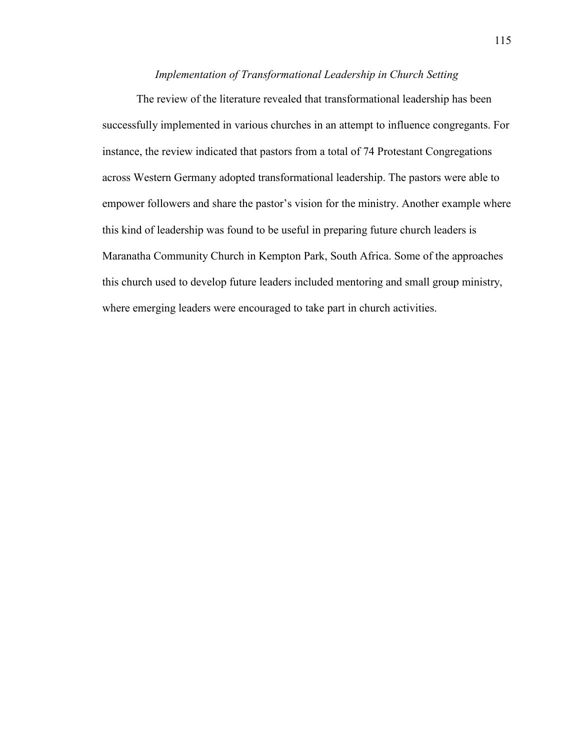### *Implementation of Transformational Leadership in Church Setting*

The review of the literature revealed that transformational leadership has been successfully implemented in various churches in an attempt to influence congregants. For instance, the review indicated that pastors from a total of 74 Protestant Congregations across Western Germany adopted transformational leadership. The pastors were able to empower followers and share the pastor's vision for the ministry. Another example where this kind of leadership was found to be useful in preparing future church leaders is Maranatha Community Church in Kempton Park, South Africa. Some of the approaches this church used to develop future leaders included mentoring and small group ministry, where emerging leaders were encouraged to take part in church activities.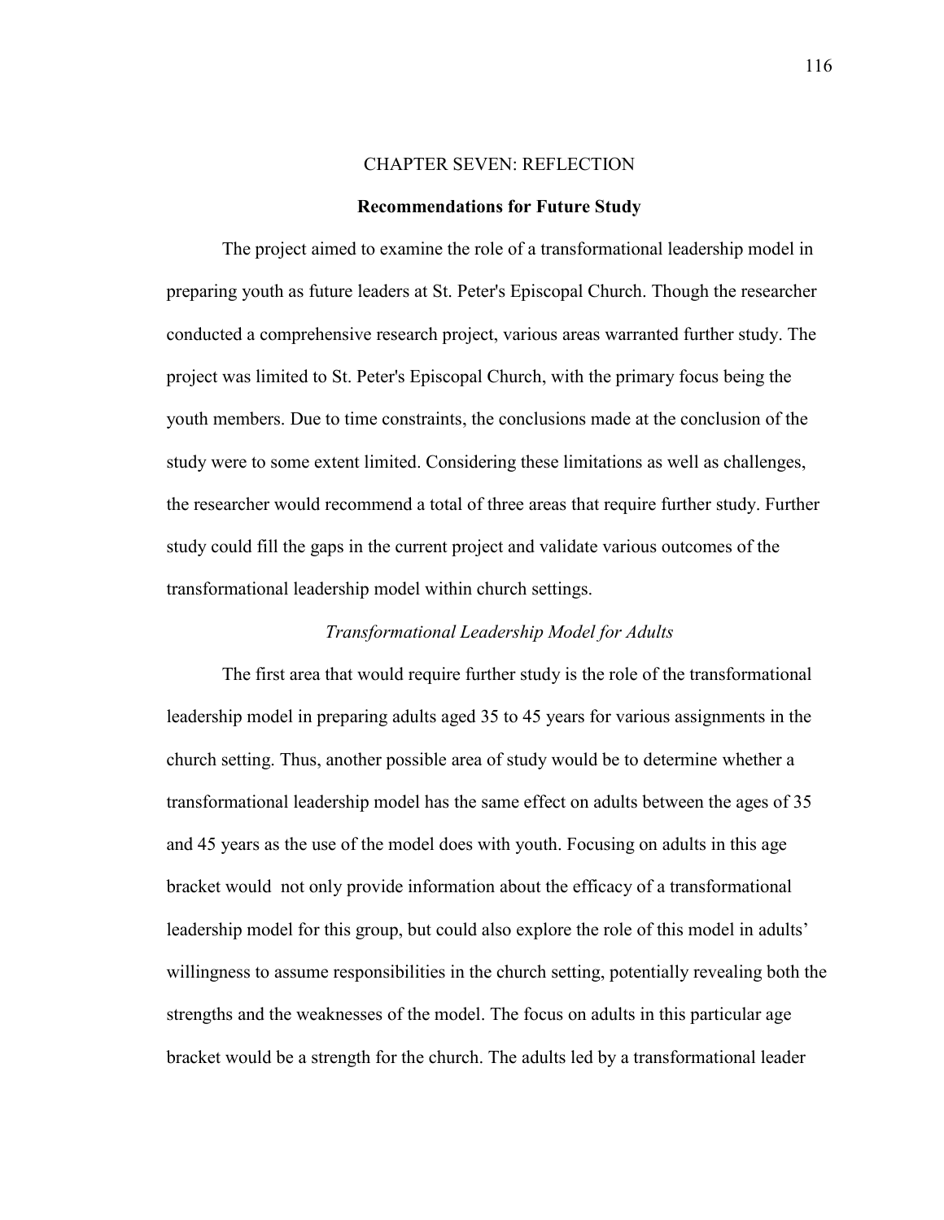# CHAPTER SEVEN: REFLECTION

## Recommendations for Future Study

The project aimed to examine the role of a transformational leadership model in preparing youth as future leaders at St. Peter's Episcopal Church. Though the researcher conducted a comprehensive research project, various areas warranted further study. The project was limited to St. Peter's Episcopal Church, with the primary focus being the youth members. Due to time constraints, the conclusions made at the conclusion of the study were to some extent limited. Considering these limitations as well as challenges, the researcher would recommend a total of three areas that require further study. Further study could fill the gaps in the current project and validate various outcomes of the transformational leadership model within church settings.

### *Transformational Leadership Model for Adults*

The first area that would require further study is the role of the transformational leadership model in preparing adults aged 35 to 45 years for various assignments in the church setting. Thus, another possible area of study would be to determine whether a transformational leadership model has the same effect on adults between the ages of 35 and 45 years as the use of the model does with youth. Focusing on adults in this age bracket would not only provide information about the efficacy of a transformational leadership model for this group, but could also explore the role of this model in adults' willingness to assume responsibilities in the church setting, potentially revealing both the strengths and the weaknesses of the model. The focus on adults in this particular age bracket would be a strength for the church. The adults led by a transformational leader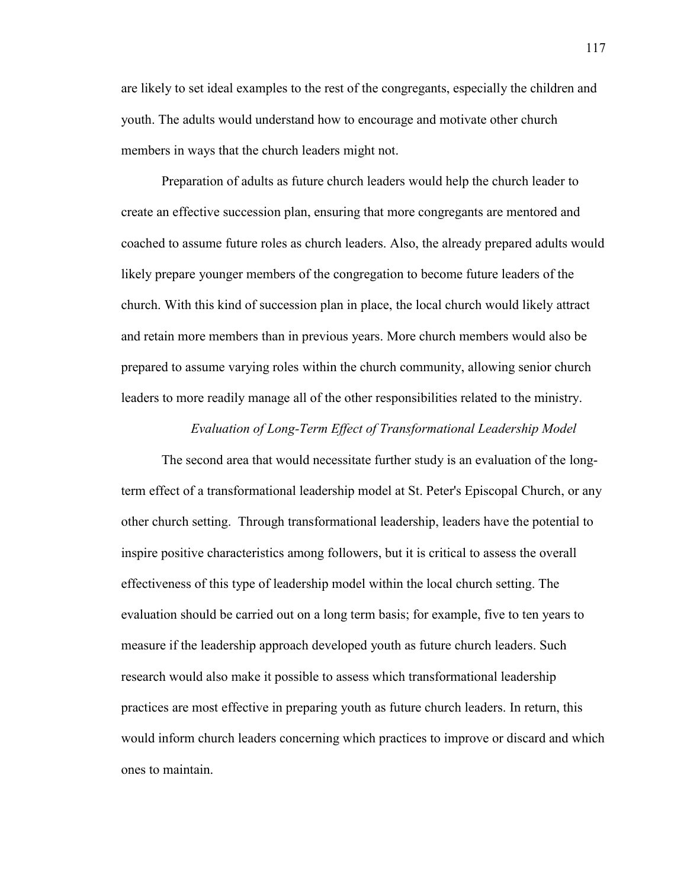are likely to set ideal examples to the rest of the congregants, especially the children and youth. The adults would understand how to encourage and motivate other church members in ways that the church leaders might not.

Preparation of adults as future church leaders would help the church leader to create an effective succession plan, ensuring that more congregants are mentored and coached to assume future roles as church leaders. Also, the already prepared adults would likely prepare younger members of the congregation to become future leaders of the church. With this kind of succession plan in place, the local church would likely attract and retain more members than in previous years. More church members would also be prepared to assume varying roles within the church community, allowing senior church leaders to more readily manage all of the other responsibilities related to the ministry.

### *Evaluation of Long-Term Effect of Transformational Leadership Model*

The second area that would necessitate further study is an evaluation of the long-term effect of a transformational leadership model at St. Peter's Episcopal Church, or any other church setting. Through transformational leadership, leaders have the potential to inspire positive characteristics among followers, but it is critical to assess the overall effectiveness of this type of leadership model within the local church setting. The evaluation should be carried out on a long term basis; for example, five to ten years to measure if the leadership approach developed youth as future church leaders. Such research would also make it possible to assess which transformational leadership practices are most effective in preparing youth as future church leaders. In return, this would inform church leaders concerning which practices to improve or discard and which ones to maintain.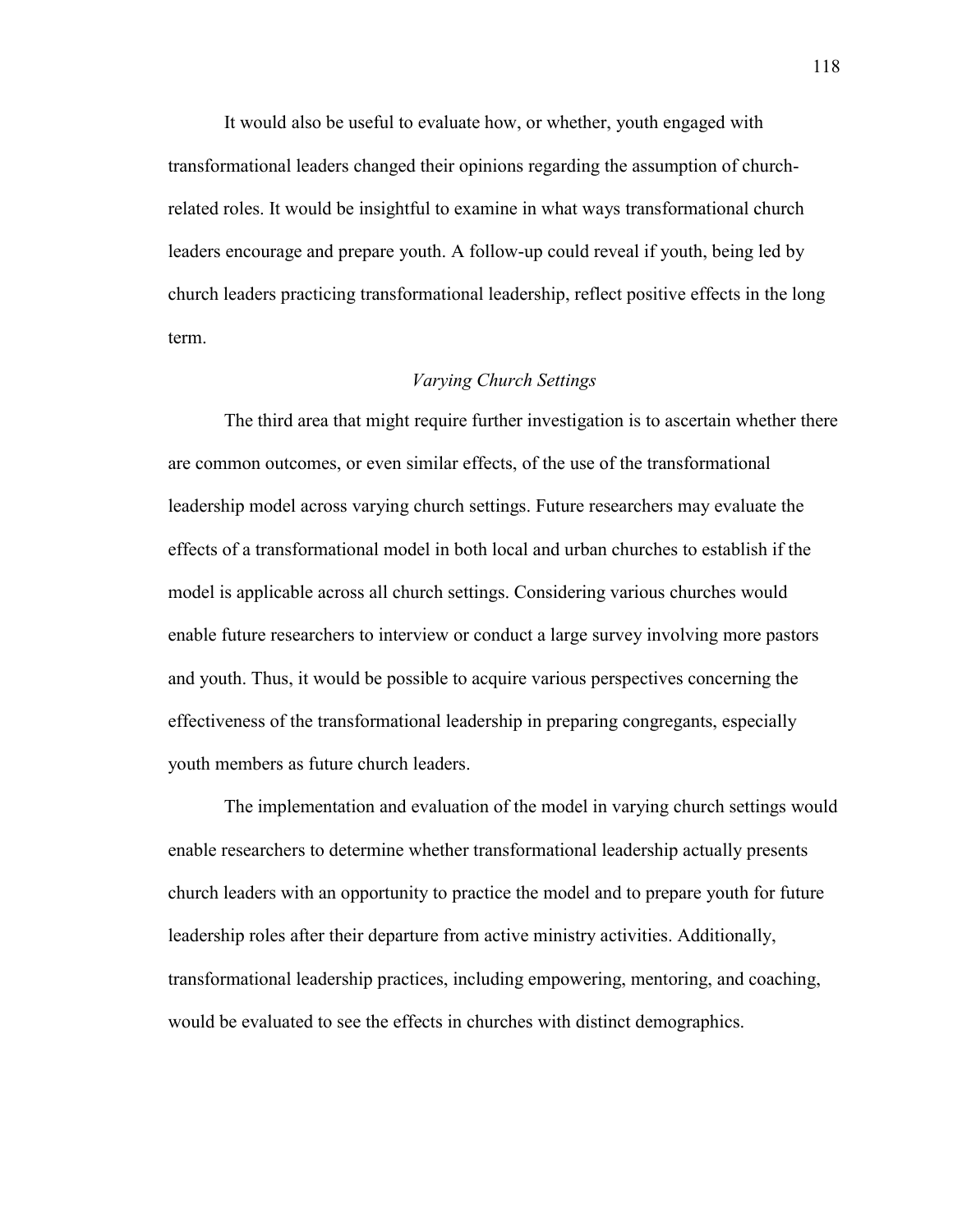It would also be useful to evaluate how, or whether, youth engaged with transformational leaders changed their opinions regarding the assumption of church-related roles. It would be insightful to examine in what ways transformational church leaders encourage and prepare youth. A follow-up could reveal if youth, being led by church leaders practicing transformational leadership, reflect positive effects in the long term.

### *Varying Church Settings*

The third area that might require further investigation is to ascertain whether there are common outcomes, or even similar effects, of the use of the transformational leadership model across varying church settings. Future researchers may evaluate the effects of a transformational model in both local and urban churches to establish if the model is applicable across all church settings. Considering various churches would enable future researchers to interview or conduct a large survey involving more pastors and youth. Thus, it would be possible to acquire various perspectives concerning the effectiveness of the transformational leadership in preparing congregants, especially youth members as future church leaders.

The implementation and evaluation of the model in varying church settings would enable researchers to determine whether transformational leadership actually presents church leaders with an opportunity to practice the model and to prepare youth for future leadership roles after their departure from active ministry activities. Additionally, transformational leadership practices, including empowering, mentoring, and coaching, would be evaluated to see the effects in churches with distinct demographics.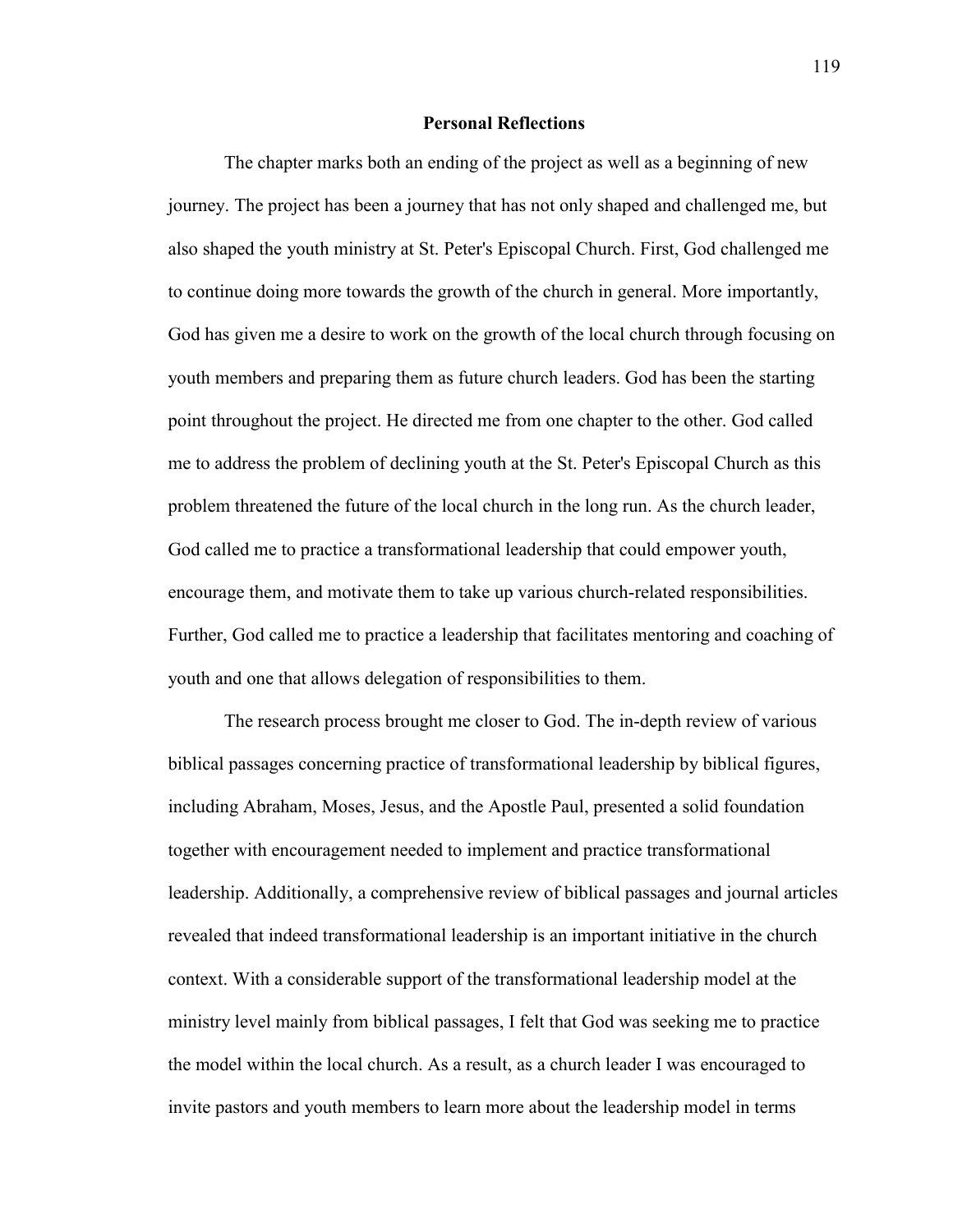## Personal Reflections

The chapter marks both an ending of the project as well as a beginning of new journey. The project has been a journey that has not only shaped and challenged me, but also shaped the youth ministry at St. Peter's Episcopal Church. First, God challenged me to continue doing more towards the growth of the church in general. More importantly, God has given me a desire to work on the growth of the local church through focusing on youth members and preparing them as future church leaders. God has been the starting point throughout the project. He directed me from one chapter to the other. God called me to address the problem of declining youth at the St. Peter's Episcopal Church as this problem threatened the future of the local church in the long run. As the church leader, God called me to practice a transformational leadership that could empower youth, encourage them, and motivate them to take up various church-related responsibilities. Further, God called me to practice a leadership that facilitates mentoring and coaching of youth and one that allows delegation of responsibilities to them.

The research process brought me closer to God. The in-depth review of various biblical passages concerning practice of transformational leadership by biblical figures, including Abraham, Moses, Jesus, and the Apostle Paul, presented a solid foundation together with encouragement needed to implement and practice transformational leadership. Additionally, a comprehensive review of biblical passages and journal articles revealed that indeed transformational leadership is an important initiative in the church context. With a considerable support of the transformational leadership model at the ministry level mainly from biblical passages, I felt that God was seeking me to practice the model within the local church. As a result, as a church leader I was encouraged to invite pastors and youth members to learn more about the leadership model in terms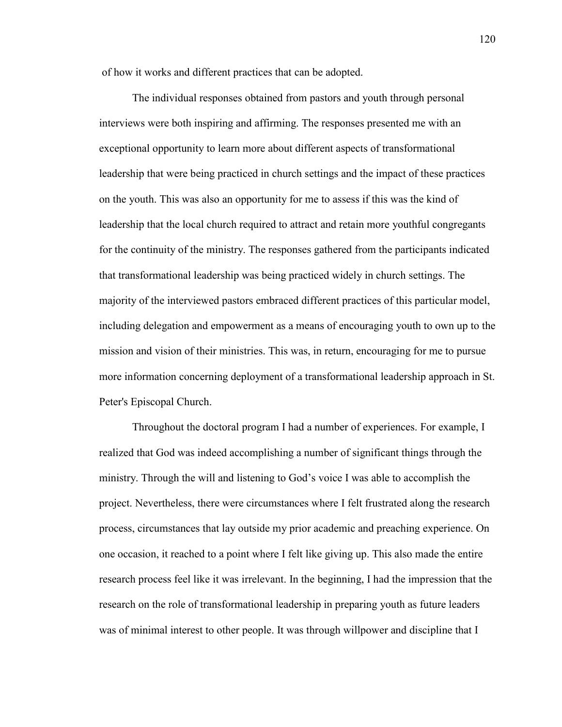of how it works and different practices that can be adopted.

The individual responses obtained from pastors and youth through personal interviews were both inspiring and affirming. The responses presented me with an exceptional opportunity to learn more about different aspects of transformational leadership that were being practiced in church settings and the impact of these practices on the youth. This was also an opportunity for me to assess if this was the kind of leadership that the local church required to attract and retain more youthful congregants for the continuity of the ministry. The responses gathered from the participants indicated that transformational leadership was being practiced widely in church settings. The majority of the interviewed pastors embraced different practices of this particular model, including delegation and empowerment as a means of encouraging youth to own up to the mission and vision of their ministries. This was, in return, encouraging for me to pursue more information concerning deployment of a transformational leadership approach in St. Peter's Episcopal Church.

Throughout the doctoral program I had a number of experiences. For example, I realized that God was indeed accomplishing a number of significant things through the ministry. Through the will and listening to God's voice I was able to accomplish the project. Nevertheless, there were circumstances where I felt frustrated along the research process, circumstances that lay outside my prior academic and preaching experience. On one occasion, it reached to a point where I felt like giving up. This also made the entire research process feel like it was irrelevant. In the beginning, I had the impression that the research on the role of transformational leadership in preparing youth as future leaders was of minimal interest to other people. It was through willpower and discipline that I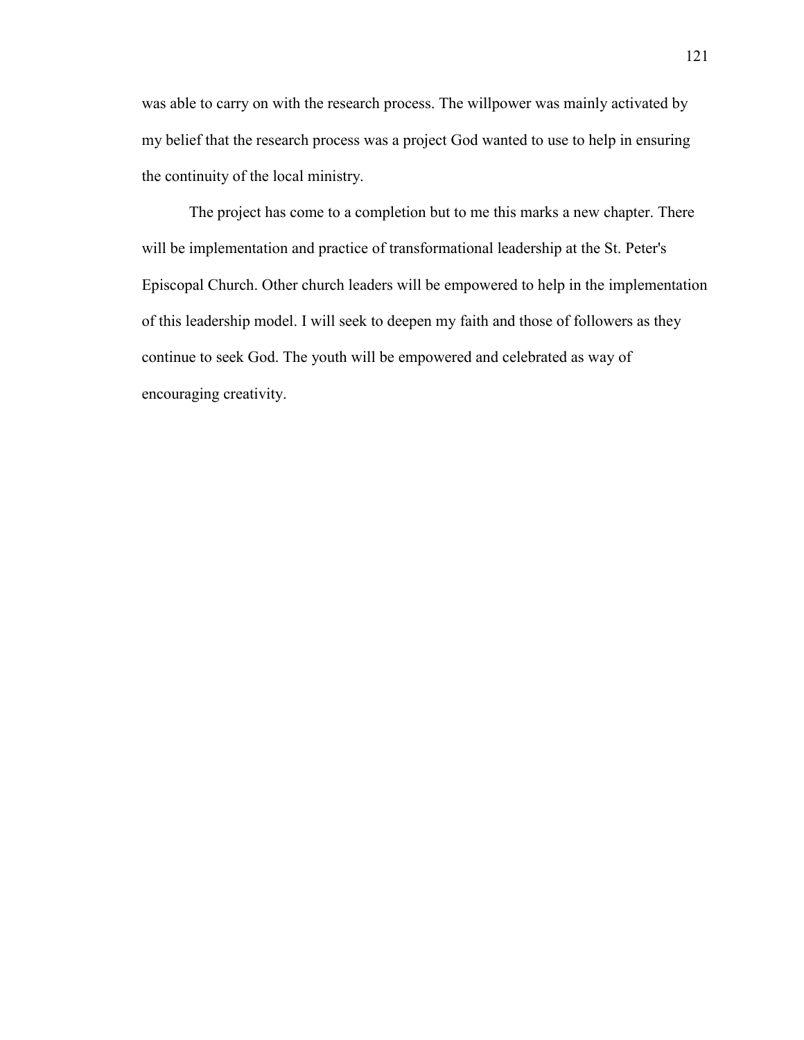was able to carry on with the research process. The willpower was mainly activated by my belief that the research process was a project God wanted to use to help in ensuring the continuity of the local ministry.

The project has come to a completion but to me this marks a new chapter. There will be implementation and practice of transformational leadership at the St. Peter's Episcopal Church. Other church leaders will be empowered to help in the implementation of this leadership model. I will seek to deepen my faith and those of followers as they continue to seek God. The youth will be empowered and celebrated as way of encouraging creativity.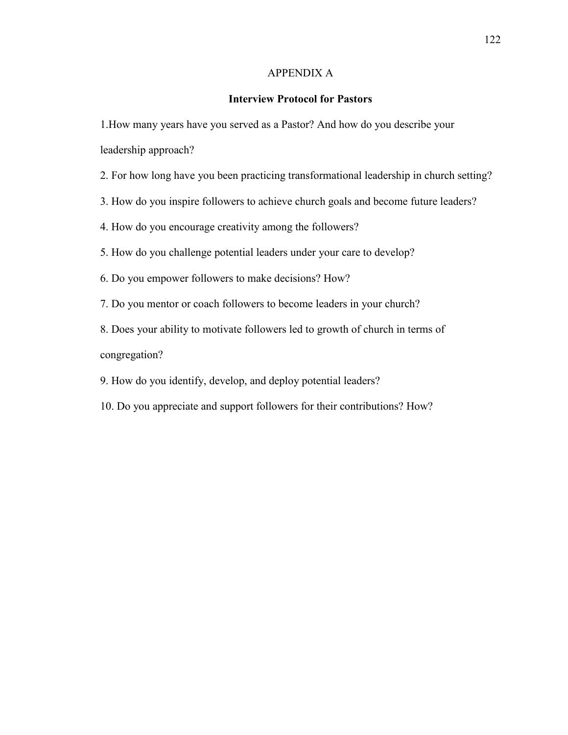# APPENDIX A

## Interview Protocol for Pastors

1.How many years have you served as a Pastor? And how do you describe your leadership approach?

2. For how long have you been practicing transformational leadership in church setting?

3. How do you inspire followers to achieve church goals and become future leaders?

4. How do you encourage creativity among the followers?

5. How do you challenge potential leaders under your care to develop?

6. Do you empower followers to make decisions? How?

7. Do you mentor or coach followers to become leaders in your church?

8. Does your ability to motivate followers led to growth of church in terms of congregation?

9. How do you identify, develop, and deploy potential leaders?

10. Do you appreciate and support followers for their contributions? How?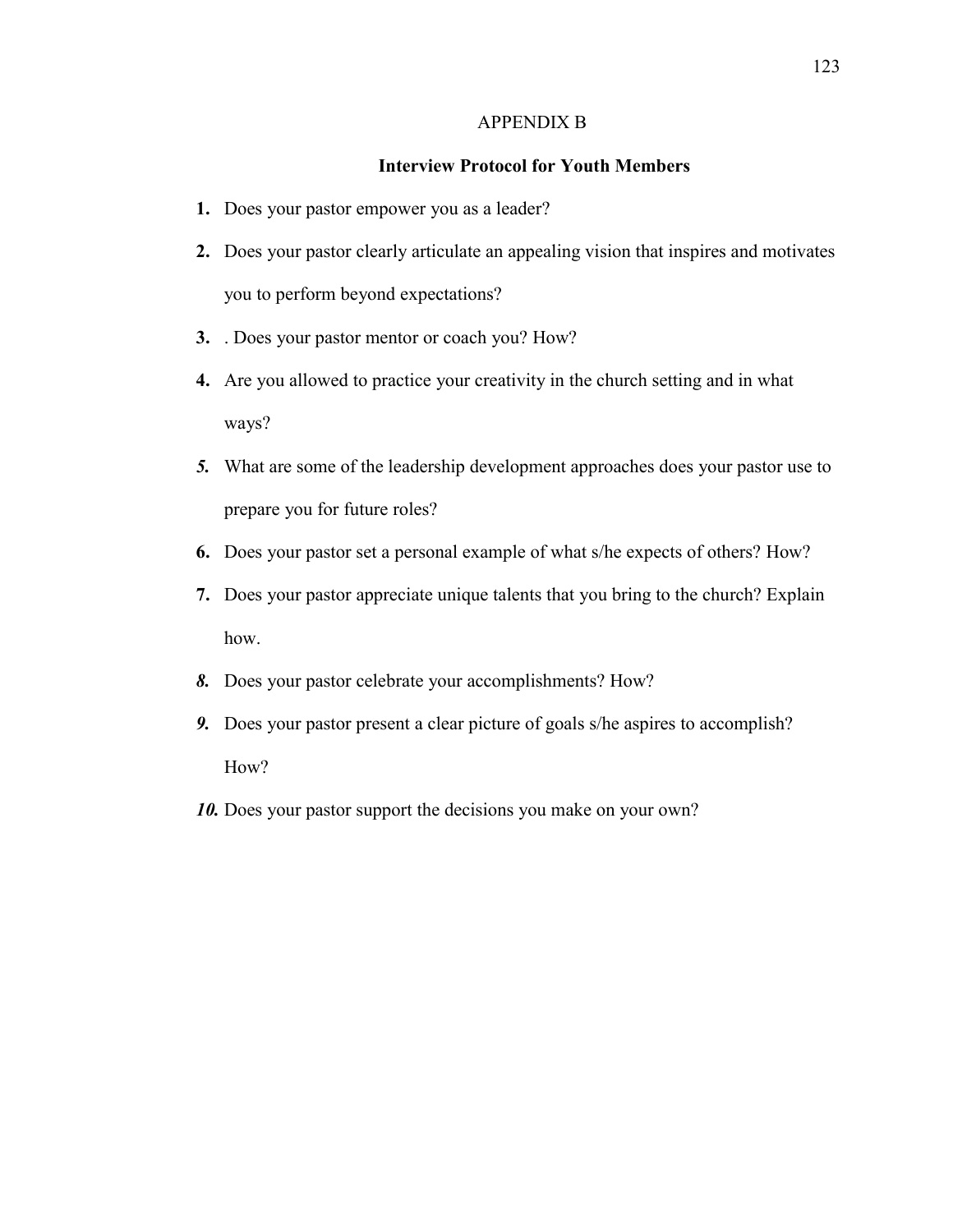# APPENDIX B

## Interview Protocol for Youth Members

1. Does your pastor empower you as a leader?
2. Does your pastor clearly articulate an appealing vision that inspires and motivates you to perform beyond expectations?
3. . Does your pastor mentor or coach you? How?
4. Are you allowed to practice your creativity in the church setting and in what ways?
5. What are some of the leadership development approaches does your pastor use to prepare you for future roles?
6. Does your pastor set a personal example of what s/he expects of others? How?
7. Does your pastor appreciate unique talents that you bring to the church? Explain how.
8. Does your pastor celebrate your accomplishments? How?
9. Does your pastor present a clear picture of goals s/he aspires to accomplish? How?
10. Does your pastor support the decisions you make on your own?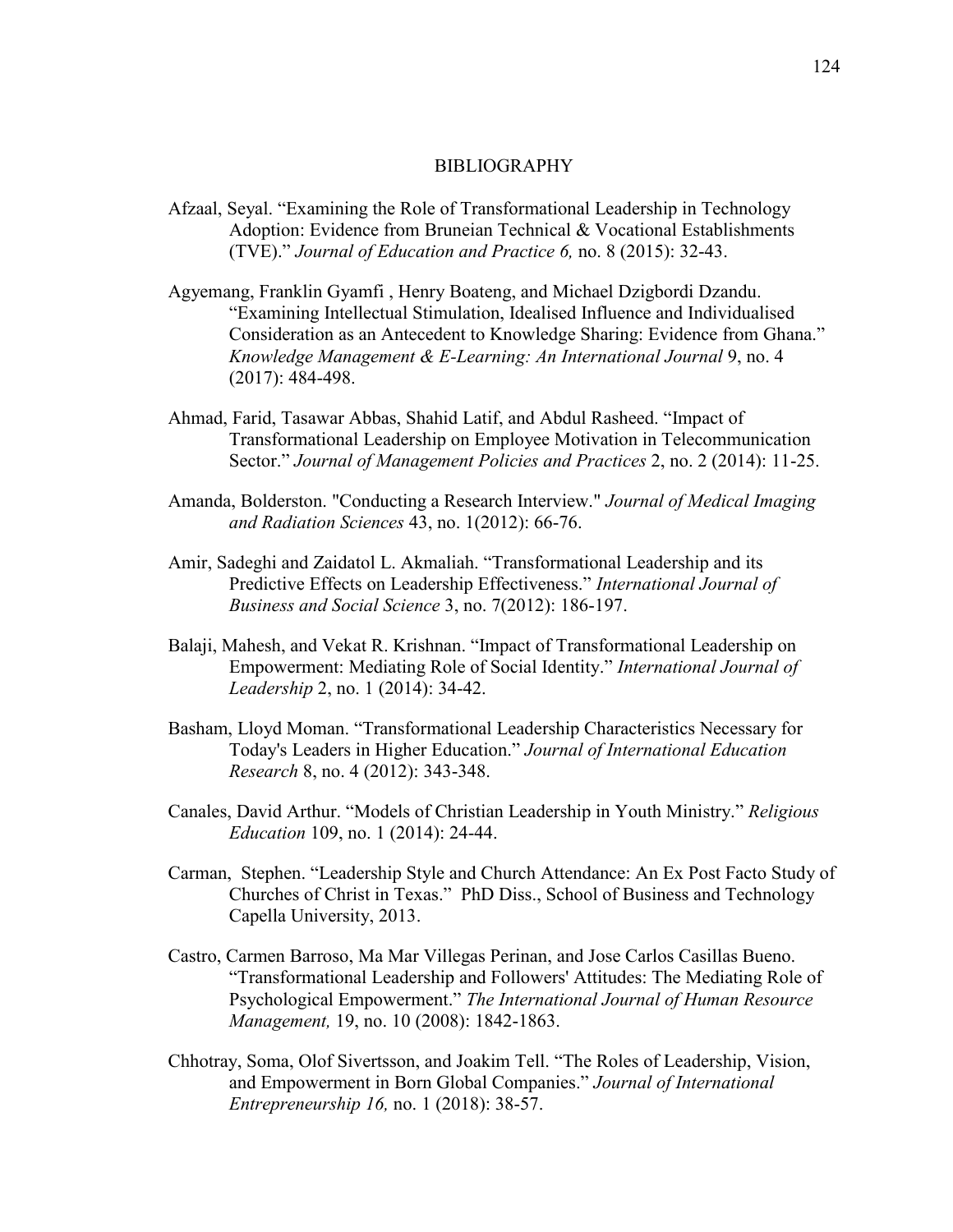# BIBLIOGRAPHY

Afzaal, Seyal. "Examining the Role of Transformational Leadership in Technology Adoption: Evidence from Bruneian Technical & Vocational Establishments (TVE)." *Journal of Education and Practice 6,* no. 8 (2015): 32-43.

Agyemang, Franklin Gyamfi , Henry Boateng, and Michael Dzigbordi Dzandu. "Examining Intellectual Stimulation, Idealised Influence and Individualised Consideration as an Antecedent to Knowledge Sharing: Evidence from Ghana." *Knowledge Management & E-Learning: An International Journal* 9, no. 4 (2017): 484-498.

Ahmad, Farid, Tasawar Abbas, Shahid Latif, and Abdul Rasheed. "Impact of Transformational Leadership on Employee Motivation in Telecommunication Sector." *Journal of Management Policies and Practices* 2, no. 2 (2014): 11-25.

Amanda, Bolderston. "Conducting a Research Interview." *Journal of Medical Imaging and Radiation Sciences* 43, no. 1(2012): 66-76.

Amir, Sadeghi and Zaidatol L. Akmaliah. "Transformational Leadership and its Predictive Effects on Leadership Effectiveness." *International Journal of Business and Social Science* 3, no. 7(2012): 186-197.

Balaji, Mahesh, and Vekat R. Krishnan. "Impact of Transformational Leadership on Empowerment: Mediating Role of Social Identity." *International Journal of Leadership* 2, no. 1 (2014): 34-42.

Basham, Lloyd Moman. "Transformational Leadership Characteristics Necessary for Today's Leaders in Higher Education." *Journal of International Education Research* 8, no. 4 (2012): 343-348.

Canales, David Arthur. "Models of Christian Leadership in Youth Ministry." *Religious Education* 109, no. 1 (2014): 24-44.

Carman, Stephen. "Leadership Style and Church Attendance: An Ex Post Facto Study of Churches of Christ in Texas." PhD Diss., School of Business and Technology Capella University, 2013.

Castro, Carmen Barroso, Ma Mar Villegas Perinan, and Jose Carlos Casillas Bueno. "Transformational Leadership and Followers' Attitudes: The Mediating Role of Psychological Empowerment." *The International Journal of Human Resource Management,* 19, no. 10 (2008): 1842-1863.

Chhotray, Soma, Olof Sivertsson, and Joakim Tell. "The Roles of Leadership, Vision, and Empowerment in Born Global Companies." *Journal of International Entrepreneurship 16,* no. 1 (2018): 38-57.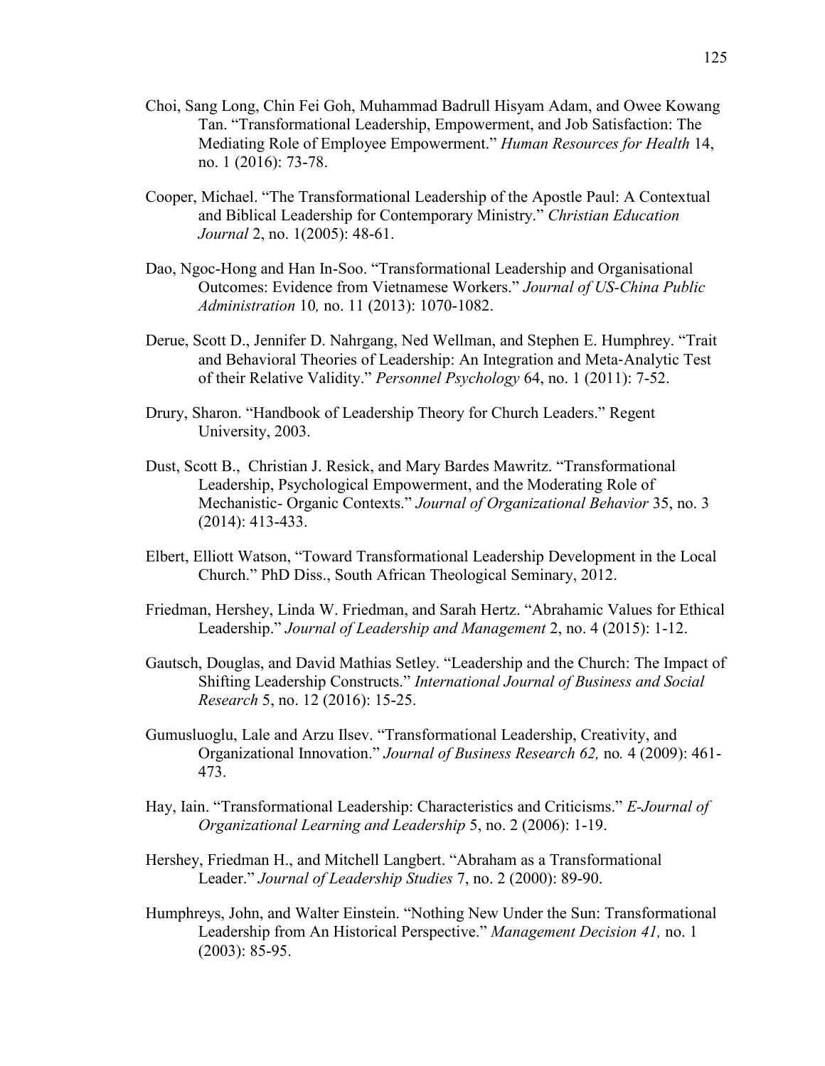Choi, Sang Long, Chin Fei Goh, Muhammad Badrull Hisyam Adam, and Owee Kowang Tan. "Transformational Leadership, Empowerment, and Job Satisfaction: The Mediating Role of Employee Empowerment." *Human Resources for Health* 14, no. 1 (2016): 73-78.

Cooper, Michael. "The Transformational Leadership of the Apostle Paul: A Contextual and Biblical Leadership for Contemporary Ministry." *Christian Education Journal* 2, no. 1(2005): 48-61.

Dao, Ngoc-Hong and Han In-Soo. "Transformational Leadership and Organisational Outcomes: Evidence from Vietnamese Workers." *Journal of US-China Public Administration* 10*,* no. 11 (2013): 1070-1082.

Derue, Scott D., Jennifer D. Nahrgang, Ned Wellman, and Stephen E. Humphrey. "Trait and Behavioral Theories of Leadership: An Integration and Meta-Analytic Test of their Relative Validity." *Personnel Psychology* 64, no. 1 (2011): 7-52.

Drury, Sharon. "Handbook of Leadership Theory for Church Leaders." Regent University, 2003.

Dust, Scott B., Christian J. Resick, and Mary Bardes Mawritz. "Transformational Leadership, Psychological Empowerment, and the Moderating Role of Mechanistic- Organic Contexts." *Journal of Organizational Behavior* 35, no. 3 (2014): 413-433.

Elbert, Elliott Watson, "Toward Transformational Leadership Development in the Local Church." PhD Diss., South African Theological Seminary, 2012.

Friedman, Hershey, Linda W. Friedman, and Sarah Hertz. "Abrahamic Values for Ethical Leadership." *Journal of Leadership and Management* 2, no. 4 (2015): 1-12.

Gautsch, Douglas, and David Mathias Setley. "Leadership and the Church: The Impact of Shifting Leadership Constructs." *International Journal of Business and Social Research* 5, no. 12 (2016): 15-25.

Gumusluoglu, Lale and Arzu Ilsev. "Transformational Leadership, Creativity, and Organizational Innovation." *Journal of Business Research 62,* no*.* 4 (2009): 461-473.

Hay, Iain. "Transformational Leadership: Characteristics and Criticisms." *E-Journal of Organizational Learning and Leadership* 5, no. 2 (2006): 1-19.

Hershey, Friedman H., and Mitchell Langbert. "Abraham as a Transformational Leader." *Journal of Leadership Studies* 7, no. 2 (2000): 89-90.

Humphreys, John, and Walter Einstein. "Nothing New Under the Sun: Transformational Leadership from An Historical Perspective." *Management Decision 41,* no. 1 (2003): 85-95.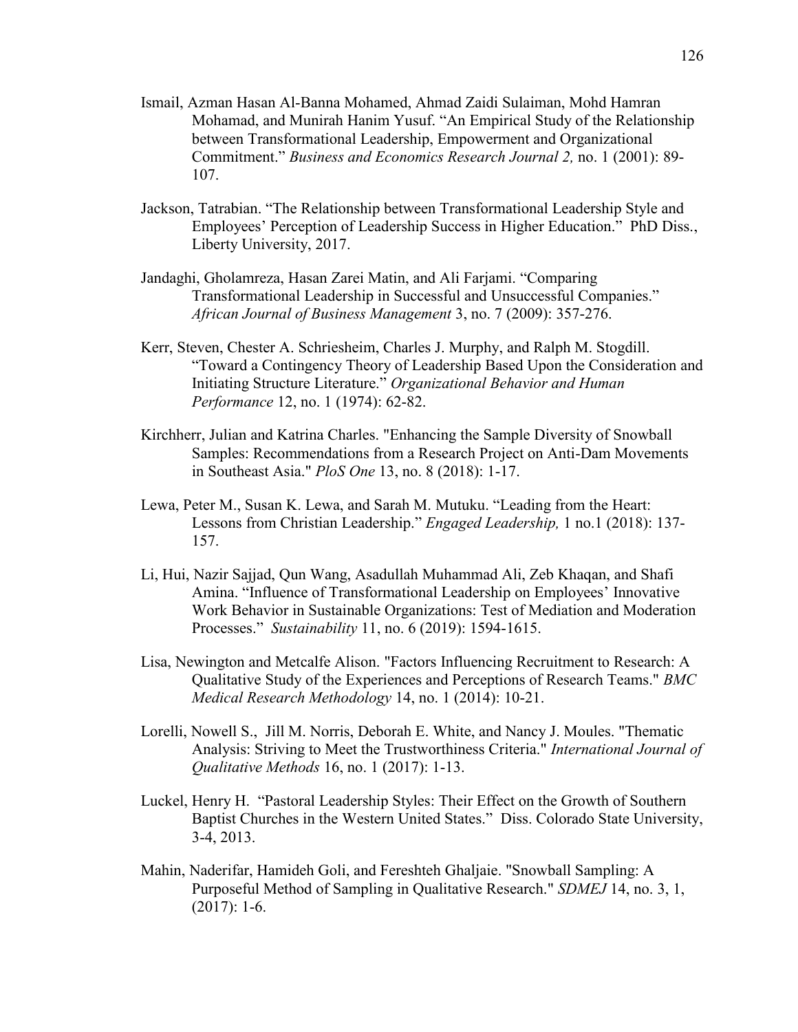Ismail, Azman Hasan Al-Banna Mohamed, Ahmad Zaidi Sulaiman, Mohd Hamran Mohamad, and Munirah Hanim Yusuf. "An Empirical Study of the Relationship between Transformational Leadership, Empowerment and Organizational Commitment." *Business and Economics Research Journal 2,* no. 1 (2001): 89-107.

Jackson, Tatrabian. "The Relationship between Transformational Leadership Style and Employees' Perception of Leadership Success in Higher Education." PhD Diss., Liberty University, 2017.

Jandaghi, Gholamreza, Hasan Zarei Matin, and Ali Farjami. "Comparing Transformational Leadership in Successful and Unsuccessful Companies." *African Journal of Business Management* 3, no. 7 (2009): 357-276.

Kerr, Steven, Chester A. Schriesheim, Charles J. Murphy, and Ralph M. Stogdill. "Toward a Contingency Theory of Leadership Based Upon the Consideration and Initiating Structure Literature." *Organizational Behavior and Human Performance* 12, no. 1 (1974): 62-82.

Kirchherr, Julian and Katrina Charles. "Enhancing the Sample Diversity of Snowball Samples: Recommendations from a Research Project on Anti-Dam Movements in Southeast Asia." *PloS One* 13, no. 8 (2018): 1-17.

Lewa, Peter M., Susan K. Lewa, and Sarah M. Mutuku. "Leading from the Heart: Lessons from Christian Leadership." *Engaged Leadership,* 1 no.1 (2018): 137-157.

Li, Hui, Nazir Sajjad, Qun Wang, Asadullah Muhammad Ali, Zeb Khaqan, and Shafi Amina. "Influence of Transformational Leadership on Employees' Innovative Work Behavior in Sustainable Organizations: Test of Mediation and Moderation Processes." *Sustainability* 11, no. 6 (2019): 1594-1615.

Lisa, Newington and Metcalfe Alison. "Factors Influencing Recruitment to Research: A Qualitative Study of the Experiences and Perceptions of Research Teams." *BMC Medical Research Methodology* 14, no. 1 (2014): 10-21.

Lorelli, Nowell S., Jill M. Norris, Deborah E. White, and Nancy J. Moules. "Thematic Analysis: Striving to Meet the Trustworthiness Criteria." *International Journal of Qualitative Methods* 16, no. 1 (2017): 1-13.

Luckel, Henry H. "Pastoral Leadership Styles: Their Effect on the Growth of Southern Baptist Churches in the Western United States." Diss. Colorado State University, 3-4, 2013.

Mahin, Naderifar, Hamideh Goli, and Fereshteh Ghaljaie. "Snowball Sampling: A Purposeful Method of Sampling in Qualitative Research." *SDMEJ* 14, no. 3, 1, (2017): 1-6.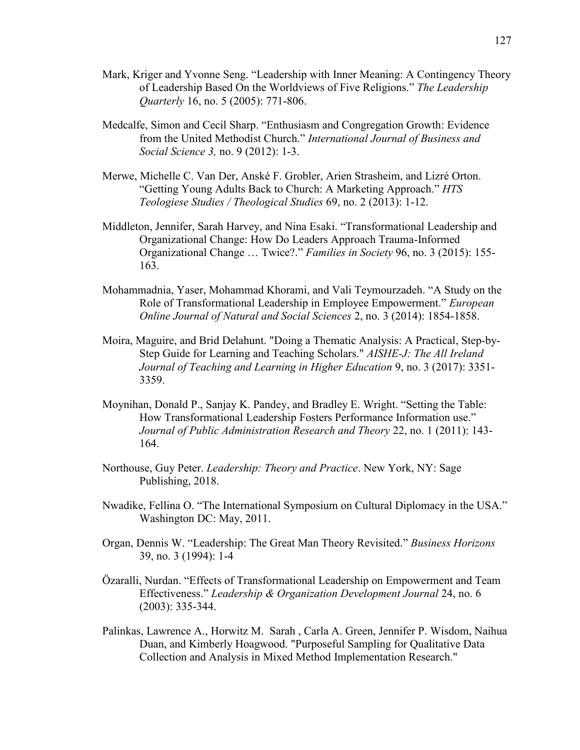Mark, Kriger and Yvonne Seng. “Leadership with Inner Meaning: A Contingency Theory of Leadership Based On the Worldviews of Five Religions.” *The Leadership Quarterly* 16, no. 5 (2005): 771-806.

Medcalfe, Simon and Cecil Sharp. “Enthusiasm and Congregation Growth: Evidence from the United Methodist Church.” *International Journal of Business and Social Science 3,* no. 9 (2012): 1-3.

Merwe, Michelle C. Van Der, Anské F. Grobler, Arien Strasheim, and Lizré Orton. “Getting Young Adults Back to Church: A Marketing Approach.” *HTS Teologiese Studies / Theological Studies* 69, no. 2 (2013): 1-12.

Middleton, Jennifer, Sarah Harvey, and Nina Esaki. “Transformational Leadership and Organizational Change: How Do Leaders Approach Trauma-Informed Organizational Change … Twice?.” *Families in Society* 96, no. 3 (2015): 155-163.

Mohammadnia, Yaser, Mohammad Khorami, and Vali Teymourzadeh. “A Study on the Role of Transformational Leadership in Employee Empowerment.” *European Online Journal of Natural and Social Sciences* 2, no. 3 (2014): 1854-1858.

Moira, Maguire, and Brid Delahunt. "Doing a Thematic Analysis: A Practical, Step-by-Step Guide for Learning and Teaching Scholars." *AISHE-J: The All Ireland Journal of Teaching and Learning in Higher Education* 9, no. 3 (2017): 3351-3359.

Moynihan, Donald P., Sanjay K. Pandey, and Bradley E. Wright. “Setting the Table: How Transformational Leadership Fosters Performance Information use.” *Journal of Public Administration Research and Theory* 22, no. 1 (2011): 143-164.

Northouse, Guy Peter. *Leadership: Theory and Practice*. New York, NY: Sage Publishing, 2018.

Nwadike, Fellina O. “The International Symposium on Cultural Diplomacy in the USA.” Washington DC: May, 2011.

Organ, Dennis W. “Leadership: The Great Man Theory Revisited.” *Business Horizons* 39, no. 3 (1994): 1-4

Özaralli, Nurdan. “Effects of Transformational Leadership on Empowerment and Team Effectiveness.” *Leadership & Organization Development Journal* 24, no. 6 (2003): 335-344.

Palinkas, Lawrence A., Horwitz M. Sarah , Carla A. Green, Jennifer P. Wisdom, Naihua Duan, and Kimberly Hoagwood. "Purposeful Sampling for Qualitative Data Collection and Analysis in Mixed Method Implementation Research."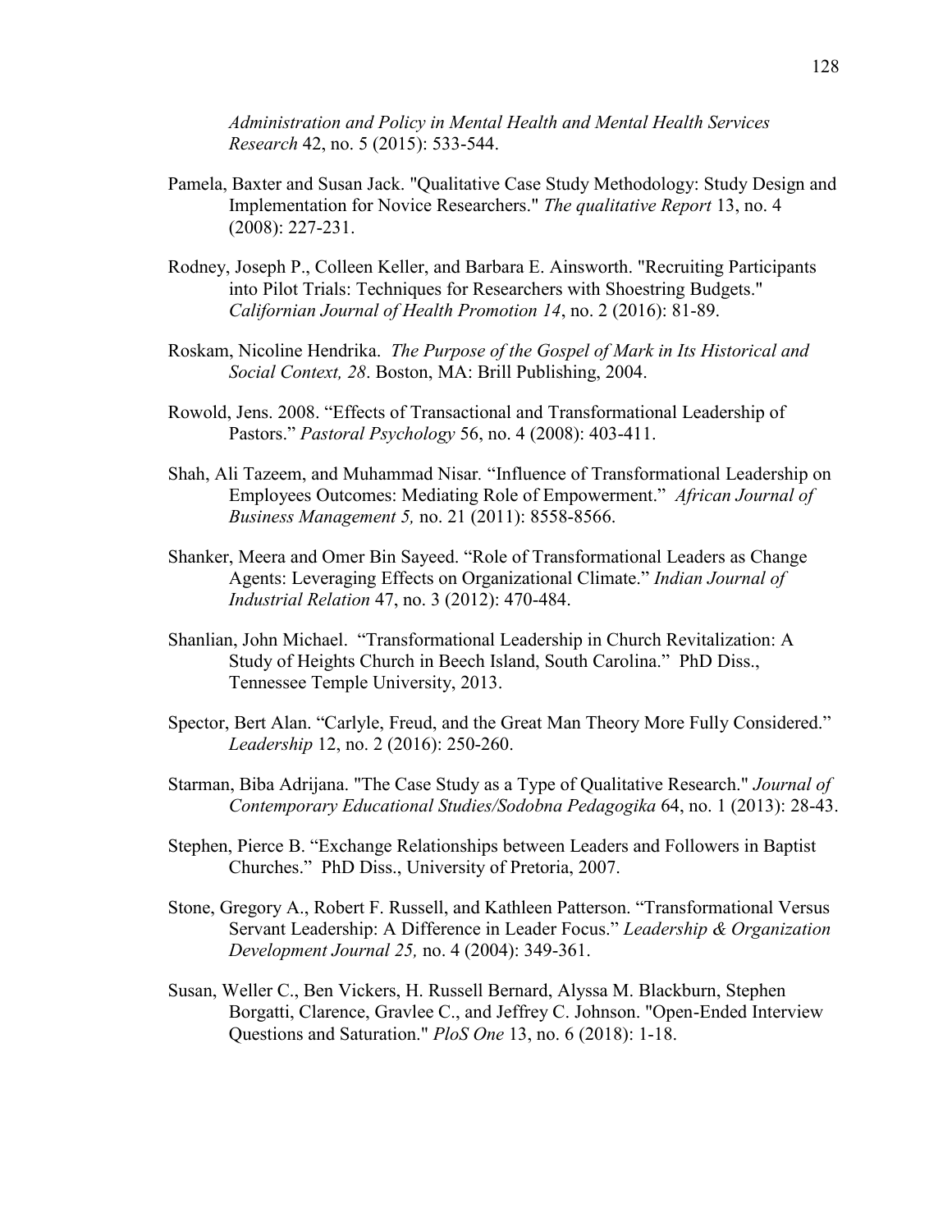*Administration and Policy in Mental Health and Mental Health Services Research* 42, no. 5 (2015): 533-544.

Pamela, Baxter and Susan Jack. "Qualitative Case Study Methodology: Study Design and Implementation for Novice Researchers." *The qualitative Report* 13, no. 4 (2008): 227-231.

Rodney, Joseph P., Colleen Keller, and Barbara E. Ainsworth. "Recruiting Participants into Pilot Trials: Techniques for Researchers with Shoestring Budgets." *Californian Journal of Health Promotion 14*, no. 2 (2016): 81-89.

Roskam, Nicoline Hendrika. *The Purpose of the Gospel of Mark in Its Historical and Social Context, 28*. Boston, MA: Brill Publishing, 2004.

Rowold, Jens. 2008. "Effects of Transactional and Transformational Leadership of Pastors." *Pastoral Psychology* 56, no. 4 (2008): 403-411.

Shah, Ali Tazeem, and Muhammad Nisar. "Influence of Transformational Leadership on Employees Outcomes: Mediating Role of Empowerment." *African Journal of Business Management 5,* no. 21 (2011): 8558-8566.

Shanker, Meera and Omer Bin Sayeed. "Role of Transformational Leaders as Change Agents: Leveraging Effects on Organizational Climate." *Indian Journal of Industrial Relation* 47, no. 3 (2012): 470-484.

Shanlian, John Michael. "Transformational Leadership in Church Revitalization: A Study of Heights Church in Beech Island, South Carolina." PhD Diss., Tennessee Temple University, 2013.

Spector, Bert Alan. "Carlyle, Freud, and the Great Man Theory More Fully Considered." *Leadership* 12, no. 2 (2016): 250-260.

Starman, Biba Adrijana. "The Case Study as a Type of Qualitative Research." *Journal of Contemporary Educational Studies/Sodobna Pedagogika* 64, no. 1 (2013): 28-43.

Stephen, Pierce B. "Exchange Relationships between Leaders and Followers in Baptist Churches." PhD Diss., University of Pretoria, 2007.

Stone, Gregory A., Robert F. Russell, and Kathleen Patterson. "Transformational Versus Servant Leadership: A Difference in Leader Focus." *Leadership & Organization Development Journal 25,* no. 4 (2004): 349-361.

Susan, Weller C., Ben Vickers, H. Russell Bernard, Alyssa M. Blackburn, Stephen Borgatti, Clarence, Gravlee C., and Jeffrey C. Johnson. "Open-Ended Interview Questions and Saturation." *PloS One* 13, no. 6 (2018): 1-18.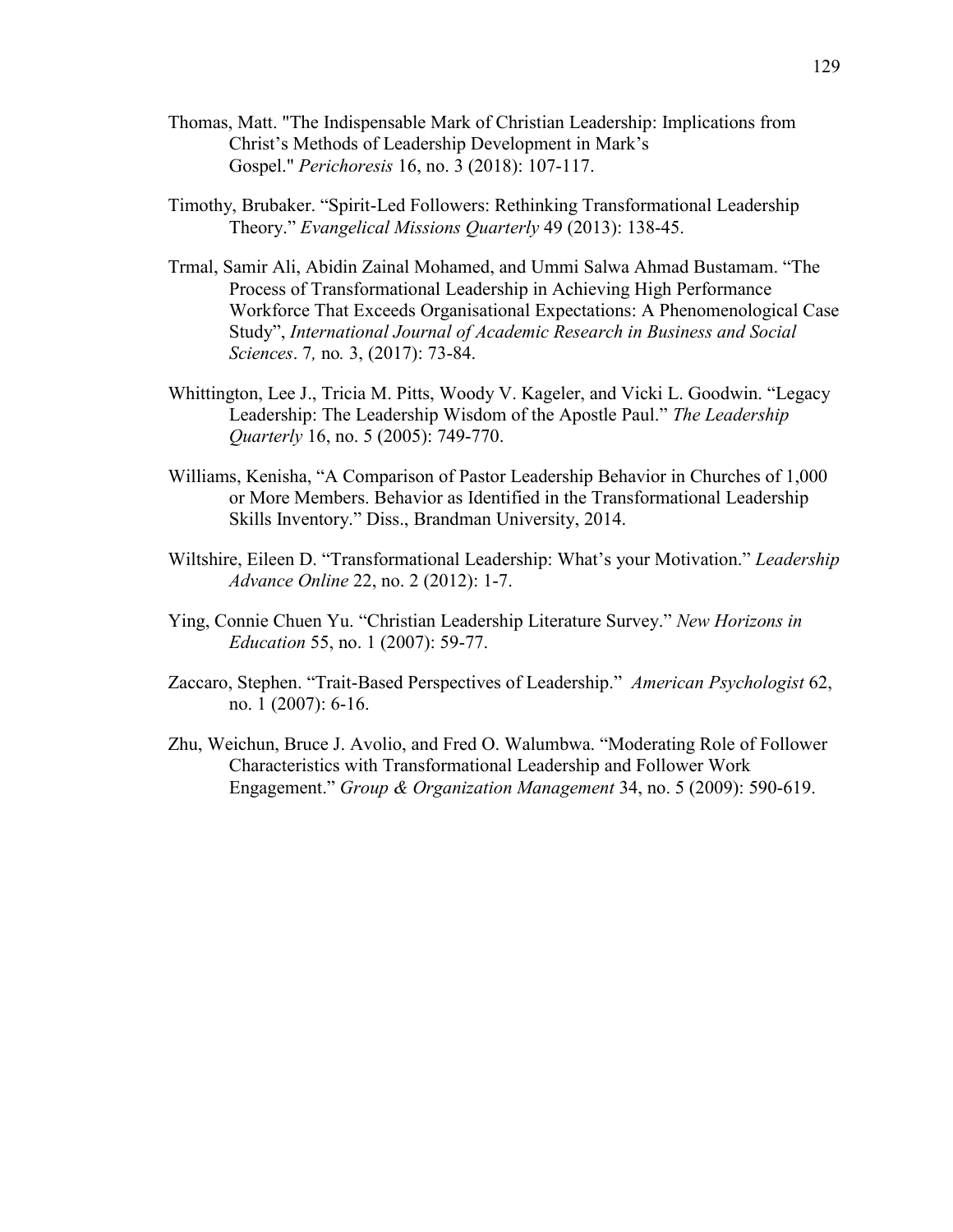Thomas, Matt. "The Indispensable Mark of Christian Leadership: Implications from Christ's Methods of Leadership Development in Mark's Gospel." *Perichoresis* 16, no. 3 (2018): 107-117.

Timothy, Brubaker. "Spirit-Led Followers: Rethinking Transformational Leadership Theory." *Evangelical Missions Quarterly* 49 (2013): 138-45.

Trmal, Samir Ali, Abidin Zainal Mohamed, and Ummi Salwa Ahmad Bustamam. "The Process of Transformational Leadership in Achieving High Performance Workforce That Exceeds Organisational Expectations: A Phenomenological Case Study", *International Journal of Academic Research in Business and Social Sciences*. 7*,* no*.* 3, (2017): 73-84.

Whittington, Lee J., Tricia M. Pitts, Woody V. Kageler, and Vicki L. Goodwin. "Legacy Leadership: The Leadership Wisdom of the Apostle Paul." *The Leadership Quarterly* 16, no. 5 (2005): 749-770.

Williams, Kenisha, "A Comparison of Pastor Leadership Behavior in Churches of 1,000 or More Members. Behavior as Identified in the Transformational Leadership Skills Inventory." Diss., Brandman University, 2014.

Wiltshire, Eileen D. "Transformational Leadership: What's your Motivation." *Leadership Advance Online* 22, no. 2 (2012): 1-7.

Ying, Connie Chuen Yu. "Christian Leadership Literature Survey." *New Horizons in Education* 55, no. 1 (2007): 59-77.

Zaccaro, Stephen. "Trait-Based Perspectives of Leadership." *American Psychologist* 62, no. 1 (2007): 6-16.

Zhu, Weichun, Bruce J. Avolio, and Fred O. Walumbwa. "Moderating Role of Follower Characteristics with Transformational Leadership and Follower Work Engagement." *Group & Organization Management* 34, no. 5 (2009): 590-619.